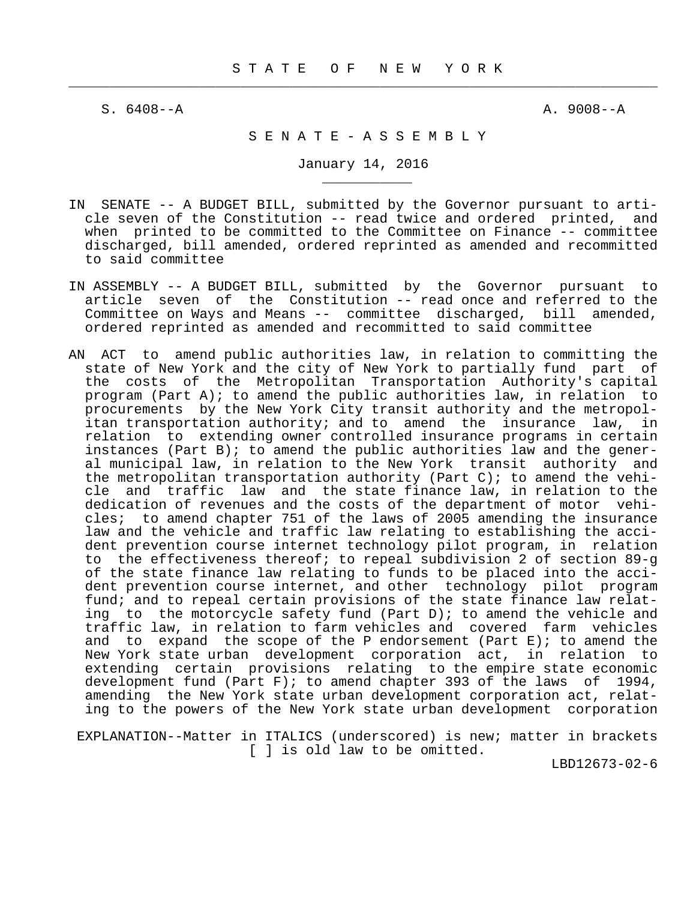# S T A T E   O F   N E W   Y O R K

S. 6408--A                                                        A. 9008--A

## S E N A T E - A S S E M B L Y

January 14, 2016

IN SENATE -- A BUDGET BILL, submitted by the Governor pursuant to article seven of the Constitution -- read twice and ordered printed, and when printed to be committed to the Committee on Finance -- committee discharged, bill amended, ordered reprinted as amended and recommitted to said committee

IN ASSEMBLY -- A BUDGET BILL, submitted by the Governor pursuant to article seven of the Constitution -- read once and referred to the Committee on Ways and Means -- committee discharged, bill amended, ordered reprinted as amended and recommitted to said committee

AN ACT to amend public authorities law, in relation to committing the state of New York and the city of New York to partially fund part of the costs of the Metropolitan Transportation Authority's capital program (Part A); to amend the public authorities law, in relation to procurements by the New York City transit authority and the metropolitan transportation authority; and to amend the insurance law, in relation to extending owner controlled insurance programs in certain instances (Part B); to amend the public authorities law and the general municipal law, in relation to the New York transit authority and the metropolitan transportation authority (Part C); to amend the vehicle and traffic law and the state finance law, in relation to the dedication of revenues and the costs of the department of motor vehicles; to amend chapter 751 of the laws of 2005 amending the insurance law and the vehicle and traffic law relating to establishing the accident prevention course internet technology pilot program, in relation to the effectiveness thereof; to repeal subdivision 2 of section 89-g of the state finance law relating to funds to be placed into the accident prevention course internet, and other technology pilot program fund; and to repeal certain provisions of the state finance law relating to the motorcycle safety fund (Part D); to amend the vehicle and traffic law, in relation to farm vehicles and covered farm vehicles and to expand the scope of the P endorsement (Part E); to amend the New York state urban development corporation act, in relation to extending certain provisions relating to the empire state economic development fund (Part F); to amend chapter 393 of the laws of 1994, amending the New York state urban development corporation act, relating to the powers of the New York state urban development corporation

EXPLANATION--Matter in ITALICS (underscored) is new; matter in brackets [ ] is old law to be omitted.

LBD12673-02-6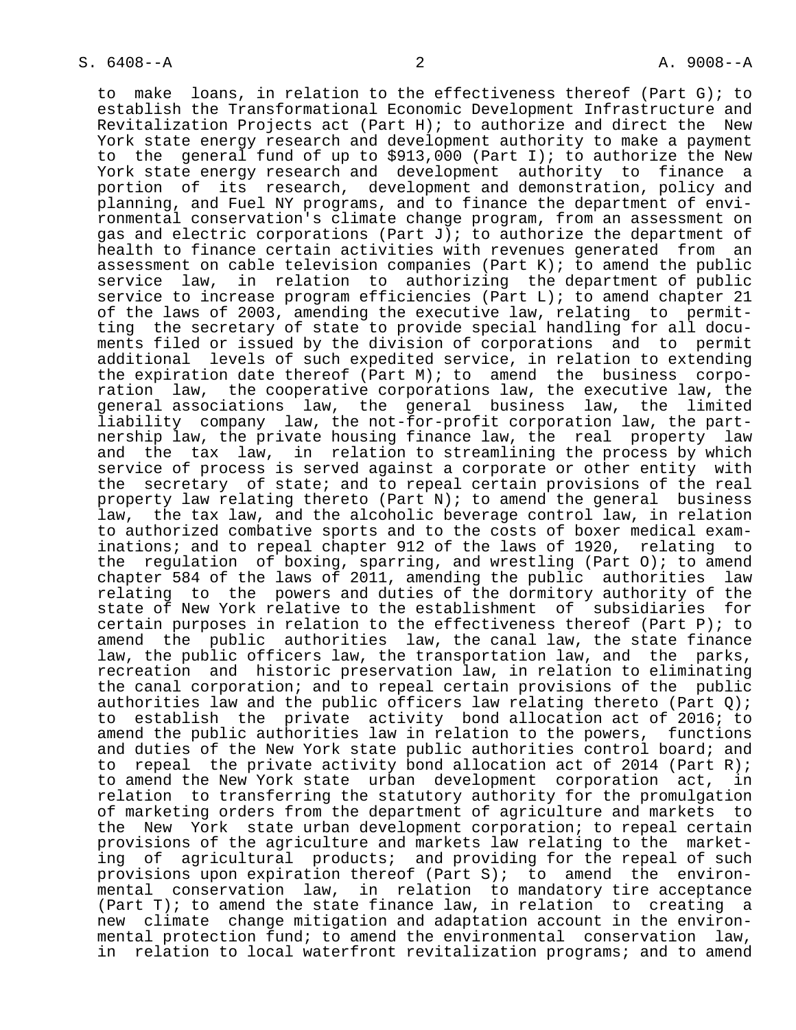to make loans, in relation to the effectiveness thereof (Part G); to establish the Transformational Economic Development Infrastructure and Revitalization Projects act (Part H); to authorize and direct the New York state energy research and development authority to make a payment to the general fund of up to $913,000 (Part I); to authorize the New York state energy research and development authority to finance a portion of its research, development and demonstration, policy and planning, and Fuel NY programs, and to finance the department of environmental conservation's climate change program, from an assessment on gas and electric corporations (Part J); to authorize the department of health to finance certain activities with revenues generated from an assessment on cable television companies (Part K); to amend the public service law, in relation to authorizing the department of public service to increase program efficiencies (Part L); to amend chapter 21 of the laws of 2003, amending the executive law, relating to permitting the secretary of state to provide special handling for all documents filed or issued by the division of corporations and to permit additional levels of such expedited service, in relation to extending the expiration date thereof (Part M); to amend the business corporation law, the cooperative corporations law, the executive law, the general associations law, the general business law, the limited liability company law, the not-for-profit corporation law, the partnership law, the private housing finance law, the real property law and the tax law, in relation to streamlining the process by which service of process is served against a corporate or other entity with the secretary of state; and to repeal certain provisions of the real property law relating thereto (Part N); to amend the general business law, the tax law, and the alcoholic beverage control law, in relation to authorized combative sports and to the costs of boxer medical examinations; and to repeal chapter 912 of the laws of 1920, relating to the regulation of boxing, sparring, and wrestling (Part O); to amend chapter 584 of the laws of 2011, amending the public authorities law relating to the powers and duties of the dormitory authority of the state of New York relative to the establishment of subsidiaries for certain purposes in relation to the effectiveness thereof (Part P); to amend the public authorities law, the canal law, the state finance law, the public officers law, the transportation law, and the parks, recreation and historic preservation law, in relation to eliminating the canal corporation; and to repeal certain provisions of the public authorities law and the public officers law relating thereto (Part Q); to establish the private activity bond allocation act of 2016; to amend the public authorities law in relation to the powers, functions and duties of the New York state public authorities control board; and to repeal the private activity bond allocation act of 2014 (Part R); to amend the New York state urban development corporation act, in relation to transferring the statutory authority for the promulgation of marketing orders from the department of agriculture and markets to the New York state urban development corporation; to repeal certain provisions of the agriculture and markets law relating to the marketing of agricultural products; and providing for the repeal of such provisions upon expiration thereof (Part S); to amend the environmental conservation law, in relation to mandatory tire acceptance (Part T); to amend the state finance law, in relation to creating a new climate change mitigation and adaptation account in the environmental protection fund; to amend the environmental conservation law, in relation to local waterfront revitalization programs; and to amend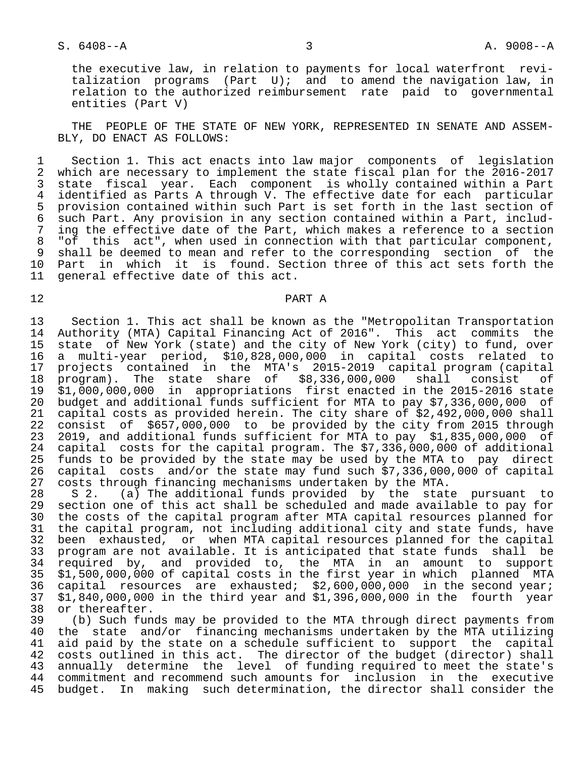the executive law, in relation to payments for local waterfront revitalization programs (Part U); and to amend the navigation law, in relation to the authorized reimbursement rate paid to governmental entities (Part V)

THE PEOPLE OF THE STATE OF NEW YORK, REPRESENTED IN SENATE AND ASSEMBLY, DO ENACT AS FOLLOWS:

Section 1. This act enacts into law major components of legislation which are necessary to implement the state fiscal plan for the 2016-2017 state fiscal year. Each component is wholly contained within a Part identified as Parts A through V. The effective date for each particular provision contained within such Part is set forth in the last section of such Part. Any provision in any section contained within a Part, including the effective date of the Part, which makes a reference to a section "of this act", when used in connection with that particular component, shall be deemed to mean and refer to the corresponding section of the Part in which it is found. Section three of this act sets forth the general effective date of this act.

PART A

Section 1. This act shall be known as the "Metropolitan Transportation Authority (MTA) Capital Financing Act of 2016". This act commits the state of New York (state) and the city of New York (city) to fund, over a multi-year period, $10,828,000,000 in capital costs related to projects contained in the MTA's 2015-2019 capital program (capital program). The state share of $8,336,000,000 shall consist of $1,000,000,000 in appropriations first enacted in the 2015-2016 state budget and additional funds sufficient for MTA to pay $7,336,000,000 of capital costs as provided herein. The city share of $2,492,000,000 shall consist of $657,000,000 to be provided by the city from 2015 through 2019, and additional funds sufficient for MTA to pay $1,835,000,000 of capital costs for the capital program. The $7,336,000,000 of additional funds to be provided by the state may be used by the MTA to pay direct capital costs and/or the state may fund such $7,336,000,000 of capital costs through financing mechanisms undertaken by the MTA.

S 2. (a) The additional funds provided by the state pursuant to section one of this act shall be scheduled and made available to pay for the costs of the capital program after MTA capital resources planned for the capital program, not including additional city and state funds, have been exhausted, or when MTA capital resources planned for the capital program are not available. It is anticipated that state funds shall be required by, and provided to, the MTA in an amount to support $1,500,000,000 of capital costs in the first year in which planned MTA capital resources are exhausted; $2,600,000,000 in the second year; $1,840,000,000 in the third year and $1,396,000,000 in the fourth year or thereafter.

(b) Such funds may be provided to the MTA through direct payments from the state and/or financing mechanisms undertaken by the MTA utilizing aid paid by the state on a schedule sufficient to support the capital costs outlined in this act. The director of the budget (director) shall annually determine the level of funding required to meet the state's commitment and recommend such amounts for inclusion in the executive budget. In making such determination, the director shall consider the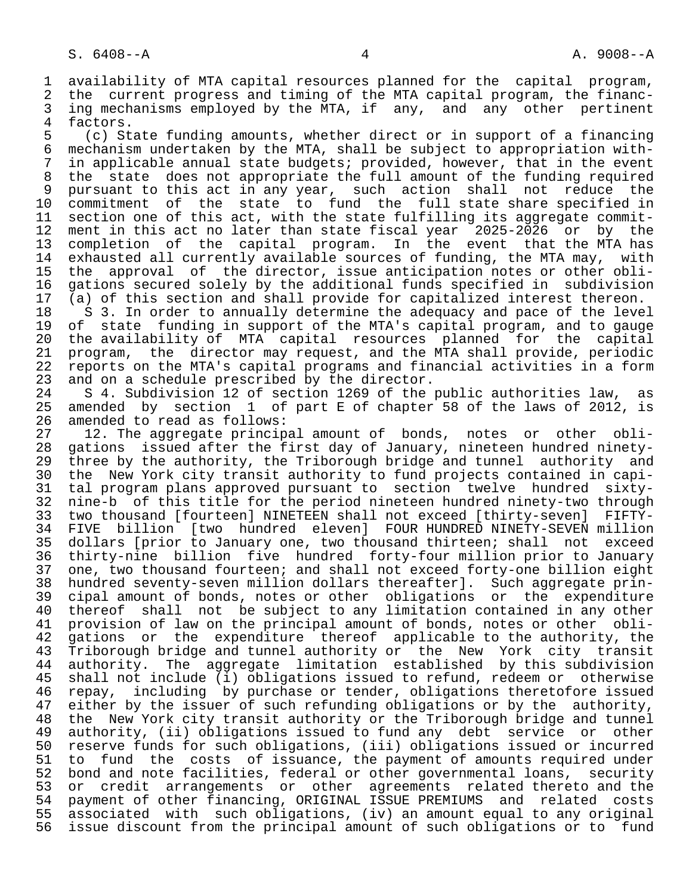availability of MTA capital resources planned for the capital program, the current progress and timing of the MTA capital program, the financing mechanisms employed by the MTA, if any, and any other pertinent factors.

(c) State funding amounts, whether direct or in support of a financing mechanism undertaken by the MTA, shall be subject to appropriation within applicable annual state budgets; provided, however, that in the event the state does not appropriate the full amount of the funding required pursuant to this act in any year, such action shall not reduce the commitment of the state to fund the full state share specified in section one of this act, with the state fulfilling its aggregate commitment in this act no later than state fiscal year 2025-2026 or by the completion of the capital program. In the event that the MTA has exhausted all currently available sources of funding, the MTA may, with the approval of the director, issue anticipation notes or other obligations secured solely by the additional funds specified in subdivision (a) of this section and shall provide for capitalized interest thereon.

S 3. In order to annually determine the adequacy and pace of the level of state funding in support of the MTA's capital program, and to gauge the availability of MTA capital resources planned for the capital program, the director may request, and the MTA shall provide, periodic reports on the MTA's capital programs and financial activities in a form and on a schedule prescribed by the director.

S 4. Subdivision 12 of section 1269 of the public authorities law, as amended by section 1 of part E of chapter 58 of the laws of 2012, is amended to read as follows:

12. The aggregate principal amount of bonds, notes or other obligations issued after the first day of January, nineteen hundred ninety-three by the authority, the Triborough bridge and tunnel authority and the New York city transit authority to fund projects contained in capital program plans approved pursuant to section twelve hundred sixty-nine-b of this title for the period nineteen hundred ninety-two through two thousand [fourteen] NINETEEN shall not exceed [thirty-seven] FIFTY-FIVE billion [two hundred eleven] FOUR HUNDRED NINETY-SEVEN million dollars [prior to January one, two thousand thirteen; shall not exceed thirty-nine billion five hundred forty-four million prior to January one, two thousand fourteen; and shall not exceed forty-one billion eight hundred seventy-seven million dollars thereafter]. Such aggregate principal amount of bonds, notes or other obligations or the expenditure thereof shall not be subject to any limitation contained in any other provision of law on the principal amount of bonds, notes or other obligations or the expenditure thereof applicable to the authority, the Triborough bridge and tunnel authority or the New York city transit authority. The aggregate limitation established by this subdivision shall not include (i) obligations issued to refund, redeem or otherwise repay, including by purchase or tender, obligations theretofore issued either by the issuer of such refunding obligations or by the authority, the New York city transit authority or the Triborough bridge and tunnel authority, (ii) obligations issued to fund any debt service or other reserve funds for such obligations, (iii) obligations issued or incurred to fund the costs of issuance, the payment of amounts required under bond and note facilities, federal or other governmental loans, security or credit arrangements or other agreements related thereto and the payment of other financing, ORIGINAL ISSUE PREMIUMS and related costs associated with such obligations, (iv) an amount equal to any original issue discount from the principal amount of such obligations or to fund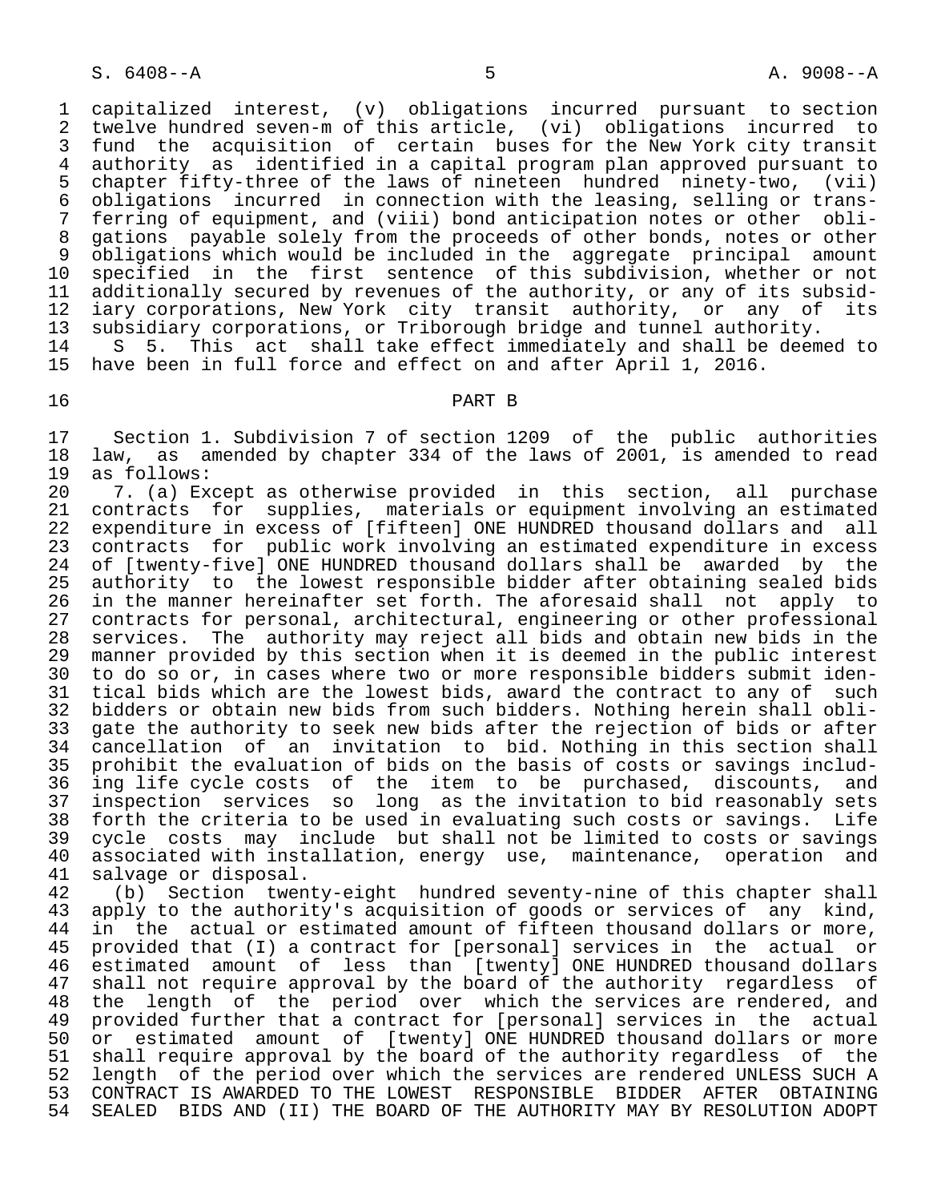capitalized interest, (v) obligations incurred pursuant to section twelve hundred seven-m of this article, (vi) obligations incurred to fund the acquisition of certain buses for the New York city transit authority as identified in a capital program plan approved pursuant to chapter fifty-three of the laws of nineteen hundred ninety-two, (vii) obligations incurred in connection with the leasing, selling or transferring of equipment, and (viii) bond anticipation notes or other obligations payable solely from the proceeds of other bonds, notes or other obligations which would be included in the aggregate principal amount specified in the first sentence of this subdivision, whether or not additionally secured by revenues of the authority, or any of its subsidiary corporations, New York city transit authority, or any of its subsidiary corporations, or Triborough bridge and tunnel authority.

S 5. This act shall take effect immediately and shall be deemed to have been in full force and effect on and after April 1, 2016.

PART B

Section 1. Subdivision 7 of section 1209 of the public authorities law, as amended by chapter 334 of the laws of 2001, is amended to read as follows:

7. (a) Except as otherwise provided in this section, all purchase contracts for supplies, materials or equipment involving an estimated expenditure in excess of [fifteen] ONE HUNDRED thousand dollars and all contracts for public work involving an estimated expenditure in excess of [twenty-five] ONE HUNDRED thousand dollars shall be awarded by the authority to the lowest responsible bidder after obtaining sealed bids in the manner hereinafter set forth. The aforesaid shall not apply to contracts for personal, architectural, engineering or other professional services. The authority may reject all bids and obtain new bids in the manner provided by this section when it is deemed in the public interest to do so or, in cases where two or more responsible bidders submit identical bids which are the lowest bids, award the contract to any of such bidders or obtain new bids from such bidders. Nothing herein shall obligate the authority to seek new bids after the rejection of bids or after cancellation of an invitation to bid. Nothing in this section shall prohibit the evaluation of bids on the basis of costs or savings including life cycle costs of the item to be purchased, discounts, and inspection services so long as the invitation to bid reasonably sets forth the criteria to be used in evaluating such costs or savings. Life cycle costs may include but shall not be limited to costs or savings associated with installation, energy use, maintenance, operation and salvage or disposal.

(b) Section twenty-eight hundred seventy-nine of this chapter shall apply to the authority's acquisition of goods or services of any kind, in the actual or estimated amount of fifteen thousand dollars or more, provided that (I) a contract for [personal] services in the actual or estimated amount of less than [twenty] ONE HUNDRED thousand dollars shall not require approval by the board of the authority regardless of the length of the period over which the services are rendered, and provided further that a contract for [personal] services in the actual or estimated amount of [twenty] ONE HUNDRED thousand dollars or more shall require approval by the board of the authority regardless of the length of the period over which the services are rendered UNLESS SUCH A CONTRACT IS AWARDED TO THE LOWEST RESPONSIBLE BIDDER AFTER OBTAINING SEALED BIDS AND (II) THE BOARD OF THE AUTHORITY MAY BY RESOLUTION ADOPT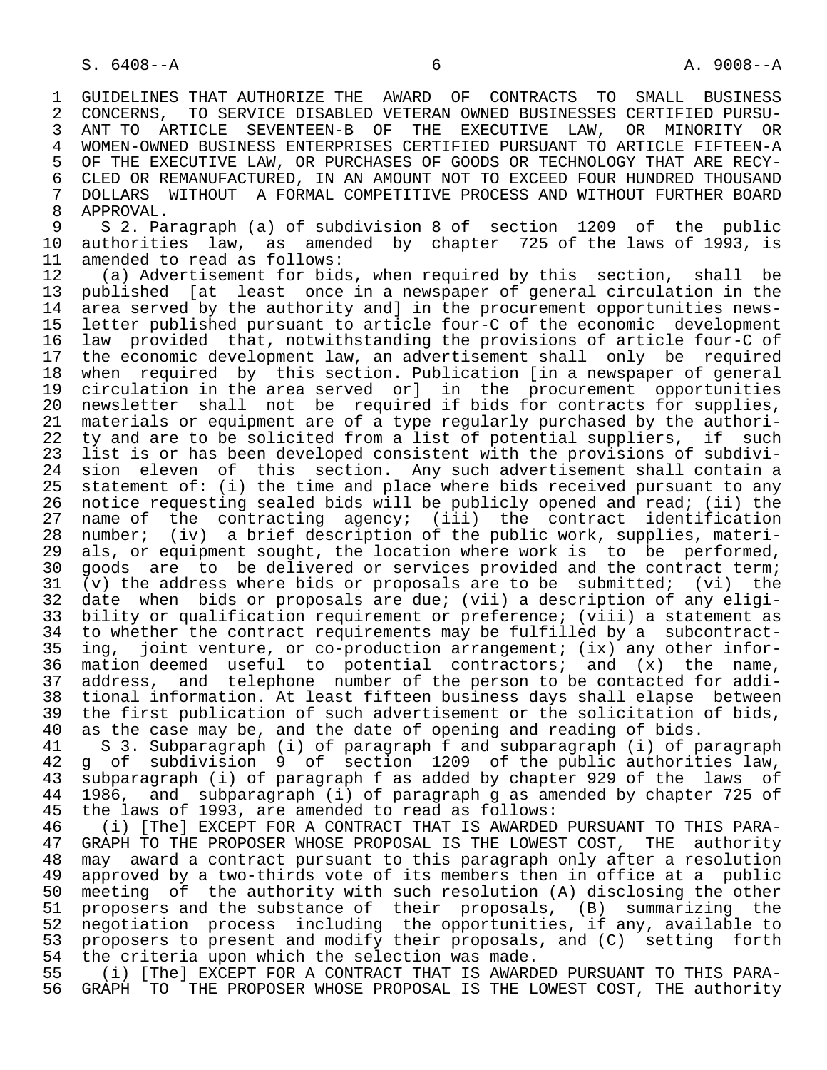GUIDELINES THAT AUTHORIZE THE AWARD OF CONTRACTS TO SMALL BUSINESS CONCERNS, TO SERVICE DISABLED VETERAN OWNED BUSINESSES CERTIFIED PURSUANT TO ARTICLE SEVENTEEN-B OF THE EXECUTIVE LAW, OR MINORITY OR WOMEN-OWNED BUSINESS ENTERPRISES CERTIFIED PURSUANT TO ARTICLE FIFTEEN-A OF THE EXECUTIVE LAW, OR PURCHASES OF GOODS OR TECHNOLOGY THAT ARE RECYCLED OR REMANUFACTURED, IN AN AMOUNT NOT TO EXCEED FOUR HUNDRED THOUSAND DOLLARS WITHOUT A FORMAL COMPETITIVE PROCESS AND WITHOUT FURTHER BOARD APPROVAL.

S 2. Paragraph (a) of subdivision 8 of section 1209 of the public authorities law, as amended by chapter 725 of the laws of 1993, is amended to read as follows:

(a) Advertisement for bids, when required by this section, shall be published [at least once in a newspaper of general circulation in the area served by the authority and] in the procurement opportunities newsletter published pursuant to article four-C of the economic development law provided that, notwithstanding the provisions of article four-C of the economic development law, an advertisement shall only be required when required by this section. Publication [in a newspaper of general circulation in the area served or] in the procurement opportunities newsletter shall not be required if bids for contracts for supplies, materials or equipment are of a type regularly purchased by the authority and are to be solicited from a list of potential suppliers, if such list is or has been developed consistent with the provisions of subdivision eleven of this section. Any such advertisement shall contain a statement of: (i) the time and place where bids received pursuant to any notice requesting sealed bids will be publicly opened and read; (ii) the name of the contracting agency; (iii) the contract identification number; (iv) a brief description of the public work, supplies, materials, or equipment sought, the location where work is to be performed, goods are to be delivered or services provided and the contract term; (v) the address where bids or proposals are to be submitted; (vi) the date when bids or proposals are due; (vii) a description of any eligibility or qualification requirement or preference; (viii) a statement as to whether the contract requirements may be fulfilled by a subcontracting, joint venture, or co-production arrangement; (ix) any other information deemed useful to potential contractors; and (x) the name, address, and telephone number of the person to be contacted for additional information. At least fifteen business days shall elapse between the first publication of such advertisement or the solicitation of bids, as the case may be, and the date of opening and reading of bids.

S 3. Subparagraph (i) of paragraph f and subparagraph (i) of paragraph g of subdivision 9 of section 1209 of the public authorities law, subparagraph (i) of paragraph f as added by chapter 929 of the laws of 1986, and subparagraph (i) of paragraph g as amended by chapter 725 of the laws of 1993, are amended to read as follows:

(i) [The] EXCEPT FOR A CONTRACT THAT IS AWARDED PURSUANT TO THIS PARAGRAPH TO THE PROPOSER WHOSE PROPOSAL IS THE LOWEST COST, THE authority may award a contract pursuant to this paragraph only after a resolution approved by a two-thirds vote of its members then in office at a public meeting of the authority with such resolution (A) disclosing the other proposers and the substance of their proposals, (B) summarizing the negotiation process including the opportunities, if any, available to proposers to present and modify their proposals, and (C) setting forth the criteria upon which the selection was made.

(i) [The] EXCEPT FOR A CONTRACT THAT IS AWARDED PURSUANT TO THIS PARAGRAPH TO THE PROPOSER WHOSE PROPOSAL IS THE LOWEST COST, THE authority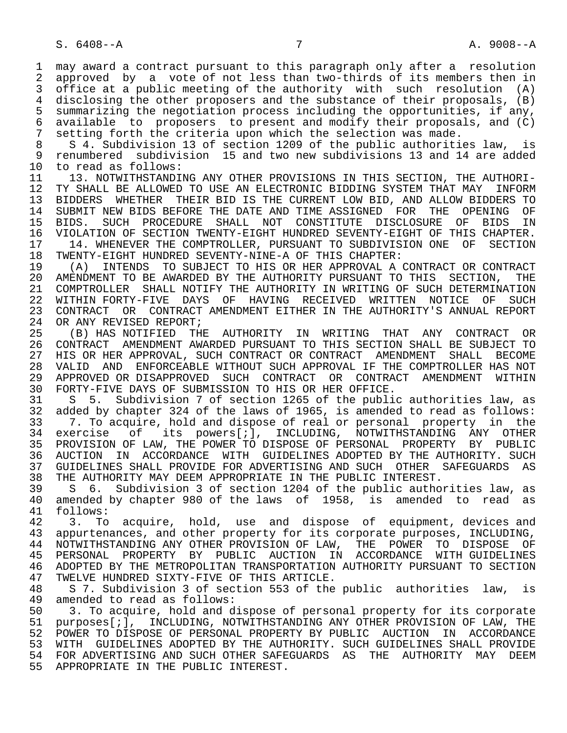may award a contract pursuant to this paragraph only after a resolution approved by a vote of not less than two-thirds of its members then in office at a public meeting of the authority with such resolution (A) disclosing the other proposers and the substance of their proposals, (B) summarizing the negotiation process including the opportunities, if any, available to proposers to present and modify their proposals, and (C) setting forth the criteria upon which the selection was made.

S 4. Subdivision 13 of section 1209 of the public authorities law, is renumbered subdivision 15 and two new subdivisions 13 and 14 are added to read as follows:

13. NOTWITHSTANDING ANY OTHER PROVISIONS IN THIS SECTION, THE AUTHORITY SHALL BE ALLOWED TO USE AN ELECTRONIC BIDDING SYSTEM THAT MAY INFORM BIDDERS WHETHER THEIR BID IS THE CURRENT LOW BID, AND ALLOW BIDDERS TO SUBMIT NEW BIDS BEFORE THE DATE AND TIME ASSIGNED FOR THE OPENING OF BIDS. SUCH PROCEDURE SHALL NOT CONSTITUTE DISCLOSURE OF BIDS IN VIOLATION OF SECTION TWENTY-EIGHT HUNDRED SEVENTY-EIGHT OF THIS CHAPTER.

14. WHENEVER THE COMPTROLLER, PURSUANT TO SUBDIVISION ONE OF SECTION TWENTY-EIGHT HUNDRED SEVENTY-NINE-A OF THIS CHAPTER:

(A) INTENDS TO SUBJECT TO HIS OR HER APPROVAL A CONTRACT OR CONTRACT AMENDMENT TO BE AWARDED BY THE AUTHORITY PURSUANT TO THIS SECTION, THE COMPTROLLER SHALL NOTIFY THE AUTHORITY IN WRITING OF SUCH DETERMINATION WITHIN FORTY-FIVE DAYS OF HAVING RECEIVED WRITTEN NOTICE OF SUCH CONTRACT OR CONTRACT AMENDMENT EITHER IN THE AUTHORITY'S ANNUAL REPORT OR ANY REVISED REPORT;

(B) HAS NOTIFIED THE AUTHORITY IN WRITING THAT ANY CONTRACT OR CONTRACT AMENDMENT AWARDED PURSUANT TO THIS SECTION SHALL BE SUBJECT TO HIS OR HER APPROVAL, SUCH CONTRACT OR CONTRACT AMENDMENT SHALL BECOME VALID AND ENFORCEABLE WITHOUT SUCH APPROVAL IF THE COMPTROLLER HAS NOT APPROVED OR DISAPPROVED SUCH CONTRACT OR CONTRACT AMENDMENT WITHIN FORTY-FIVE DAYS OF SUBMISSION TO HIS OR HER OFFICE.

S 5. Subdivision 7 of section 1265 of the public authorities law, as added by chapter 324 of the laws of 1965, is amended to read as follows:

7. To acquire, hold and dispose of real or personal property in the exercise of its powers[;], INCLUDING, NOTWITHSTANDING ANY OTHER PROVISION OF LAW, THE POWER TO DISPOSE OF PERSONAL PROPERTY BY PUBLIC AUCTION IN ACCORDANCE WITH GUIDELINES ADOPTED BY THE AUTHORITY. SUCH GUIDELINES SHALL PROVIDE FOR ADVERTISING AND SUCH OTHER SAFEGUARDS AS THE AUTHORITY MAY DEEM APPROPRIATE IN THE PUBLIC INTEREST.

S 6. Subdivision 3 of section 1204 of the public authorities law, as amended by chapter 980 of the laws of 1958, is amended to read as follows:

3. To acquire, hold, use and dispose of equipment, devices and appurtenances, and other property for its corporate purposes, INCLUDING, NOTWITHSTANDING ANY OTHER PROVISION OF LAW, THE POWER TO DISPOSE OF PERSONAL PROPERTY BY PUBLIC AUCTION IN ACCORDANCE WITH GUIDELINES ADOPTED BY THE METROPOLITAN TRANSPORTATION AUTHORITY PURSUANT TO SECTION TWELVE HUNDRED SIXTY-FIVE OF THIS ARTICLE.

S 7. Subdivision 3 of section 553 of the public authorities law, is amended to read as follows:

3. To acquire, hold and dispose of personal property for its corporate purposes[;], INCLUDING, NOTWITHSTANDING ANY OTHER PROVISION OF LAW, THE POWER TO DISPOSE OF PERSONAL PROPERTY BY PUBLIC AUCTION IN ACCORDANCE WITH GUIDELINES ADOPTED BY THE AUTHORITY. SUCH GUIDELINES SHALL PROVIDE FOR ADVERTISING AND SUCH OTHER SAFEGUARDS AS THE AUTHORITY MAY DEEM APPROPRIATE IN THE PUBLIC INTEREST.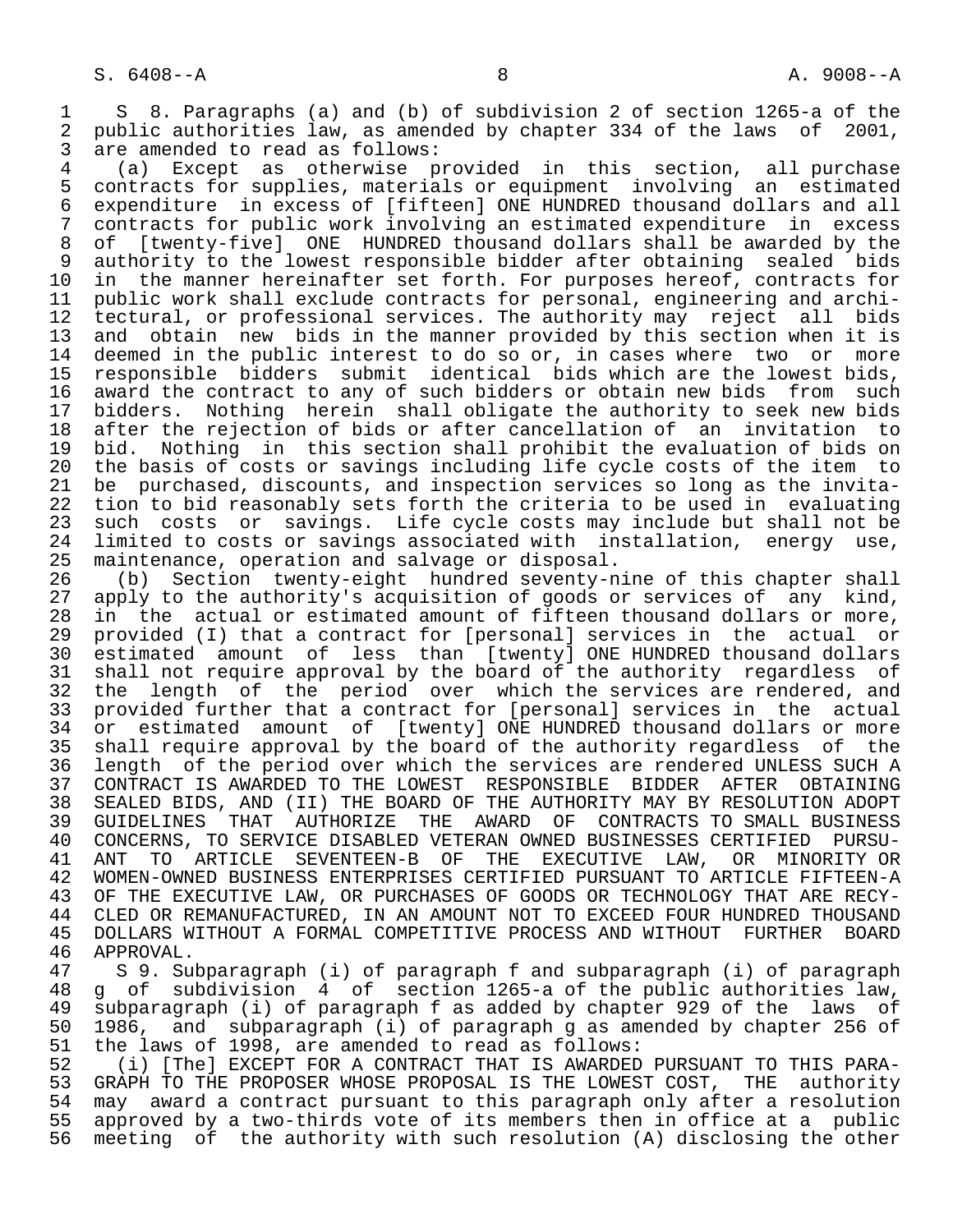S 8. Paragraphs (a) and (b) of subdivision 2 of section 1265-a of the public authorities law, as amended by chapter 334 of the laws of 2001, are amended to read as follows:

(a) Except as otherwise provided in this section, all purchase contracts for supplies, materials or equipment involving an estimated expenditure in excess of [fifteen] ONE HUNDRED thousand dollars and all contracts for public work involving an estimated expenditure in excess of [twenty-five] ONE HUNDRED thousand dollars shall be awarded by the authority to the lowest responsible bidder after obtaining sealed bids in the manner hereinafter set forth. For purposes hereof, contracts for public work shall exclude contracts for personal, engineering and architectural, or professional services. The authority may reject all bids and obtain new bids in the manner provided by this section when it is deemed in the public interest to do so or, in cases where two or more responsible bidders submit identical bids which are the lowest bids, award the contract to any of such bidders or obtain new bids from such bidders. Nothing herein shall obligate the authority to seek new bids after the rejection of bids or after cancellation of an invitation to bid. Nothing in this section shall prohibit the evaluation of bids on the basis of costs or savings including life cycle costs of the item to be purchased, discounts, and inspection services so long as the invitation to bid reasonably sets forth the criteria to be used in evaluating such costs or savings. Life cycle costs may include but shall not be limited to costs or savings associated with installation, energy use, maintenance, operation and salvage or disposal.

(b) Section twenty-eight hundred seventy-nine of this chapter shall apply to the authority's acquisition of goods or services of any kind, in the actual or estimated amount of fifteen thousand dollars or more, provided (I) that a contract for [personal] services in the actual or estimated amount of less than [twenty] ONE HUNDRED thousand dollars shall not require approval by the board of the authority regardless of the length of the period over which the services are rendered, and provided further that a contract for [personal] services in the actual or estimated amount of [twenty] ONE HUNDRED thousand dollars or more shall require approval by the board of the authority regardless of the length of the period over which the services are rendered UNLESS SUCH A CONTRACT IS AWARDED TO THE LOWEST RESPONSIBLE BIDDER AFTER OBTAINING SEALED BIDS, AND (II) THE BOARD OF THE AUTHORITY MAY BY RESOLUTION ADOPT GUIDELINES THAT AUTHORIZE THE AWARD OF CONTRACTS TO SMALL BUSINESS CONCERNS, TO SERVICE DISABLED VETERAN OWNED BUSINESSES CERTIFIED PURSUANT TO ARTICLE SEVENTEEN-B OF THE EXECUTIVE LAW, OR MINORITY OR WOMEN-OWNED BUSINESS ENTERPRISES CERTIFIED PURSUANT TO ARTICLE FIFTEEN-A OF THE EXECUTIVE LAW, OR PURCHASES OF GOODS OR TECHNOLOGY THAT ARE RECYCLED OR REMANUFACTURED, IN AN AMOUNT NOT TO EXCEED FOUR HUNDRED THOUSAND DOLLARS WITHOUT A FORMAL COMPETITIVE PROCESS AND WITHOUT FURTHER BOARD APPROVAL.

S 9. Subparagraph (i) of paragraph f and subparagraph (i) of paragraph g of subdivision 4 of section 1265-a of the public authorities law, subparagraph (i) of paragraph f as added by chapter 929 of the laws of 1986, and subparagraph (i) of paragraph g as amended by chapter 256 of the laws of 1998, are amended to read as follows:

(i) [The] EXCEPT FOR A CONTRACT THAT IS AWARDED PURSUANT TO THIS PARAGRAPH TO THE PROPOSER WHOSE PROPOSAL IS THE LOWEST COST, THE authority may award a contract pursuant to this paragraph only after a resolution approved by a two-thirds vote of its members then in office at a public meeting of the authority with such resolution (A) disclosing the other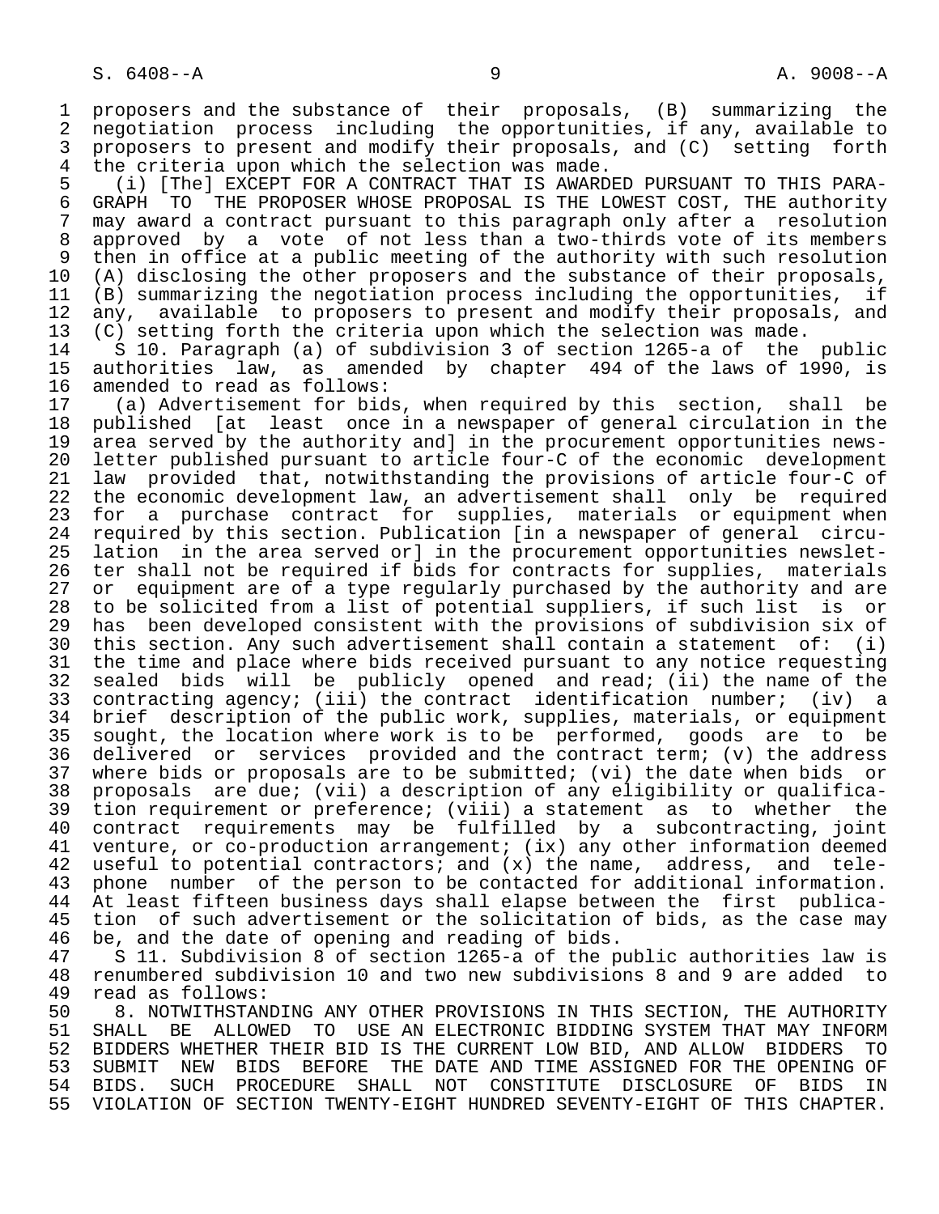proposers and the substance of their proposals, (B) summarizing the negotiation process including the opportunities, if any, available to proposers to present and modify their proposals, and (C) setting forth the criteria upon which the selection was made.

(i) [The] EXCEPT FOR A CONTRACT THAT IS AWARDED PURSUANT TO THIS PARAGRAPH TO THE PROPOSER WHOSE PROPOSAL IS THE LOWEST COST, THE authority may award a contract pursuant to this paragraph only after a resolution approved by a vote of not less than a two-thirds vote of its members then in office at a public meeting of the authority with such resolution (A) disclosing the other proposers and the substance of their proposals, (B) summarizing the negotiation process including the opportunities, if any, available to proposers to present and modify their proposals, and (C) setting forth the criteria upon which the selection was made.

S 10. Paragraph (a) of subdivision 3 of section 1265-a of the public authorities law, as amended by chapter 494 of the laws of 1990, is amended to read as follows:

(a) Advertisement for bids, when required by this section, shall be published [at least once in a newspaper of general circulation in the area served by the authority and] in the procurement opportunities newsletter published pursuant to article four-C of the economic development law provided that, notwithstanding the provisions of article four-C of the economic development law, an advertisement shall only be required for a purchase contract for supplies, materials or equipment when required by this section. Publication [in a newspaper of general circulation in the area served or] in the procurement opportunities newsletter shall not be required if bids for contracts for supplies, materials or equipment are of a type regularly purchased by the authority and are to be solicited from a list of potential suppliers, if such list is or has been developed consistent with the provisions of subdivision six of this section. Any such advertisement shall contain a statement of: (i) the time and place where bids received pursuant to any notice requesting sealed bids will be publicly opened and read; (ii) the name of the contracting agency; (iii) the contract identification number; (iv) a brief description of the public work, supplies, materials, or equipment sought, the location where work is to be performed, goods are to be delivered or services provided and the contract term; (v) the address where bids or proposals are to be submitted; (vi) the date when bids or proposals are due; (vii) a description of any eligibility or qualification requirement or preference; (viii) a statement as to whether the contract requirements may be fulfilled by a subcontracting, joint venture, or co-production arrangement; (ix) any other information deemed useful to potential contractors; and (x) the name, address, and telephone number of the person to be contacted for additional information. At least fifteen business days shall elapse between the first publication of such advertisement or the solicitation of bids, as the case may be, and the date of opening and reading of bids.

S 11. Subdivision 8 of section 1265-a of the public authorities law is renumbered subdivision 10 and two new subdivisions 8 and 9 are added to read as follows:

8. NOTWITHSTANDING ANY OTHER PROVISIONS IN THIS SECTION, THE AUTHORITY SHALL BE ALLOWED TO USE AN ELECTRONIC BIDDING SYSTEM THAT MAY INFORM BIDDERS WHETHER THEIR BID IS THE CURRENT LOW BID, AND ALLOW BIDDERS TO SUBMIT NEW BIDS BEFORE THE DATE AND TIME ASSIGNED FOR THE OPENING OF BIDS. SUCH PROCEDURE SHALL NOT CONSTITUTE DISCLOSURE OF BIDS IN VIOLATION OF SECTION TWENTY-EIGHT HUNDRED SEVENTY-EIGHT OF THIS CHAPTER.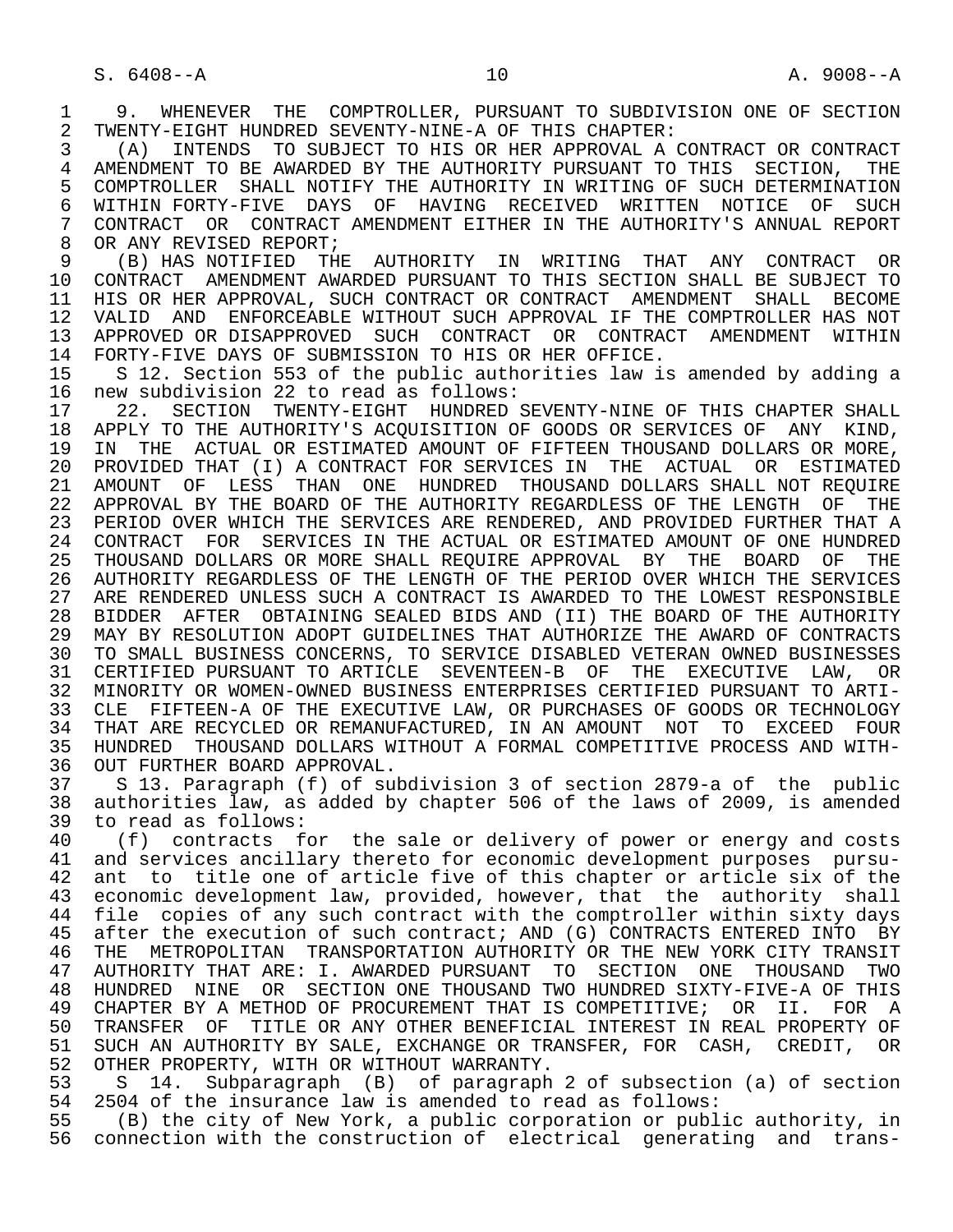9. WHENEVER THE COMPTROLLER, PURSUANT TO SUBDIVISION ONE OF SECTION TWENTY-EIGHT HUNDRED SEVENTY-NINE-A OF THIS CHAPTER:

(A) INTENDS TO SUBJECT TO HIS OR HER APPROVAL A CONTRACT OR CONTRACT AMENDMENT TO BE AWARDED BY THE AUTHORITY PURSUANT TO THIS SECTION, THE COMPTROLLER SHALL NOTIFY THE AUTHORITY IN WRITING OF SUCH DETERMINATION WITHIN FORTY-FIVE DAYS OF HAVING RECEIVED WRITTEN NOTICE OF SUCH CONTRACT OR CONTRACT AMENDMENT EITHER IN THE AUTHORITY'S ANNUAL REPORT OR ANY REVISED REPORT;

(B) HAS NOTIFIED THE AUTHORITY IN WRITING THAT ANY CONTRACT OR CONTRACT AMENDMENT AWARDED PURSUANT TO THIS SECTION SHALL BE SUBJECT TO HIS OR HER APPROVAL, SUCH CONTRACT OR CONTRACT AMENDMENT SHALL BECOME VALID AND ENFORCEABLE WITHOUT SUCH APPROVAL IF THE COMPTROLLER HAS NOT APPROVED OR DISAPPROVED SUCH CONTRACT OR CONTRACT AMENDMENT WITHIN FORTY-FIVE DAYS OF SUBMISSION TO HIS OR HER OFFICE.

S 12. Section 553 of the public authorities law is amended by adding a new subdivision 22 to read as follows:

22. SECTION TWENTY-EIGHT HUNDRED SEVENTY-NINE OF THIS CHAPTER SHALL APPLY TO THE AUTHORITY'S ACQUISITION OF GOODS OR SERVICES OF ANY KIND, IN THE ACTUAL OR ESTIMATED AMOUNT OF FIFTEEN THOUSAND DOLLARS OR MORE, PROVIDED THAT (I) A CONTRACT FOR SERVICES IN THE ACTUAL OR ESTIMATED AMOUNT OF LESS THAN ONE HUNDRED THOUSAND DOLLARS SHALL NOT REQUIRE APPROVAL BY THE BOARD OF THE AUTHORITY REGARDLESS OF THE LENGTH OF THE PERIOD OVER WHICH THE SERVICES ARE RENDERED, AND PROVIDED FURTHER THAT A CONTRACT FOR SERVICES IN THE ACTUAL OR ESTIMATED AMOUNT OF ONE HUNDRED THOUSAND DOLLARS OR MORE SHALL REQUIRE APPROVAL BY THE BOARD OF THE AUTHORITY REGARDLESS OF THE LENGTH OF THE PERIOD OVER WHICH THE SERVICES ARE RENDERED UNLESS SUCH A CONTRACT IS AWARDED TO THE LOWEST RESPONSIBLE BIDDER AFTER OBTAINING SEALED BIDS AND (II) THE BOARD OF THE AUTHORITY MAY BY RESOLUTION ADOPT GUIDELINES THAT AUTHORIZE THE AWARD OF CONTRACTS TO SMALL BUSINESS CONCERNS, TO SERVICE DISABLED VETERAN OWNED BUSINESSES CERTIFIED PURSUANT TO ARTICLE SEVENTEEN-B OF THE EXECUTIVE LAW, OR MINORITY OR WOMEN-OWNED BUSINESS ENTERPRISES CERTIFIED PURSUANT TO ARTICLE FIFTEEN-A OF THE EXECUTIVE LAW, OR PURCHASES OF GOODS OR TECHNOLOGY THAT ARE RECYCLED OR REMANUFACTURED, IN AN AMOUNT NOT TO EXCEED FOUR HUNDRED THOUSAND DOLLARS WITHOUT A FORMAL COMPETITIVE PROCESS AND WITHOUT FURTHER BOARD APPROVAL.

S 13. Paragraph (f) of subdivision 3 of section 2879-a of the public authorities law, as added by chapter 506 of the laws of 2009, is amended to read as follows:

(f) contracts for the sale or delivery of power or energy and costs and services ancillary thereto for economic development purposes pursuant to title one of article five of this chapter or article six of the economic development law, provided, however, that the authority shall file copies of any such contract with the comptroller within sixty days after the execution of such contract; AND (G) CONTRACTS ENTERED INTO BY THE METROPOLITAN TRANSPORTATION AUTHORITY OR THE NEW YORK CITY TRANSIT AUTHORITY THAT ARE: I. AWARDED PURSUANT TO SECTION ONE THOUSAND TWO HUNDRED NINE OR SECTION ONE THOUSAND TWO HUNDRED SIXTY-FIVE-A OF THIS CHAPTER BY A METHOD OF PROCUREMENT THAT IS COMPETITIVE; OR II. FOR A TRANSFER OF TITLE OR ANY OTHER BENEFICIAL INTEREST IN REAL PROPERTY OF SUCH AN AUTHORITY BY SALE, EXCHANGE OR TRANSFER, FOR CASH, CREDIT, OR OTHER PROPERTY, WITH OR WITHOUT WARRANTY.

S 14. Subparagraph (B) of paragraph 2 of subsection (a) of section 2504 of the insurance law is amended to read as follows:

(B) the city of New York, a public corporation or public authority, in connection with the construction of electrical generating and trans-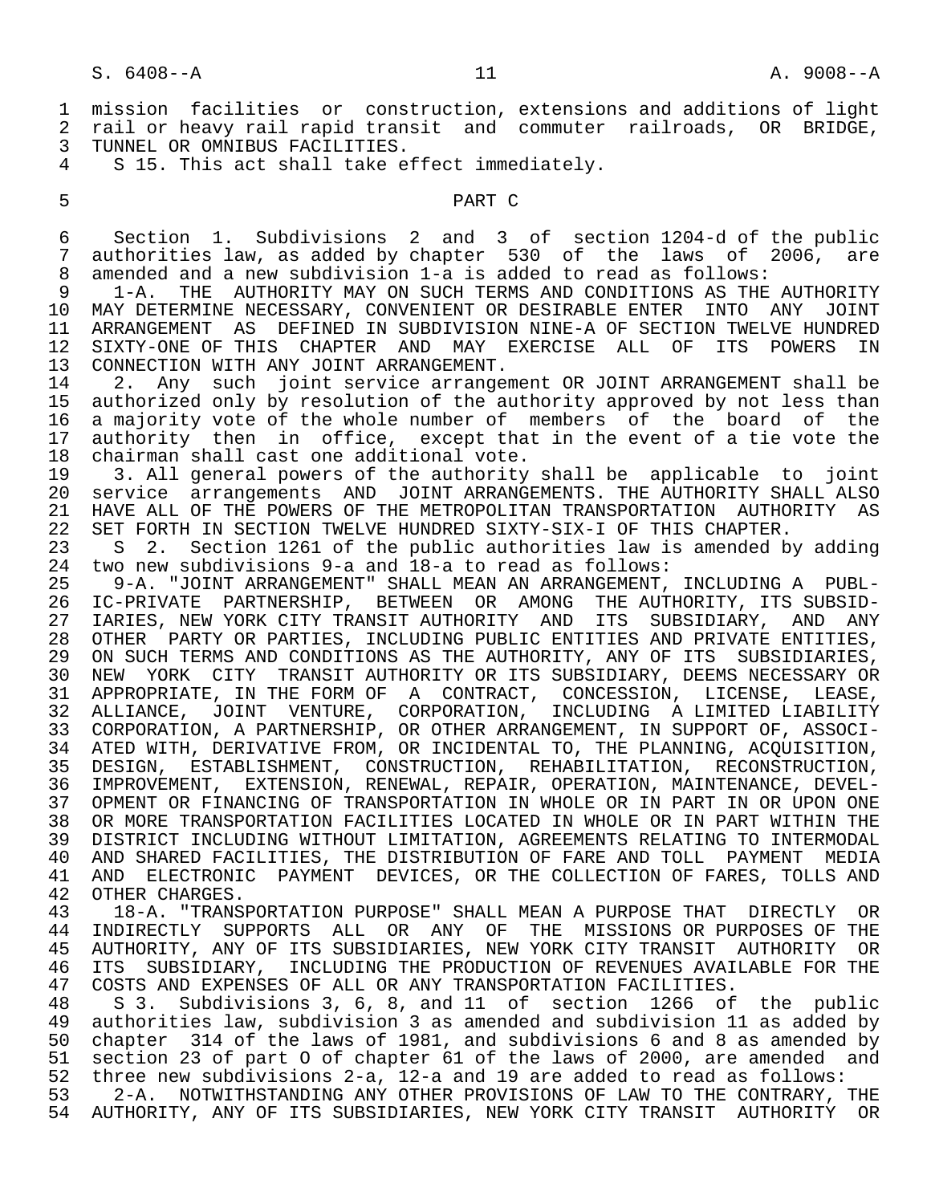mission facilities or construction, extensions and additions of light rail or heavy rail rapid transit and commuter railroads, OR BRIDGE, TUNNEL OR OMNIBUS FACILITIES.

S 15. This act shall take effect immediately.

PART C

Section 1. Subdivisions 2 and 3 of section 1204-d of the public authorities law, as added by chapter 530 of the laws of 2006, are amended and a new subdivision 1-a is added to read as follows:

1-A. THE AUTHORITY MAY ON SUCH TERMS AND CONDITIONS AS THE AUTHORITY MAY DETERMINE NECESSARY, CONVENIENT OR DESIRABLE ENTER INTO ANY JOINT ARRANGEMENT AS DEFINED IN SUBDIVISION NINE-A OF SECTION TWELVE HUNDRED SIXTY-ONE OF THIS CHAPTER AND MAY EXERCISE ALL OF ITS POWERS IN CONNECTION WITH ANY JOINT ARRANGEMENT.

2. Any such joint service arrangement OR JOINT ARRANGEMENT shall be authorized only by resolution of the authority approved by not less than a majority vote of the whole number of members of the board of the authority then in office, except that in the event of a tie vote the chairman shall cast one additional vote.

3. All general powers of the authority shall be applicable to joint service arrangements AND JOINT ARRANGEMENTS. THE AUTHORITY SHALL ALSO HAVE ALL OF THE POWERS OF THE METROPOLITAN TRANSPORTATION AUTHORITY AS SET FORTH IN SECTION TWELVE HUNDRED SIXTY-SIX-I OF THIS CHAPTER.

S 2. Section 1261 of the public authorities law is amended by adding two new subdivisions 9-a and 18-a to read as follows:

9-A. "JOINT ARRANGEMENT" SHALL MEAN AN ARRANGEMENT, INCLUDING A PUBLIC-PRIVATE PARTNERSHIP, BETWEEN OR AMONG THE AUTHORITY, ITS SUBSIDIARIES, NEW YORK CITY TRANSIT AUTHORITY AND ITS SUBSIDIARY, AND ANY OTHER PARTY OR PARTIES, INCLUDING PUBLIC ENTITIES AND PRIVATE ENTITIES, ON SUCH TERMS AND CONDITIONS AS THE AUTHORITY, ANY OF ITS SUBSIDIARIES, NEW YORK CITY TRANSIT AUTHORITY OR ITS SUBSIDIARY, DEEMS NECESSARY OR APPROPRIATE, IN THE FORM OF A CONTRACT, CONCESSION, LICENSE, LEASE, ALLIANCE, JOINT VENTURE, CORPORATION, INCLUDING A LIMITED LIABILITY CORPORATION, A PARTNERSHIP, OR OTHER ARRANGEMENT, IN SUPPORT OF, ASSOCIATED WITH, DERIVATIVE FROM, OR INCIDENTAL TO, THE PLANNING, ACQUISITION, DESIGN, ESTABLISHMENT, CONSTRUCTION, REHABILITATION, RECONSTRUCTION, IMPROVEMENT, EXTENSION, RENEWAL, REPAIR, OPERATION, MAINTENANCE, DEVELOPMENT OR FINANCING OF TRANSPORTATION IN WHOLE OR IN PART IN OR UPON ONE OR MORE TRANSPORTATION FACILITIES LOCATED IN WHOLE OR IN PART WITHIN THE DISTRICT INCLUDING WITHOUT LIMITATION, AGREEMENTS RELATING TO INTERMODAL AND SHARED FACILITIES, THE DISTRIBUTION OF FARE AND TOLL PAYMENT MEDIA AND ELECTRONIC PAYMENT DEVICES, OR THE COLLECTION OF FARES, TOLLS AND OTHER CHARGES.

18-A. "TRANSPORTATION PURPOSE" SHALL MEAN A PURPOSE THAT DIRECTLY OR INDIRECTLY SUPPORTS ALL OR ANY OF THE MISSIONS OR PURPOSES OF THE AUTHORITY, ANY OF ITS SUBSIDIARIES, NEW YORK CITY TRANSIT AUTHORITY OR ITS SUBSIDIARY, INCLUDING THE PRODUCTION OF REVENUES AVAILABLE FOR THE COSTS AND EXPENSES OF ALL OR ANY TRANSPORTATION FACILITIES.

S 3. Subdivisions 3, 6, 8, and 11 of section 1266 of the public authorities law, subdivision 3 as amended and subdivision 11 as added by chapter 314 of the laws of 1981, and subdivisions 6 and 8 as amended by section 23 of part O of chapter 61 of the laws of 2000, are amended and three new subdivisions 2-a, 12-a and 19 are added to read as follows:

2-A. NOTWITHSTANDING ANY OTHER PROVISIONS OF LAW TO THE CONTRARY, THE AUTHORITY, ANY OF ITS SUBSIDIARIES, NEW YORK CITY TRANSIT AUTHORITY OR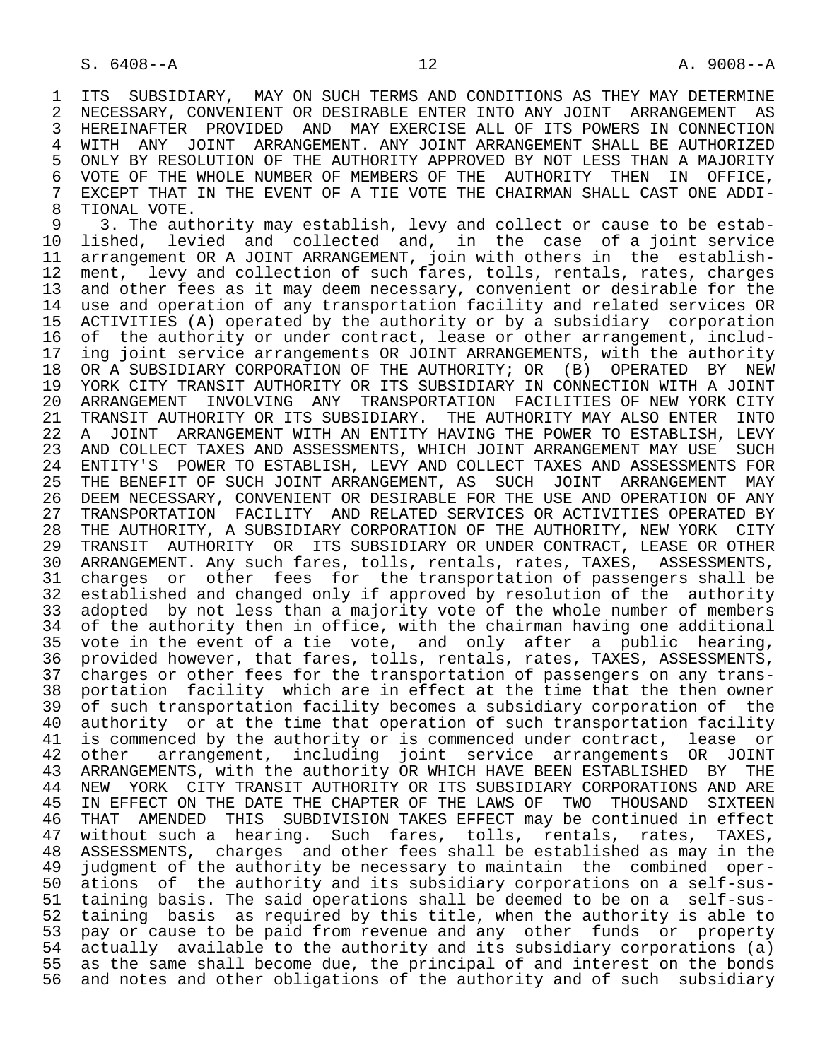ITS SUBSIDIARY, MAY ON SUCH TERMS AND CONDITIONS AS THEY MAY DETERMINE NECESSARY, CONVENIENT OR DESIRABLE ENTER INTO ANY JOINT ARRANGEMENT AS HEREINAFTER PROVIDED AND MAY EXERCISE ALL OF ITS POWERS IN CONNECTION WITH ANY JOINT ARRANGEMENT. ANY JOINT ARRANGEMENT SHALL BE AUTHORIZED ONLY BY RESOLUTION OF THE AUTHORITY APPROVED BY NOT LESS THAN A MAJORITY VOTE OF THE WHOLE NUMBER OF MEMBERS OF THE AUTHORITY THEN IN OFFICE, EXCEPT THAT IN THE EVENT OF A TIE VOTE THE CHAIRMAN SHALL CAST ONE ADDITIONAL VOTE.

3. The authority may establish, levy and collect or cause to be established, levied and collected and, in the case of a joint service arrangement OR A JOINT ARRANGEMENT, join with others in the establishment, levy and collection of such fares, tolls, rentals, rates, charges and other fees as it may deem necessary, convenient or desirable for the use and operation of any transportation facility and related services OR ACTIVITIES (A) operated by the authority or by a subsidiary corporation of the authority or under contract, lease or other arrangement, including joint service arrangements OR JOINT ARRANGEMENTS, with the authority OR A SUBSIDIARY CORPORATION OF THE AUTHORITY; OR (B) OPERATED BY NEW YORK CITY TRANSIT AUTHORITY OR ITS SUBSIDIARY IN CONNECTION WITH A JOINT ARRANGEMENT INVOLVING ANY TRANSPORTATION FACILITIES OF NEW YORK CITY TRANSIT AUTHORITY OR ITS SUBSIDIARY. THE AUTHORITY MAY ALSO ENTER INTO A JOINT ARRANGEMENT WITH AN ENTITY HAVING THE POWER TO ESTABLISH, LEVY AND COLLECT TAXES AND ASSESSMENTS, WHICH JOINT ARRANGEMENT MAY USE SUCH ENTITY'S POWER TO ESTABLISH, LEVY AND COLLECT TAXES AND ASSESSMENTS FOR THE BENEFIT OF SUCH JOINT ARRANGEMENT, AS SUCH JOINT ARRANGEMENT MAY DEEM NECESSARY, CONVENIENT OR DESIRABLE FOR THE USE AND OPERATION OF ANY TRANSPORTATION FACILITY AND RELATED SERVICES OR ACTIVITIES OPERATED BY THE AUTHORITY, A SUBSIDIARY CORPORATION OF THE AUTHORITY, NEW YORK CITY TRANSIT AUTHORITY OR ITS SUBSIDIARY OR UNDER CONTRACT, LEASE OR OTHER ARRANGEMENT. Any such fares, tolls, rentals, rates, TAXES, ASSESSMENTS, charges or other fees for the transportation of passengers shall be established and changed only if approved by resolution of the authority adopted by not less than a majority vote of the whole number of members of the authority then in office, with the chairman having one additional vote in the event of a tie vote, and only after a public hearing, provided however, that fares, tolls, rentals, rates, TAXES, ASSESSMENTS, charges or other fees for the transportation of passengers on any transportation facility which are in effect at the time that the then owner of such transportation facility becomes a subsidiary corporation of the authority or at the time that operation of such transportation facility is commenced by the authority or is commenced under contract, lease or other arrangement, including joint service arrangements OR JOINT ARRANGEMENTS, with the authority OR WHICH HAVE BEEN ESTABLISHED BY THE NEW YORK CITY TRANSIT AUTHORITY OR ITS SUBSIDIARY CORPORATIONS AND ARE IN EFFECT ON THE DATE THE CHAPTER OF THE LAWS OF TWO THOUSAND SIXTEEN THAT AMENDED THIS SUBDIVISION TAKES EFFECT may be continued in effect without such a hearing. Such fares, tolls, rentals, rates, TAXES, ASSESSMENTS, charges and other fees shall be established as may in the judgment of the authority be necessary to maintain the combined operations of the authority and its subsidiary corporations on a self-sustaining basis. The said operations shall be deemed to be on a self-sustaining basis as required by this title, when the authority is able to pay or cause to be paid from revenue and any other funds or property actually available to the authority and its subsidiary corporations (a) as the same shall become due, the principal of and interest on the bonds and notes and other obligations of the authority and of such subsidiary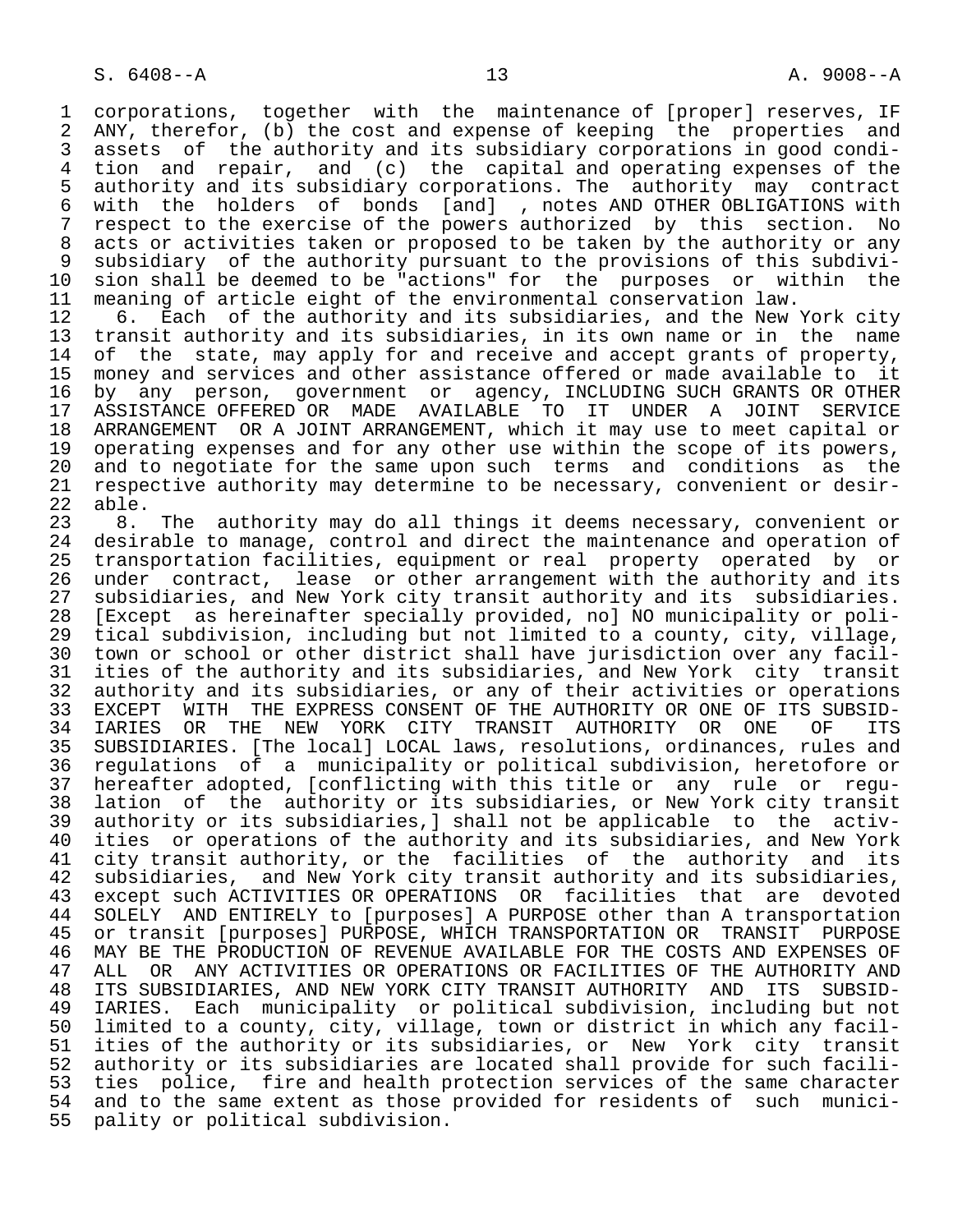corporations, together with the maintenance of [proper] reserves, IF ANY, therefor, (b) the cost and expense of keeping the properties and assets of the authority and its subsidiary corporations in good condition and repair, and (c) the capital and operating expenses of the authority and its subsidiary corporations. The authority may contract with the holders of bonds [and] , notes AND OTHER OBLIGATIONS with respect to the exercise of the powers authorized by this section. No acts or activities taken or proposed to be taken by the authority or any subsidiary of the authority pursuant to the provisions of this subdivision shall be deemed to be "actions" for the purposes or within the meaning of article eight of the environmental conservation law.

6. Each of the authority and its subsidiaries, and the New York city transit authority and its subsidiaries, in its own name or in the name of the state, may apply for and receive and accept grants of property, money and services and other assistance offered or made available to it by any person, government or agency, INCLUDING SUCH GRANTS OR OTHER ASSISTANCE OFFERED OR MADE AVAILABLE TO IT UNDER A JOINT SERVICE ARRANGEMENT OR A JOINT ARRANGEMENT, which it may use to meet capital or operating expenses and for any other use within the scope of its powers, and to negotiate for the same upon such terms and conditions as the respective authority may determine to be necessary, convenient or desirable.

8. The authority may do all things it deems necessary, convenient or desirable to manage, control and direct the maintenance and operation of transportation facilities, equipment or real property operated by or under contract, lease or other arrangement with the authority and its subsidiaries, and New York city transit authority and its subsidiaries. [Except as hereinafter specially provided, no] NO municipality or political subdivision, including but not limited to a county, city, village, town or school or other district shall have jurisdiction over any facilities of the authority and its subsidiaries, and New York city transit authority and its subsidiaries, or any of their activities or operations EXCEPT WITH THE EXPRESS CONSENT OF THE AUTHORITY OR ONE OF ITS SUBSIDIARIES OR THE NEW YORK CITY TRANSIT AUTHORITY OR ONE OF ITS SUBSIDIARIES. [The local] LOCAL laws, resolutions, ordinances, rules and regulations of a municipality or political subdivision, heretofore or hereafter adopted, [conflicting with this title or any rule or regulation of the authority or its subsidiaries, or New York city transit authority or its subsidiaries,] shall not be applicable to the activities or operations of the authority and its subsidiaries, and New York city transit authority, or the facilities of the authority and its subsidiaries, and New York city transit authority and its subsidiaries, except such ACTIVITIES OR OPERATIONS OR facilities that are devoted SOLELY AND ENTIRELY to [purposes] A PURPOSE other than A transportation or transit [purposes] PURPOSE, WHICH TRANSPORTATION OR TRANSIT PURPOSE MAY BE THE PRODUCTION OF REVENUE AVAILABLE FOR THE COSTS AND EXPENSES OF ALL OR ANY ACTIVITIES OR OPERATIONS OR FACILITIES OF THE AUTHORITY AND ITS SUBSIDIARIES, AND NEW YORK CITY TRANSIT AUTHORITY AND ITS SUBSIDIARIES. Each municipality or political subdivision, including but not limited to a county, city, village, town or district in which any facilities of the authority or its subsidiaries, or New York city transit authority or its subsidiaries are located shall provide for such facilities police, fire and health protection services of the same character and to the same extent as those provided for residents of such municipality or political subdivision.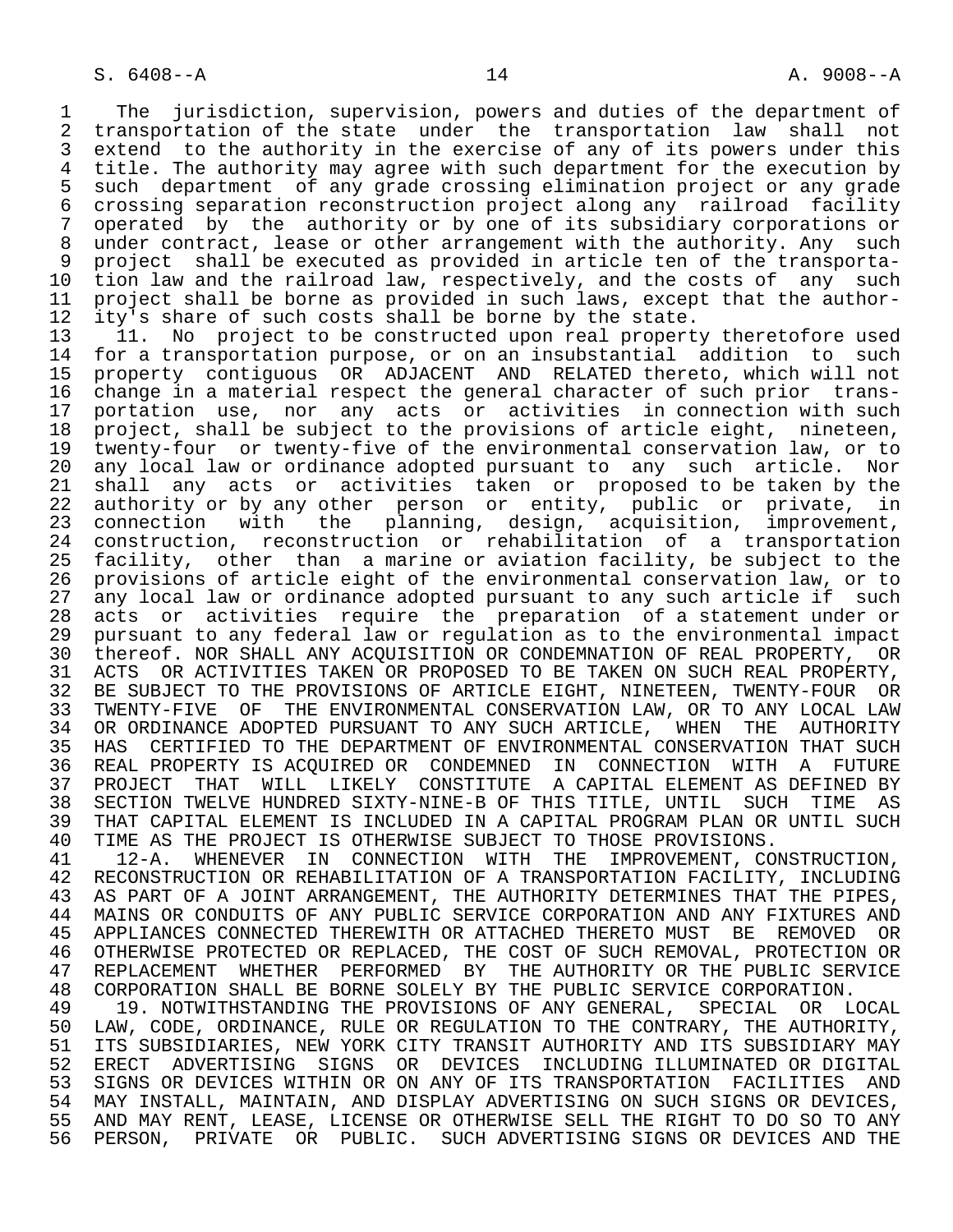The jurisdiction, supervision, powers and duties of the department of transportation of the state under the transportation law shall not extend to the authority in the exercise of any of its powers under this title. The authority may agree with such department for the execution by such department of any grade crossing elimination project or any grade crossing separation reconstruction project along any railroad facility operated by the authority or by one of its subsidiary corporations or under contract, lease or other arrangement with the authority. Any such project shall be executed as provided in article ten of the transportation law and the railroad law, respectively, and the costs of any such project shall be borne as provided in such laws, except that the authority's share of such costs shall be borne by the state.

11. No project to be constructed upon real property theretofore used for a transportation purpose, or on an insubstantial addition to such property contiguous OR ADJACENT AND RELATED thereto, which will not change in a material respect the general character of such prior transportation use, nor any acts or activities in connection with such project, shall be subject to the provisions of article eight, nineteen, twenty-four or twenty-five of the environmental conservation law, or to any local law or ordinance adopted pursuant to any such article. Nor shall any acts or activities taken or proposed to be taken by the authority or by any other person or entity, public or private, in connection with the planning, design, acquisition, improvement, construction, reconstruction or rehabilitation of a transportation facility, other than a marine or aviation facility, be subject to the provisions of article eight of the environmental conservation law, or to any local law or ordinance adopted pursuant to any such article if such acts or activities require the preparation of a statement under or pursuant to any federal law or regulation as to the environmental impact thereof. NOR SHALL ANY ACQUISITION OR CONDEMNATION OF REAL PROPERTY, OR ACTS OR ACTIVITIES TAKEN OR PROPOSED TO BE TAKEN ON SUCH REAL PROPERTY, BE SUBJECT TO THE PROVISIONS OF ARTICLE EIGHT, NINETEEN, TWENTY-FOUR OR TWENTY-FIVE OF THE ENVIRONMENTAL CONSERVATION LAW, OR TO ANY LOCAL LAW OR ORDINANCE ADOPTED PURSUANT TO ANY SUCH ARTICLE, WHEN THE AUTHORITY HAS CERTIFIED TO THE DEPARTMENT OF ENVIRONMENTAL CONSERVATION THAT SUCH REAL PROPERTY IS ACQUIRED OR CONDEMNED IN CONNECTION WITH A FUTURE PROJECT THAT WILL LIKELY CONSTITUTE A CAPITAL ELEMENT AS DEFINED BY SECTION TWELVE HUNDRED SIXTY-NINE-B OF THIS TITLE, UNTIL SUCH TIME AS THAT CAPITAL ELEMENT IS INCLUDED IN A CAPITAL PROGRAM PLAN OR UNTIL SUCH TIME AS THE PROJECT IS OTHERWISE SUBJECT TO THOSE PROVISIONS.

12-A. WHENEVER IN CONNECTION WITH THE IMPROVEMENT, CONSTRUCTION, RECONSTRUCTION OR REHABILITATION OF A TRANSPORTATION FACILITY, INCLUDING AS PART OF A JOINT ARRANGEMENT, THE AUTHORITY DETERMINES THAT THE PIPES, MAINS OR CONDUITS OF ANY PUBLIC SERVICE CORPORATION AND ANY FIXTURES AND APPLIANCES CONNECTED THEREWITH OR ATTACHED THERETO MUST BE REMOVED OR OTHERWISE PROTECTED OR REPLACED, THE COST OF SUCH REMOVAL, PROTECTION OR REPLACEMENT WHETHER PERFORMED BY THE AUTHORITY OR THE PUBLIC SERVICE CORPORATION SHALL BE BORNE SOLELY BY THE PUBLIC SERVICE CORPORATION.

19. NOTWITHSTANDING THE PROVISIONS OF ANY GENERAL, SPECIAL OR LOCAL LAW, CODE, ORDINANCE, RULE OR REGULATION TO THE CONTRARY, THE AUTHORITY, ITS SUBSIDIARIES, NEW YORK CITY TRANSIT AUTHORITY AND ITS SUBSIDIARY MAY ERECT ADVERTISING SIGNS OR DEVICES INCLUDING ILLUMINATED OR DIGITAL SIGNS OR DEVICES WITHIN OR ON ANY OF ITS TRANSPORTATION FACILITIES AND MAY INSTALL, MAINTAIN, AND DISPLAY ADVERTISING ON SUCH SIGNS OR DEVICES, AND MAY RENT, LEASE, LICENSE OR OTHERWISE SELL THE RIGHT TO DO SO TO ANY PERSON, PRIVATE OR PUBLIC. SUCH ADVERTISING SIGNS OR DEVICES AND THE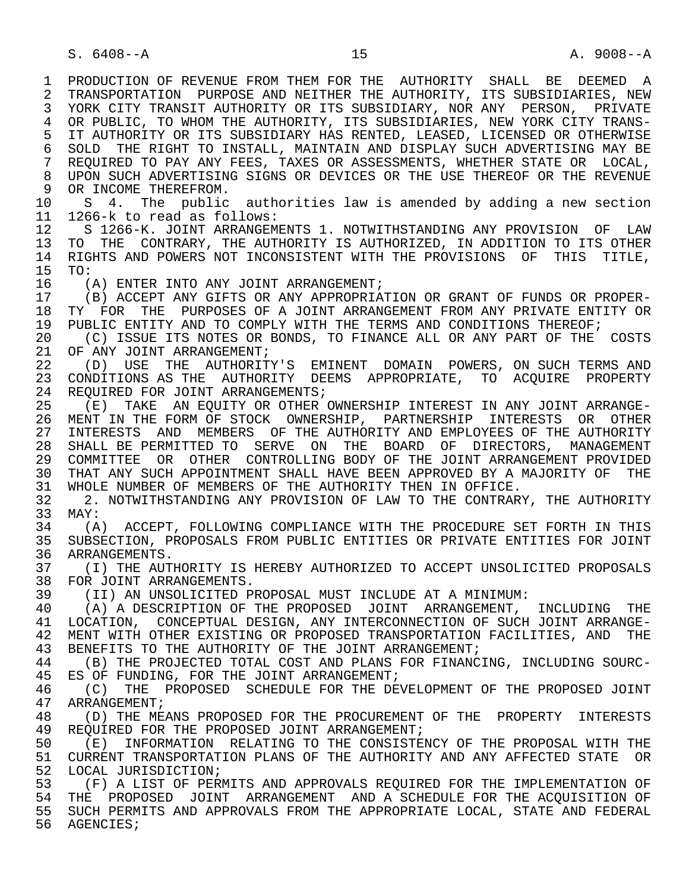PRODUCTION OF REVENUE FROM THEM FOR THE AUTHORITY SHALL BE DEEMED A TRANSPORTATION PURPOSE AND NEITHER THE AUTHORITY, ITS SUBSIDIARIES, NEW YORK CITY TRANSIT AUTHORITY OR ITS SUBSIDIARY, NOR ANY PERSON, PRIVATE OR PUBLIC, TO WHOM THE AUTHORITY, ITS SUBSIDIARIES, NEW YORK CITY TRANSIT AUTHORITY OR ITS SUBSIDIARY HAS RENTED, LEASED, LICENSED OR OTHERWISE SOLD THE RIGHT TO INSTALL, MAINTAIN AND DISPLAY SUCH ADVERTISING MAY BE REQUIRED TO PAY ANY FEES, TAXES OR ASSESSMENTS, WHETHER STATE OR LOCAL, UPON SUCH ADVERTISING SIGNS OR DEVICES OR THE USE THEREOF OR THE REVENUE OR INCOME THEREFROM.

S 4. The public authorities law is amended by adding a new section 1266-k to read as follows:

S 1266-K. JOINT ARRANGEMENTS 1. NOTWITHSTANDING ANY PROVISION OF LAW TO THE CONTRARY, THE AUTHORITY IS AUTHORIZED, IN ADDITION TO ITS OTHER RIGHTS AND POWERS NOT INCONSISTENT WITH THE PROVISIONS OF THIS TITLE, TO:

(A) ENTER INTO ANY JOINT ARRANGEMENT;

(B) ACCEPT ANY GIFTS OR ANY APPROPRIATION OR GRANT OF FUNDS OR PROPERTY FOR THE PURPOSES OF A JOINT ARRANGEMENT FROM ANY PRIVATE ENTITY OR PUBLIC ENTITY AND TO COMPLY WITH THE TERMS AND CONDITIONS THEREOF;

(C) ISSUE ITS NOTES OR BONDS, TO FINANCE ALL OR ANY PART OF THE COSTS OF ANY JOINT ARRANGEMENT;

(D) USE THE AUTHORITY'S EMINENT DOMAIN POWERS, ON SUCH TERMS AND CONDITIONS AS THE AUTHORITY DEEMS APPROPRIATE, TO ACQUIRE PROPERTY REQUIRED FOR JOINT ARRANGEMENTS;

(E) TAKE AN EQUITY OR OTHER OWNERSHIP INTEREST IN ANY JOINT ARRANGEMENT IN THE FORM OF STOCK OWNERSHIP, PARTNERSHIP INTERESTS OR OTHER INTERESTS AND MEMBERS OF THE AUTHORITY AND EMPLOYEES OF THE AUTHORITY SHALL BE PERMITTED TO SERVE ON THE BOARD OF DIRECTORS, MANAGEMENT COMMITTEE OR OTHER CONTROLLING BODY OF THE JOINT ARRANGEMENT PROVIDED THAT ANY SUCH APPOINTMENT SHALL HAVE BEEN APPROVED BY A MAJORITY OF THE WHOLE NUMBER OF MEMBERS OF THE AUTHORITY THEN IN OFFICE.

2. NOTWITHSTANDING ANY PROVISION OF LAW TO THE CONTRARY, THE AUTHORITY MAY:

(A) ACCEPT, FOLLOWING COMPLIANCE WITH THE PROCEDURE SET FORTH IN THIS SUBSECTION, PROPOSALS FROM PUBLIC ENTITIES OR PRIVATE ENTITIES FOR JOINT ARRANGEMENTS.

(I) THE AUTHORITY IS HEREBY AUTHORIZED TO ACCEPT UNSOLICITED PROPOSALS FOR JOINT ARRANGEMENTS.

(II) AN UNSOLICITED PROPOSAL MUST INCLUDE AT A MINIMUM:

(A) A DESCRIPTION OF THE PROPOSED JOINT ARRANGEMENT, INCLUDING THE LOCATION, CONCEPTUAL DESIGN, ANY INTERCONNECTION OF SUCH JOINT ARRANGEMENT WITH OTHER EXISTING OR PROPOSED TRANSPORTATION FACILITIES, AND THE BENEFITS TO THE AUTHORITY OF THE JOINT ARRANGEMENT;

(B) THE PROJECTED TOTAL COST AND PLANS FOR FINANCING, INCLUDING SOURCES OF FUNDING, FOR THE JOINT ARRANGEMENT;

(C) THE PROPOSED SCHEDULE FOR THE DEVELOPMENT OF THE PROPOSED JOINT ARRANGEMENT;

(D) THE MEANS PROPOSED FOR THE PROCUREMENT OF THE PROPERTY INTERESTS REQUIRED FOR THE PROPOSED JOINT ARRANGEMENT;

(E) INFORMATION RELATING TO THE CONSISTENCY OF THE PROPOSAL WITH THE CURRENT TRANSPORTATION PLANS OF THE AUTHORITY AND ANY AFFECTED STATE OR LOCAL JURISDICTION;

(F) A LIST OF PERMITS AND APPROVALS REQUIRED FOR THE IMPLEMENTATION OF THE PROPOSED JOINT ARRANGEMENT AND A SCHEDULE FOR THE ACQUISITION OF SUCH PERMITS AND APPROVALS FROM THE APPROPRIATE LOCAL, STATE AND FEDERAL AGENCIES;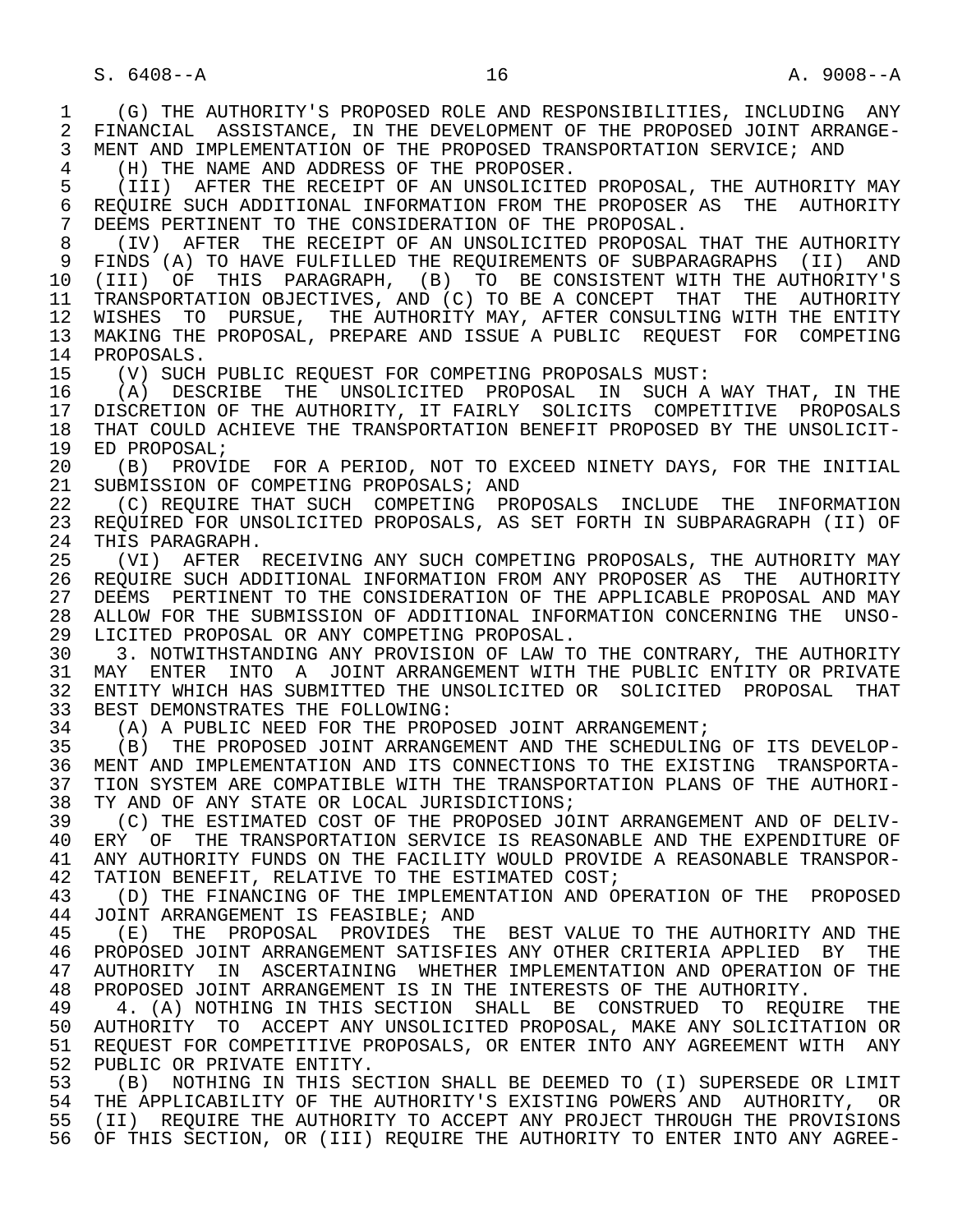(G) THE AUTHORITY'S PROPOSED ROLE AND RESPONSIBILITIES, INCLUDING ANY FINANCIAL ASSISTANCE, IN THE DEVELOPMENT OF THE PROPOSED JOINT ARRANGEMENT AND IMPLEMENTATION OF THE PROPOSED TRANSPORTATION SERVICE; AND

(H) THE NAME AND ADDRESS OF THE PROPOSER.

(III) AFTER THE RECEIPT OF AN UNSOLICITED PROPOSAL, THE AUTHORITY MAY REQUIRE SUCH ADDITIONAL INFORMATION FROM THE PROPOSER AS THE AUTHORITY DEEMS PERTINENT TO THE CONSIDERATION OF THE PROPOSAL.

(IV) AFTER THE RECEIPT OF AN UNSOLICITED PROPOSAL THAT THE AUTHORITY FINDS (A) TO HAVE FULFILLED THE REQUIREMENTS OF SUBPARAGRAPHS (II) AND (III) OF THIS PARAGRAPH, (B) TO BE CONSISTENT WITH THE AUTHORITY'S TRANSPORTATION OBJECTIVES, AND (C) TO BE A CONCEPT THAT THE AUTHORITY WISHES TO PURSUE, THE AUTHORITY MAY, AFTER CONSULTING WITH THE ENTITY MAKING THE PROPOSAL, PREPARE AND ISSUE A PUBLIC REQUEST FOR COMPETING PROPOSALS.

(V) SUCH PUBLIC REQUEST FOR COMPETING PROPOSALS MUST:

(A) DESCRIBE THE UNSOLICITED PROPOSAL IN SUCH A WAY THAT, IN THE DISCRETION OF THE AUTHORITY, IT FAIRLY SOLICITS COMPETITIVE PROPOSALS THAT COULD ACHIEVE THE TRANSPORTATION BENEFIT PROPOSED BY THE UNSOLICITED PROPOSAL;

(B) PROVIDE FOR A PERIOD, NOT TO EXCEED NINETY DAYS, FOR THE INITIAL SUBMISSION OF COMPETING PROPOSALS; AND

(C) REQUIRE THAT SUCH COMPETING PROPOSALS INCLUDE THE INFORMATION REQUIRED FOR UNSOLICITED PROPOSALS, AS SET FORTH IN SUBPARAGRAPH (II) OF THIS PARAGRAPH.

(VI) AFTER RECEIVING ANY SUCH COMPETING PROPOSALS, THE AUTHORITY MAY REQUIRE SUCH ADDITIONAL INFORMATION FROM ANY PROPOSER AS THE AUTHORITY DEEMS PERTINENT TO THE CONSIDERATION OF THE APPLICABLE PROPOSAL AND MAY ALLOW FOR THE SUBMISSION OF ADDITIONAL INFORMATION CONCERNING THE UNSOLICITED PROPOSAL OR ANY COMPETING PROPOSAL.

3. NOTWITHSTANDING ANY PROVISION OF LAW TO THE CONTRARY, THE AUTHORITY MAY ENTER INTO A JOINT ARRANGEMENT WITH THE PUBLIC ENTITY OR PRIVATE ENTITY WHICH HAS SUBMITTED THE UNSOLICITED OR SOLICITED PROPOSAL THAT BEST DEMONSTRATES THE FOLLOWING:

(A) A PUBLIC NEED FOR THE PROPOSED JOINT ARRANGEMENT;

(B) THE PROPOSED JOINT ARRANGEMENT AND THE SCHEDULING OF ITS DEVELOPMENT AND IMPLEMENTATION AND ITS CONNECTIONS TO THE EXISTING TRANSPORTATION SYSTEM ARE COMPATIBLE WITH THE TRANSPORTATION PLANS OF THE AUTHORITY AND OF ANY STATE OR LOCAL JURISDICTIONS;

(C) THE ESTIMATED COST OF THE PROPOSED JOINT ARRANGEMENT AND OF DELIVERY OF THE TRANSPORTATION SERVICE IS REASONABLE AND THE EXPENDITURE OF ANY AUTHORITY FUNDS ON THE FACILITY WOULD PROVIDE A REASONABLE TRANSPORTATION BENEFIT, RELATIVE TO THE ESTIMATED COST;

(D) THE FINANCING OF THE IMPLEMENTATION AND OPERATION OF THE PROPOSED JOINT ARRANGEMENT IS FEASIBLE; AND

(E) THE PROPOSAL PROVIDES THE BEST VALUE TO THE AUTHORITY AND THE PROPOSED JOINT ARRANGEMENT SATISFIES ANY OTHER CRITERIA APPLIED BY THE AUTHORITY IN ASCERTAINING WHETHER IMPLEMENTATION AND OPERATION OF THE PROPOSED JOINT ARRANGEMENT IS IN THE INTERESTS OF THE AUTHORITY.

4. (A) NOTHING IN THIS SECTION SHALL BE CONSTRUED TO REQUIRE THE AUTHORITY TO ACCEPT ANY UNSOLICITED PROPOSAL, MAKE ANY SOLICITATION OR REQUEST FOR COMPETITIVE PROPOSALS, OR ENTER INTO ANY AGREEMENT WITH ANY PUBLIC OR PRIVATE ENTITY.

(B) NOTHING IN THIS SECTION SHALL BE DEEMED TO (I) SUPERSEDE OR LIMIT THE APPLICABILITY OF THE AUTHORITY'S EXISTING POWERS AND AUTHORITY, OR (II) REQUIRE THE AUTHORITY TO ACCEPT ANY PROJECT THROUGH THE PROVISIONS OF THIS SECTION, OR (III) REQUIRE THE AUTHORITY TO ENTER INTO ANY AGREE-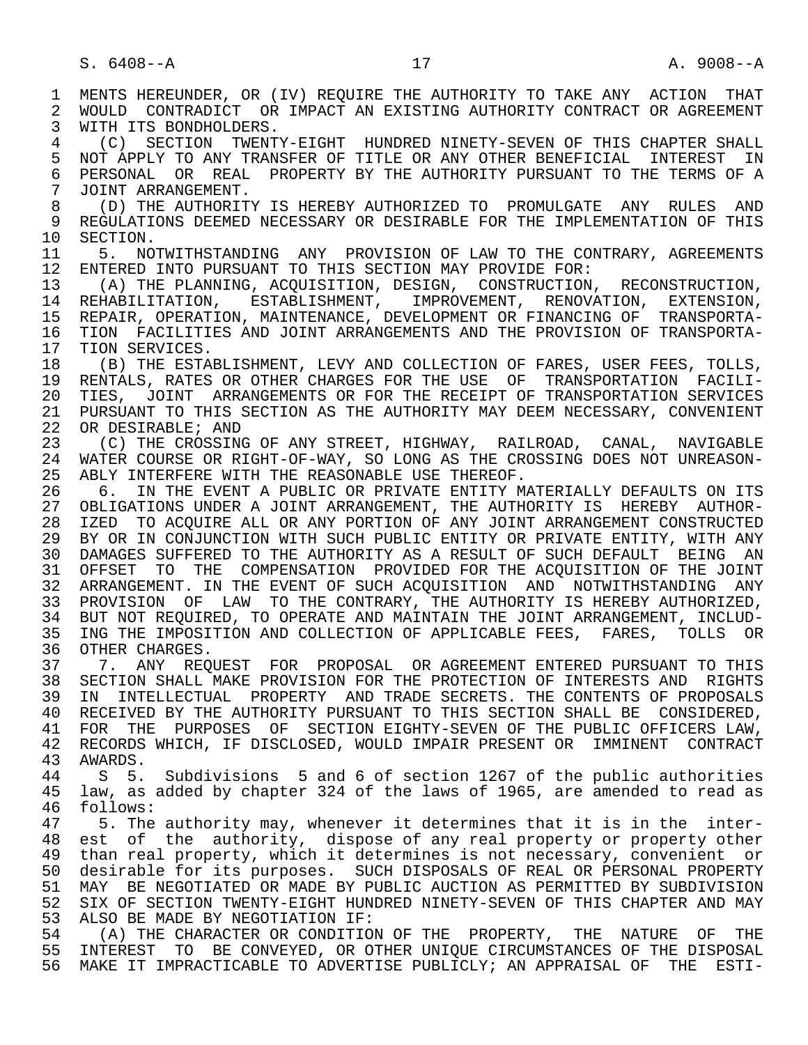MENTS HEREUNDER, OR (IV) REQUIRE THE AUTHORITY TO TAKE ANY ACTION THAT WOULD CONTRADICT OR IMPACT AN EXISTING AUTHORITY CONTRACT OR AGREEMENT WITH ITS BONDHOLDERS.

(C) SECTION TWENTY-EIGHT HUNDRED NINETY-SEVEN OF THIS CHAPTER SHALL NOT APPLY TO ANY TRANSFER OF TITLE OR ANY OTHER BENEFICIAL INTEREST IN PERSONAL OR REAL PROPERTY BY THE AUTHORITY PURSUANT TO THE TERMS OF A JOINT ARRANGEMENT.

(D) THE AUTHORITY IS HEREBY AUTHORIZED TO PROMULGATE ANY RULES AND REGULATIONS DEEMED NECESSARY OR DESIRABLE FOR THE IMPLEMENTATION OF THIS SECTION.

5. NOTWITHSTANDING ANY PROVISION OF LAW TO THE CONTRARY, AGREEMENTS ENTERED INTO PURSUANT TO THIS SECTION MAY PROVIDE FOR:

(A) THE PLANNING, ACQUISITION, DESIGN, CONSTRUCTION, RECONSTRUCTION, REHABILITATION, ESTABLISHMENT, IMPROVEMENT, RENOVATION, EXTENSION, REPAIR, OPERATION, MAINTENANCE, DEVELOPMENT OR FINANCING OF TRANSPORTATION FACILITIES AND JOINT ARRANGEMENTS AND THE PROVISION OF TRANSPORTATION SERVICES.

(B) THE ESTABLISHMENT, LEVY AND COLLECTION OF FARES, USER FEES, TOLLS, RENTALS, RATES OR OTHER CHARGES FOR THE USE OF TRANSPORTATION FACILITIES, JOINT ARRANGEMENTS OR FOR THE RECEIPT OF TRANSPORTATION SERVICES PURSUANT TO THIS SECTION AS THE AUTHORITY MAY DEEM NECESSARY, CONVENIENT OR DESIRABLE; AND

(C) THE CROSSING OF ANY STREET, HIGHWAY, RAILROAD, CANAL, NAVIGABLE WATER COURSE OR RIGHT-OF-WAY, SO LONG AS THE CROSSING DOES NOT UNREASONABLY INTERFERE WITH THE REASONABLE USE THEREOF.

6. IN THE EVENT A PUBLIC OR PRIVATE ENTITY MATERIALLY DEFAULTS ON ITS OBLIGATIONS UNDER A JOINT ARRANGEMENT, THE AUTHORITY IS HEREBY AUTHORIZED TO ACQUIRE ALL OR ANY PORTION OF ANY JOINT ARRANGEMENT CONSTRUCTED BY OR IN CONJUNCTION WITH SUCH PUBLIC ENTITY OR PRIVATE ENTITY, WITH ANY DAMAGES SUFFERED TO THE AUTHORITY AS A RESULT OF SUCH DEFAULT BEING AN OFFSET TO THE COMPENSATION PROVIDED FOR THE ACQUISITION OF THE JOINT ARRANGEMENT. IN THE EVENT OF SUCH ACQUISITION AND NOTWITHSTANDING ANY PROVISION OF LAW TO THE CONTRARY, THE AUTHORITY IS HEREBY AUTHORIZED, BUT NOT REQUIRED, TO OPERATE AND MAINTAIN THE JOINT ARRANGEMENT, INCLUDING THE IMPOSITION AND COLLECTION OF APPLICABLE FEES, FARES, TOLLS OR OTHER CHARGES.

7. ANY REQUEST FOR PROPOSAL OR AGREEMENT ENTERED PURSUANT TO THIS SECTION SHALL MAKE PROVISION FOR THE PROTECTION OF INTERESTS AND RIGHTS IN INTELLECTUAL PROPERTY AND TRADE SECRETS. THE CONTENTS OF PROPOSALS RECEIVED BY THE AUTHORITY PURSUANT TO THIS SECTION SHALL BE CONSIDERED, FOR THE PURPOSES OF SECTION EIGHTY-SEVEN OF THE PUBLIC OFFICERS LAW, RECORDS WHICH, IF DISCLOSED, WOULD IMPAIR PRESENT OR IMMINENT CONTRACT AWARDS.

S 5. Subdivisions 5 and 6 of section 1267 of the public authorities law, as added by chapter 324 of the laws of 1965, are amended to read as follows:

5. The authority may, whenever it determines that it is in the interest of the authority, dispose of any real property or property other than real property, which it determines is not necessary, convenient or desirable for its purposes. SUCH DISPOSALS OF REAL OR PERSONAL PROPERTY MAY BE NEGOTIATED OR MADE BY PUBLIC AUCTION AS PERMITTED BY SUBDIVISION SIX OF SECTION TWENTY-EIGHT HUNDRED NINETY-SEVEN OF THIS CHAPTER AND MAY ALSO BE MADE BY NEGOTIATION IF:

(A) THE CHARACTER OR CONDITION OF THE PROPERTY, THE NATURE OF THE INTEREST TO BE CONVEYED, OR OTHER UNIQUE CIRCUMSTANCES OF THE DISPOSAL MAKE IT IMPRACTICABLE TO ADVERTISE PUBLICLY; AN APPRAISAL OF THE ESTI-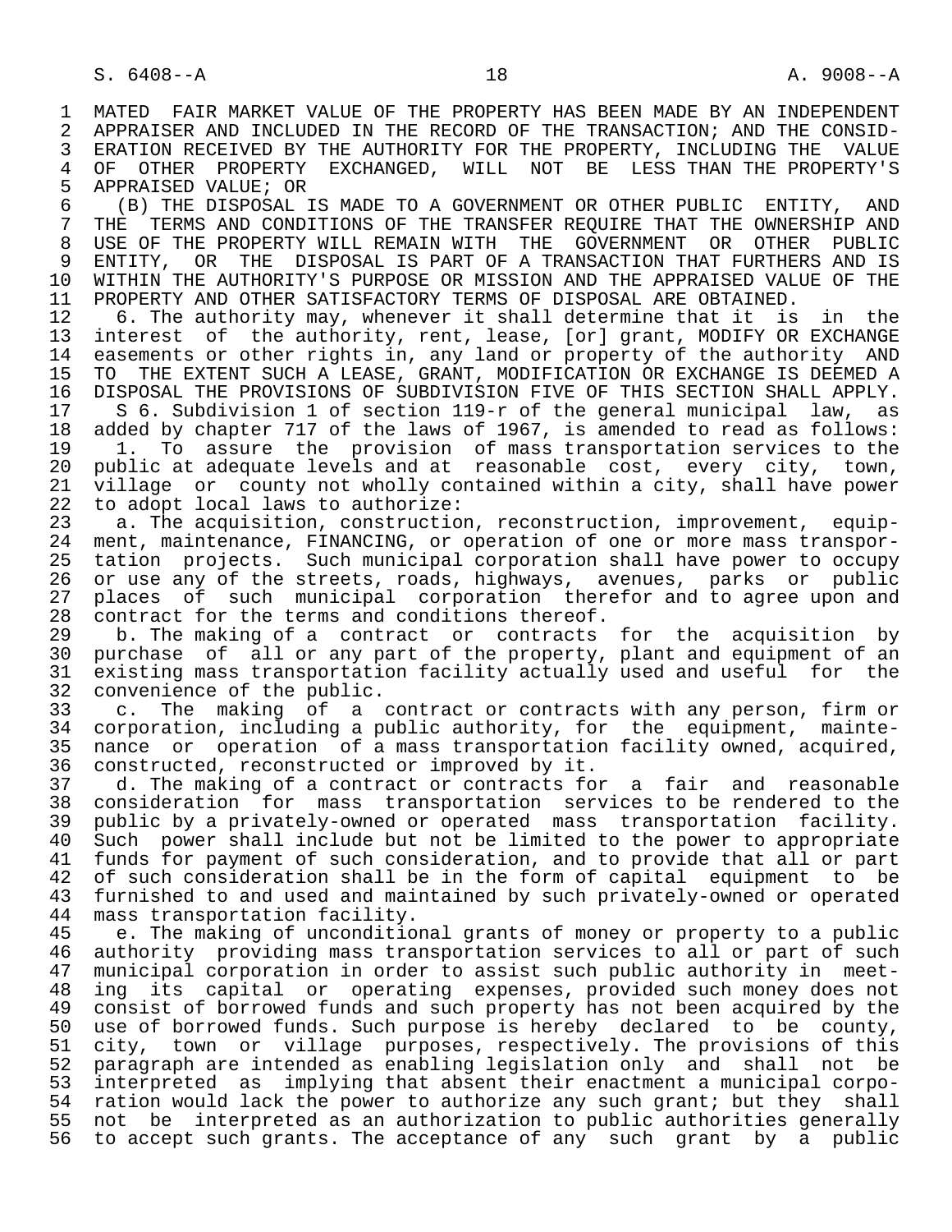MATED FAIR MARKET VALUE OF THE PROPERTY HAS BEEN MADE BY AN INDEPENDENT APPRAISER AND INCLUDED IN THE RECORD OF THE TRANSACTION; AND THE CONSIDERATION RECEIVED BY THE AUTHORITY FOR THE PROPERTY, INCLUDING THE VALUE OF OTHER PROPERTY EXCHANGED, WILL NOT BE LESS THAN THE PROPERTY'S APPRAISED VALUE; OR

(B) THE DISPOSAL IS MADE TO A GOVERNMENT OR OTHER PUBLIC ENTITY, AND THE TERMS AND CONDITIONS OF THE TRANSFER REQUIRE THAT THE OWNERSHIP AND USE OF THE PROPERTY WILL REMAIN WITH THE GOVERNMENT OR OTHER PUBLIC ENTITY, OR THE DISPOSAL IS PART OF A TRANSACTION THAT FURTHERS AND IS WITHIN THE AUTHORITY'S PURPOSE OR MISSION AND THE APPRAISED VALUE OF THE PROPERTY AND OTHER SATISFACTORY TERMS OF DISPOSAL ARE OBTAINED.

6. The authority may, whenever it shall determine that it is in the interest of the authority, rent, lease, [or] grant, MODIFY OR EXCHANGE easements or other rights in, any land or property of the authority AND TO THE EXTENT SUCH A LEASE, GRANT, MODIFICATION OR EXCHANGE IS DEEMED A DISPOSAL THE PROVISIONS OF SUBDIVISION FIVE OF THIS SECTION SHALL APPLY.

S 6. Subdivision 1 of section 119-r of the general municipal law, as added by chapter 717 of the laws of 1967, is amended to read as follows:

1. To assure the provision of mass transportation services to the public at adequate levels and at reasonable cost, every city, town, village or county not wholly contained within a city, shall have power to adopt local laws to authorize:

a. The acquisition, construction, reconstruction, improvement, equipment, maintenance, FINANCING, or operation of one or more mass transportation projects. Such municipal corporation shall have power to occupy or use any of the streets, roads, highways, avenues, parks or public places of such municipal corporation therefor and to agree upon and contract for the terms and conditions thereof.

b. The making of a contract or contracts for the acquisition by purchase of all or any part of the property, plant and equipment of an existing mass transportation facility actually used and useful for the convenience of the public.

c. The making of a contract or contracts with any person, firm or corporation, including a public authority, for the equipment, maintenance or operation of a mass transportation facility owned, acquired, constructed, reconstructed or improved by it.

d. The making of a contract or contracts for a fair and reasonable consideration for mass transportation services to be rendered to the public by a privately-owned or operated mass transportation facility. Such power shall include but not be limited to the power to appropriate funds for payment of such consideration, and to provide that all or part of such consideration shall be in the form of capital equipment to be furnished to and used and maintained by such privately-owned or operated mass transportation facility.

e. The making of unconditional grants of money or property to a public authority providing mass transportation services to all or part of such municipal corporation in order to assist such public authority in meeting its capital or operating expenses, provided such money does not consist of borrowed funds and such property has not been acquired by the use of borrowed funds. Such purpose is hereby declared to be county, city, town or village purposes, respectively. The provisions of this paragraph are intended as enabling legislation only and shall not be interpreted as implying that absent their enactment a municipal corporation would lack the power to authorize any such grant; but they shall not be interpreted as an authorization to public authorities generally to accept such grants. The acceptance of any such grant by a public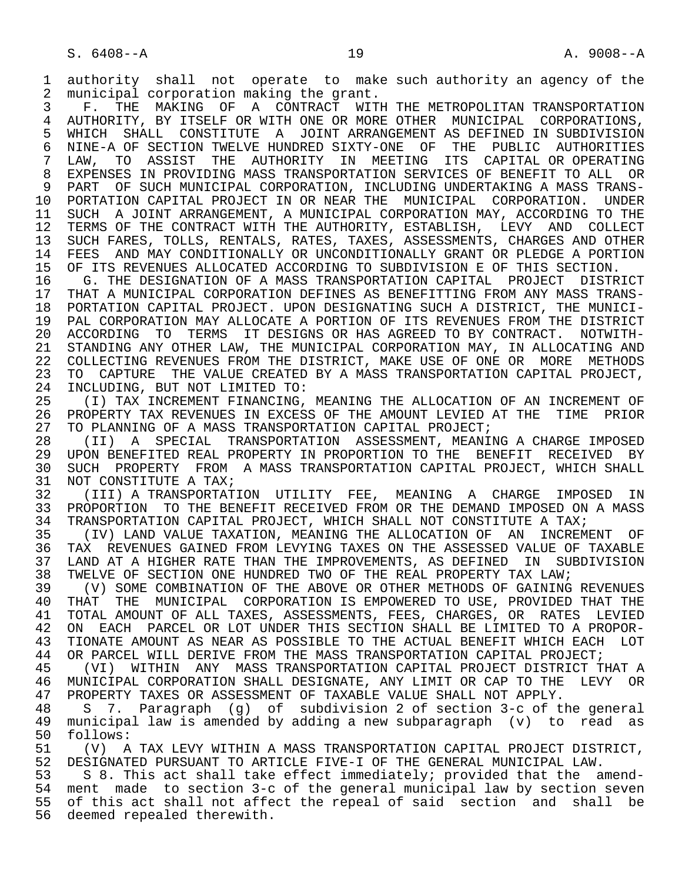authority shall not operate to make such authority an agency of the municipal corporation making the grant.

F. THE MAKING OF A CONTRACT WITH THE METROPOLITAN TRANSPORTATION AUTHORITY, BY ITSELF OR WITH ONE OR MORE OTHER MUNICIPAL CORPORATIONS, WHICH SHALL CONSTITUTE A JOINT ARRANGEMENT AS DEFINED IN SUBDIVISION NINE-A OF SECTION TWELVE HUNDRED SIXTY-ONE OF THE PUBLIC AUTHORITIES LAW, TO ASSIST THE AUTHORITY IN MEETING ITS CAPITAL OR OPERATING EXPENSES IN PROVIDING MASS TRANSPORTATION SERVICES OF BENEFIT TO ALL OR PART OF SUCH MUNICIPAL CORPORATION, INCLUDING UNDERTAKING A MASS TRANSPORTATION CAPITAL PROJECT IN OR NEAR THE MUNICIPAL CORPORATION. UNDER SUCH A JOINT ARRANGEMENT, A MUNICIPAL CORPORATION MAY, ACCORDING TO THE TERMS OF THE CONTRACT WITH THE AUTHORITY, ESTABLISH, LEVY AND COLLECT SUCH FARES, TOLLS, RENTALS, RATES, TAXES, ASSESSMENTS, CHARGES AND OTHER FEES AND MAY CONDITIONALLY OR UNCONDITIONALLY GRANT OR PLEDGE A PORTION OF ITS REVENUES ALLOCATED ACCORDING TO SUBDIVISION E OF THIS SECTION.

G. THE DESIGNATION OF A MASS TRANSPORTATION CAPITAL PROJECT DISTRICT THAT A MUNICIPAL CORPORATION DEFINES AS BENEFITTING FROM ANY MASS TRANSPORTATION CAPITAL PROJECT. UPON DESIGNATING SUCH A DISTRICT, THE MUNICIPAL CORPORATION MAY ALLOCATE A PORTION OF ITS REVENUES FROM THE DISTRICT ACCORDING TO TERMS IT DESIGNS OR HAS AGREED TO BY CONTRACT. NOTWITHSTANDING ANY OTHER LAW, THE MUNICIPAL CORPORATION MAY, IN ALLOCATING AND COLLECTING REVENUES FROM THE DISTRICT, MAKE USE OF ONE OR MORE METHODS TO CAPTURE THE VALUE CREATED BY A MASS TRANSPORTATION CAPITAL PROJECT, INCLUDING, BUT NOT LIMITED TO:

(I) TAX INCREMENT FINANCING, MEANING THE ALLOCATION OF AN INCREMENT OF PROPERTY TAX REVENUES IN EXCESS OF THE AMOUNT LEVIED AT THE TIME PRIOR TO PLANNING OF A MASS TRANSPORTATION CAPITAL PROJECT;

(II) A SPECIAL TRANSPORTATION ASSESSMENT, MEANING A CHARGE IMPOSED UPON BENEFITED REAL PROPERTY IN PROPORTION TO THE BENEFIT RECEIVED BY SUCH PROPERTY FROM A MASS TRANSPORTATION CAPITAL PROJECT, WHICH SHALL NOT CONSTITUTE A TAX;

(III) A TRANSPORTATION UTILITY FEE, MEANING A CHARGE IMPOSED IN PROPORTION TO THE BENEFIT RECEIVED FROM OR THE DEMAND IMPOSED ON A MASS TRANSPORTATION CAPITAL PROJECT, WHICH SHALL NOT CONSTITUTE A TAX;

(IV) LAND VALUE TAXATION, MEANING THE ALLOCATION OF AN INCREMENT OF TAX REVENUES GAINED FROM LEVYING TAXES ON THE ASSESSED VALUE OF TAXABLE LAND AT A HIGHER RATE THAN THE IMPROVEMENTS, AS DEFINED IN SUBDIVISION TWELVE OF SECTION ONE HUNDRED TWO OF THE REAL PROPERTY TAX LAW;

(V) SOME COMBINATION OF THE ABOVE OR OTHER METHODS OF GAINING REVENUES THAT THE MUNICIPAL CORPORATION IS EMPOWERED TO USE, PROVIDED THAT THE TOTAL AMOUNT OF ALL TAXES, ASSESSMENTS, FEES, CHARGES, OR RATES LEVIED ON EACH PARCEL OR LOT UNDER THIS SECTION SHALL BE LIMITED TO A PROPORTIONATE AMOUNT AS NEAR AS POSSIBLE TO THE ACTUAL BENEFIT WHICH EACH LOT OR PARCEL WILL DERIVE FROM THE MASS TRANSPORTATION CAPITAL PROJECT;

(VI) WITHIN ANY MASS TRANSPORTATION CAPITAL PROJECT DISTRICT THAT A MUNICIPAL CORPORATION SHALL DESIGNATE, ANY LIMIT OR CAP TO THE LEVY OR PROPERTY TAXES OR ASSESSMENT OF TAXABLE VALUE SHALL NOT APPLY.

S 7. Paragraph (g) of subdivision 2 of section 3-c of the general municipal law is amended by adding a new subparagraph (v) to read as follows:

(V) A TAX LEVY WITHIN A MASS TRANSPORTATION CAPITAL PROJECT DISTRICT, DESIGNATED PURSUANT TO ARTICLE FIVE-I OF THE GENERAL MUNICIPAL LAW.

S 8. This act shall take effect immediately; provided that the amendment made to section 3-c of the general municipal law by section seven of this act shall not affect the repeal of said section and shall be deemed repealed therewith.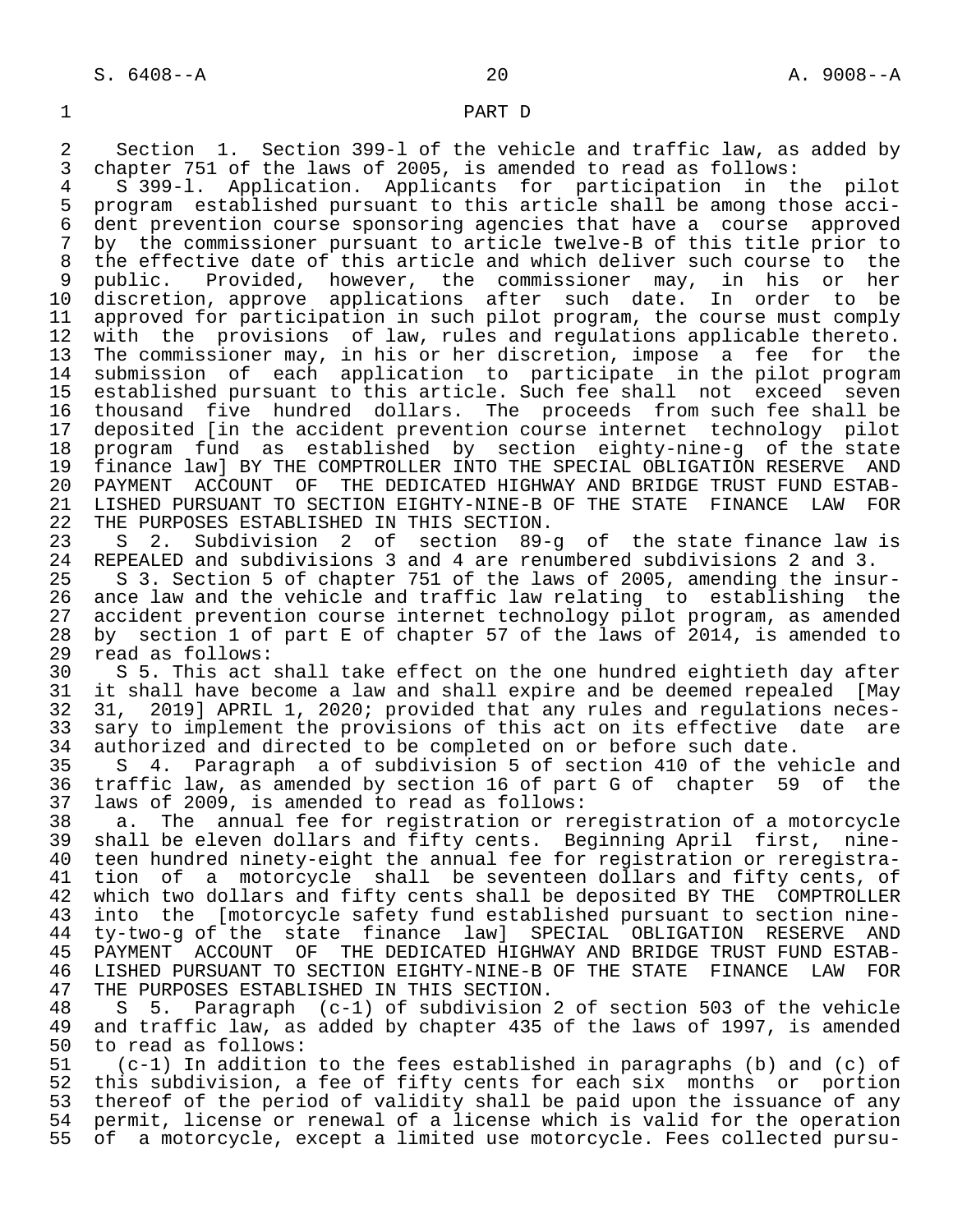PART D

Section 1. Section 399-l of the vehicle and traffic law, as added by chapter 751 of the laws of 2005, is amended to read as follows:

S 399-l. Application. Applicants for participation in the pilot program established pursuant to this article shall be among those accident prevention course sponsoring agencies that have a course approved by the commissioner pursuant to article twelve-B of this title prior to the effective date of this article and which deliver such course to the public. Provided, however, the commissioner may, in his or her discretion, approve applications after such date. In order to be approved for participation in such pilot program, the course must comply with the provisions of law, rules and regulations applicable thereto. The commissioner may, in his or her discretion, impose a fee for the submission of each application to participate in the pilot program established pursuant to this article. Such fee shall not exceed seven thousand five hundred dollars. The proceeds from such fee shall be deposited [in the accident prevention course internet technology pilot program fund as established by section eighty-nine-g of the state finance law] BY THE COMPTROLLER INTO THE SPECIAL OBLIGATION RESERVE AND PAYMENT ACCOUNT OF THE DEDICATED HIGHWAY AND BRIDGE TRUST FUND ESTABLISHED PURSUANT TO SECTION EIGHTY-NINE-B OF THE STATE FINANCE LAW FOR THE PURPOSES ESTABLISHED IN THIS SECTION.

S 2. Subdivision 2 of section 89-g of the state finance law is REPEALED and subdivisions 3 and 4 are renumbered subdivisions 2 and 3.

S 3. Section 5 of chapter 751 of the laws of 2005, amending the insurance law and the vehicle and traffic law relating to establishing the accident prevention course internet technology pilot program, as amended by section 1 of part E of chapter 57 of the laws of 2014, is amended to read as follows:

S 5. This act shall take effect on the one hundred eightieth day after it shall have become a law and shall expire and be deemed repealed [May 31, 2019] APRIL 1, 2020; provided that any rules and regulations necessary to implement the provisions of this act on its effective date are authorized and directed to be completed on or before such date.

S 4. Paragraph a of subdivision 5 of section 410 of the vehicle and traffic law, as amended by section 16 of part G of chapter 59 of the laws of 2009, is amended to read as follows:

a. The annual fee for registration or reregistration of a motorcycle shall be eleven dollars and fifty cents. Beginning April first, nineteen hundred ninety-eight the annual fee for registration or reregistration of a motorcycle shall be seventeen dollars and fifty cents, of which two dollars and fifty cents shall be deposited BY THE COMPTROLLER into the [motorcycle safety fund established pursuant to section ninety-two-g of the state finance law] SPECIAL OBLIGATION RESERVE AND PAYMENT ACCOUNT OF THE DEDICATED HIGHWAY AND BRIDGE TRUST FUND ESTABLISHED PURSUANT TO SECTION EIGHTY-NINE-B OF THE STATE FINANCE LAW FOR THE PURPOSES ESTABLISHED IN THIS SECTION.

S 5. Paragraph (c-1) of subdivision 2 of section 503 of the vehicle and traffic law, as added by chapter 435 of the laws of 1997, is amended to read as follows:

(c-1) In addition to the fees established in paragraphs (b) and (c) of this subdivision, a fee of fifty cents for each six months or portion thereof of the period of validity shall be paid upon the issuance of any permit, license or renewal of a license which is valid for the operation of a motorcycle, except a limited use motorcycle. Fees collected pursu-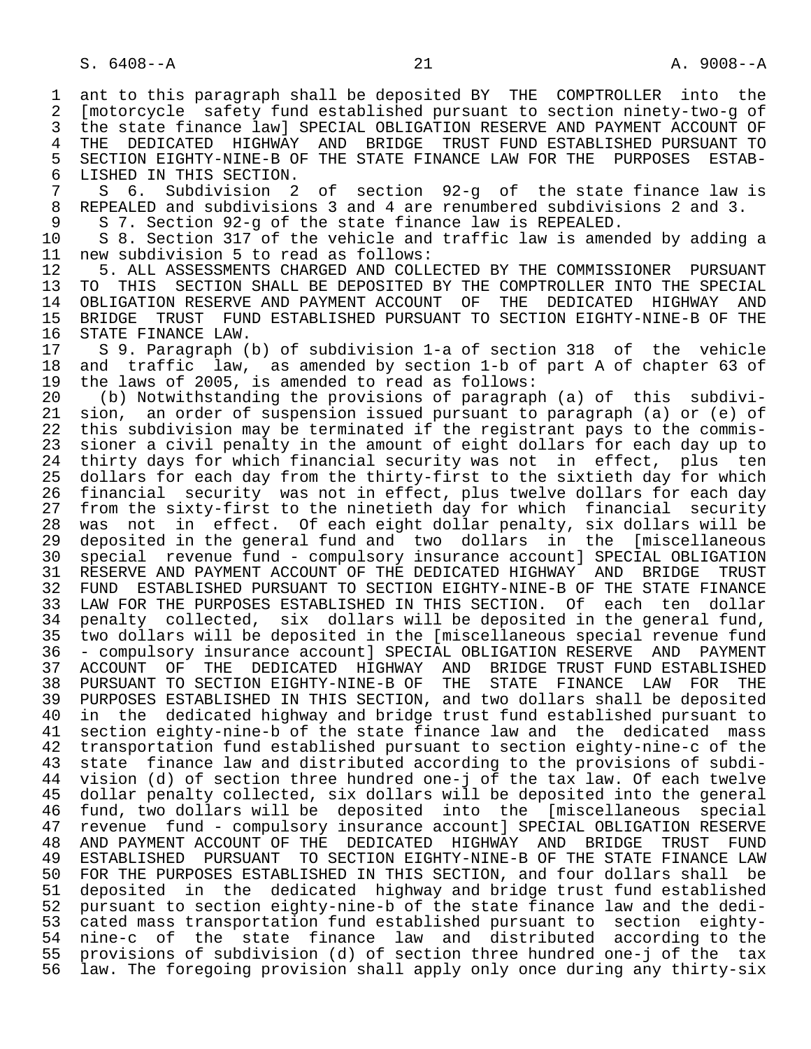ant to this paragraph shall be deposited BY THE COMPTROLLER into the [motorcycle safety fund established pursuant to section ninety-two-g of the state finance law] SPECIAL OBLIGATION RESERVE AND PAYMENT ACCOUNT OF THE DEDICATED HIGHWAY AND BRIDGE TRUST FUND ESTABLISHED PURSUANT TO SECTION EIGHTY-NINE-B OF THE STATE FINANCE LAW FOR THE PURPOSES ESTABLISHED IN THIS SECTION.

S 6. Subdivision 2 of section 92-g of the state finance law is REPEALED and subdivisions 3 and 4 are renumbered subdivisions 2 and 3.

S 7. Section 92-g of the state finance law is REPEALED.

S 8. Section 317 of the vehicle and traffic law is amended by adding a new subdivision 5 to read as follows:

5. ALL ASSESSMENTS CHARGED AND COLLECTED BY THE COMMISSIONER PURSUANT TO THIS SECTION SHALL BE DEPOSITED BY THE COMPTROLLER INTO THE SPECIAL OBLIGATION RESERVE AND PAYMENT ACCOUNT OF THE DEDICATED HIGHWAY AND BRIDGE TRUST FUND ESTABLISHED PURSUANT TO SECTION EIGHTY-NINE-B OF THE STATE FINANCE LAW.

S 9. Paragraph (b) of subdivision 1-a of section 318 of the vehicle and traffic law, as amended by section 1-b of part A of chapter 63 of the laws of 2005, is amended to read as follows:

(b) Notwithstanding the provisions of paragraph (a) of this subdivision, an order of suspension issued pursuant to paragraph (a) or (e) of this subdivision may be terminated if the registrant pays to the commissioner a civil penalty in the amount of eight dollars for each day up to thirty days for which financial security was not in effect, plus ten dollars for each day from the thirty-first to the sixtieth day for which financial security was not in effect, plus twelve dollars for each day from the sixty-first to the ninetieth day for which financial security was not in effect. Of each eight dollar penalty, six dollars will be deposited in the general fund and two dollars in the [miscellaneous special revenue fund - compulsory insurance account] SPECIAL OBLIGATION RESERVE AND PAYMENT ACCOUNT OF THE DEDICATED HIGHWAY AND BRIDGE TRUST FUND ESTABLISHED PURSUANT TO SECTION EIGHTY-NINE-B OF THE STATE FINANCE LAW FOR THE PURPOSES ESTABLISHED IN THIS SECTION. Of each ten dollar penalty collected, six dollars will be deposited in the general fund, two dollars will be deposited in the [miscellaneous special revenue fund - compulsory insurance account] SPECIAL OBLIGATION RESERVE AND PAYMENT ACCOUNT OF THE DEDICATED HIGHWAY AND BRIDGE TRUST FUND ESTABLISHED PURSUANT TO SECTION EIGHTY-NINE-B OF THE STATE FINANCE LAW FOR THE PURPOSES ESTABLISHED IN THIS SECTION, and two dollars shall be deposited in the dedicated highway and bridge trust fund established pursuant to section eighty-nine-b of the state finance law and the dedicated mass transportation fund established pursuant to section eighty-nine-c of the state finance law and distributed according to the provisions of subdivision (d) of section three hundred one-j of the tax law. Of each twelve dollar penalty collected, six dollars will be deposited into the general fund, two dollars will be deposited into the [miscellaneous special revenue fund - compulsory insurance account] SPECIAL OBLIGATION RESERVE AND PAYMENT ACCOUNT OF THE DEDICATED HIGHWAY AND BRIDGE TRUST FUND ESTABLISHED PURSUANT TO SECTION EIGHTY-NINE-B OF THE STATE FINANCE LAW FOR THE PURPOSES ESTABLISHED IN THIS SECTION, and four dollars shall be deposited in the dedicated highway and bridge trust fund established pursuant to section eighty-nine-b of the state finance law and the dedicated mass transportation fund established pursuant to section eighty-nine-c of the state finance law and distributed according to the provisions of subdivision (d) of section three hundred one-j of the tax law. The foregoing provision shall apply only once during any thirty-six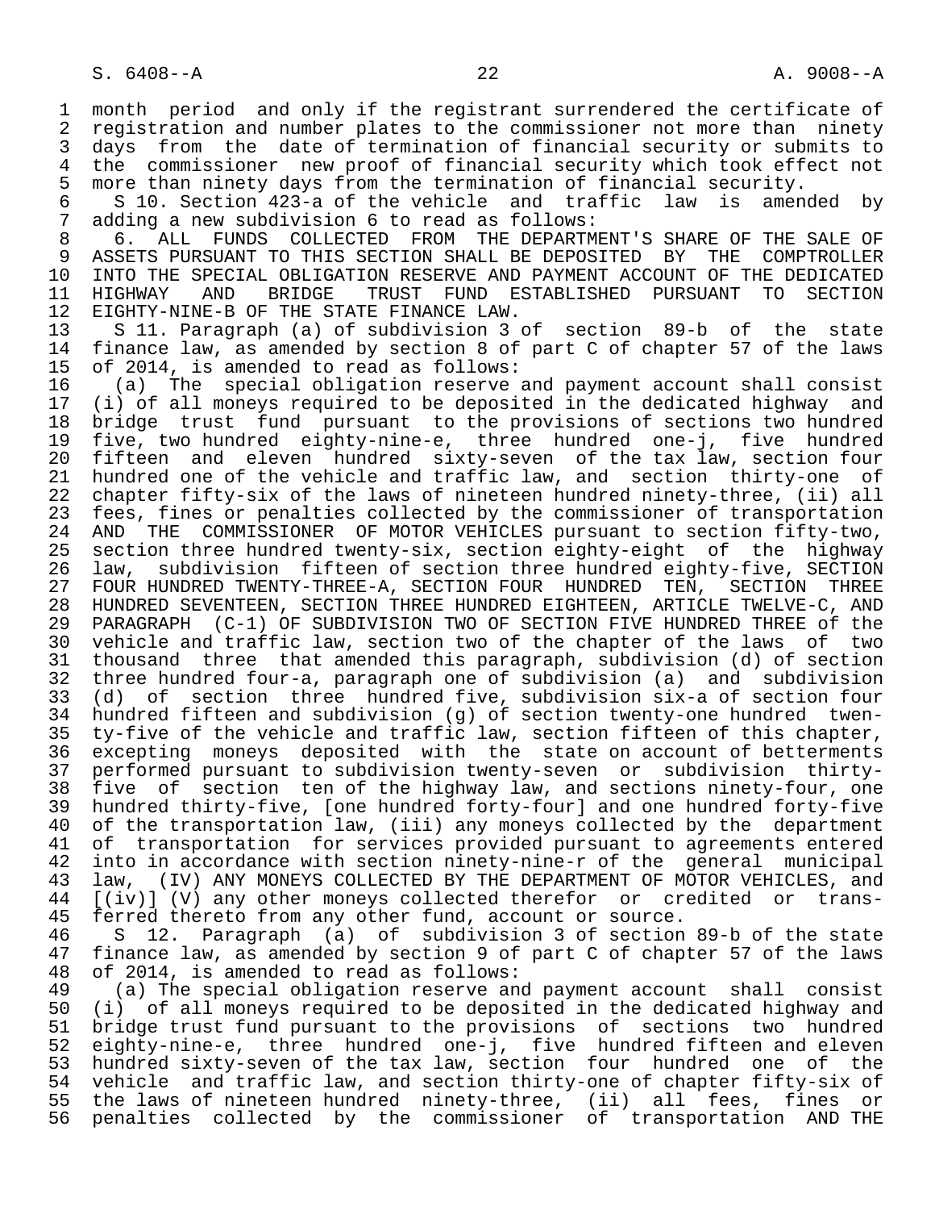month period and only if the registrant surrendered the certificate of registration and number plates to the commissioner not more than ninety days from the date of termination of financial security or submits to the commissioner new proof of financial security which took effect not more than ninety days from the termination of financial security.

S 10. Section 423-a of the vehicle and traffic law is amended by adding a new subdivision 6 to read as follows:

6. ALL FUNDS COLLECTED FROM THE DEPARTMENT'S SHARE OF THE SALE OF ASSETS PURSUANT TO THIS SECTION SHALL BE DEPOSITED BY THE COMPTROLLER INTO THE SPECIAL OBLIGATION RESERVE AND PAYMENT ACCOUNT OF THE DEDICATED HIGHWAY AND BRIDGE TRUST FUND ESTABLISHED PURSUANT TO SECTION EIGHTY-NINE-B OF THE STATE FINANCE LAW.

S 11. Paragraph (a) of subdivision 3 of section 89-b of the state finance law, as amended by section 8 of part C of chapter 57 of the laws of 2014, is amended to read as follows:

(a) The special obligation reserve and payment account shall consist (i) of all moneys required to be deposited in the dedicated highway and bridge trust fund pursuant to the provisions of sections two hundred five, two hundred eighty-nine-e, three hundred one-j, five hundred fifteen and eleven hundred sixty-seven of the tax law, section four hundred one of the vehicle and traffic law, and section thirty-one of chapter fifty-six of the laws of nineteen hundred ninety-three, (ii) all fees, fines or penalties collected by the commissioner of transportation AND THE COMMISSIONER OF MOTOR VEHICLES pursuant to section fifty-two, section three hundred twenty-six, section eighty-eight of the highway law, subdivision fifteen of section three hundred eighty-five, SECTION FOUR HUNDRED TWENTY-THREE-A, SECTION FOUR HUNDRED TEN, SECTION THREE HUNDRED SEVENTEEN, SECTION THREE HUNDRED EIGHTEEN, ARTICLE TWELVE-C, AND PARAGRAPH (C-1) OF SUBDIVISION TWO OF SECTION FIVE HUNDRED THREE of the vehicle and traffic law, section two of the chapter of the laws of two thousand three that amended this paragraph, subdivision (d) of section three hundred four-a, paragraph one of subdivision (a) and subdivision (d) of section three hundred five, subdivision six-a of section four hundred fifteen and subdivision (g) of section twenty-one hundred twenty-five of the vehicle and traffic law, section fifteen of this chapter, excepting moneys deposited with the state on account of betterments performed pursuant to subdivision twenty-seven or subdivision thirty-five of section ten of the highway law, and sections ninety-four, one hundred thirty-five, [one hundred forty-four] and one hundred forty-five of the transportation law, (iii) any moneys collected by the department of transportation for services provided pursuant to agreements entered into in accordance with section ninety-nine-r of the general municipal law, (IV) ANY MONEYS COLLECTED BY THE DEPARTMENT OF MOTOR VEHICLES, and [(iv)] (V) any other moneys collected therefor or credited or transferred thereto from any other fund, account or source.

S 12. Paragraph (a) of subdivision 3 of section 89-b of the state finance law, as amended by section 9 of part C of chapter 57 of the laws of 2014, is amended to read as follows:

(a) The special obligation reserve and payment account shall consist (i) of all moneys required to be deposited in the dedicated highway and bridge trust fund pursuant to the provisions of sections two hundred eighty-nine-e, three hundred one-j, five hundred fifteen and eleven hundred sixty-seven of the tax law, section four hundred one of the vehicle and traffic law, and section thirty-one of chapter fifty-six of the laws of nineteen hundred ninety-three, (ii) all fees, fines or penalties collected by the commissioner of transportation AND THE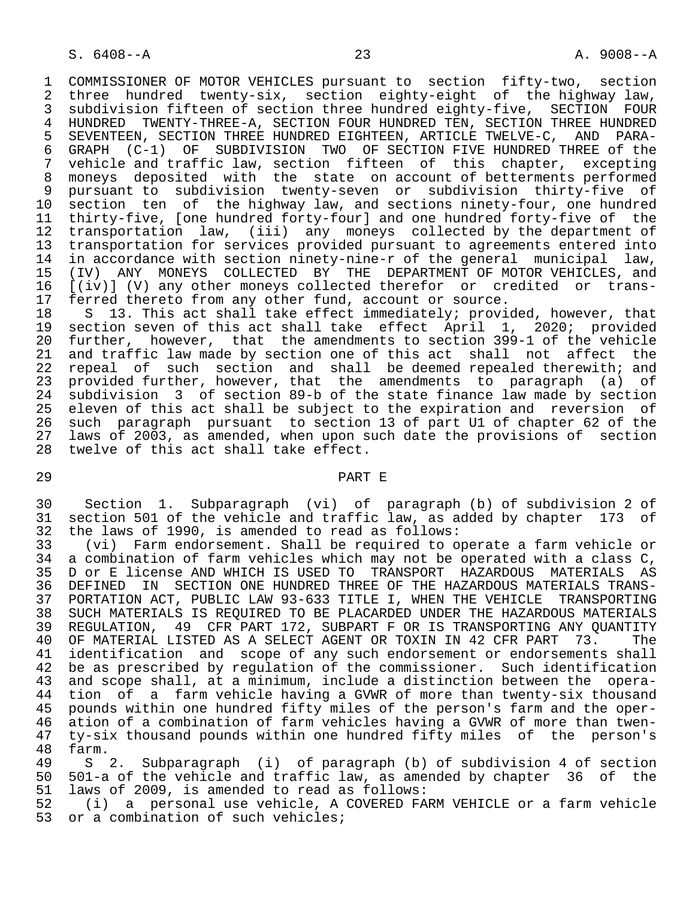COMMISSIONER OF MOTOR VEHICLES pursuant to section fifty-two, section three hundred twenty-six, section eighty-eight of the highway law, subdivision fifteen of section three hundred eighty-five, SECTION FOUR HUNDRED TWENTY-THREE-A, SECTION FOUR HUNDRED TEN, SECTION THREE HUNDRED SEVENTEEN, SECTION THREE HUNDRED EIGHTEEN, ARTICLE TWELVE-C, AND PARAGRAPH (C-1) OF SUBDIVISION TWO OF SECTION FIVE HUNDRED THREE of the vehicle and traffic law, section fifteen of this chapter, excepting moneys deposited with the state on account of betterments performed pursuant to subdivision twenty-seven or subdivision thirty-five of section ten of the highway law, and sections ninety-four, one hundred thirty-five, [one hundred forty-four] and one hundred forty-five of the transportation law, (iii) any moneys collected by the department of transportation for services provided pursuant to agreements entered into in accordance with section ninety-nine-r of the general municipal law, (IV) ANY MONEYS COLLECTED BY THE DEPARTMENT OF MOTOR VEHICLES, and [(iv)] (V) any other moneys collected therefor or credited or transferred thereto from any other fund, account or source.

S 13. This act shall take effect immediately; provided, however, that section seven of this act shall take effect April 1, 2020; provided further, however, that the amendments to section 399-l of the vehicle and traffic law made by section one of this act shall not affect the repeal of such section and shall be deemed repealed therewith; and provided further, however, that the amendments to paragraph (a) of subdivision 3 of section 89-b of the state finance law made by section eleven of this act shall be subject to the expiration and reversion of such paragraph pursuant to section 13 of part U1 of chapter 62 of the laws of 2003, as amended, when upon such date the provisions of section twelve of this act shall take effect.

PART E

Section 1. Subparagraph (vi) of paragraph (b) of subdivision 2 of section 501 of the vehicle and traffic law, as added by chapter 173 of the laws of 1990, is amended to read as follows:

(vi) Farm endorsement. Shall be required to operate a farm vehicle or a combination of farm vehicles which may not be operated with a class C, D or E license AND WHICH IS USED TO TRANSPORT HAZARDOUS MATERIALS AS DEFINED IN SECTION ONE HUNDRED THREE OF THE HAZARDOUS MATERIALS TRANSPORTATION ACT, PUBLIC LAW 93-633 TITLE I, WHEN THE VEHICLE TRANSPORTING SUCH MATERIALS IS REQUIRED TO BE PLACARDED UNDER THE HAZARDOUS MATERIALS REGULATION, 49 CFR PART 172, SUBPART F OR IS TRANSPORTING ANY QUANTITY OF MATERIAL LISTED AS A SELECT AGENT OR TOXIN IN 42 CFR PART 73. The identification and scope of any such endorsement or endorsements shall be as prescribed by regulation of the commissioner. Such identification and scope shall, at a minimum, include a distinction between the operation of a farm vehicle having a GVWR of more than twenty-six thousand pounds within one hundred fifty miles of the person's farm and the operation of a combination of farm vehicles having a GVWR of more than twenty-six thousand pounds within one hundred fifty miles of the person's farm.

S 2. Subparagraph (i) of paragraph (b) of subdivision 4 of section 501-a of the vehicle and traffic law, as amended by chapter 36 of the laws of 2009, is amended to read as follows:

(i) a personal use vehicle, A COVERED FARM VEHICLE or a farm vehicle or a combination of such vehicles;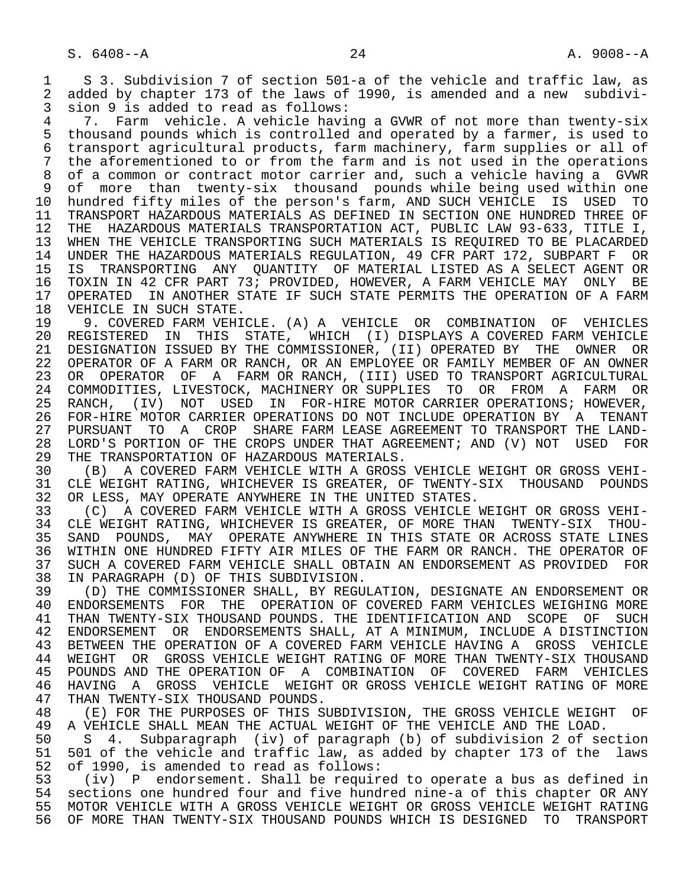S 3. Subdivision 7 of section 501-a of the vehicle and traffic law, as added by chapter 173 of the laws of 1990, is amended and a new subdivision 9 is added to read as follows:

7. Farm vehicle. A vehicle having a GVWR of not more than twenty-six thousand pounds which is controlled and operated by a farmer, is used to transport agricultural products, farm machinery, farm supplies or all of the aforementioned to or from the farm and is not used in the operations of a common or contract motor carrier and, such a vehicle having a GVWR of more than twenty-six thousand pounds while being used within one hundred fifty miles of the person's farm, AND SUCH VEHICLE IS USED TO TRANSPORT HAZARDOUS MATERIALS AS DEFINED IN SECTION ONE HUNDRED THREE OF THE HAZARDOUS MATERIALS TRANSPORTATION ACT, PUBLIC LAW 93-633, TITLE I, WHEN THE VEHICLE TRANSPORTING SUCH MATERIALS IS REQUIRED TO BE PLACARDED UNDER THE HAZARDOUS MATERIALS REGULATION, 49 CFR PART 172, SUBPART F OR IS TRANSPORTING ANY QUANTITY OF MATERIAL LISTED AS A SELECT AGENT OR TOXIN IN 42 CFR PART 73; PROVIDED, HOWEVER, A FARM VEHICLE MAY ONLY BE OPERATED IN ANOTHER STATE IF SUCH STATE PERMITS THE OPERATION OF A FARM VEHICLE IN SUCH STATE.

9. COVERED FARM VEHICLE. (A) A VEHICLE OR COMBINATION OF VEHICLES REGISTERED IN THIS STATE, WHICH (I) DISPLAYS A COVERED FARM VEHICLE DESIGNATION ISSUED BY THE COMMISSIONER, (II) OPERATED BY THE OWNER OR OPERATOR OF A FARM OR RANCH, OR AN EMPLOYEE OR FAMILY MEMBER OF AN OWNER OR OPERATOR OF A FARM OR RANCH, (III) USED TO TRANSPORT AGRICULTURAL COMMODITIES, LIVESTOCK, MACHINERY OR SUPPLIES TO OR FROM A FARM OR RANCH, (IV) NOT USED IN FOR-HIRE MOTOR CARRIER OPERATIONS; HOWEVER, FOR-HIRE MOTOR CARRIER OPERATIONS DO NOT INCLUDE OPERATION BY A TENANT PURSUANT TO A CROP SHARE FARM LEASE AGREEMENT TO TRANSPORT THE LANDLORD'S PORTION OF THE CROPS UNDER THAT AGREEMENT; AND (V) NOT USED FOR THE TRANSPORTATION OF HAZARDOUS MATERIALS.

(B) A COVERED FARM VEHICLE WITH A GROSS VEHICLE WEIGHT OR GROSS VEHICLE WEIGHT RATING, WHICHEVER IS GREATER, OF TWENTY-SIX THOUSAND POUNDS OR LESS, MAY OPERATE ANYWHERE IN THE UNITED STATES.

(C) A COVERED FARM VEHICLE WITH A GROSS VEHICLE WEIGHT OR GROSS VEHICLE WEIGHT RATING, WHICHEVER IS GREATER, OF MORE THAN TWENTY-SIX THOUSAND POUNDS, MAY OPERATE ANYWHERE IN THIS STATE OR ACROSS STATE LINES WITHIN ONE HUNDRED FIFTY AIR MILES OF THE FARM OR RANCH. THE OPERATOR OF SUCH A COVERED FARM VEHICLE SHALL OBTAIN AN ENDORSEMENT AS PROVIDED FOR IN PARAGRAPH (D) OF THIS SUBDIVISION.

(D) THE COMMISSIONER SHALL, BY REGULATION, DESIGNATE AN ENDORSEMENT OR ENDORSEMENTS FOR THE OPERATION OF COVERED FARM VEHICLES WEIGHING MORE THAN TWENTY-SIX THOUSAND POUNDS. THE IDENTIFICATION AND SCOPE OF SUCH ENDORSEMENT OR ENDORSEMENTS SHALL, AT A MINIMUM, INCLUDE A DISTINCTION BETWEEN THE OPERATION OF A COVERED FARM VEHICLE HAVING A GROSS VEHICLE WEIGHT OR GROSS VEHICLE WEIGHT RATING OF MORE THAN TWENTY-SIX THOUSAND POUNDS AND THE OPERATION OF A COMBINATION OF COVERED FARM VEHICLES HAVING A GROSS VEHICLE WEIGHT OR GROSS VEHICLE WEIGHT RATING OF MORE THAN TWENTY-SIX THOUSAND POUNDS.

(E) FOR THE PURPOSES OF THIS SUBDIVISION, THE GROSS VEHICLE WEIGHT OF A VEHICLE SHALL MEAN THE ACTUAL WEIGHT OF THE VEHICLE AND THE LOAD.

S 4. Subparagraph (iv) of paragraph (b) of subdivision 2 of section 501 of the vehicle and traffic law, as added by chapter 173 of the laws of 1990, is amended to read as follows:

(iv) P endorsement. Shall be required to operate a bus as defined in sections one hundred four and five hundred nine-a of this chapter OR ANY MOTOR VEHICLE WITH A GROSS VEHICLE WEIGHT OR GROSS VEHICLE WEIGHT RATING OF MORE THAN TWENTY-SIX THOUSAND POUNDS WHICH IS DESIGNED TO TRANSPORT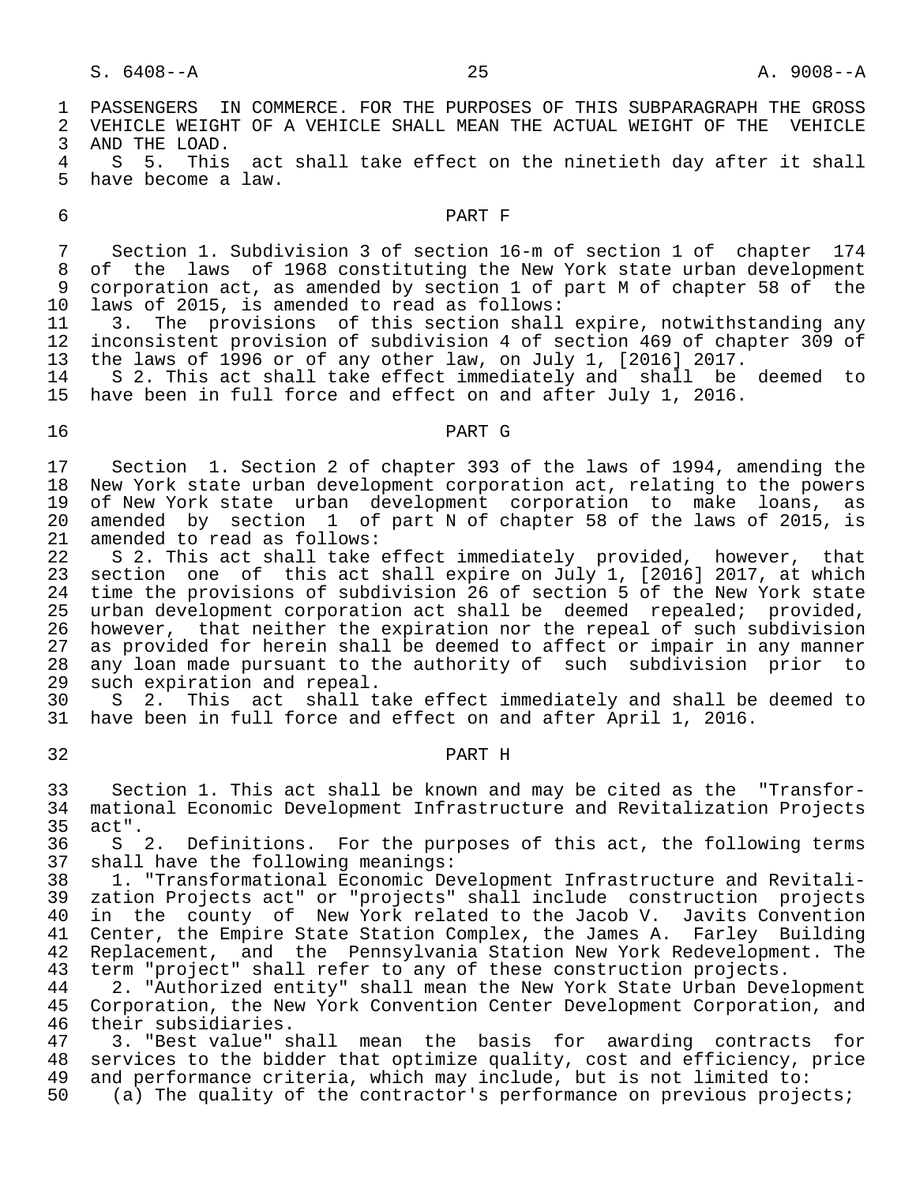PASSENGERS IN COMMERCE. FOR THE PURPOSES OF THIS SUBPARAGRAPH THE GROSS VEHICLE WEIGHT OF A VEHICLE SHALL MEAN THE ACTUAL WEIGHT OF THE VEHICLE AND THE LOAD.

S 5. This act shall take effect on the ninetieth day after it shall have become a law.

PART F

Section 1. Subdivision 3 of section 16-m of section 1 of chapter 174 of the laws of 1968 constituting the New York state urban development corporation act, as amended by section 1 of part M of chapter 58 of the laws of 2015, is amended to read as follows:

3. The provisions of this section shall expire, notwithstanding any inconsistent provision of subdivision 4 of section 469 of chapter 309 of the laws of 1996 or of any other law, on July 1, [2016] 2017.

S 2. This act shall take effect immediately and shall be deemed to have been in full force and effect on and after July 1, 2016.

PART G

Section 1. Section 2 of chapter 393 of the laws of 1994, amending the New York state urban development corporation act, relating to the powers of New York state urban development corporation to make loans, as amended by section 1 of part N of chapter 58 of the laws of 2015, is amended to read as follows:

S 2. This act shall take effect immediately provided, however, that section one of this act shall expire on July 1, [2016] 2017, at which time the provisions of subdivision 26 of section 5 of the New York state urban development corporation act shall be deemed repealed; provided, however, that neither the expiration nor the repeal of such subdivision as provided for herein shall be deemed to affect or impair in any manner any loan made pursuant to the authority of such subdivision prior to such expiration and repeal.

S 2. This act shall take effect immediately and shall be deemed to have been in full force and effect on and after April 1, 2016.

PART H

Section 1. This act shall be known and may be cited as the "Transformational Economic Development Infrastructure and Revitalization Projects act".

S 2. Definitions. For the purposes of this act, the following terms shall have the following meanings:

1. "Transformational Economic Development Infrastructure and Revitalization Projects act" or "projects" shall include construction projects in the county of New York related to the Jacob V. Javits Convention Center, the Empire State Station Complex, the James A. Farley Building Replacement, and the Pennsylvania Station New York Redevelopment. The term "project" shall refer to any of these construction projects.

2. "Authorized entity" shall mean the New York State Urban Development Corporation, the New York Convention Center Development Corporation, and their subsidiaries.

3. "Best value" shall mean the basis for awarding contracts for services to the bidder that optimize quality, cost and efficiency, price and performance criteria, which may include, but is not limited to:

(a) The quality of the contractor's performance on previous projects;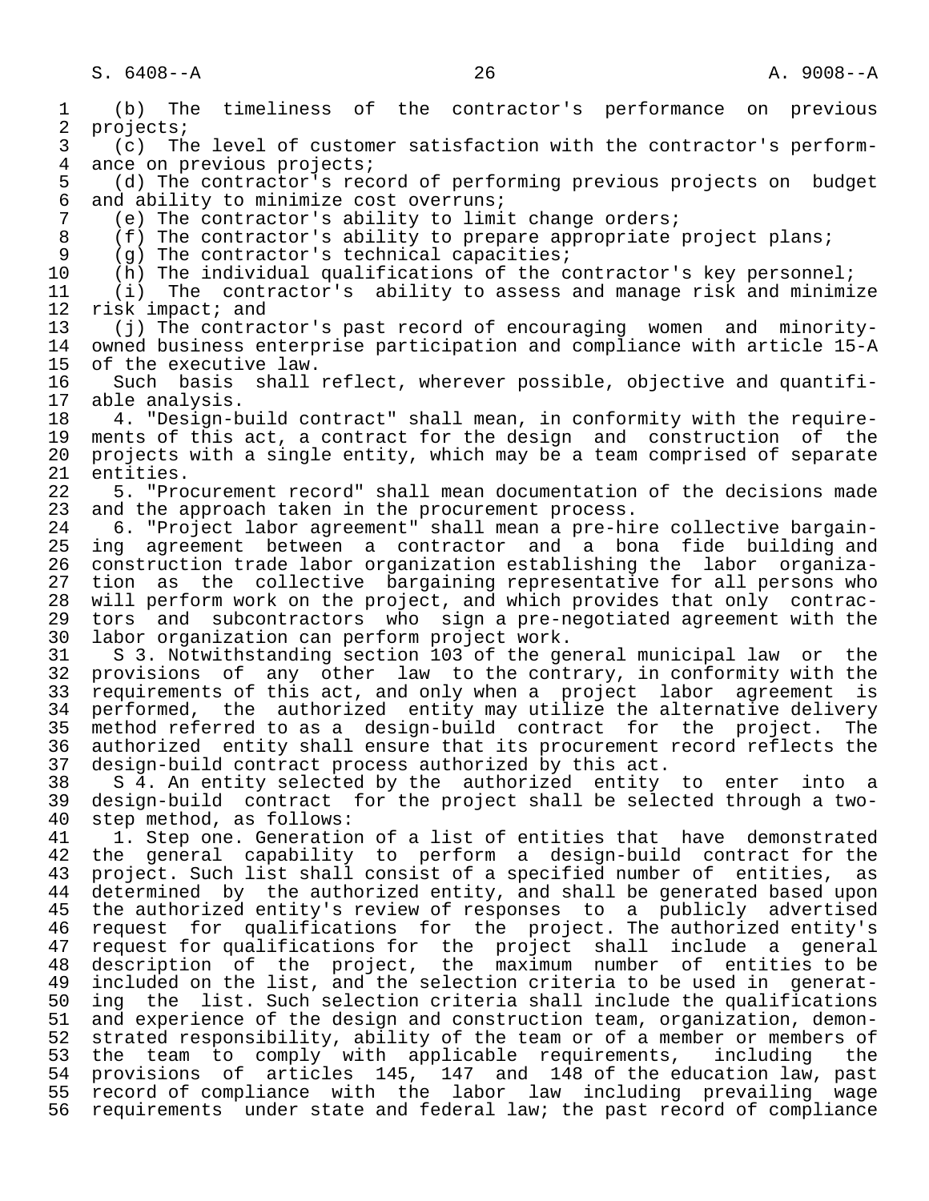(b) The timeliness of the contractor's performance on previous projects;

(c) The level of customer satisfaction with the contractor's performance on previous projects;

(d) The contractor's record of performing previous projects on budget and ability to minimize cost overruns;

(e) The contractor's ability to limit change orders;

(f) The contractor's ability to prepare appropriate project plans;

(g) The contractor's technical capacities;

(h) The individual qualifications of the contractor's key personnel;

(i) The contractor's ability to assess and manage risk and minimize risk impact; and

(j) The contractor's past record of encouraging women and minority-owned business enterprise participation and compliance with article 15-A of the executive law.

Such basis shall reflect, wherever possible, objective and quantifiable analysis.

4. "Design-build contract" shall mean, in conformity with the requirements of this act, a contract for the design and construction of the projects with a single entity, which may be a team comprised of separate entities.

5. "Procurement record" shall mean documentation of the decisions made and the approach taken in the procurement process.

6. "Project labor agreement" shall mean a pre-hire collective bargaining agreement between a contractor and a bona fide building and construction trade labor organization establishing the labor organization as the collective bargaining representative for all persons who will perform work on the project, and which provides that only contractors and subcontractors who sign a pre-negotiated agreement with the labor organization can perform project work.

S 3. Notwithstanding section 103 of the general municipal law or the provisions of any other law to the contrary, in conformity with the requirements of this act, and only when a project labor agreement is performed, the authorized entity may utilize the alternative delivery method referred to as a design-build contract for the project. The authorized entity shall ensure that its procurement record reflects the design-build contract process authorized by this act.

S 4. An entity selected by the authorized entity to enter into a design-build contract for the project shall be selected through a two-step method, as follows:

1. Step one. Generation of a list of entities that have demonstrated the general capability to perform a design-build contract for the project. Such list shall consist of a specified number of entities, as determined by the authorized entity, and shall be generated based upon the authorized entity's review of responses to a publicly advertised request for qualifications for the project. The authorized entity's request for qualifications for the project shall include a general description of the project, the maximum number of entities to be included on the list, and the selection criteria to be used in generating the list. Such selection criteria shall include the qualifications and experience of the design and construction team, organization, demonstrated responsibility, ability of the team or of a member or members of the team to comply with applicable requirements, including the provisions of articles 145, 147 and 148 of the education law, past record of compliance with the labor law including prevailing wage requirements under state and federal law; the past record of compliance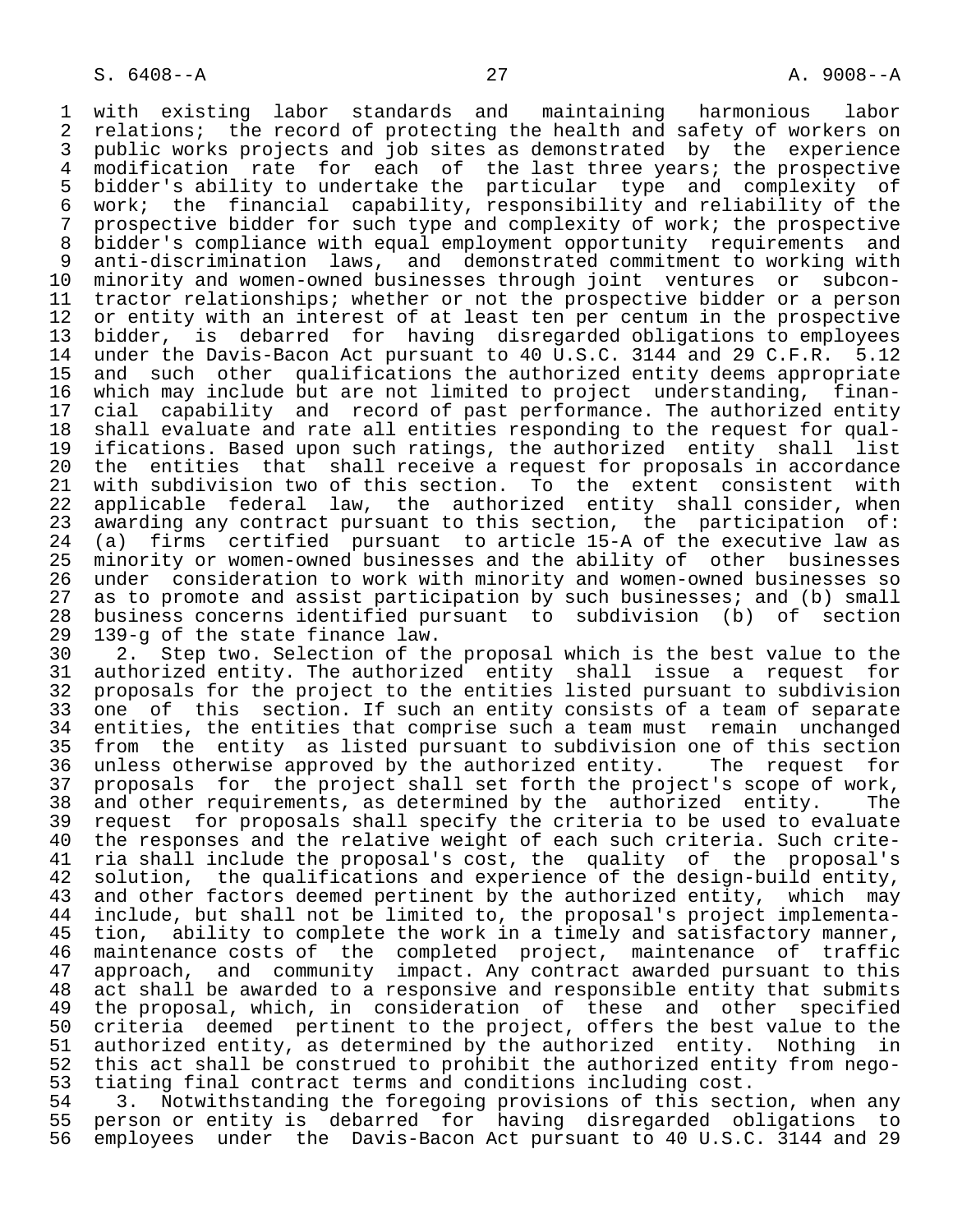with existing labor standards and maintaining harmonious labor relations; the record of protecting the health and safety of workers on public works projects and job sites as demonstrated by the experience modification rate for each of the last three years; the prospective bidder's ability to undertake the particular type and complexity of work; the financial capability, responsibility and reliability of the prospective bidder for such type and complexity of work; the prospective bidder's compliance with equal employment opportunity requirements and anti-discrimination laws, and demonstrated commitment to working with minority and women-owned businesses through joint ventures or subcontractor relationships; whether or not the prospective bidder or a person or entity with an interest of at least ten per centum in the prospective bidder, is debarred for having disregarded obligations to employees under the Davis-Bacon Act pursuant to 40 U.S.C. 3144 and 29 C.F.R. 5.12 and such other qualifications the authorized entity deems appropriate which may include but are not limited to project understanding, financial capability and record of past performance. The authorized entity shall evaluate and rate all entities responding to the request for qualifications. Based upon such ratings, the authorized entity shall list the entities that shall receive a request for proposals in accordance with subdivision two of this section. To the extent consistent with applicable federal law, the authorized entity shall consider, when awarding any contract pursuant to this section, the participation of: (a) firms certified pursuant to article 15-A of the executive law as minority or women-owned businesses and the ability of other businesses under consideration to work with minority and women-owned businesses so as to promote and assist participation by such businesses; and (b) small business concerns identified pursuant to subdivision (b) of section 139-g of the state finance law.

2. Step two. Selection of the proposal which is the best value to the authorized entity. The authorized entity shall issue a request for proposals for the project to the entities listed pursuant to subdivision one of this section. If such an entity consists of a team of separate entities, the entities that comprise such a team must remain unchanged from the entity as listed pursuant to subdivision one of this section unless otherwise approved by the authorized entity. The request for proposals for the project shall set forth the project's scope of work, and other requirements, as determined by the authorized entity. The request for proposals shall specify the criteria to be used to evaluate the responses and the relative weight of each such criteria. Such criteria shall include the proposal's cost, the quality of the proposal's solution, the qualifications and experience of the design-build entity, and other factors deemed pertinent by the authorized entity, which may include, but shall not be limited to, the proposal's project implementation, ability to complete the work in a timely and satisfactory manner, maintenance costs of the completed project, maintenance of traffic approach, and community impact. Any contract awarded pursuant to this act shall be awarded to a responsive and responsible entity that submits the proposal, which, in consideration of these and other specified criteria deemed pertinent to the project, offers the best value to the authorized entity, as determined by the authorized entity. Nothing in this act shall be construed to prohibit the authorized entity from negotiating final contract terms and conditions including cost.

3. Notwithstanding the foregoing provisions of this section, when any person or entity is debarred for having disregarded obligations to employees under the Davis-Bacon Act pursuant to 40 U.S.C. 3144 and 29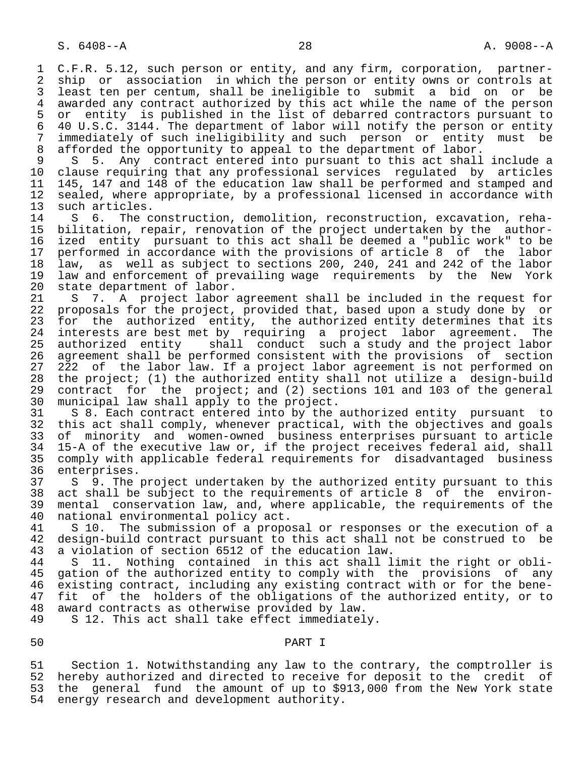C.F.R. 5.12, such person or entity, and any firm, corporation, partnership or association in which the person or entity owns or controls at least ten per centum, shall be ineligible to submit a bid on or be awarded any contract authorized by this act while the name of the person or entity is published in the list of debarred contractors pursuant to 40 U.S.C. 3144. The department of labor will notify the person or entity immediately of such ineligibility and such person or entity must be afforded the opportunity to appeal to the department of labor.

S 5. Any contract entered into pursuant to this act shall include a clause requiring that any professional services regulated by articles 145, 147 and 148 of the education law shall be performed and stamped and sealed, where appropriate, by a professional licensed in accordance with such articles.

S 6. The construction, demolition, reconstruction, excavation, rehabilitation, repair, renovation of the project undertaken by the authorized entity pursuant to this act shall be deemed a "public work" to be performed in accordance with the provisions of article 8 of the labor law, as well as subject to sections 200, 240, 241 and 242 of the labor law and enforcement of prevailing wage requirements by the New York state department of labor.

S 7. A project labor agreement shall be included in the request for proposals for the project, provided that, based upon a study done by or for the authorized entity, the authorized entity determines that its interests are best met by requiring a project labor agreement. The authorized entity shall conduct such a study and the project labor agreement shall be performed consistent with the provisions of section 222 of the labor law. If a project labor agreement is not performed on the project; (1) the authorized entity shall not utilize a design-build contract for the project; and (2) sections 101 and 103 of the general municipal law shall apply to the project.

S 8. Each contract entered into by the authorized entity pursuant to this act shall comply, whenever practical, with the objectives and goals of minority and women-owned business enterprises pursuant to article 15-A of the executive law or, if the project receives federal aid, shall comply with applicable federal requirements for disadvantaged business enterprises.

S 9. The project undertaken by the authorized entity pursuant to this act shall be subject to the requirements of article 8 of the environmental conservation law, and, where applicable, the requirements of the national environmental policy act.

S 10. The submission of a proposal or responses or the execution of a design-build contract pursuant to this act shall not be construed to be a violation of section 6512 of the education law.

S 11. Nothing contained in this act shall limit the right or obligation of the authorized entity to comply with the provisions of any existing contract, including any existing contract with or for the benefit of the holders of the obligations of the authorized entity, or to award contracts as otherwise provided by law.

S 12. This act shall take effect immediately.

## PART I

Section 1. Notwithstanding any law to the contrary, the comptroller is hereby authorized and directed to receive for deposit to the credit of the general fund the amount of up to $913,000 from the New York state energy research and development authority.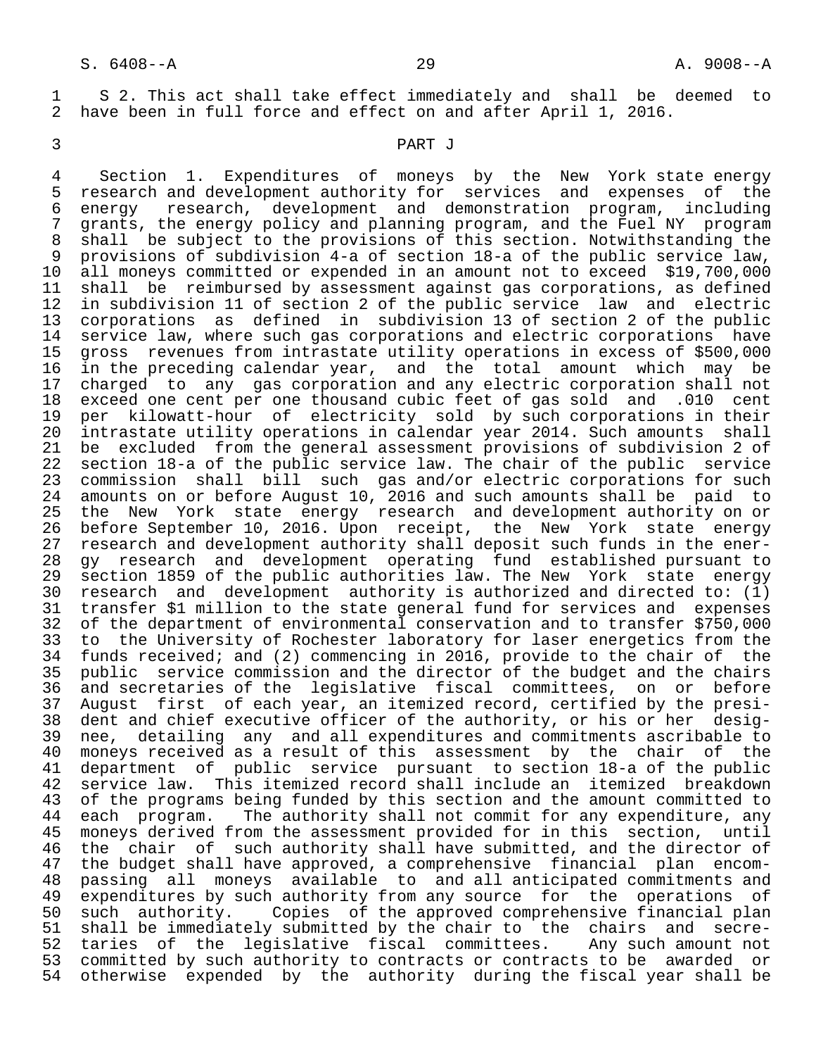S 2. This act shall take effect immediately and shall be deemed to have been in full force and effect on and after April 1, 2016.

PART J

Section 1. Expenditures of moneys by the New York state energy research and development authority for services and expenses of the energy research, development and demonstration program, including grants, the energy policy and planning program, and the Fuel NY program shall be subject to the provisions of this section. Notwithstanding the provisions of subdivision 4-a of section 18-a of the public service law, all moneys committed or expended in an amount not to exceed $19,700,000 shall be reimbursed by assessment against gas corporations, as defined in subdivision 11 of section 2 of the public service law and electric corporations as defined in subdivision 13 of section 2 of the public service law, where such gas corporations and electric corporations have gross revenues from intrastate utility operations in excess of $500,000 in the preceding calendar year, and the total amount which may be charged to any gas corporation and any electric corporation shall not exceed one cent per one thousand cubic feet of gas sold and .010 cent per kilowatt-hour of electricity sold by such corporations in their intrastate utility operations in calendar year 2014. Such amounts shall be excluded from the general assessment provisions of subdivision 2 of section 18-a of the public service law. The chair of the public service commission shall bill such gas and/or electric corporations for such amounts on or before August 10, 2016 and such amounts shall be paid to the New York state energy research and development authority on or before September 10, 2016. Upon receipt, the New York state energy research and development authority shall deposit such funds in the energy research and development operating fund established pursuant to section 1859 of the public authorities law. The New York state energy research and development authority is authorized and directed to: (1) transfer $1 million to the state general fund for services and expenses of the department of environmental conservation and to transfer $750,000 to the University of Rochester laboratory for laser energetics from the funds received; and (2) commencing in 2016, provide to the chair of the public service commission and the director of the budget and the chairs and secretaries of the legislative fiscal committees, on or before August first of each year, an itemized record, certified by the president and chief executive officer of the authority, or his or her designee, detailing any and all expenditures and commitments ascribable to moneys received as a result of this assessment by the chair of the department of public service pursuant to section 18-a of the public service law. This itemized record shall include an itemized breakdown of the programs being funded by this section and the amount committed to each program. The authority shall not commit for any expenditure, any moneys derived from the assessment provided for in this section, until the chair of such authority shall have submitted, and the director of the budget shall have approved, a comprehensive financial plan encompassing all moneys available to and all anticipated commitments and expenditures by such authority from any source for the operations of such authority. Copies of the approved comprehensive financial plan shall be immediately submitted by the chair to the chairs and secretaries of the legislative fiscal committees. Any such amount not committed by such authority to contracts or contracts to be awarded or otherwise expended by the authority during the fiscal year shall be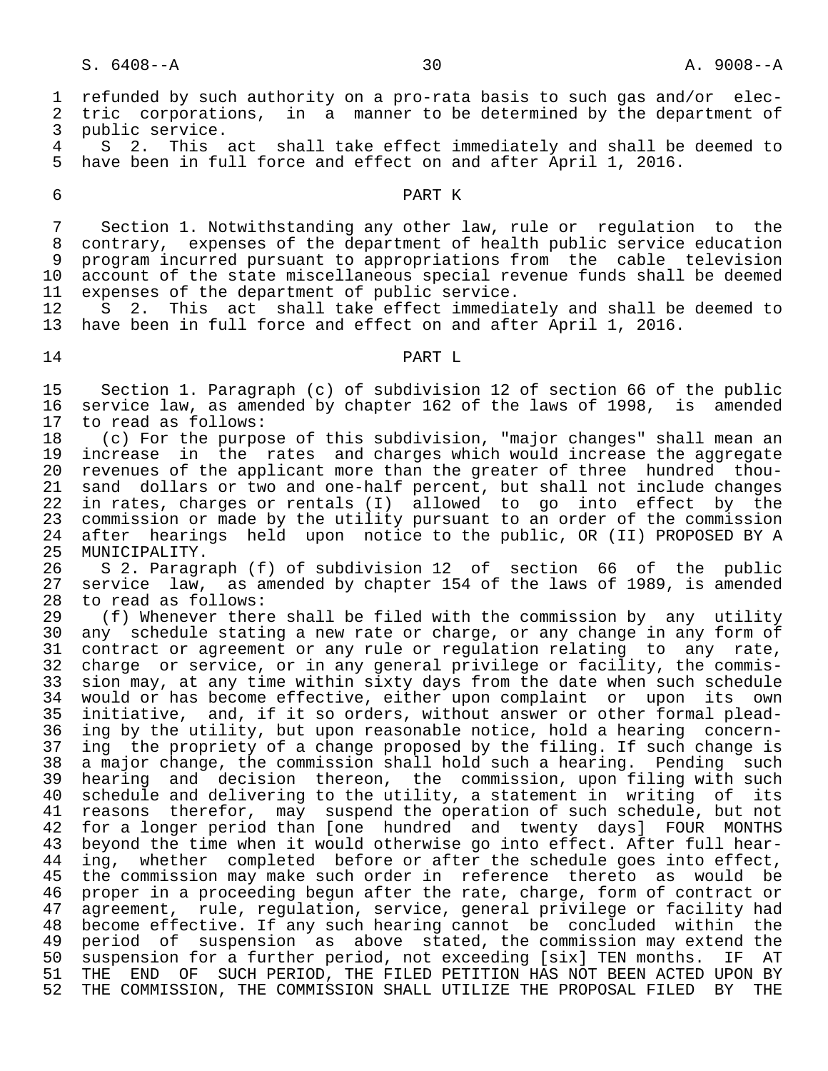refunded by such authority on a pro-rata basis to such gas and/or electric corporations, in a manner to be determined by the department of public service.

S 2. This act shall take effect immediately and shall be deemed to have been in full force and effect on and after April 1, 2016.

PART K

Section 1. Notwithstanding any other law, rule or regulation to the contrary, expenses of the department of health public service education program incurred pursuant to appropriations from the cable television account of the state miscellaneous special revenue funds shall be deemed expenses of the department of public service.

S 2. This act shall take effect immediately and shall be deemed to have been in full force and effect on and after April 1, 2016.

PART L

Section 1. Paragraph (c) of subdivision 12 of section 66 of the public service law, as amended by chapter 162 of the laws of 1998, is amended to read as follows:

(c) For the purpose of this subdivision, "major changes" shall mean an increase in the rates and charges which would increase the aggregate revenues of the applicant more than the greater of three hundred thousand dollars or two and one-half percent, but shall not include changes in rates, charges or rentals (I) allowed to go into effect by the commission or made by the utility pursuant to an order of the commission after hearings held upon notice to the public, OR (II) PROPOSED BY A MUNICIPALITY.

S 2. Paragraph (f) of subdivision 12 of section 66 of the public service law, as amended by chapter 154 of the laws of 1989, is amended to read as follows:

(f) Whenever there shall be filed with the commission by any utility any schedule stating a new rate or charge, or any change in any form of contract or agreement or any rule or regulation relating to any rate, charge or service, or in any general privilege or facility, the commission may, at any time within sixty days from the date when such schedule would or has become effective, either upon complaint or upon its own initiative, and, if it so orders, without answer or other formal pleading by the utility, but upon reasonable notice, hold a hearing concerning the propriety of a change proposed by the filing. If such change is a major change, the commission shall hold such a hearing. Pending such hearing and decision thereon, the commission, upon filing with such schedule and delivering to the utility, a statement in writing of its reasons therefor, may suspend the operation of such schedule, but not for a longer period than [one hundred and twenty days] FOUR MONTHS beyond the time when it would otherwise go into effect. After full hearing, whether completed before or after the schedule goes into effect, the commission may make such order in reference thereto as would be proper in a proceeding begun after the rate, charge, form of contract or agreement, rule, regulation, service, general privilege or facility had become effective. If any such hearing cannot be concluded within the period of suspension as above stated, the commission may extend the suspension for a further period, not exceeding [six] TEN months. IF AT THE END OF SUCH PERIOD, THE FILED PETITION HAS NOT BEEN ACTED UPON BY THE COMMISSION, THE COMMISSION SHALL UTILIZE THE PROPOSAL FILED BY THE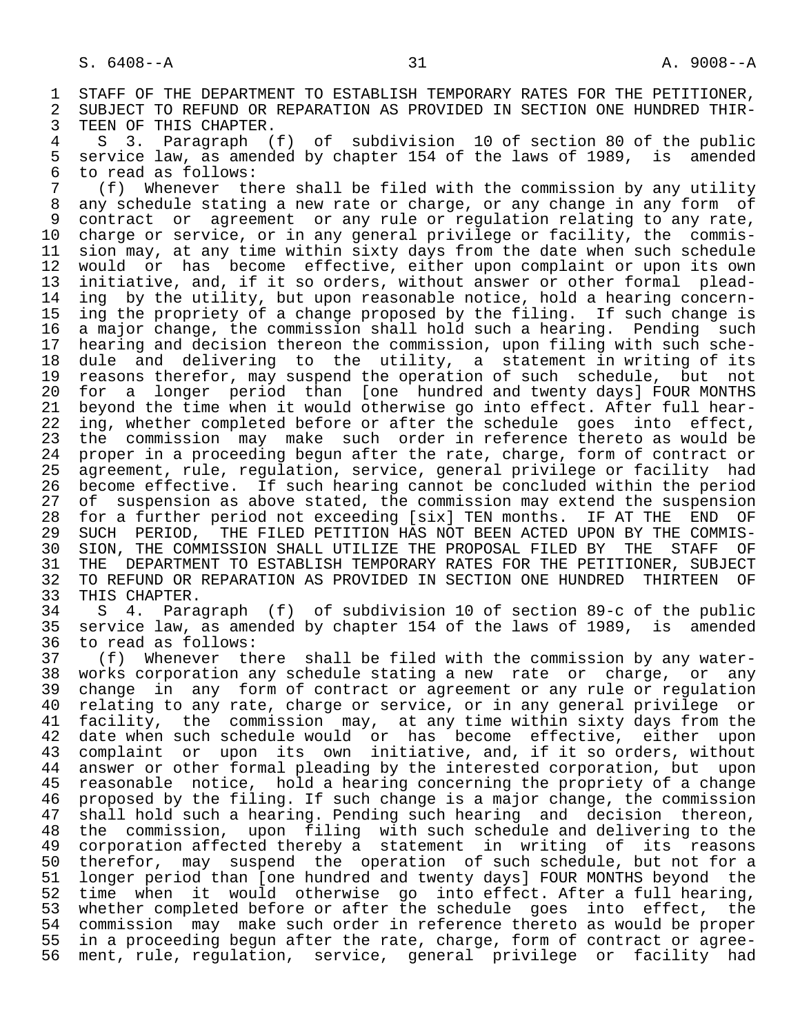STAFF OF THE DEPARTMENT TO ESTABLISH TEMPORARY RATES FOR THE PETITIONER, SUBJECT TO REFUND OR REPARATION AS PROVIDED IN SECTION ONE HUNDRED THIRTEEN OF THIS CHAPTER.

S 3. Paragraph (f) of subdivision 10 of section 80 of the public service law, as amended by chapter 154 of the laws of 1989, is amended to read as follows:

(f) Whenever there shall be filed with the commission by any utility any schedule stating a new rate or charge, or any change in any form of contract or agreement or any rule or regulation relating to any rate, charge or service, or in any general privilege or facility, the commission may, at any time within sixty days from the date when such schedule would or has become effective, either upon complaint or upon its own initiative, and, if it so orders, without answer or other formal pleading by the utility, but upon reasonable notice, hold a hearing concerning the propriety of a change proposed by the filing. If such change is a major change, the commission shall hold such a hearing. Pending such hearing and decision thereon the commission, upon filing with such schedule and delivering to the utility, a statement in writing of its reasons therefor, may suspend the operation of such schedule, but not for a longer period than [one hundred and twenty days] FOUR MONTHS beyond the time when it would otherwise go into effect. After full hearing, whether completed before or after the schedule goes into effect, the commission may make such order in reference thereto as would be proper in a proceeding begun after the rate, charge, form of contract or agreement, rule, regulation, service, general privilege or facility had become effective. If such hearing cannot be concluded within the period of suspension as above stated, the commission may extend the suspension for a further period not exceeding [six] TEN months. IF AT THE END OF SUCH PERIOD, THE FILED PETITION HAS NOT BEEN ACTED UPON BY THE COMMISSION, THE COMMISSION SHALL UTILIZE THE PROPOSAL FILED BY THE STAFF OF THE DEPARTMENT TO ESTABLISH TEMPORARY RATES FOR THE PETITIONER, SUBJECT TO REFUND OR REPARATION AS PROVIDED IN SECTION ONE HUNDRED THIRTEEN OF THIS CHAPTER.

S 4. Paragraph (f) of subdivision 10 of section 89-c of the public service law, as amended by chapter 154 of the laws of 1989, is amended to read as follows:

(f) Whenever there shall be filed with the commission by any waterworks corporation any schedule stating a new rate or charge, or any change in any form of contract or agreement or any rule or regulation relating to any rate, charge or service, or in any general privilege or facility, the commission may, at any time within sixty days from the date when such schedule would or has become effective, either upon complaint or upon its own initiative, and, if it so orders, without answer or other formal pleading by the interested corporation, but upon reasonable notice, hold a hearing concerning the propriety of a change proposed by the filing. If such change is a major change, the commission shall hold such a hearing. Pending such hearing and decision thereon, the commission, upon filing with such schedule and delivering to the corporation affected thereby a statement in writing of its reasons therefor, may suspend the operation of such schedule, but not for a longer period than [one hundred and twenty days] FOUR MONTHS beyond the time when it would otherwise go into effect. After a full hearing, whether completed before or after the schedule goes into effect, the commission may make such order in reference thereto as would be proper in a proceeding begun after the rate, charge, form of contract or agreement, rule, regulation, service, general privilege or facility had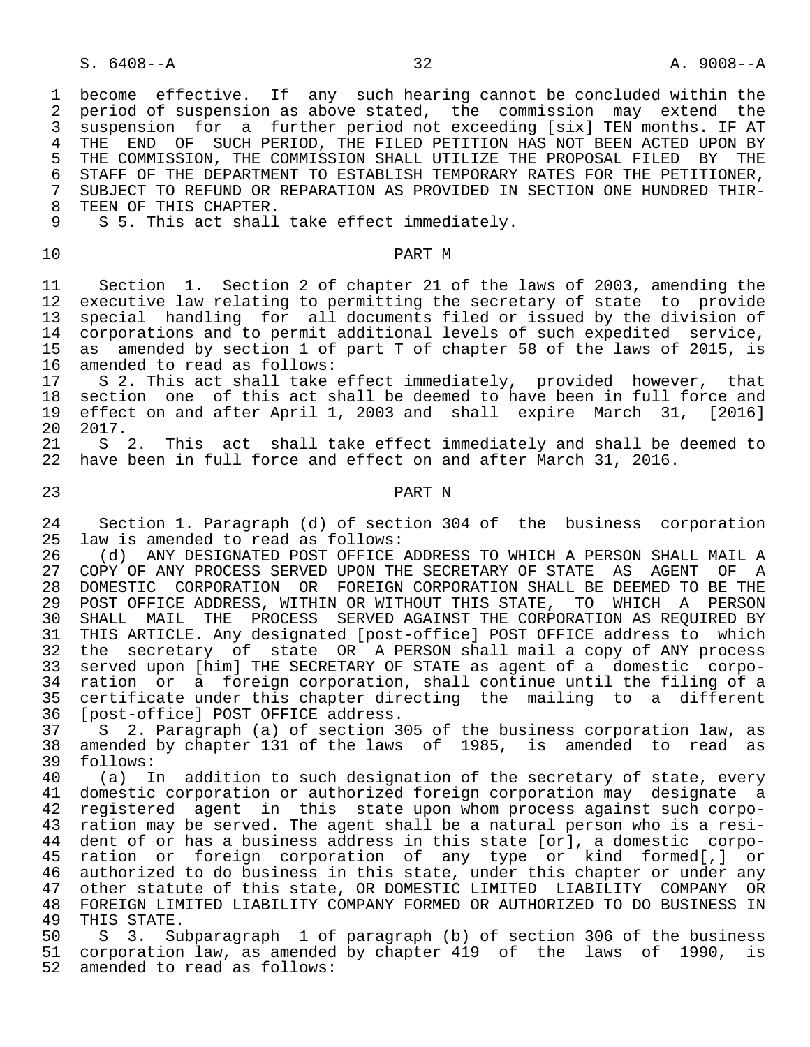become effective. If any such hearing cannot be concluded within the period of suspension as above stated, the commission may extend the suspension for a further period not exceeding [six] TEN months. IF AT THE END OF SUCH PERIOD, THE FILED PETITION HAS NOT BEEN ACTED UPON BY THE COMMISSION, THE COMMISSION SHALL UTILIZE THE PROPOSAL FILED BY THE STAFF OF THE DEPARTMENT TO ESTABLISH TEMPORARY RATES FOR THE PETITIONER, SUBJECT TO REFUND OR REPARATION AS PROVIDED IN SECTION ONE HUNDRED THIRTEEN OF THIS CHAPTER.

S 5. This act shall take effect immediately.

PART M

Section 1. Section 2 of chapter 21 of the laws of 2003, amending the executive law relating to permitting the secretary of state to provide special handling for all documents filed or issued by the division of corporations and to permit additional levels of such expedited service, as amended by section 1 of part T of chapter 58 of the laws of 2015, is amended to read as follows:

S 2. This act shall take effect immediately, provided however, that section one of this act shall be deemed to have been in full force and effect on and after April 1, 2003 and shall expire March 31, [2016] 2017.

S 2. This act shall take effect immediately and shall be deemed to have been in full force and effect on and after March 31, 2016.

PART N

Section 1. Paragraph (d) of section 304 of the business corporation law is amended to read as follows:

(d) ANY DESIGNATED POST OFFICE ADDRESS TO WHICH A PERSON SHALL MAIL A COPY OF ANY PROCESS SERVED UPON THE SECRETARY OF STATE AS AGENT OF A DOMESTIC CORPORATION OR FOREIGN CORPORATION SHALL BE DEEMED TO BE THE POST OFFICE ADDRESS, WITHIN OR WITHOUT THIS STATE, TO WHICH A PERSON SHALL MAIL THE PROCESS SERVED AGAINST THE CORPORATION AS REQUIRED BY THIS ARTICLE. Any designated [post-office] POST OFFICE address to which the secretary of state OR A PERSON shall mail a copy of ANY process served upon [him] THE SECRETARY OF STATE as agent of a domestic corporation or a foreign corporation, shall continue until the filing of a certificate under this chapter directing the mailing to a different [post-office] POST OFFICE address.

S 2. Paragraph (a) of section 305 of the business corporation law, as amended by chapter 131 of the laws of 1985, is amended to read as follows:

(a) In addition to such designation of the secretary of state, every domestic corporation or authorized foreign corporation may designate a registered agent in this state upon whom process against such corporation may be served. The agent shall be a natural person who is a resident of or has a business address in this state [or], a domestic corporation or foreign corporation of any type or kind formed[,] or authorized to do business in this state, under this chapter or under any other statute of this state, OR DOMESTIC LIMITED LIABILITY COMPANY OR FOREIGN LIMITED LIABILITY COMPANY FORMED OR AUTHORIZED TO DO BUSINESS IN THIS STATE.

S 3. Subparagraph 1 of paragraph (b) of section 306 of the business corporation law, as amended by chapter 419 of the laws of 1990, is amended to read as follows: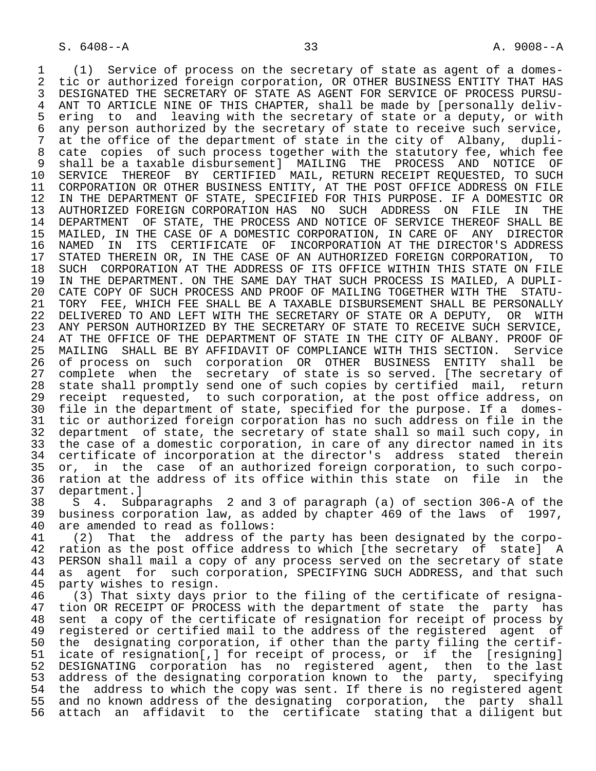(1) Service of process on the secretary of state as agent of a domestic or authorized foreign corporation, OR OTHER BUSINESS ENTITY THAT HAS DESIGNATED THE SECRETARY OF STATE AS AGENT FOR SERVICE OF PROCESS PURSUANT TO ARTICLE NINE OF THIS CHAPTER, shall be made by [personally delivering to and leaving with the secretary of state or a deputy, or with any person authorized by the secretary of state to receive such service, at the office of the department of state in the city of Albany, duplicate copies of such process together with the statutory fee, which fee shall be a taxable disbursement] MAILING THE PROCESS AND NOTICE OF SERVICE THEREOF BY CERTIFIED MAIL, RETURN RECEIPT REQUESTED, TO SUCH CORPORATION OR OTHER BUSINESS ENTITY, AT THE POST OFFICE ADDRESS ON FILE IN THE DEPARTMENT OF STATE, SPECIFIED FOR THIS PURPOSE. IF A DOMESTIC OR AUTHORIZED FOREIGN CORPORATION HAS NO SUCH ADDRESS ON FILE IN THE DEPARTMENT OF STATE, THE PROCESS AND NOTICE OF SERVICE THEREOF SHALL BE MAILED, IN THE CASE OF A DOMESTIC CORPORATION, IN CARE OF ANY DIRECTOR NAMED IN ITS CERTIFICATE OF INCORPORATION AT THE DIRECTOR'S ADDRESS STATED THEREIN OR, IN THE CASE OF AN AUTHORIZED FOREIGN CORPORATION, TO SUCH CORPORATION AT THE ADDRESS OF ITS OFFICE WITHIN THIS STATE ON FILE IN THE DEPARTMENT. ON THE SAME DAY THAT SUCH PROCESS IS MAILED, A DUPLICATE COPY OF SUCH PROCESS AND PROOF OF MAILING TOGETHER WITH THE STATUTORY FEE, WHICH FEE SHALL BE A TAXABLE DISBURSEMENT SHALL BE PERSONALLY DELIVERED TO AND LEFT WITH THE SECRETARY OF STATE OR A DEPUTY, OR WITH ANY PERSON AUTHORIZED BY THE SECRETARY OF STATE TO RECEIVE SUCH SERVICE, AT THE OFFICE OF THE DEPARTMENT OF STATE IN THE CITY OF ALBANY. PROOF OF MAILING SHALL BE BY AFFIDAVIT OF COMPLIANCE WITH THIS SECTION. Service of process on such corporation OR OTHER BUSINESS ENTITY shall be complete when the secretary of state is so served. [The secretary of state shall promptly send one of such copies by certified mail, return receipt requested, to such corporation, at the post office address, on file in the department of state, specified for the purpose. If a domestic or authorized foreign corporation has no such address on file in the department of state, the secretary of state shall so mail such copy, in the case of a domestic corporation, in care of any director named in its certificate of incorporation at the director's address stated therein or, in the case of an authorized foreign corporation, to such corporation at the address of its office within this state on file in the department.]

S 4. Subparagraphs 2 and 3 of paragraph (a) of section 306-A of the business corporation law, as added by chapter 469 of the laws of 1997, are amended to read as follows:

(2) That the address of the party has been designated by the corporation as the post office address to which [the secretary of state] A PERSON shall mail a copy of any process served on the secretary of state as agent for such corporation, SPECIFYING SUCH ADDRESS, and that such party wishes to resign.

(3) That sixty days prior to the filing of the certificate of resignation OR RECEIPT OF PROCESS with the department of state the party has sent a copy of the certificate of resignation for receipt of process by registered or certified mail to the address of the registered agent of the designating corporation, if other than the party filing the certificate of resignation[,] for receipt of process, or if the [resigning] DESIGNATING corporation has no registered agent, then to the last address of the designating corporation known to the party, specifying the address to which the copy was sent. If there is no registered agent and no known address of the designating corporation, the party shall attach an affidavit to the certificate stating that a diligent but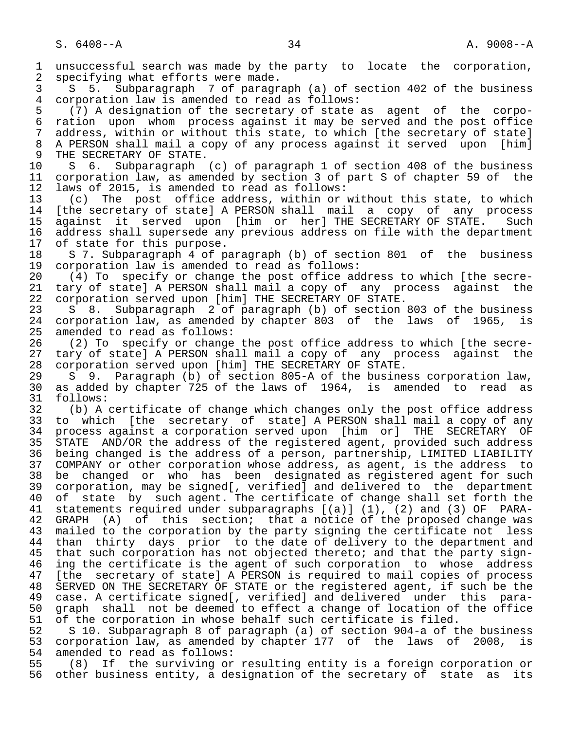unsuccessful search was made by the party to locate the corporation, specifying what efforts were made.

S 5. Subparagraph 7 of paragraph (a) of section 402 of the business corporation law is amended to read as follows:

(7) A designation of the secretary of state as agent of the corporation upon whom process against it may be served and the post office address, within or without this state, to which [the secretary of state] A PERSON shall mail a copy of any process against it served upon [him] THE SECRETARY OF STATE.

S 6. Subparagraph (c) of paragraph 1 of section 408 of the business corporation law, as amended by section 3 of part S of chapter 59 of the laws of 2015, is amended to read as follows:

(c) The post office address, within or without this state, to which [the secretary of state] A PERSON shall mail a copy of any process against it served upon [him or her] THE SECRETARY OF STATE. Such address shall supersede any previous address on file with the department of state for this purpose.

S 7. Subparagraph 4 of paragraph (b) of section 801 of the business corporation law is amended to read as follows:

(4) To specify or change the post office address to which [the secretary of state] A PERSON shall mail a copy of any process against the corporation served upon [him] THE SECRETARY OF STATE.

S 8. Subparagraph 2 of paragraph (b) of section 803 of the business corporation law, as amended by chapter 803 of the laws of 1965, is amended to read as follows:

(2) To specify or change the post office address to which [the secretary of state] A PERSON shall mail a copy of any process against the corporation served upon [him] THE SECRETARY OF STATE.

S 9. Paragraph (b) of section 805-A of the business corporation law, as added by chapter 725 of the laws of 1964, is amended to read as follows:

(b) A certificate of change which changes only the post office address to which [the secretary of state] A PERSON shall mail a copy of any process against a corporation served upon [him or] THE SECRETARY OF STATE AND/OR the address of the registered agent, provided such address being changed is the address of a person, partnership, LIMITED LIABILITY COMPANY or other corporation whose address, as agent, is the address to be changed or who has been designated as registered agent for such corporation, may be signed[, verified] and delivered to the department of state by such agent. The certificate of change shall set forth the statements required under subparagraphs [(a)] (1), (2) and (3) OF PARAGRAPH (A) of this section; that a notice of the proposed change was mailed to the corporation by the party signing the certificate not less than thirty days prior to the date of delivery to the department and that such corporation has not objected thereto; and that the party signing the certificate is the agent of such corporation to whose address [the secretary of state] A PERSON is required to mail copies of process SERVED ON THE SECRETARY OF STATE or the registered agent, if such be the case. A certificate signed[, verified] and delivered under this paragraph shall not be deemed to effect a change of location of the office of the corporation in whose behalf such certificate is filed.

S 10. Subparagraph 8 of paragraph (a) of section 904-a of the business corporation law, as amended by chapter 177 of the laws of 2008, is amended to read as follows:

(8) If the surviving or resulting entity is a foreign corporation or other business entity, a designation of the secretary of state as its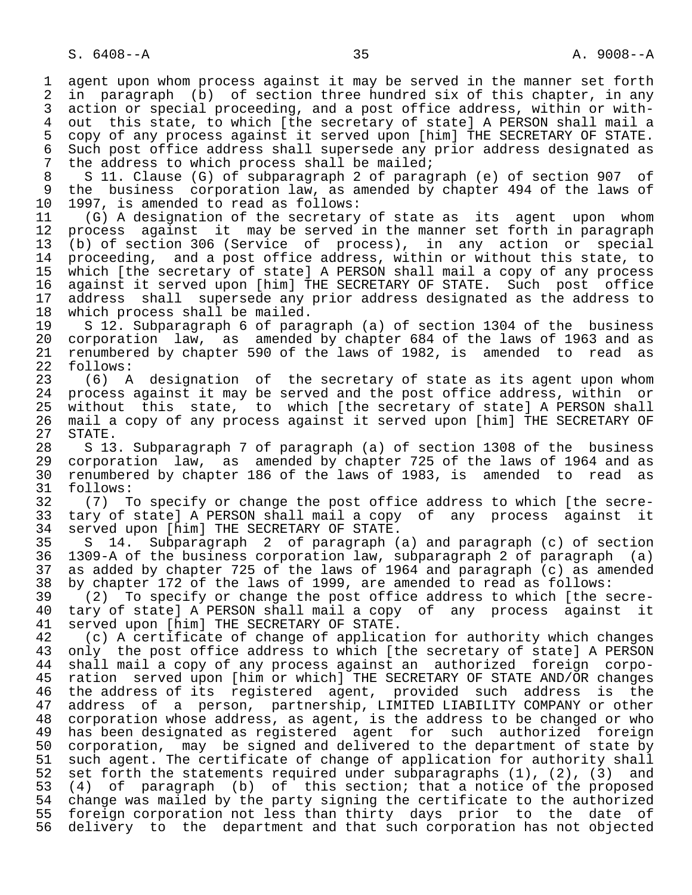agent upon whom process against it may be served in the manner set forth in paragraph (b) of section three hundred six of this chapter, in any action or special proceeding, and a post office address, within or without this state, to which [the secretary of state] A PERSON shall mail a copy of any process against it served upon [him] THE SECRETARY OF STATE. Such post office address shall supersede any prior address designated as the address to which process shall be mailed;

S 11. Clause (G) of subparagraph 2 of paragraph (e) of section 907 of the business corporation law, as amended by chapter 494 of the laws of 1997, is amended to read as follows:

(G) A designation of the secretary of state as its agent upon whom process against it may be served in the manner set forth in paragraph (b) of section 306 (Service of process), in any action or special proceeding, and a post office address, within or without this state, to which [the secretary of state] A PERSON shall mail a copy of any process against it served upon [him] THE SECRETARY OF STATE. Such post office address shall supersede any prior address designated as the address to which process shall be mailed.

S 12. Subparagraph 6 of paragraph (a) of section 1304 of the business corporation law, as amended by chapter 684 of the laws of 1963 and as renumbered by chapter 590 of the laws of 1982, is amended to read as follows:

(6) A designation of the secretary of state as its agent upon whom process against it may be served and the post office address, within or without this state, to which [the secretary of state] A PERSON shall mail a copy of any process against it served upon [him] THE SECRETARY OF STATE.

S 13. Subparagraph 7 of paragraph (a) of section 1308 of the business corporation law, as amended by chapter 725 of the laws of 1964 and as renumbered by chapter 186 of the laws of 1983, is amended to read as follows:

(7) To specify or change the post office address to which [the secretary of state] A PERSON shall mail a copy of any process against it served upon [him] THE SECRETARY OF STATE.

S 14. Subparagraph 2 of paragraph (a) and paragraph (c) of section 1309-A of the business corporation law, subparagraph 2 of paragraph (a) as added by chapter 725 of the laws of 1964 and paragraph (c) as amended by chapter 172 of the laws of 1999, are amended to read as follows:

(2) To specify or change the post office address to which [the secretary of state] A PERSON shall mail a copy of any process against it served upon [him] THE SECRETARY OF STATE.

(c) A certificate of change of application for authority which changes only the post office address to which [the secretary of state] A PERSON shall mail a copy of any process against an authorized foreign corporation served upon [him or which] THE SECRETARY OF STATE AND/OR changes the address of its registered agent, provided such address is the address of a person, partnership, LIMITED LIABILITY COMPANY or other corporation whose address, as agent, is the address to be changed or who has been designated as registered agent for such authorized foreign corporation, may be signed and delivered to the department of state by such agent. The certificate of change of application for authority shall set forth the statements required under subparagraphs (1), (2), (3) and (4) of paragraph (b) of this section; that a notice of the proposed change was mailed by the party signing the certificate to the authorized foreign corporation not less than thirty days prior to the date of delivery to the department and that such corporation has not objected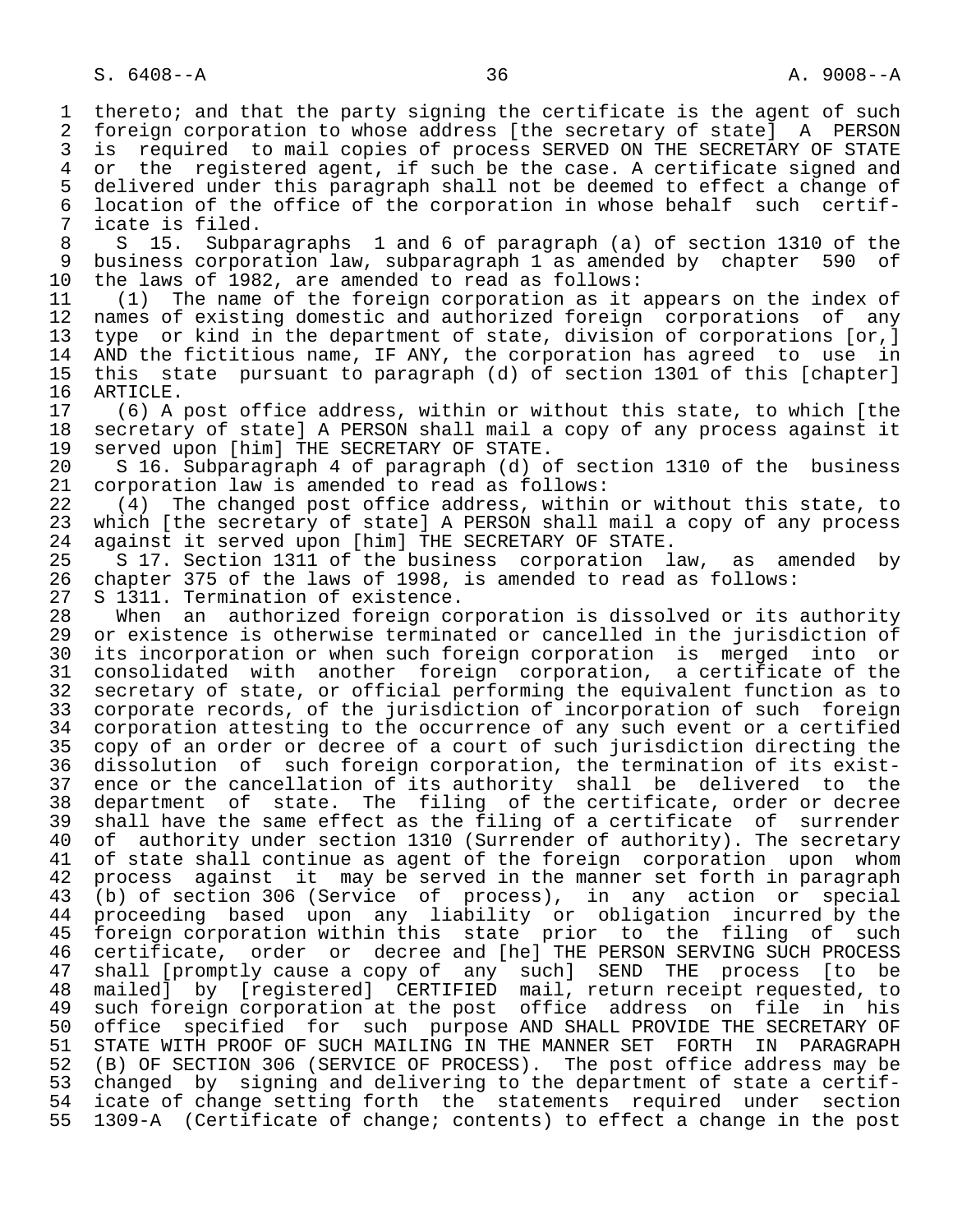thereto; and that the party signing the certificate is the agent of such foreign corporation to whose address [the secretary of state] A PERSON is required to mail copies of process SERVED ON THE SECRETARY OF STATE or the registered agent, if such be the case. A certificate signed and delivered under this paragraph shall not be deemed to effect a change of location of the office of the corporation in whose behalf such certificate is filed.

S 15. Subparagraphs 1 and 6 of paragraph (a) of section 1310 of the business corporation law, subparagraph 1 as amended by chapter 590 of the laws of 1982, are amended to read as follows:

(1) The name of the foreign corporation as it appears on the index of names of existing domestic and authorized foreign corporations of any type or kind in the department of state, division of corporations [or,] AND the fictitious name, IF ANY, the corporation has agreed to use in this state pursuant to paragraph (d) of section 1301 of this [chapter] ARTICLE.

(6) A post office address, within or without this state, to which [the secretary of state] A PERSON shall mail a copy of any process against it served upon [him] THE SECRETARY OF STATE.

S 16. Subparagraph 4 of paragraph (d) of section 1310 of the business corporation law is amended to read as follows:

(4) The changed post office address, within or without this state, to which [the secretary of state] A PERSON shall mail a copy of any process against it served upon [him] THE SECRETARY OF STATE.

S 17. Section 1311 of the business corporation law, as amended by chapter 375 of the laws of 1998, is amended to read as follows:

S 1311. Termination of existence.

When an authorized foreign corporation is dissolved or its authority or existence is otherwise terminated or cancelled in the jurisdiction of its incorporation or when such foreign corporation is merged into or consolidated with another foreign corporation, a certificate of the secretary of state, or official performing the equivalent function as to corporate records, of the jurisdiction of incorporation of such foreign corporation attesting to the occurrence of any such event or a certified copy of an order or decree of a court of such jurisdiction directing the dissolution of such foreign corporation, the termination of its existence or the cancellation of its authority shall be delivered to the department of state. The filing of the certificate, order or decree shall have the same effect as the filing of a certificate of surrender of authority under section 1310 (Surrender of authority). The secretary of state shall continue as agent of the foreign corporation upon whom process against it may be served in the manner set forth in paragraph (b) of section 306 (Service of process), in any action or special proceeding based upon any liability or obligation incurred by the foreign corporation within this state prior to the filing of such certificate, order or decree and [he] THE PERSON SERVING SUCH PROCESS shall [promptly cause a copy of any such] SEND THE process [to be mailed] by [registered] CERTIFIED mail, return receipt requested, to such foreign corporation at the post office address on file in his office specified for such purpose AND SHALL PROVIDE THE SECRETARY OF STATE WITH PROOF OF SUCH MAILING IN THE MANNER SET FORTH IN PARAGRAPH (B) OF SECTION 306 (SERVICE OF PROCESS). The post office address may be changed by signing and delivering to the department of state a certificate of change setting forth the statements required under section 1309-A (Certificate of change; contents) to effect a change in the post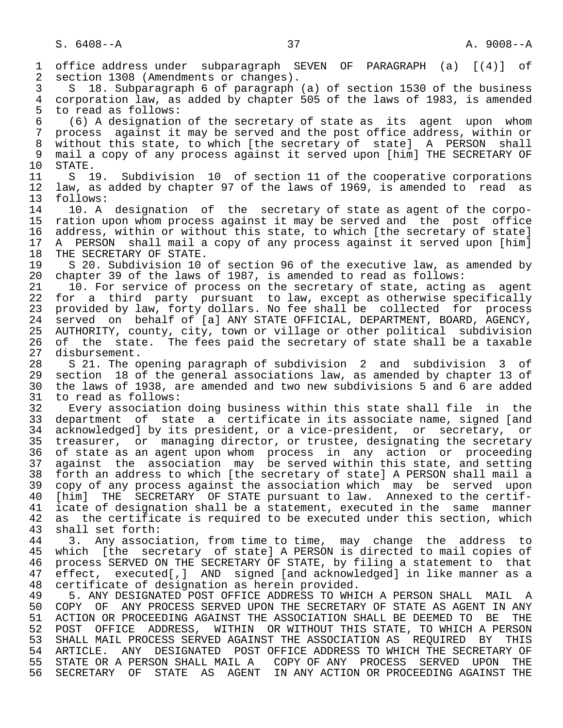office address under subparagraph SEVEN OF PARAGRAPH (a) [(4)] of section 1308 (Amendments or changes).

S 18. Subparagraph 6 of paragraph (a) of section 1530 of the business corporation law, as added by chapter 505 of the laws of 1983, is amended to read as follows:

(6) A designation of the secretary of state as its agent upon whom process against it may be served and the post office address, within or without this state, to which [the secretary of state] A PERSON shall mail a copy of any process against it served upon [him] THE SECRETARY OF STATE.

S 19. Subdivision 10 of section 11 of the cooperative corporations law, as added by chapter 97 of the laws of 1969, is amended to read as follows:

10. A designation of the secretary of state as agent of the corporation upon whom process against it may be served and the post office address, within or without this state, to which [the secretary of state] A PERSON shall mail a copy of any process against it served upon [him] THE SECRETARY OF STATE.

S 20. Subdivision 10 of section 96 of the executive law, as amended by chapter 39 of the laws of 1987, is amended to read as follows:

10. For service of process on the secretary of state, acting as agent for a third party pursuant to law, except as otherwise specifically provided by law, forty dollars. No fee shall be collected for process served on behalf of [a] ANY STATE OFFICIAL, DEPARTMENT, BOARD, AGENCY, AUTHORITY, county, city, town or village or other political subdivision of the state. The fees paid the secretary of state shall be a taxable disbursement.

S 21. The opening paragraph of subdivision 2 and subdivision 3 of section 18 of the general associations law, as amended by chapter 13 of the laws of 1938, are amended and two new subdivisions 5 and 6 are added to read as follows:

Every association doing business within this state shall file in the department of state a certificate in its associate name, signed [and acknowledged] by its president, or a vice-president, or secretary, or treasurer, or managing director, or trustee, designating the secretary of state as an agent upon whom process in any action or proceeding against the association may be served within this state, and setting forth an address to which [the secretary of state] A PERSON shall mail a copy of any process against the association which may be served upon [him] THE SECRETARY OF STATE pursuant to law. Annexed to the certificate of designation shall be a statement, executed in the same manner as the certificate is required to be executed under this section, which shall set forth:

3. Any association, from time to time, may change the address to which [the secretary of state] A PERSON is directed to mail copies of process SERVED ON THE SECRETARY OF STATE, by filing a statement to that effect, executed[,] AND signed [and acknowledged] in like manner as a certificate of designation as herein provided.

5. ANY DESIGNATED POST OFFICE ADDRESS TO WHICH A PERSON SHALL MAIL A COPY OF ANY PROCESS SERVED UPON THE SECRETARY OF STATE AS AGENT IN ANY ACTION OR PROCEEDING AGAINST THE ASSOCIATION SHALL BE DEEMED TO BE THE POST OFFICE ADDRESS, WITHIN OR WITHOUT THIS STATE, TO WHICH A PERSON SHALL MAIL PROCESS SERVED AGAINST THE ASSOCIATION AS REQUIRED BY THIS ARTICLE. ANY DESIGNATED POST OFFICE ADDRESS TO WHICH THE SECRETARY OF STATE OR A PERSON SHALL MAIL A COPY OF ANY PROCESS SERVED UPON THE SECRETARY OF STATE AS AGENT IN ANY ACTION OR PROCEEDING AGAINST THE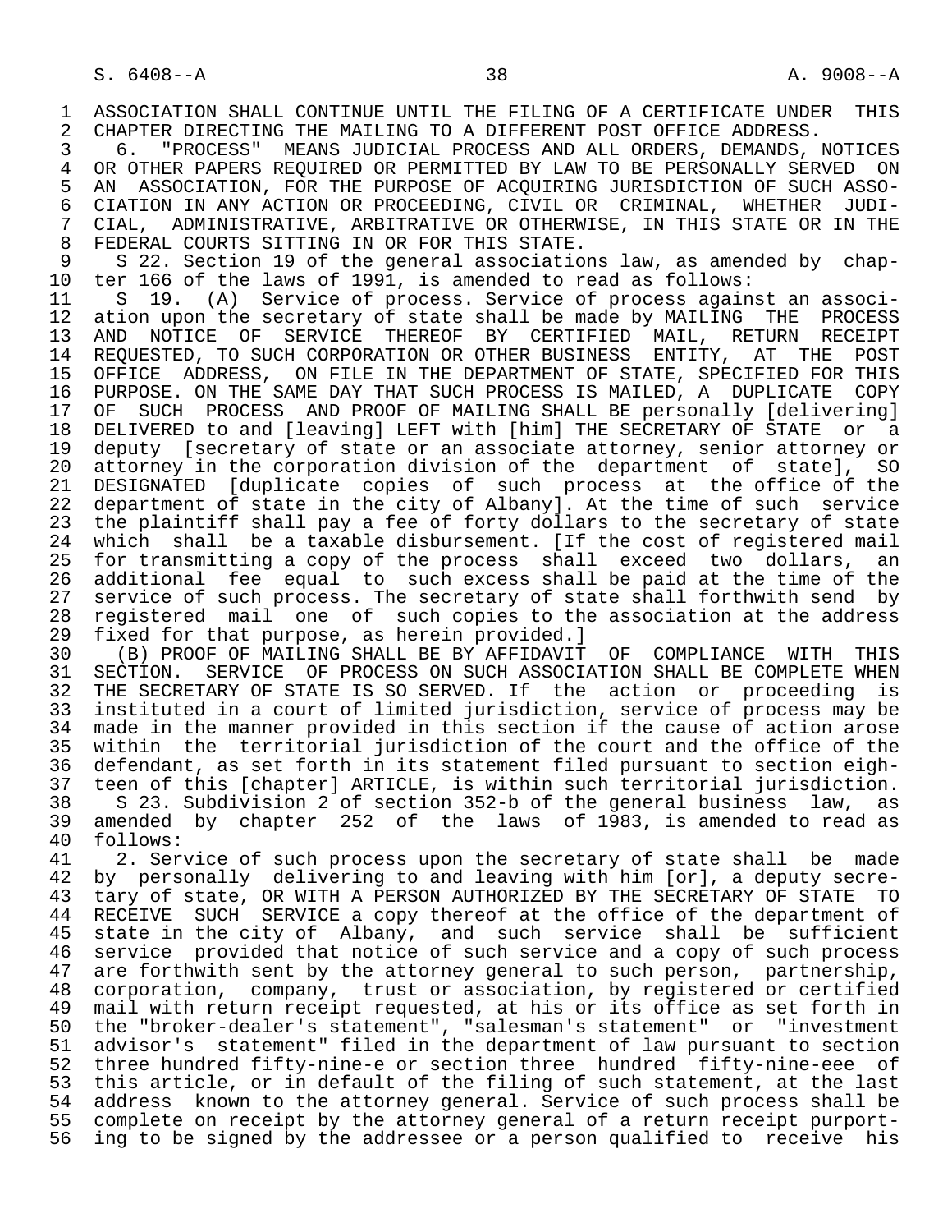ASSOCIATION SHALL CONTINUE UNTIL THE FILING OF A CERTIFICATE UNDER THIS CHAPTER DIRECTING THE MAILING TO A DIFFERENT POST OFFICE ADDRESS.

6. "PROCESS" MEANS JUDICIAL PROCESS AND ALL ORDERS, DEMANDS, NOTICES OR OTHER PAPERS REQUIRED OR PERMITTED BY LAW TO BE PERSONALLY SERVED ON AN ASSOCIATION, FOR THE PURPOSE OF ACQUIRING JURISDICTION OF SUCH ASSOCIATION IN ANY ACTION OR PROCEEDING, CIVIL OR CRIMINAL, WHETHER JUDICIAL, ADMINISTRATIVE, ARBITRATIVE OR OTHERWISE, IN THIS STATE OR IN THE FEDERAL COURTS SITTING IN OR FOR THIS STATE.

S 22. Section 19 of the general associations law, as amended by chapter 166 of the laws of 1991, is amended to read as follows:

S 19. (A) Service of process. Service of process against an association upon the secretary of state shall be made by MAILING THE PROCESS AND NOTICE OF SERVICE THEREOF BY CERTIFIED MAIL, RETURN RECEIPT REQUESTED, TO SUCH CORPORATION OR OTHER BUSINESS ENTITY, AT THE POST OFFICE ADDRESS, ON FILE IN THE DEPARTMENT OF STATE, SPECIFIED FOR THIS PURPOSE. ON THE SAME DAY THAT SUCH PROCESS IS MAILED, A DUPLICATE COPY OF SUCH PROCESS AND PROOF OF MAILING SHALL BE personally [delivering] DELIVERED to and [leaving] LEFT with [him] THE SECRETARY OF STATE or a deputy [secretary of state or an associate attorney, senior attorney or attorney in the corporation division of the department of state], SO DESIGNATED [duplicate copies of such process at the office of the department of state in the city of Albany]. At the time of such service the plaintiff shall pay a fee of forty dollars to the secretary of state which shall be a taxable disbursement. [If the cost of registered mail for transmitting a copy of the process shall exceed two dollars, an additional fee equal to such excess shall be paid at the time of the service of such process. The secretary of state shall forthwith send by registered mail one of such copies to the association at the address fixed for that purpose, as herein provided.]

(B) PROOF OF MAILING SHALL BE BY AFFIDAVIT OF COMPLIANCE WITH THIS SECTION. SERVICE OF PROCESS ON SUCH ASSOCIATION SHALL BE COMPLETE WHEN THE SECRETARY OF STATE IS SO SERVED. If the action or proceeding is instituted in a court of limited jurisdiction, service of process may be made in the manner provided in this section if the cause of action arose within the territorial jurisdiction of the court and the office of the defendant, as set forth in its statement filed pursuant to section eighteen of this [chapter] ARTICLE, is within such territorial jurisdiction.

S 23. Subdivision 2 of section 352-b of the general business law, as amended by chapter 252 of the laws of 1983, is amended to read as follows:

2. Service of such process upon the secretary of state shall be made by personally delivering to and leaving with him [or], a deputy secretary of state, OR WITH A PERSON AUTHORIZED BY THE SECRETARY OF STATE TO RECEIVE SUCH SERVICE a copy thereof at the office of the department of state in the city of Albany, and such service shall be sufficient service provided that notice of such service and a copy of such process are forthwith sent by the attorney general to such person, partnership, corporation, company, trust or association, by registered or certified mail with return receipt requested, at his or its office as set forth in the "broker-dealer's statement", "salesman's statement" or "investment advisor's statement" filed in the department of law pursuant to section three hundred fifty-nine-e or section three hundred fifty-nine-eee of this article, or in default of the filing of such statement, at the last address known to the attorney general. Service of such process shall be complete on receipt by the attorney general of a return receipt purporting to be signed by the addressee or a person qualified to receive his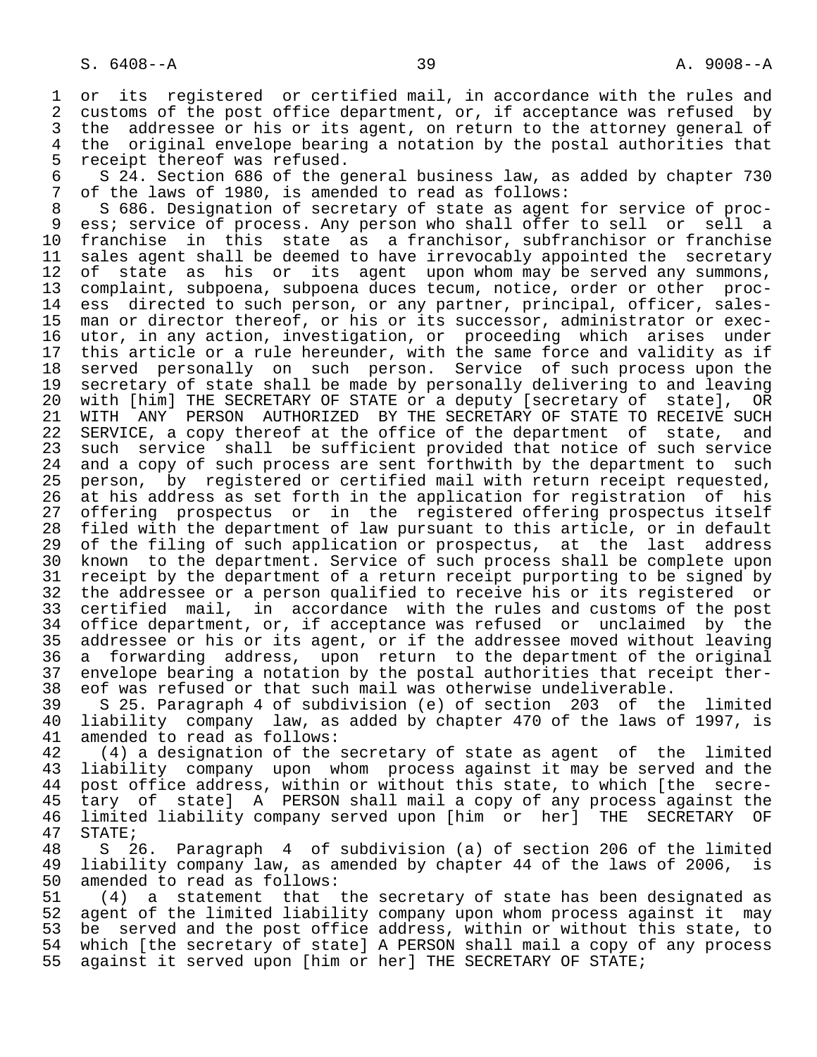or its registered or certified mail, in accordance with the rules and customs of the post office department, or, if acceptance was refused by the addressee or his or its agent, on return to the attorney general of the original envelope bearing a notation by the postal authorities that receipt thereof was refused.

S 24. Section 686 of the general business law, as added by chapter 730 of the laws of 1980, is amended to read as follows:

S 686. Designation of secretary of state as agent for service of process; service of process. Any person who shall offer to sell or sell a franchise in this state as a franchisor, subfranchisor or franchise sales agent shall be deemed to have irrevocably appointed the secretary of state as his or its agent upon whom may be served any summons, complaint, subpoena, subpoena duces tecum, notice, order or other process directed to such person, or any partner, principal, officer, salesman or director thereof, or his or its successor, administrator or executor, in any action, investigation, or proceeding which arises under this article or a rule hereunder, with the same force and validity as if served personally on such person. Service of such process upon the secretary of state shall be made by personally delivering to and leaving with [him] THE SECRETARY OF STATE or a deputy [secretary of state], OR WITH ANY PERSON AUTHORIZED BY THE SECRETARY OF STATE TO RECEIVE SUCH SERVICE, a copy thereof at the office of the department of state, and such service shall be sufficient provided that notice of such service and a copy of such process are sent forthwith by the department to such person, by registered or certified mail with return receipt requested, at his address as set forth in the application for registration of his offering prospectus or in the registered offering prospectus itself filed with the department of law pursuant to this article, or in default of the filing of such application or prospectus, at the last address known to the department. Service of such process shall be complete upon receipt by the department of a return receipt purporting to be signed by the addressee or a person qualified to receive his or its registered or certified mail, in accordance with the rules and customs of the post office department, or, if acceptance was refused or unclaimed by the addressee or his or its agent, or if the addressee moved without leaving a forwarding address, upon return to the department of the original envelope bearing a notation by the postal authorities that receipt thereof was refused or that such mail was otherwise undeliverable.

S 25. Paragraph 4 of subdivision (e) of section 203 of the limited liability company law, as added by chapter 470 of the laws of 1997, is amended to read as follows:

(4) a designation of the secretary of state as agent of the limited liability company upon whom process against it may be served and the post office address, within or without this state, to which [the secretary of state] A PERSON shall mail a copy of any process against the limited liability company served upon [him or her] THE SECRETARY OF STATE;

S 26. Paragraph 4 of subdivision (a) of section 206 of the limited liability company law, as amended by chapter 44 of the laws of 2006, is amended to read as follows:

(4) a statement that the secretary of state has been designated as agent of the limited liability company upon whom process against it may be served and the post office address, within or without this state, to which [the secretary of state] A PERSON shall mail a copy of any process against it served upon [him or her] THE SECRETARY OF STATE;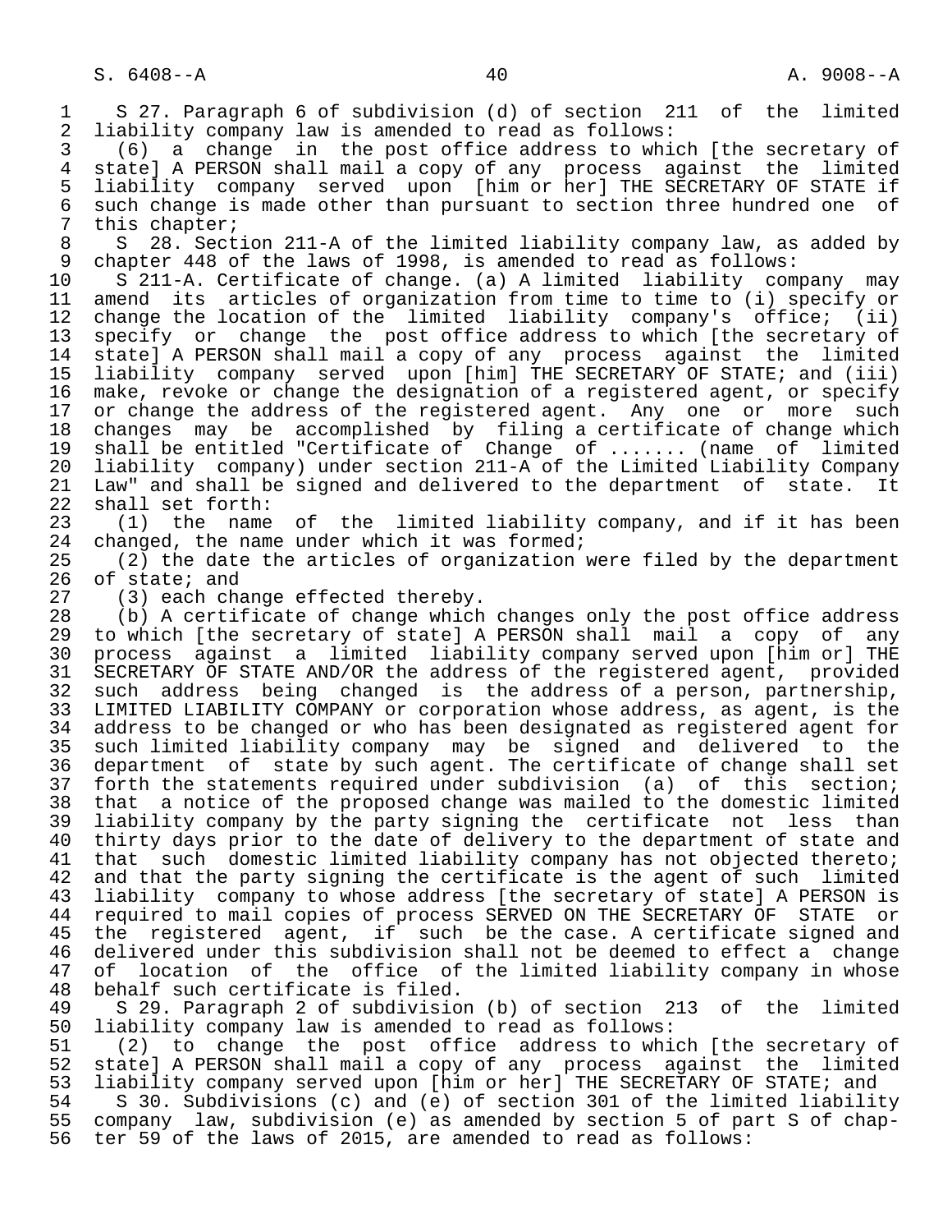S 27. Paragraph 6 of subdivision (d) of section 211 of the limited liability company law is amended to read as follows:

(6) a change in the post office address to which [the secretary of state] A PERSON shall mail a copy of any process against the limited liability company served upon [him or her] THE SECRETARY OF STATE if such change is made other than pursuant to section three hundred one of this chapter;

S 28. Section 211-A of the limited liability company law, as added by chapter 448 of the laws of 1998, is amended to read as follows:

S 211-A. Certificate of change. (a) A limited liability company may amend its articles of organization from time to time to (i) specify or change the location of the limited liability company's office; (ii) specify or change the post office address to which [the secretary of state] A PERSON shall mail a copy of any process against the limited liability company served upon [him] THE SECRETARY OF STATE; and (iii) make, revoke or change the designation of a registered agent, or specify or change the address of the registered agent. Any one or more such changes may be accomplished by filing a certificate of change which shall be entitled "Certificate of Change of ....... (name of limited liability company) under section 211-A of the Limited Liability Company Law" and shall be signed and delivered to the department of state. It shall set forth:

(1) the name of the limited liability company, and if it has been changed, the name under which it was formed;

(2) the date the articles of organization were filed by the department of state; and

(3) each change effected thereby.

(b) A certificate of change which changes only the post office address to which [the secretary of state] A PERSON shall mail a copy of any process against a limited liability company served upon [him or] THE SECRETARY OF STATE AND/OR the address of the registered agent, provided such address being changed is the address of a person, partnership, LIMITED LIABILITY COMPANY or corporation whose address, as agent, is the address to be changed or who has been designated as registered agent for such limited liability company may be signed and delivered to the department of state by such agent. The certificate of change shall set forth the statements required under subdivision (a) of this section; that a notice of the proposed change was mailed to the domestic limited liability company by the party signing the certificate not less than thirty days prior to the date of delivery to the department of state and that such domestic limited liability company has not objected thereto; and that the party signing the certificate is the agent of such limited liability company to whose address [the secretary of state] A PERSON is required to mail copies of process SERVED ON THE SECRETARY OF STATE or the registered agent, if such be the case. A certificate signed and delivered under this subdivision shall not be deemed to effect a change of location of the office of the limited liability company in whose behalf such certificate is filed.

S 29. Paragraph 2 of subdivision (b) of section 213 of the limited liability company law is amended to read as follows:

(2) to change the post office address to which [the secretary of state] A PERSON shall mail a copy of any process against the limited liability company served upon [him or her] THE SECRETARY OF STATE; and

S 30. Subdivisions (c) and (e) of section 301 of the limited liability company law, subdivision (e) as amended by section 5 of part S of chapter 59 of the laws of 2015, are amended to read as follows: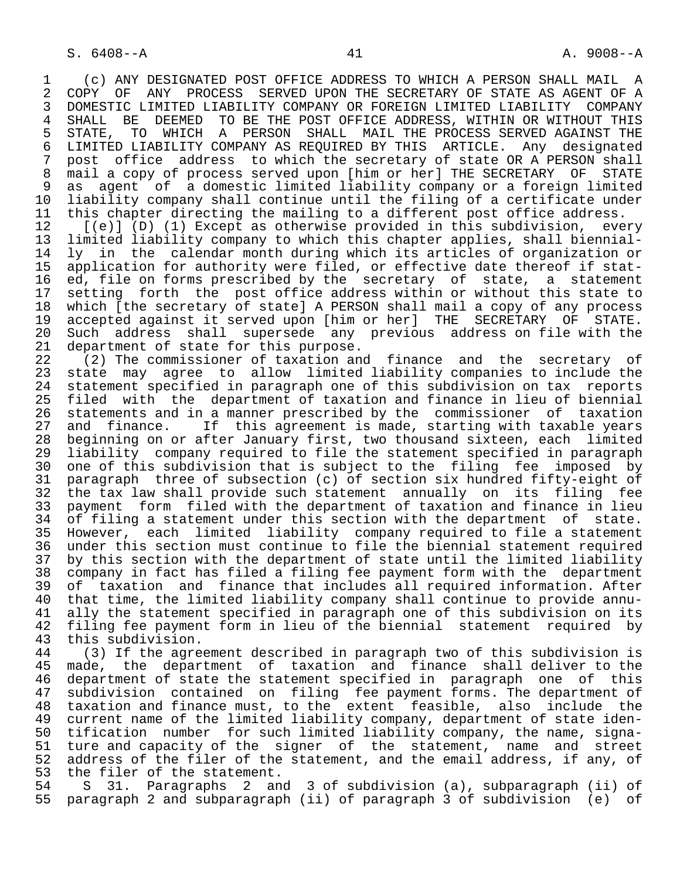(c) ANY DESIGNATED POST OFFICE ADDRESS TO WHICH A PERSON SHALL MAIL A COPY OF ANY PROCESS SERVED UPON THE SECRETARY OF STATE AS AGENT OF A DOMESTIC LIMITED LIABILITY COMPANY OR FOREIGN LIMITED LIABILITY COMPANY SHALL BE DEEMED TO BE THE POST OFFICE ADDRESS, WITHIN OR WITHOUT THIS STATE, TO WHICH A PERSON SHALL MAIL THE PROCESS SERVED AGAINST THE LIMITED LIABILITY COMPANY AS REQUIRED BY THIS ARTICLE. Any designated post office address to which the secretary of state OR A PERSON shall mail a copy of process served upon [him or her] THE SECRETARY OF STATE as agent of a domestic limited liability company or a foreign limited liability company shall continue until the filing of a certificate under this chapter directing the mailing to a different post office address.

[(e)] (D) (1) Except as otherwise provided in this subdivision, every limited liability company to which this chapter applies, shall biennially in the calendar month during which its articles of organization or application for authority were filed, or effective date thereof if stated, file on forms prescribed by the secretary of state, a statement setting forth the post office address within or without this state to which [the secretary of state] A PERSON shall mail a copy of any process accepted against it served upon [him or her] THE SECRETARY OF STATE. Such address shall supersede any previous address on file with the department of state for this purpose.

(2) The commissioner of taxation and finance and the secretary of state may agree to allow limited liability companies to include the statement specified in paragraph one of this subdivision on tax reports filed with the department of taxation and finance in lieu of biennial statements and in a manner prescribed by the commissioner of taxation and finance. If this agreement is made, starting with taxable years beginning on or after January first, two thousand sixteen, each limited liability company required to file the statement specified in paragraph one of this subdivision that is subject to the filing fee imposed by paragraph three of subsection (c) of section six hundred fifty-eight of the tax law shall provide such statement annually on its filing fee payment form filed with the department of taxation and finance in lieu of filing a statement under this section with the department of state. However, each limited liability company required to file a statement under this section must continue to file the biennial statement required by this section with the department of state until the limited liability company in fact has filed a filing fee payment form with the department of taxation and finance that includes all required information. After that time, the limited liability company shall continue to provide annually the statement specified in paragraph one of this subdivision on its filing fee payment form in lieu of the biennial statement required by this subdivision.

(3) If the agreement described in paragraph two of this subdivision is made, the department of taxation and finance shall deliver to the department of state the statement specified in paragraph one of this subdivision contained on filing fee payment forms. The department of taxation and finance must, to the extent feasible, also include the current name of the limited liability company, department of state identification number for such limited liability company, the name, signature and capacity of the signer of the statement, name and street address of the filer of the statement, and the email address, if any, of the filer of the statement.

S 31. Paragraphs 2 and 3 of subdivision (a), subparagraph (ii) of paragraph 2 and subparagraph (ii) of paragraph 3 of subdivision (e) of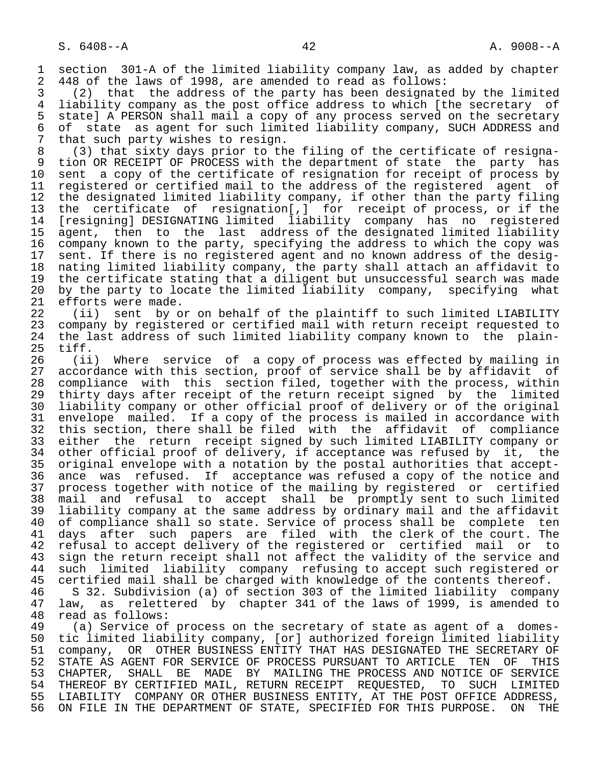section 301-A of the limited liability company law, as added by chapter 448 of the laws of 1998, are amended to read as follows:

(2) that the address of the party has been designated by the limited liability company as the post office address to which [the secretary of state] A PERSON shall mail a copy of any process served on the secretary of state as agent for such limited liability company, SUCH ADDRESS and that such party wishes to resign.

(3) that sixty days prior to the filing of the certificate of resignation OR RECEIPT OF PROCESS with the department of state the party has sent a copy of the certificate of resignation for receipt of process by registered or certified mail to the address of the registered agent of the designated limited liability company, if other than the party filing the certificate of resignation[,] for receipt of process, or if the [resigning] DESIGNATING limited liability company has no registered agent, then to the last address of the designated limited liability company known to the party, specifying the address to which the copy was sent. If there is no registered agent and no known address of the designating limited liability company, the party shall attach an affidavit to the certificate stating that a diligent but unsuccessful search was made by the party to locate the limited liability company, specifying what efforts were made.

(ii) sent by or on behalf of the plaintiff to such limited LIABILITY company by registered or certified mail with return receipt requested to the last address of such limited liability company known to the plaintiff.

(ii) Where service of a copy of process was effected by mailing in accordance with this section, proof of service shall be by affidavit of compliance with this section filed, together with the process, within thirty days after receipt of the return receipt signed by the limited liability company or other official proof of delivery or of the original envelope mailed. If a copy of the process is mailed in accordance with this section, there shall be filed with the affidavit of compliance either the return receipt signed by such limited LIABILITY company or other official proof of delivery, if acceptance was refused by it, the original envelope with a notation by the postal authorities that acceptance was refused. If acceptance was refused a copy of the notice and process together with notice of the mailing by registered or certified mail and refusal to accept shall be promptly sent to such limited liability company at the same address by ordinary mail and the affidavit of compliance shall so state. Service of process shall be complete ten days after such papers are filed with the clerk of the court. The refusal to accept delivery of the registered or certified mail or to sign the return receipt shall not affect the validity of the service and such limited liability company refusing to accept such registered or certified mail shall be charged with knowledge of the contents thereof.

S 32. Subdivision (a) of section 303 of the limited liability company law, as relettered by chapter 341 of the laws of 1999, is amended to read as follows:

(a) Service of process on the secretary of state as agent of a domestic limited liability company, [or] authorized foreign limited liability company, OR OTHER BUSINESS ENTITY THAT HAS DESIGNATED THE SECRETARY OF STATE AS AGENT FOR SERVICE OF PROCESS PURSUANT TO ARTICLE TEN OF THIS CHAPTER, SHALL BE MADE BY MAILING THE PROCESS AND NOTICE OF SERVICE THEREOF BY CERTIFIED MAIL, RETURN RECEIPT REQUESTED, TO SUCH LIMITED LIABILITY COMPANY OR OTHER BUSINESS ENTITY, AT THE POST OFFICE ADDRESS, ON FILE IN THE DEPARTMENT OF STATE, SPECIFIED FOR THIS PURPOSE. ON THE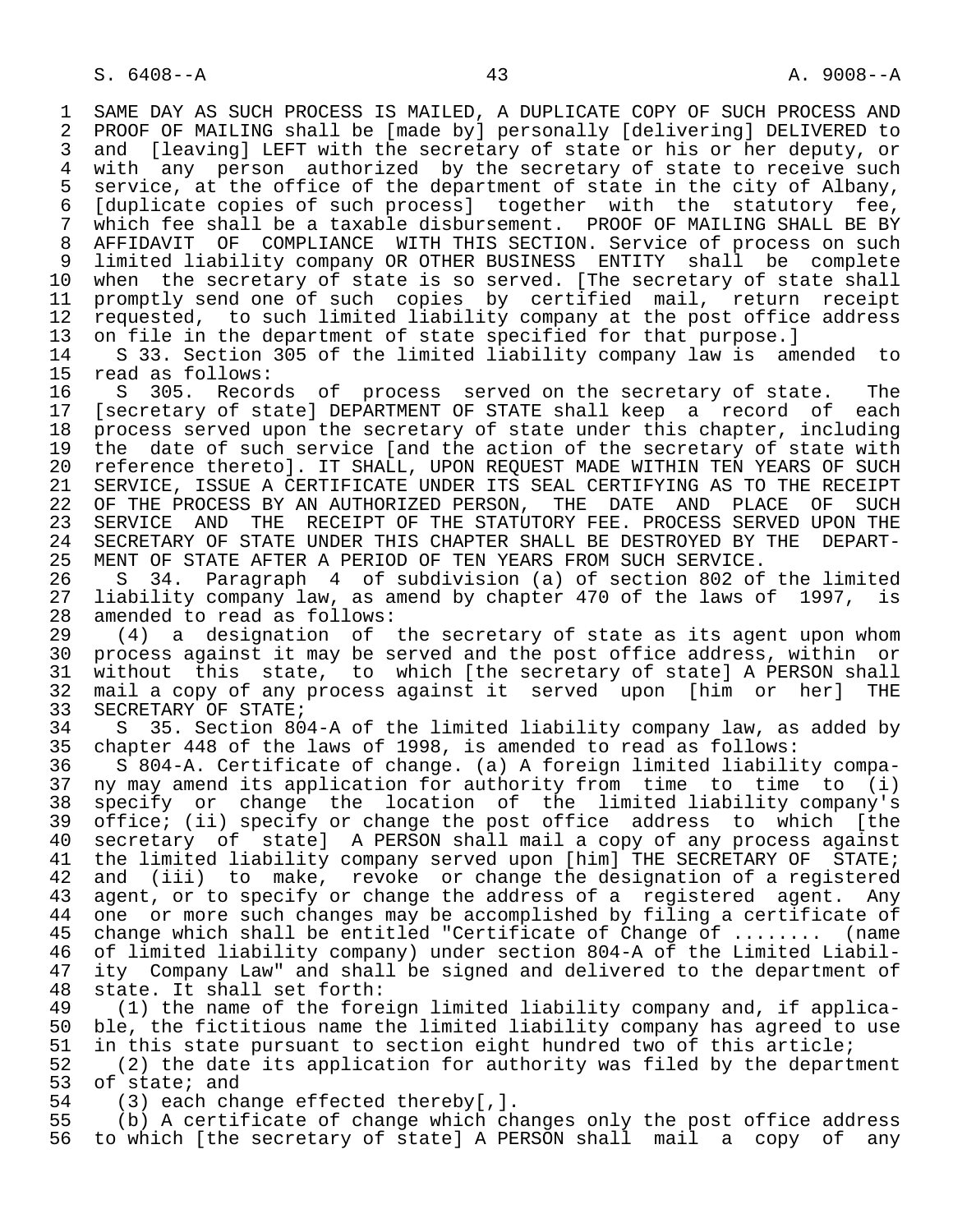SAME DAY AS SUCH PROCESS IS MAILED, A DUPLICATE COPY OF SUCH PROCESS AND PROOF OF MAILING shall be [made by] personally [delivering] DELIVERED to and [leaving] LEFT with the secretary of state or his or her deputy, or with any person authorized by the secretary of state to receive such service, at the office of the department of state in the city of Albany, [duplicate copies of such process] together with the statutory fee, which fee shall be a taxable disbursement. PROOF OF MAILING SHALL BE BY AFFIDAVIT OF COMPLIANCE WITH THIS SECTION. Service of process on such limited liability company OR OTHER BUSINESS ENTITY shall be complete when the secretary of state is so served. [The secretary of state shall promptly send one of such copies by certified mail, return receipt requested, to such limited liability company at the post office address on file in the department of state specified for that purpose.]

S 33. Section 305 of the limited liability company law is amended to read as follows:

S 305. Records of process served on the secretary of state. The [secretary of state] DEPARTMENT OF STATE shall keep a record of each process served upon the secretary of state under this chapter, including the date of such service [and the action of the secretary of state with reference thereto]. IT SHALL, UPON REQUEST MADE WITHIN TEN YEARS OF SUCH SERVICE, ISSUE A CERTIFICATE UNDER ITS SEAL CERTIFYING AS TO THE RECEIPT OF THE PROCESS BY AN AUTHORIZED PERSON, THE DATE AND PLACE OF SUCH SERVICE AND THE RECEIPT OF THE STATUTORY FEE. PROCESS SERVED UPON THE SECRETARY OF STATE UNDER THIS CHAPTER SHALL BE DESTROYED BY THE DEPARTMENT OF STATE AFTER A PERIOD OF TEN YEARS FROM SUCH SERVICE.

S 34. Paragraph 4 of subdivision (a) of section 802 of the limited liability company law, as amend by chapter 470 of the laws of 1997, is amended to read as follows:

(4) a designation of the secretary of state as its agent upon whom process against it may be served and the post office address, within or without this state, to which [the secretary of state] A PERSON shall mail a copy of any process against it served upon [him or her] THE SECRETARY OF STATE;

S 35. Section 804-A of the limited liability company law, as added by chapter 448 of the laws of 1998, is amended to read as follows:

S 804-A. Certificate of change. (a) A foreign limited liability company may amend its application for authority from time to time to (i) specify or change the location of the limited liability company's office; (ii) specify or change the post office address to which [the secretary of state] A PERSON shall mail a copy of any process against the limited liability company served upon [him] THE SECRETARY OF STATE; and (iii) to make, revoke or change the designation of a registered agent, or to specify or change the address of a registered agent. Any one or more such changes may be accomplished by filing a certificate of change which shall be entitled "Certificate of Change of ........ (name of limited liability company) under section 804-A of the Limited Liability Company Law" and shall be signed and delivered to the department of state. It shall set forth:

(1) the name of the foreign limited liability company and, if applicable, the fictitious name the limited liability company has agreed to use in this state pursuant to section eight hundred two of this article;

(2) the date its application for authority was filed by the department of state; and

(3) each change effected thereby[,].

(b) A certificate of change which changes only the post office address to which [the secretary of state] A PERSON shall mail a copy of any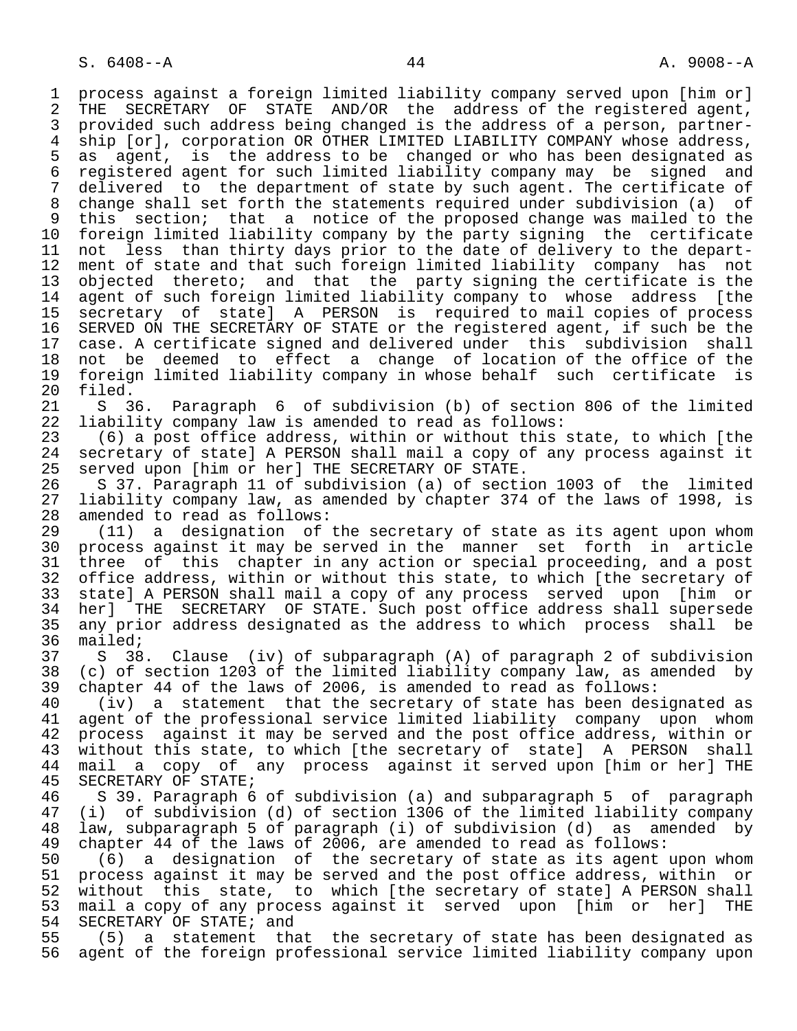process against a foreign limited liability company served upon [him or] THE SECRETARY OF STATE AND/OR the address of the registered agent, provided such address being changed is the address of a person, partnership [or], corporation OR OTHER LIMITED LIABILITY COMPANY whose address, as agent, is the address to be changed or who has been designated as registered agent for such limited liability company may be signed and delivered to the department of state by such agent. The certificate of change shall set forth the statements required under subdivision (a) of this section; that a notice of the proposed change was mailed to the foreign limited liability company by the party signing the certificate not less than thirty days prior to the date of delivery to the department of state and that such foreign limited liability company has not objected thereto; and that the party signing the certificate is the agent of such foreign limited liability company to whose address [the secretary of state] A PERSON is required to mail copies of process SERVED ON THE SECRETARY OF STATE or the registered agent, if such be the case. A certificate signed and delivered under this subdivision shall not be deemed to effect a change of location of the office of the foreign limited liability company in whose behalf such certificate is filed.

S 36. Paragraph 6 of subdivision (b) of section 806 of the limited liability company law is amended to read as follows:

(6) a post office address, within or without this state, to which [the secretary of state] A PERSON shall mail a copy of any process against it served upon [him or her] THE SECRETARY OF STATE.

S 37. Paragraph 11 of subdivision (a) of section 1003 of the limited liability company law, as amended by chapter 374 of the laws of 1998, is amended to read as follows:

(11) a designation of the secretary of state as its agent upon whom process against it may be served in the manner set forth in article three of this chapter in any action or special proceeding, and a post office address, within or without this state, to which [the secretary of state] A PERSON shall mail a copy of any process served upon [him or her] THE SECRETARY OF STATE. Such post office address shall supersede any prior address designated as the address to which process shall be mailed;

S 38. Clause (iv) of subparagraph (A) of paragraph 2 of subdivision (c) of section 1203 of the limited liability company law, as amended by chapter 44 of the laws of 2006, is amended to read as follows:

(iv) a statement that the secretary of state has been designated as agent of the professional service limited liability company upon whom process against it may be served and the post office address, within or without this state, to which [the secretary of state] A PERSON shall mail a copy of any process against it served upon [him or her] THE SECRETARY OF STATE;

S 39. Paragraph 6 of subdivision (a) and subparagraph 5 of paragraph (i) of subdivision (d) of section 1306 of the limited liability company law, subparagraph 5 of paragraph (i) of subdivision (d) as amended by chapter 44 of the laws of 2006, are amended to read as follows:

(6) a designation of the secretary of state as its agent upon whom process against it may be served and the post office address, within or without this state, to which [the secretary of state] A PERSON shall mail a copy of any process against it served upon [him or her] THE SECRETARY OF STATE; and

(5) a statement that the secretary of state has been designated as agent of the foreign professional service limited liability company upon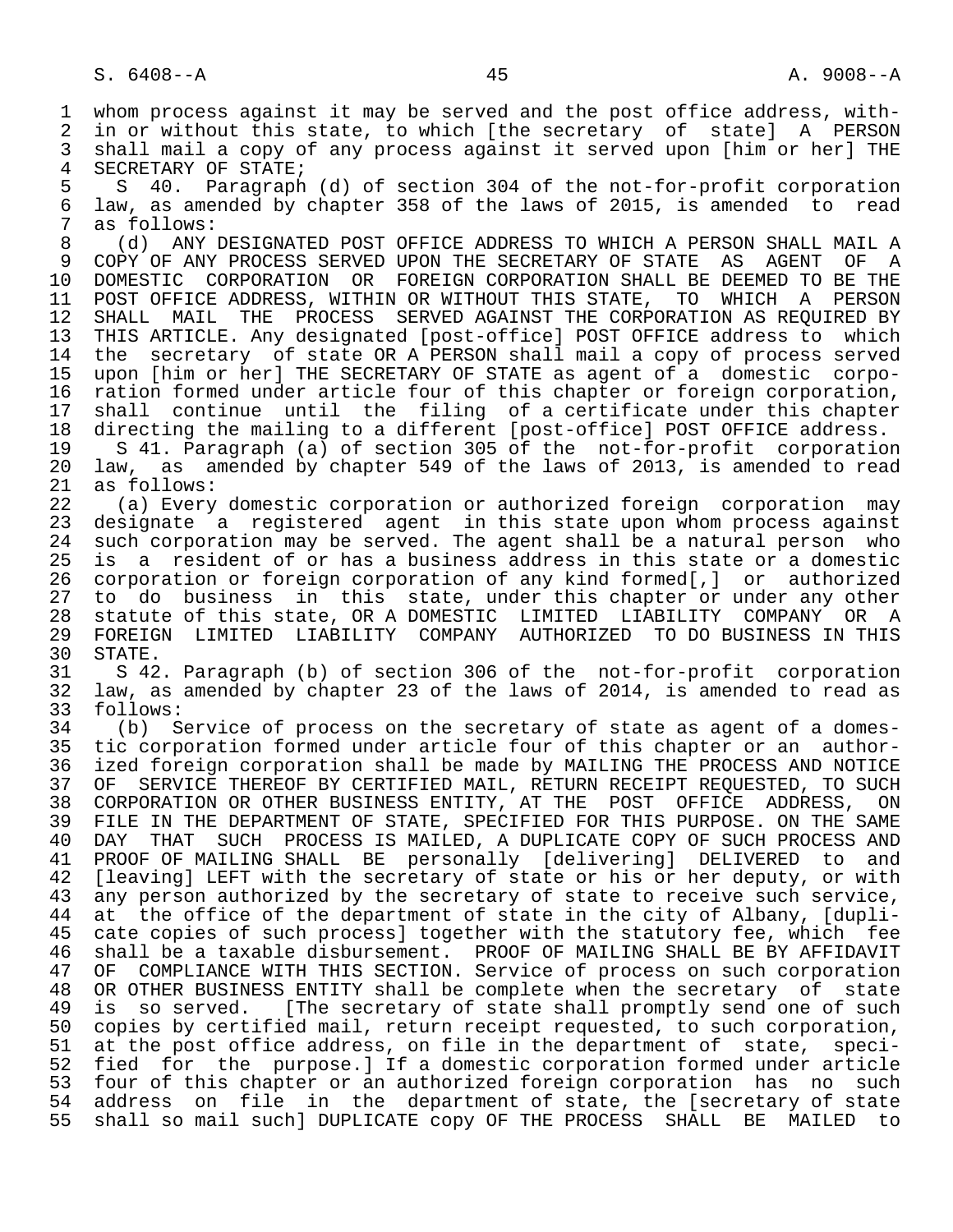whom process against it may be served and the post office address, within or without this state, to which [the secretary of state] A PERSON shall mail a copy of any process against it served upon [him or her] THE SECRETARY OF STATE;

S 40. Paragraph (d) of section 304 of the not-for-profit corporation law, as amended by chapter 358 of the laws of 2015, is amended to read as follows:

(d) ANY DESIGNATED POST OFFICE ADDRESS TO WHICH A PERSON SHALL MAIL A COPY OF ANY PROCESS SERVED UPON THE SECRETARY OF STATE AS AGENT OF A DOMESTIC CORPORATION OR FOREIGN CORPORATION SHALL BE DEEMED TO BE THE POST OFFICE ADDRESS, WITHIN OR WITHOUT THIS STATE, TO WHICH A PERSON SHALL MAIL THE PROCESS SERVED AGAINST THE CORPORATION AS REQUIRED BY THIS ARTICLE. Any designated [post-office] POST OFFICE address to which the secretary of state OR A PERSON shall mail a copy of process served upon [him or her] THE SECRETARY OF STATE as agent of a domestic corporation formed under article four of this chapter or foreign corporation, shall continue until the filing of a certificate under this chapter directing the mailing to a different [post-office] POST OFFICE address.

S 41. Paragraph (a) of section 305 of the not-for-profit corporation law, as amended by chapter 549 of the laws of 2013, is amended to read as follows:

(a) Every domestic corporation or authorized foreign corporation may designate a registered agent in this state upon whom process against such corporation may be served. The agent shall be a natural person who is a resident of or has a business address in this state or a domestic corporation or foreign corporation of any kind formed[,] or authorized to do business in this state, under this chapter or under any other statute of this state, OR A DOMESTIC LIMITED LIABILITY COMPANY OR A FOREIGN LIMITED LIABILITY COMPANY AUTHORIZED TO DO BUSINESS IN THIS STATE.

S 42. Paragraph (b) of section 306 of the not-for-profit corporation law, as amended by chapter 23 of the laws of 2014, is amended to read as follows:

(b) Service of process on the secretary of state as agent of a domestic corporation formed under article four of this chapter or an authorized foreign corporation shall be made by MAILING THE PROCESS AND NOTICE OF SERVICE THEREOF BY CERTIFIED MAIL, RETURN RECEIPT REQUESTED, TO SUCH CORPORATION OR OTHER BUSINESS ENTITY, AT THE POST OFFICE ADDRESS, ON FILE IN THE DEPARTMENT OF STATE, SPECIFIED FOR THIS PURPOSE. ON THE SAME DAY THAT SUCH PROCESS IS MAILED, A DUPLICATE COPY OF SUCH PROCESS AND PROOF OF MAILING SHALL BE personally [delivering] DELIVERED to and [leaving] LEFT with the secretary of state or his or her deputy, or with any person authorized by the secretary of state to receive such service, at the office of the department of state in the city of Albany, [duplicate copies of such process] together with the statutory fee, which fee shall be a taxable disbursement. PROOF OF MAILING SHALL BE BY AFFIDAVIT OF COMPLIANCE WITH THIS SECTION. Service of process on such corporation OR OTHER BUSINESS ENTITY shall be complete when the secretary of state is so served. [The secretary of state shall promptly send one of such copies by certified mail, return receipt requested, to such corporation, at the post office address, on file in the department of state, specified for the purpose.] If a domestic corporation formed under article four of this chapter or an authorized foreign corporation has no such address on file in the department of state, the [secretary of state shall so mail such] DUPLICATE copy OF THE PROCESS SHALL BE MAILED to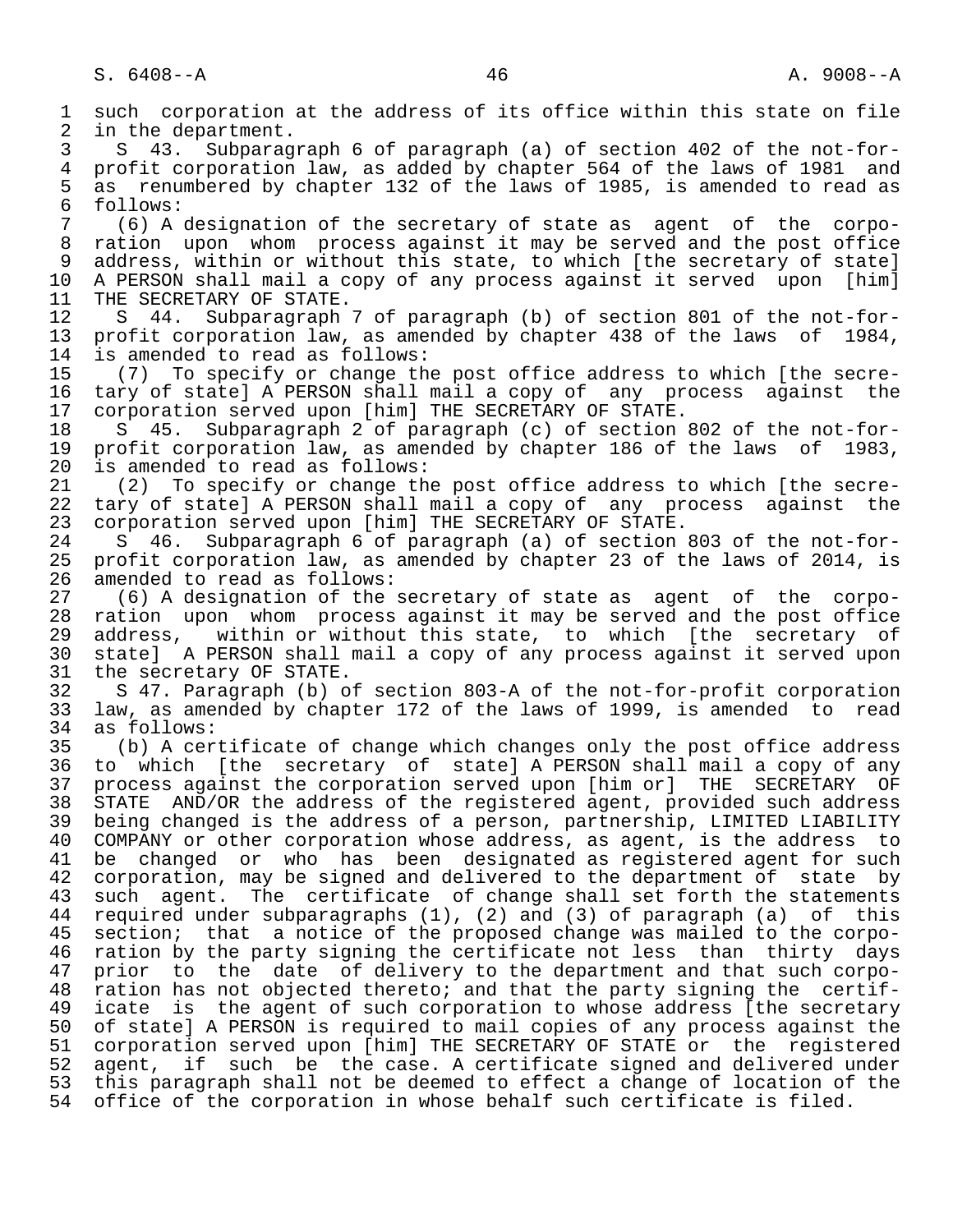such corporation at the address of its office within this state on file in the department.

S 43. Subparagraph 6 of paragraph (a) of section 402 of the not-for-profit corporation law, as added by chapter 564 of the laws of 1981 and as renumbered by chapter 132 of the laws of 1985, is amended to read as follows:

(6) A designation of the secretary of state as agent of the corporation upon whom process against it may be served and the post office address, within or without this state, to which [the secretary of state] A PERSON shall mail a copy of any process against it served upon [him] THE SECRETARY OF STATE.

S 44. Subparagraph 7 of paragraph (b) of section 801 of the not-for-profit corporation law, as amended by chapter 438 of the laws of 1984, is amended to read as follows:

(7) To specify or change the post office address to which [the secretary of state] A PERSON shall mail a copy of any process against the corporation served upon [him] THE SECRETARY OF STATE.

S 45. Subparagraph 2 of paragraph (c) of section 802 of the not-for-profit corporation law, as amended by chapter 186 of the laws of 1983, is amended to read as follows:

(2) To specify or change the post office address to which [the secretary of state] A PERSON shall mail a copy of any process against the corporation served upon [him] THE SECRETARY OF STATE.

S 46. Subparagraph 6 of paragraph (a) of section 803 of the not-for-profit corporation law, as amended by chapter 23 of the laws of 2014, is amended to read as follows:

(6) A designation of the secretary of state as agent of the corporation upon whom process against it may be served and the post office address, within or without this state, to which [the secretary of state] A PERSON shall mail a copy of any process against it served upon the secretary of STATE.

S 47. Paragraph (b) of section 803-A of the not-for-profit corporation law, as amended by chapter 172 of the laws of 1999, is amended to read as follows:

(b) A certificate of change which changes only the post office address to which [the secretary of state] A PERSON shall mail a copy of any process against the corporation served upon [him or] THE SECRETARY OF STATE AND/OR the address of the registered agent, provided such address being changed is the address of a person, partnership, LIMITED LIABILITY COMPANY or other corporation whose address, as agent, is the address to be changed or who has been designated as registered agent for such corporation, may be signed and delivered to the department of state by such agent. The certificate of change shall set forth the statements required under subparagraphs (1), (2) and (3) of paragraph (a) of this section; that a notice of the proposed change was mailed to the corporation by the party signing the certificate not less than thirty days prior to the date of delivery to the department and that such corporation has not objected thereto; and that the party signing the certificate is the agent of such corporation to whose address [the secretary of state] A PERSON is required to mail copies of any process against the corporation served upon [him] THE SECRETARY OF STATE or the registered agent, if such be the case. A certificate signed and delivered under this paragraph shall not be deemed to effect a change of location of the office of the corporation in whose behalf such certificate is filed.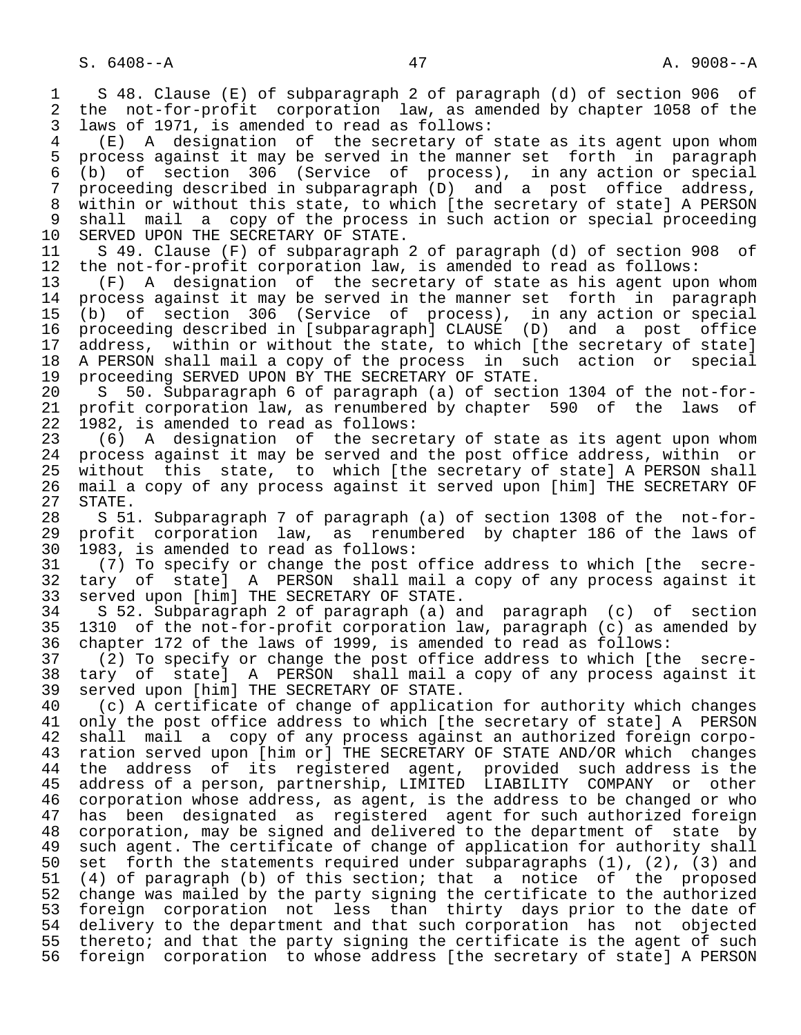S 48. Clause (E) of subparagraph 2 of paragraph (d) of section 906 of the not-for-profit corporation law, as amended by chapter 1058 of the laws of 1971, is amended to read as follows:

(E) A designation of the secretary of state as its agent upon whom process against it may be served in the manner set forth in paragraph (b) of section 306 (Service of process), in any action or special proceeding described in subparagraph (D) and a post office address, within or without this state, to which [the secretary of state] A PERSON shall mail a copy of the process in such action or special proceeding SERVED UPON THE SECRETARY OF STATE.

S 49. Clause (F) of subparagraph 2 of paragraph (d) of section 908 of the not-for-profit corporation law, is amended to read as follows:

(F) A designation of the secretary of state as his agent upon whom process against it may be served in the manner set forth in paragraph (b) of section 306 (Service of process), in any action or special proceeding described in [subparagraph] CLAUSE (D) and a post office address, within or without the state, to which [the secretary of state] A PERSON shall mail a copy of the process in such action or special proceeding SERVED UPON BY THE SECRETARY OF STATE.

S 50. Subparagraph 6 of paragraph (a) of section 1304 of the not-for-profit corporation law, as renumbered by chapter 590 of the laws of 1982, is amended to read as follows:

(6) A designation of the secretary of state as its agent upon whom process against it may be served and the post office address, within or without this state, to which [the secretary of state] A PERSON shall mail a copy of any process against it served upon [him] THE SECRETARY OF STATE.

S 51. Subparagraph 7 of paragraph (a) of section 1308 of the not-for-profit corporation law, as renumbered by chapter 186 of the laws of 1983, is amended to read as follows:

(7) To specify or change the post office address to which [the secretary of state] A PERSON shall mail a copy of any process against it served upon [him] THE SECRETARY OF STATE.

S 52. Subparagraph 2 of paragraph (a) and paragraph (c) of section 1310 of the not-for-profit corporation law, paragraph (c) as amended by chapter 172 of the laws of 1999, is amended to read as follows:

(2) To specify or change the post office address to which [the secretary of state] A PERSON shall mail a copy of any process against it served upon [him] THE SECRETARY OF STATE.

(c) A certificate of change of application for authority which changes only the post office address to which [the secretary of state] A PERSON shall mail a copy of any process against an authorized foreign corporation served upon [him or] THE SECRETARY OF STATE AND/OR which changes the address of its registered agent, provided such address is the address of a person, partnership, LIMITED LIABILITY COMPANY or other corporation whose address, as agent, is the address to be changed or who has been designated as registered agent for such authorized foreign corporation, may be signed and delivered to the department of state by such agent. The certificate of change of application for authority shall set forth the statements required under subparagraphs (1), (2), (3) and (4) of paragraph (b) of this section; that a notice of the proposed change was mailed by the party signing the certificate to the authorized foreign corporation not less than thirty days prior to the date of delivery to the department and that such corporation has not objected thereto; and that the party signing the certificate is the agent of such foreign corporation to whose address [the secretary of state] A PERSON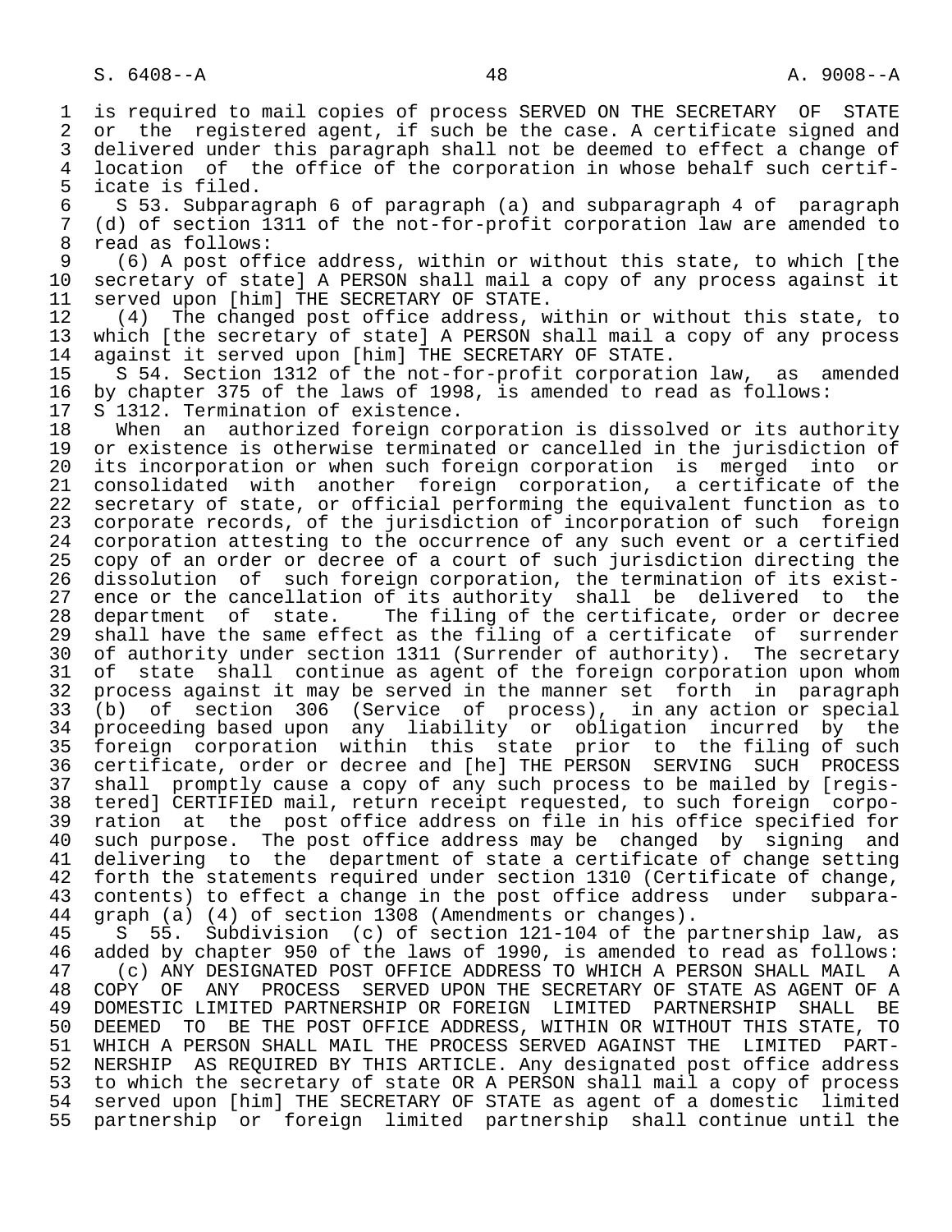is required to mail copies of process SERVED ON THE SECRETARY OF STATE or the registered agent, if such be the case. A certificate signed and delivered under this paragraph shall not be deemed to effect a change of location of the office of the corporation in whose behalf such certificate is filed.

S 53. Subparagraph 6 of paragraph (a) and subparagraph 4 of paragraph (d) of section 1311 of the not-for-profit corporation law are amended to read as follows:

(6) A post office address, within or without this state, to which [the secretary of state] A PERSON shall mail a copy of any process against it served upon [him] THE SECRETARY OF STATE.

(4) The changed post office address, within or without this state, to which [the secretary of state] A PERSON shall mail a copy of any process against it served upon [him] THE SECRETARY OF STATE.

S 54. Section 1312 of the not-for-profit corporation law, as amended by chapter 375 of the laws of 1998, is amended to read as follows:

S 1312. Termination of existence.

When an authorized foreign corporation is dissolved or its authority or existence is otherwise terminated or cancelled in the jurisdiction of its incorporation or when such foreign corporation is merged into or consolidated with another foreign corporation, a certificate of the secretary of state, or official performing the equivalent function as to corporate records, of the jurisdiction of incorporation of such foreign corporation attesting to the occurrence of any such event or a certified copy of an order or decree of a court of such jurisdiction directing the dissolution of such foreign corporation, the termination of its existence or the cancellation of its authority shall be delivered to the department of state. The filing of the certificate, order or decree shall have the same effect as the filing of a certificate of surrender of authority under section 1311 (Surrender of authority). The secretary of state shall continue as agent of the foreign corporation upon whom process against it may be served in the manner set forth in paragraph (b) of section 306 (Service of process), in any action or special proceeding based upon any liability or obligation incurred by the foreign corporation within this state prior to the filing of such certificate, order or decree and [he] THE PERSON SERVING SUCH PROCESS shall promptly cause a copy of any such process to be mailed by [registered] CERTIFIED mail, return receipt requested, to such foreign corporation at the post office address on file in his office specified for such purpose. The post office address may be changed by signing and delivering to the department of state a certificate of change setting forth the statements required under section 1310 (Certificate of change, contents) to effect a change in the post office address under subparagraph (a) (4) of section 1308 (Amendments or changes).

S 55. Subdivision (c) of section 121-104 of the partnership law, as added by chapter 950 of the laws of 1990, is amended to read as follows:

(c) ANY DESIGNATED POST OFFICE ADDRESS TO WHICH A PERSON SHALL MAIL A COPY OF ANY PROCESS SERVED UPON THE SECRETARY OF STATE AS AGENT OF A DOMESTIC LIMITED PARTNERSHIP OR FOREIGN LIMITED PARTNERSHIP SHALL BE DEEMED TO BE THE POST OFFICE ADDRESS, WITHIN OR WITHOUT THIS STATE, TO WHICH A PERSON SHALL MAIL THE PROCESS SERVED AGAINST THE LIMITED PARTNERSHIP AS REQUIRED BY THIS ARTICLE. Any designated post office address to which the secretary of state OR A PERSON shall mail a copy of process served upon [him] THE SECRETARY OF STATE as agent of a domestic limited partnership or foreign limited partnership shall continue until the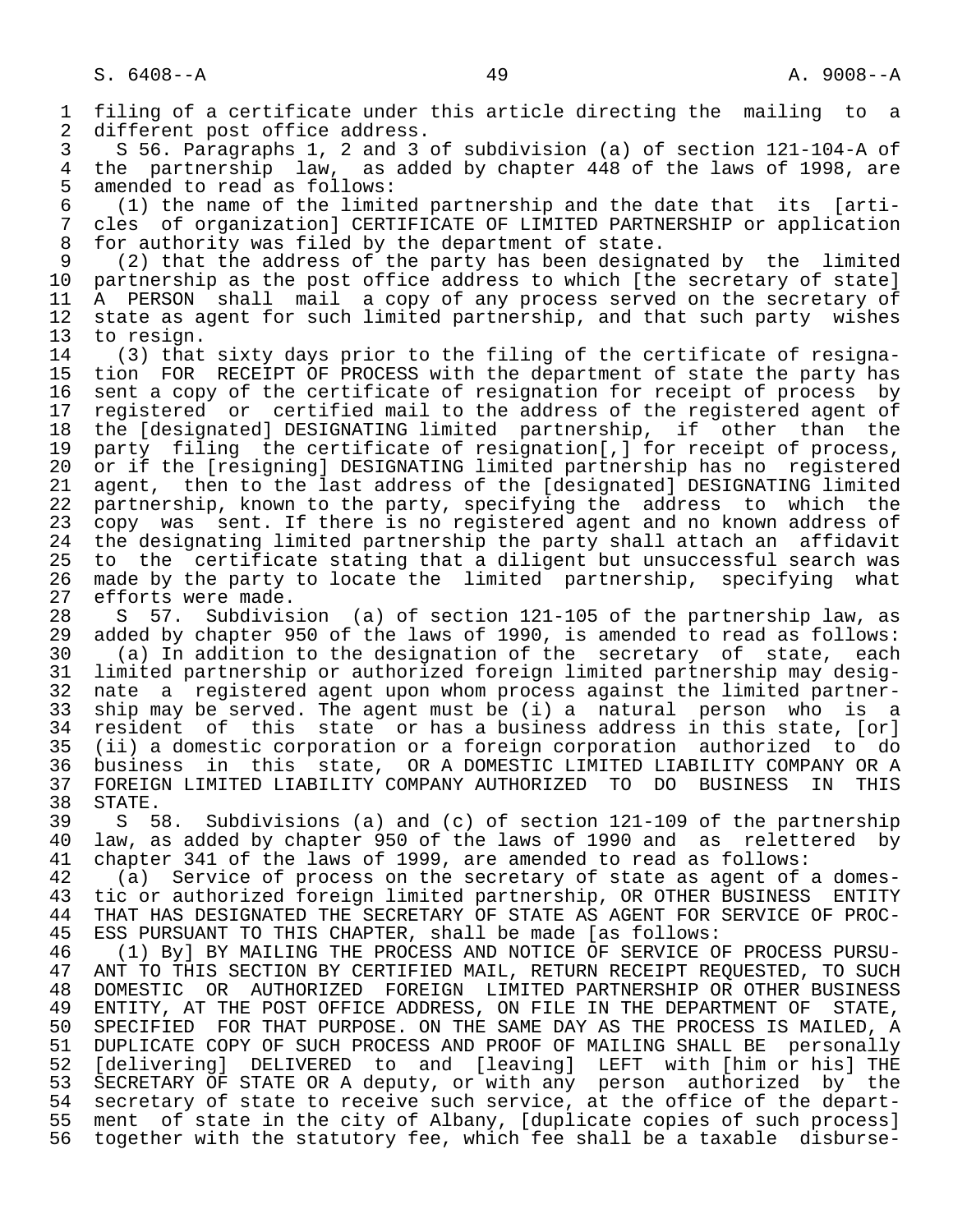filing of a certificate under this article directing the mailing to a different post office address.

S 56. Paragraphs 1, 2 and 3 of subdivision (a) of section 121-104-A of the partnership law, as added by chapter 448 of the laws of 1998, are amended to read as follows:

(1) the name of the limited partnership and the date that its [articles of organization] CERTIFICATE OF LIMITED PARTNERSHIP or application for authority was filed by the department of state.

(2) that the address of the party has been designated by the limited partnership as the post office address to which [the secretary of state] A PERSON shall mail a copy of any process served on the secretary of state as agent for such limited partnership, and that such party wishes to resign.

(3) that sixty days prior to the filing of the certificate of resignation FOR RECEIPT OF PROCESS with the department of state the party has sent a copy of the certificate of resignation for receipt of process by registered or certified mail to the address of the registered agent of the [designated] DESIGNATING limited partnership, if other than the party filing the certificate of resignation[,] for receipt of process, or if the [resigning] DESIGNATING limited partnership has no registered agent, then to the last address of the [designated] DESIGNATING limited partnership, known to the party, specifying the address to which the copy was sent. If there is no registered agent and no known address of the designating limited partnership the party shall attach an affidavit to the certificate stating that a diligent but unsuccessful search was made by the party to locate the limited partnership, specifying what efforts were made.

S 57. Subdivision (a) of section 121-105 of the partnership law, as added by chapter 950 of the laws of 1990, is amended to read as follows:

(a) In addition to the designation of the secretary of state, each limited partnership or authorized foreign limited partnership may designate a registered agent upon whom process against the limited partnership may be served. The agent must be (i) a natural person who is a resident of this state or has a business address in this state, [or] (ii) a domestic corporation or a foreign corporation authorized to do business in this state, OR A DOMESTIC LIMITED LIABILITY COMPANY OR A FOREIGN LIMITED LIABILITY COMPANY AUTHORIZED TO DO BUSINESS IN THIS STATE.

S 58. Subdivisions (a) and (c) of section 121-109 of the partnership law, as added by chapter 950 of the laws of 1990 and as relettered by chapter 341 of the laws of 1999, are amended to read as follows:

(a) Service of process on the secretary of state as agent of a domestic or authorized foreign limited partnership, OR OTHER BUSINESS ENTITY THAT HAS DESIGNATED THE SECRETARY OF STATE AS AGENT FOR SERVICE OF PROCESS PURSUANT TO THIS CHAPTER, shall be made [as follows:

(1) By] BY MAILING THE PROCESS AND NOTICE OF SERVICE OF PROCESS PURSUANT TO THIS SECTION BY CERTIFIED MAIL, RETURN RECEIPT REQUESTED, TO SUCH DOMESTIC OR AUTHORIZED FOREIGN LIMITED PARTNERSHIP OR OTHER BUSINESS ENTITY, AT THE POST OFFICE ADDRESS, ON FILE IN THE DEPARTMENT OF STATE, SPECIFIED FOR THAT PURPOSE. ON THE SAME DAY AS THE PROCESS IS MAILED, A DUPLICATE COPY OF SUCH PROCESS AND PROOF OF MAILING SHALL BE personally [delivering] DELIVERED to and [leaving] LEFT with [him or his] THE SECRETARY OF STATE OR A deputy, or with any person authorized by the secretary of state to receive such service, at the office of the department of state in the city of Albany, [duplicate copies of such process] together with the statutory fee, which fee shall be a taxable disburse-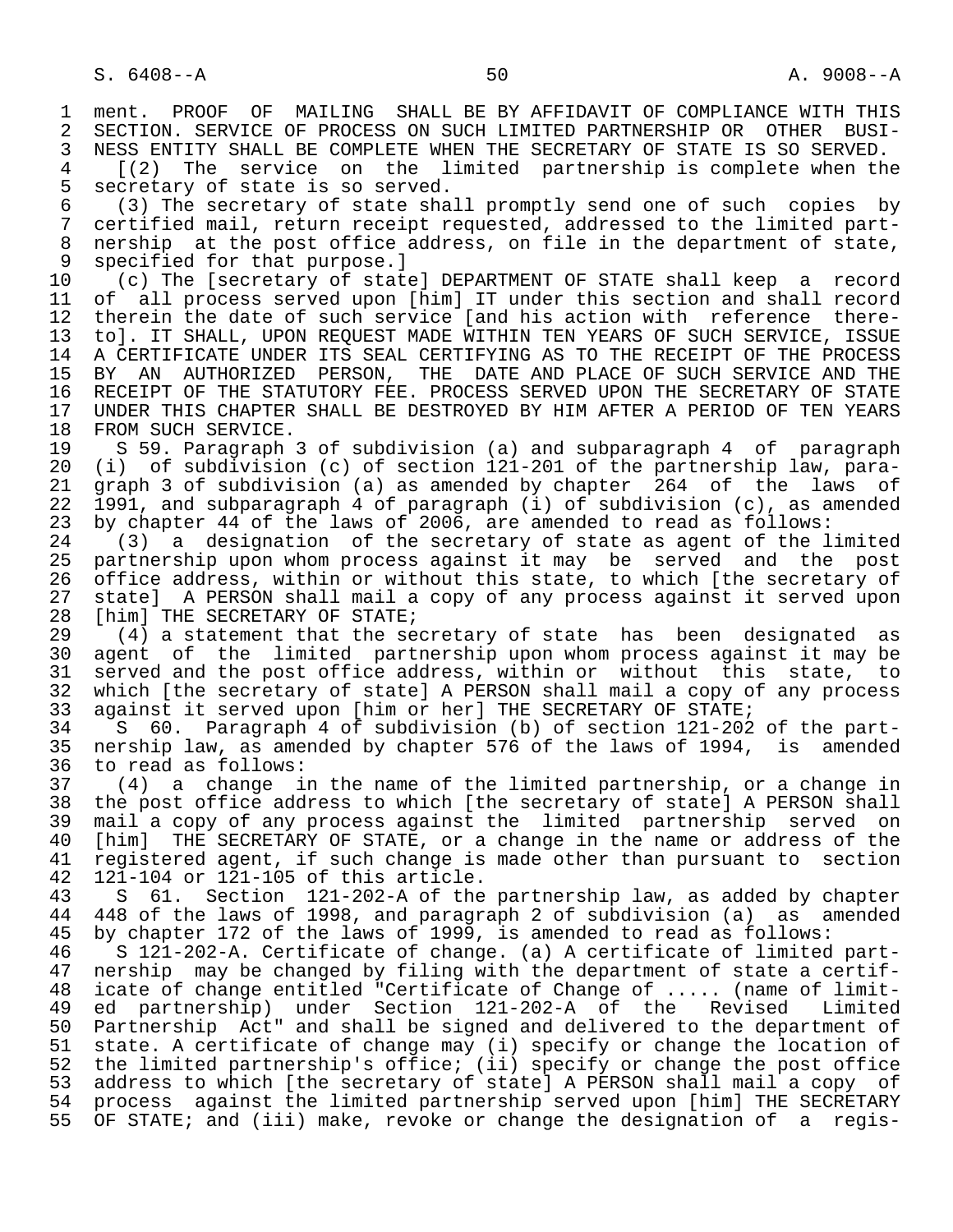ment. PROOF OF MAILING SHALL BE BY AFFIDAVIT OF COMPLIANCE WITH THIS SECTION. SERVICE OF PROCESS ON SUCH LIMITED PARTNERSHIP OR OTHER BUSINESS ENTITY SHALL BE COMPLETE WHEN THE SECRETARY OF STATE IS SO SERVED.

[(2) The service on the limited partnership is complete when the secretary of state is so served.

(3) The secretary of state shall promptly send one of such copies by certified mail, return receipt requested, addressed to the limited partnership at the post office address, on file in the department of state, specified for that purpose.]

(c) The [secretary of state] DEPARTMENT OF STATE shall keep a record of all process served upon [him] IT under this section and shall record therein the date of such service [and his action with reference thereto]. IT SHALL, UPON REQUEST MADE WITHIN TEN YEARS OF SUCH SERVICE, ISSUE A CERTIFICATE UNDER ITS SEAL CERTIFYING AS TO THE RECEIPT OF THE PROCESS BY AN AUTHORIZED PERSON, THE DATE AND PLACE OF SUCH SERVICE AND THE RECEIPT OF THE STATUTORY FEE. PROCESS SERVED UPON THE SECRETARY OF STATE UNDER THIS CHAPTER SHALL BE DESTROYED BY HIM AFTER A PERIOD OF TEN YEARS FROM SUCH SERVICE.

S 59. Paragraph 3 of subdivision (a) and subparagraph 4 of paragraph (i) of subdivision (c) of section 121-201 of the partnership law, paragraph 3 of subdivision (a) as amended by chapter 264 of the laws of 1991, and subparagraph 4 of paragraph (i) of subdivision (c), as amended by chapter 44 of the laws of 2006, are amended to read as follows:

(3) a designation of the secretary of state as agent of the limited partnership upon whom process against it may be served and the post office address, within or without this state, to which [the secretary of state] A PERSON shall mail a copy of any process against it served upon [him] THE SECRETARY OF STATE;

(4) a statement that the secretary of state has been designated as agent of the limited partnership upon whom process against it may be served and the post office address, within or without this state, to which [the secretary of state] A PERSON shall mail a copy of any process against it served upon [him or her] THE SECRETARY OF STATE;

S 60. Paragraph 4 of subdivision (b) of section 121-202 of the partnership law, as amended by chapter 576 of the laws of 1994, is amended to read as follows:

(4) a change in the name of the limited partnership, or a change in the post office address to which [the secretary of state] A PERSON shall mail a copy of any process against the limited partnership served on [him] THE SECRETARY OF STATE, or a change in the name or address of the registered agent, if such change is made other than pursuant to section 121-104 or 121-105 of this article.

S 61. Section 121-202-A of the partnership law, as added by chapter 448 of the laws of 1998, and paragraph 2 of subdivision (a) as amended by chapter 172 of the laws of 1999, is amended to read as follows:

S 121-202-A. Certificate of change. (a) A certificate of limited partnership may be changed by filing with the department of state a certificate of change entitled "Certificate of Change of ..... (name of limited partnership) under Section 121-202-A of the Revised Limited Partnership Act" and shall be signed and delivered to the department of state. A certificate of change may (i) specify or change the location of the limited partnership's office; (ii) specify or change the post office address to which [the secretary of state] A PERSON shall mail a copy of process against the limited partnership served upon [him] THE SECRETARY OF STATE; and (iii) make, revoke or change the designation of a regis-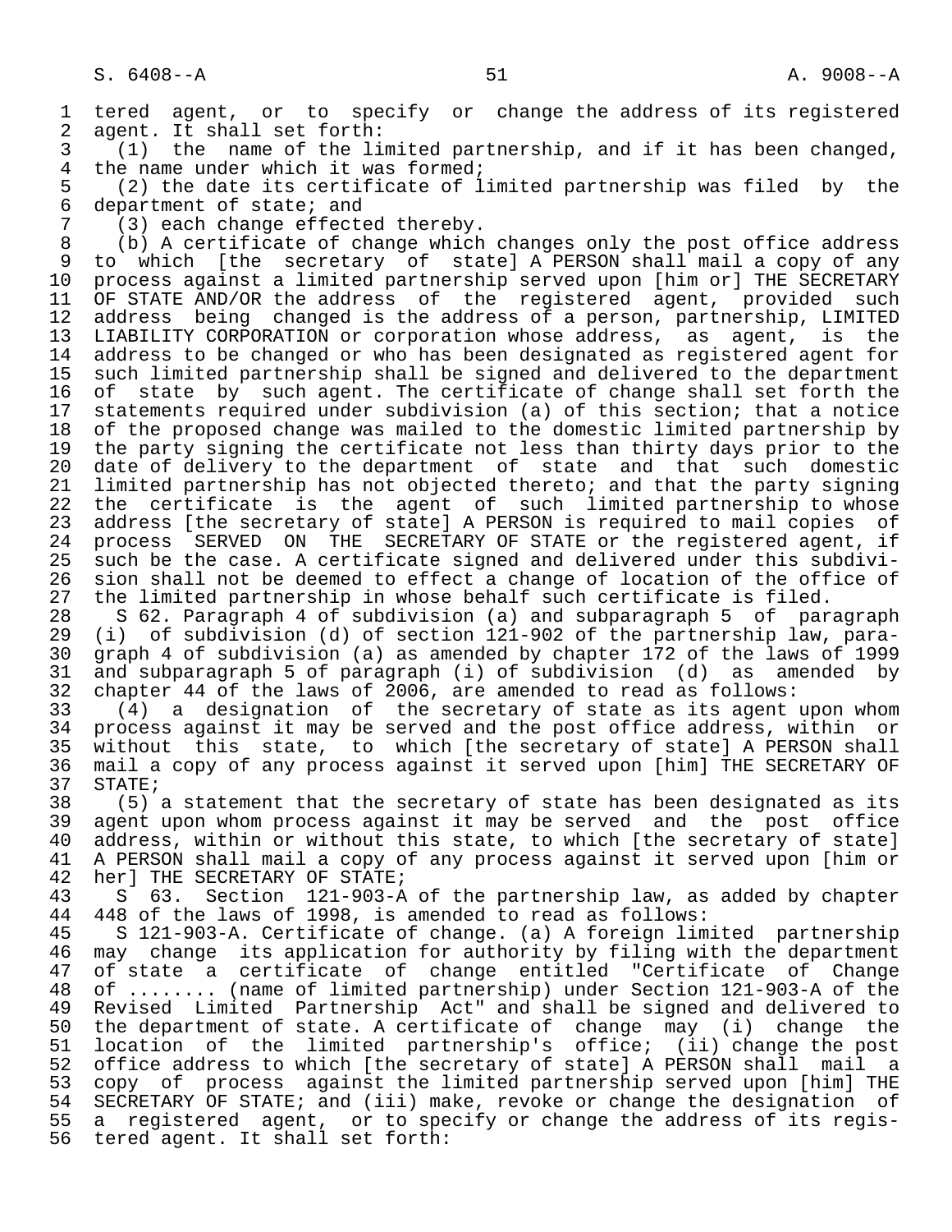tered agent, or to specify or change the address of its registered agent. It shall set forth:

(1) the name of the limited partnership, and if it has been changed, the name under which it was formed;

(2) the date its certificate of limited partnership was filed by the department of state; and

(3) each change effected thereby.

(b) A certificate of change which changes only the post office address to which [the secretary of state] A PERSON shall mail a copy of any process against a limited partnership served upon [him or] THE SECRETARY OF STATE AND/OR the address of the registered agent, provided such address being changed is the address of a person, partnership, LIMITED LIABILITY CORPORATION or corporation whose address, as agent, is the address to be changed or who has been designated as registered agent for such limited partnership shall be signed and delivered to the department of state by such agent. The certificate of change shall set forth the statements required under subdivision (a) of this section; that a notice of the proposed change was mailed to the domestic limited partnership by the party signing the certificate not less than thirty days prior to the date of delivery to the department of state and that such domestic limited partnership has not objected thereto; and that the party signing the certificate is the agent of such limited partnership to whose address [the secretary of state] A PERSON is required to mail copies of process SERVED ON THE SECRETARY OF STATE or the registered agent, if such be the case. A certificate signed and delivered under this subdivision shall not be deemed to effect a change of location of the office of the limited partnership in whose behalf such certificate is filed.

S 62. Paragraph 4 of subdivision (a) and subparagraph 5 of paragraph (i) of subdivision (d) of section 121-902 of the partnership law, paragraph 4 of subdivision (a) as amended by chapter 172 of the laws of 1999 and subparagraph 5 of paragraph (i) of subdivision (d) as amended by chapter 44 of the laws of 2006, are amended to read as follows:

(4) a designation of the secretary of state as its agent upon whom process against it may be served and the post office address, within or without this state, to which [the secretary of state] A PERSON shall mail a copy of any process against it served upon [him] THE SECRETARY OF STATE;

(5) a statement that the secretary of state has been designated as its agent upon whom process against it may be served and the post office address, within or without this state, to which [the secretary of state] A PERSON shall mail a copy of any process against it served upon [him or her] THE SECRETARY OF STATE;

S 63. Section 121-903-A of the partnership law, as added by chapter 448 of the laws of 1998, is amended to read as follows:

S 121-903-A. Certificate of change. (a) A foreign limited partnership may change its application for authority by filing with the department of state a certificate of change entitled "Certificate of Change of ........ (name of limited partnership) under Section 121-903-A of the Revised Limited Partnership Act" and shall be signed and delivered to the department of state. A certificate of change may (i) change the location of the limited partnership's office; (ii) change the post office address to which [the secretary of state] A PERSON shall mail a copy of process against the limited partnership served upon [him] THE SECRETARY OF STATE; and (iii) make, revoke or change the designation of a registered agent, or to specify or change the address of its registered agent. It shall set forth: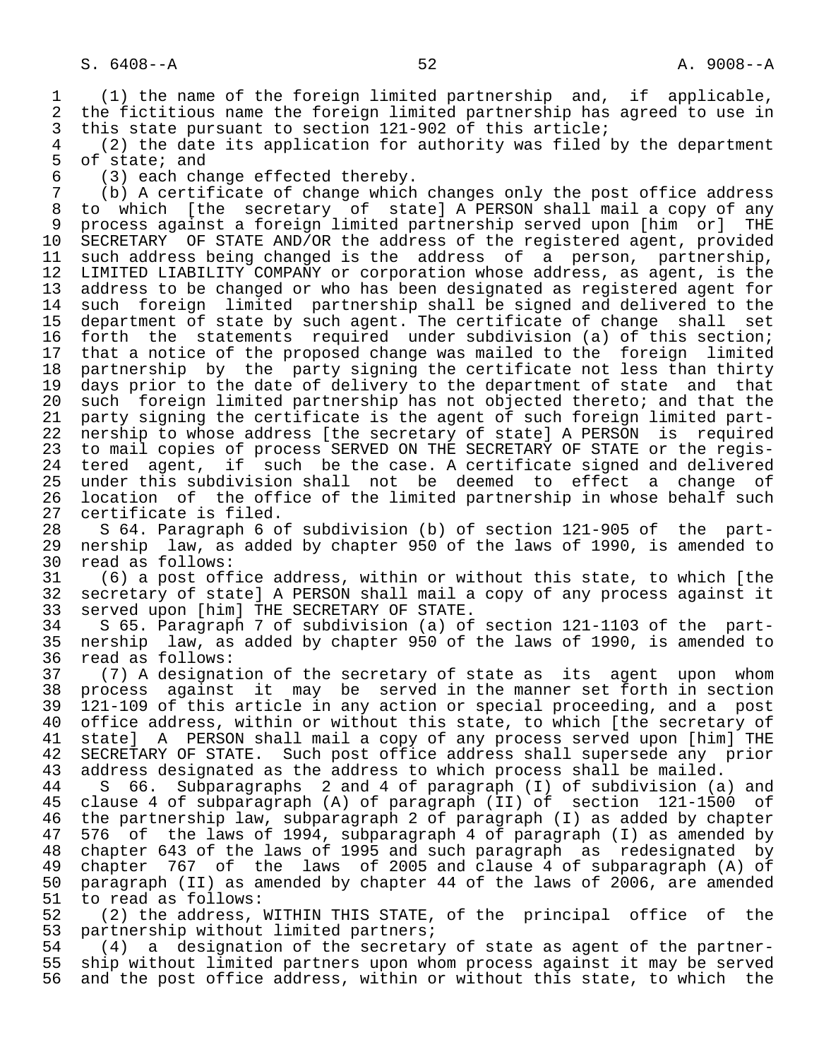(1) the name of the foreign limited partnership and, if applicable, the fictitious name the foreign limited partnership has agreed to use in this state pursuant to section 121-902 of this article;

(2) the date its application for authority was filed by the department of state; and

(3) each change effected thereby.

(b) A certificate of change which changes only the post office address to which [the secretary of state] A PERSON shall mail a copy of any process against a foreign limited partnership served upon [him or] THE SECRETARY OF STATE AND/OR the address of the registered agent, provided such address being changed is the address of a person, partnership, LIMITED LIABILITY COMPANY or corporation whose address, as agent, is the address to be changed or who has been designated as registered agent for such foreign limited partnership shall be signed and delivered to the department of state by such agent. The certificate of change shall set forth the statements required under subdivision (a) of this section; that a notice of the proposed change was mailed to the foreign limited partnership by the party signing the certificate not less than thirty days prior to the date of delivery to the department of state and that such foreign limited partnership has not objected thereto; and that the party signing the certificate is the agent of such foreign limited partnership to whose address [the secretary of state] A PERSON is required to mail copies of process SERVED ON THE SECRETARY OF STATE or the registered agent, if such be the case. A certificate signed and delivered under this subdivision shall not be deemed to effect a change of location of the office of the limited partnership in whose behalf such certificate is filed.

S 64. Paragraph 6 of subdivision (b) of section 121-905 of the partnership law, as added by chapter 950 of the laws of 1990, is amended to read as follows:

(6) a post office address, within or without this state, to which [the secretary of state] A PERSON shall mail a copy of any process against it served upon [him] THE SECRETARY OF STATE.

S 65. Paragraph 7 of subdivision (a) of section 121-1103 of the partnership law, as added by chapter 950 of the laws of 1990, is amended to read as follows:

(7) A designation of the secretary of state as its agent upon whom process against it may be served in the manner set forth in section 121-109 of this article in any action or special proceeding, and a post office address, within or without this state, to which [the secretary of state] A PERSON shall mail a copy of any process served upon [him] THE SECRETARY OF STATE. Such post office address shall supersede any prior address designated as the address to which process shall be mailed.

S 66. Subparagraphs 2 and 4 of paragraph (I) of subdivision (a) and clause 4 of subparagraph (A) of paragraph (II) of section 121-1500 of the partnership law, subparagraph 2 of paragraph (I) as added by chapter 576 of the laws of 1994, subparagraph 4 of paragraph (I) as amended by chapter 643 of the laws of 1995 and such paragraph as redesignated by chapter 767 of the laws of 2005 and clause 4 of subparagraph (A) of paragraph (II) as amended by chapter 44 of the laws of 2006, are amended to read as follows:

(2) the address, WITHIN THIS STATE, of the principal office of the partnership without limited partners;

(4) a designation of the secretary of state as agent of the partnership without limited partners upon whom process against it may be served and the post office address, within or without this state, to which the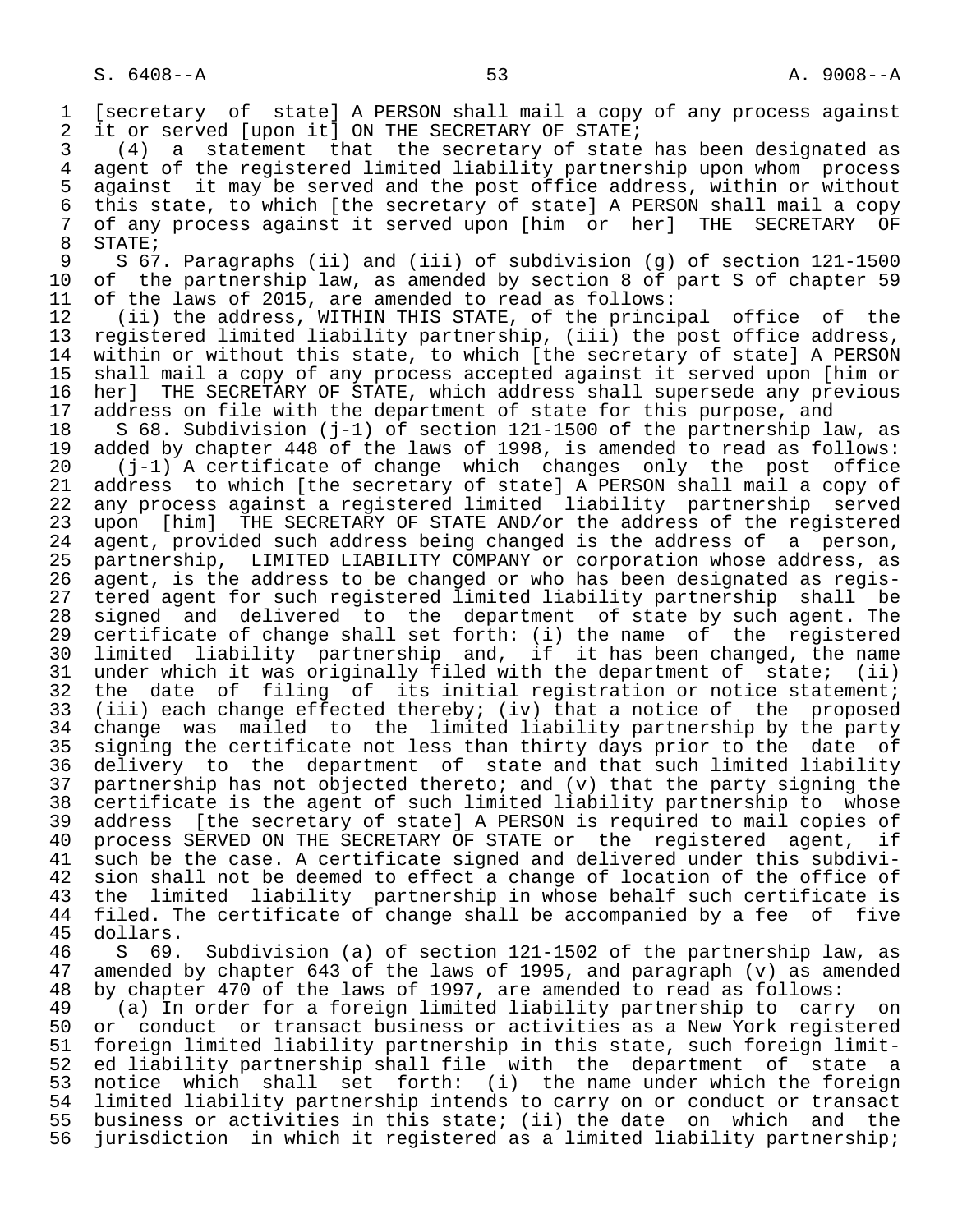[secretary of state] A PERSON shall mail a copy of any process against it or served [upon it] ON THE SECRETARY OF STATE;

(4) a statement that the secretary of state has been designated as agent of the registered limited liability partnership upon whom process against it may be served and the post office address, within or without this state, to which [the secretary of state] A PERSON shall mail a copy of any process against it served upon [him or her] THE SECRETARY OF STATE;

S 67. Paragraphs (ii) and (iii) of subdivision (g) of section 121-1500 of the partnership law, as amended by section 8 of part S of chapter 59 of the laws of 2015, are amended to read as follows:

(ii) the address, WITHIN THIS STATE, of the principal office of the registered limited liability partnership, (iii) the post office address, within or without this state, to which [the secretary of state] A PERSON shall mail a copy of any process accepted against it served upon [him or her] THE SECRETARY OF STATE, which address shall supersede any previous address on file with the department of state for this purpose, and

S 68. Subdivision (j-1) of section 121-1500 of the partnership law, as added by chapter 448 of the laws of 1998, is amended to read as follows:

(j-1) A certificate of change which changes only the post office address to which [the secretary of state] A PERSON shall mail a copy of any process against a registered limited liability partnership served upon [him] THE SECRETARY OF STATE AND/or the address of the registered agent, provided such address being changed is the address of a person, partnership, LIMITED LIABILITY COMPANY or corporation whose address, as agent, is the address to be changed or who has been designated as registered agent for such registered limited liability partnership shall be signed and delivered to the department of state by such agent. The certificate of change shall set forth: (i) the name of the registered limited liability partnership and, if it has been changed, the name under which it was originally filed with the department of state; (ii) the date of filing of its initial registration or notice statement; (iii) each change effected thereby; (iv) that a notice of the proposed change was mailed to the limited liability partnership by the party signing the certificate not less than thirty days prior to the date of delivery to the department of state and that such limited liability partnership has not objected thereto; and (v) that the party signing the certificate is the agent of such limited liability partnership to whose address [the secretary of state] A PERSON is required to mail copies of process SERVED ON THE SECRETARY OF STATE or the registered agent, if such be the case. A certificate signed and delivered under this subdivision shall not be deemed to effect a change of location of the office of the limited liability partnership in whose behalf such certificate is filed. The certificate of change shall be accompanied by a fee of five dollars.

S 69. Subdivision (a) of section 121-1502 of the partnership law, as amended by chapter 643 of the laws of 1995, and paragraph (v) as amended by chapter 470 of the laws of 1997, are amended to read as follows:

(a) In order for a foreign limited liability partnership to carry on or conduct or transact business or activities as a New York registered foreign limited liability partnership in this state, such foreign limited liability partnership shall file with the department of state a notice which shall set forth: (i) the name under which the foreign limited liability partnership intends to carry on or conduct or transact business or activities in this state; (ii) the date on which and the jurisdiction in which it registered as a limited liability partnership;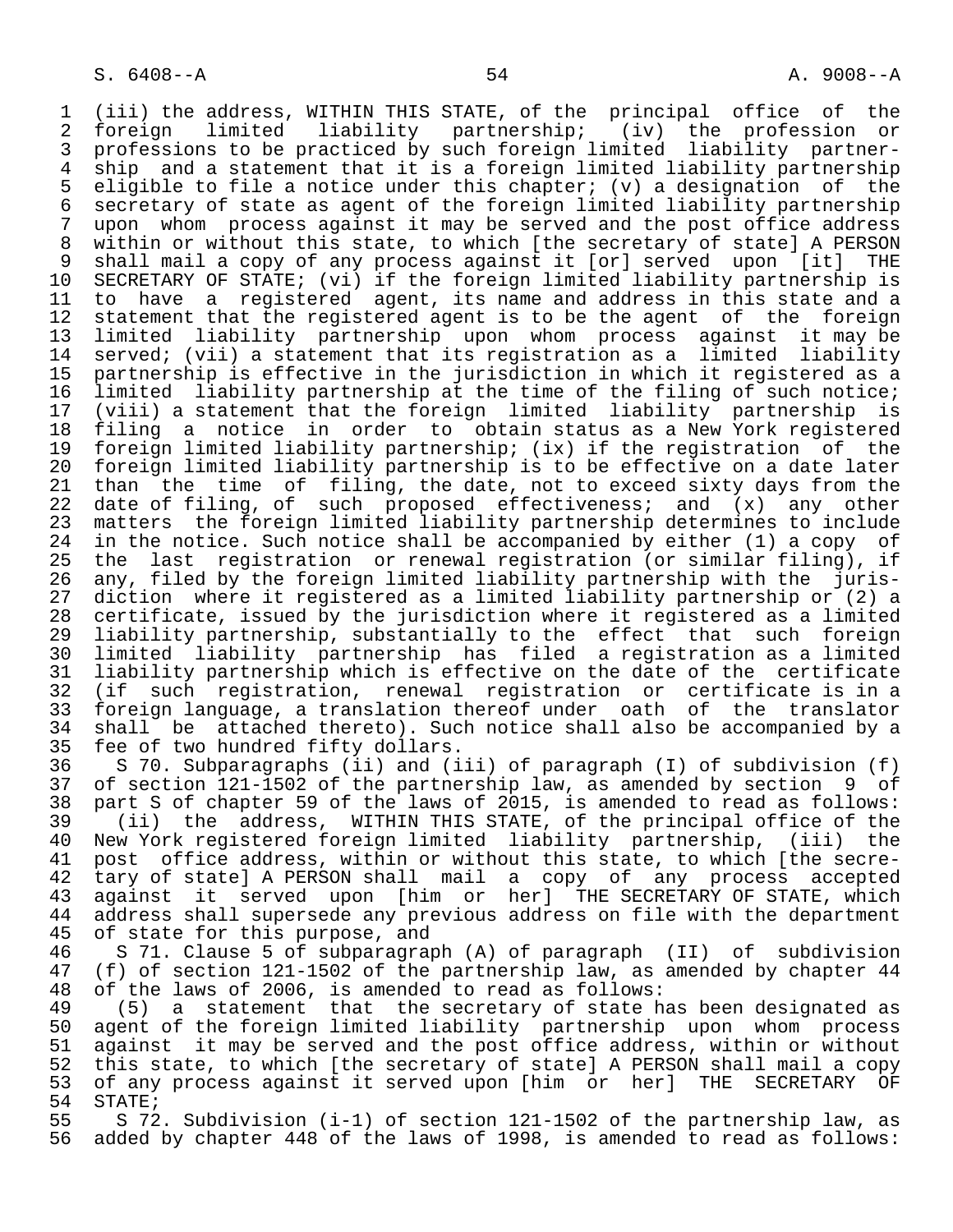(iii) the address, WITHIN THIS STATE, of the principal office of the foreign limited liability partnership; (iv) the profession or professions to be practiced by such foreign limited liability partnership and a statement that it is a foreign limited liability partnership eligible to file a notice under this chapter; (v) a designation of the secretary of state as agent of the foreign limited liability partnership upon whom process against it may be served and the post office address within or without this state, to which [the secretary of state] A PERSON shall mail a copy of any process against it [or] served upon [it] THE SECRETARY OF STATE; (vi) if the foreign limited liability partnership is to have a registered agent, its name and address in this state and a statement that the registered agent is to be the agent of the foreign limited liability partnership upon whom process against it may be served; (vii) a statement that its registration as a limited liability partnership is effective in the jurisdiction in which it registered as a limited liability partnership at the time of the filing of such notice; (viii) a statement that the foreign limited liability partnership is filing a notice in order to obtain status as a New York registered foreign limited liability partnership; (ix) if the registration of the foreign limited liability partnership is to be effective on a date later than the time of filing, the date, not to exceed sixty days from the date of filing, of such proposed effectiveness; and (x) any other matters the foreign limited liability partnership determines to include in the notice. Such notice shall be accompanied by either (1) a copy of the last registration or renewal registration (or similar filing), if any, filed by the foreign limited liability partnership with the jurisdiction where it registered as a limited liability partnership or (2) a certificate, issued by the jurisdiction where it registered as a limited liability partnership, substantially to the effect that such foreign limited liability partnership has filed a registration as a limited liability partnership which is effective on the date of the certificate (if such registration, renewal registration or certificate is in a foreign language, a translation thereof under oath of the translator shall be attached thereto). Such notice shall also be accompanied by a fee of two hundred fifty dollars.

S 70. Subparagraphs (ii) and (iii) of paragraph (I) of subdivision (f) of section 121-1502 of the partnership law, as amended by section 9 of part S of chapter 59 of the laws of 2015, is amended to read as follows:

(ii) the address, WITHIN THIS STATE, of the principal office of the New York registered foreign limited liability partnership, (iii) the post office address, within or without this state, to which [the secretary of state] A PERSON shall mail a copy of any process accepted against it served upon [him or her] THE SECRETARY OF STATE, which address shall supersede any previous address on file with the department of state for this purpose, and

S 71. Clause 5 of subparagraph (A) of paragraph (II) of subdivision (f) of section 121-1502 of the partnership law, as amended by chapter 44 of the laws of 2006, is amended to read as follows:

(5) a statement that the secretary of state has been designated as agent of the foreign limited liability partnership upon whom process against it may be served and the post office address, within or without this state, to which [the secretary of state] A PERSON shall mail a copy of any process against it served upon [him or her] THE SECRETARY OF STATE;

S 72. Subdivision (i-1) of section 121-1502 of the partnership law, as added by chapter 448 of the laws of 1998, is amended to read as follows: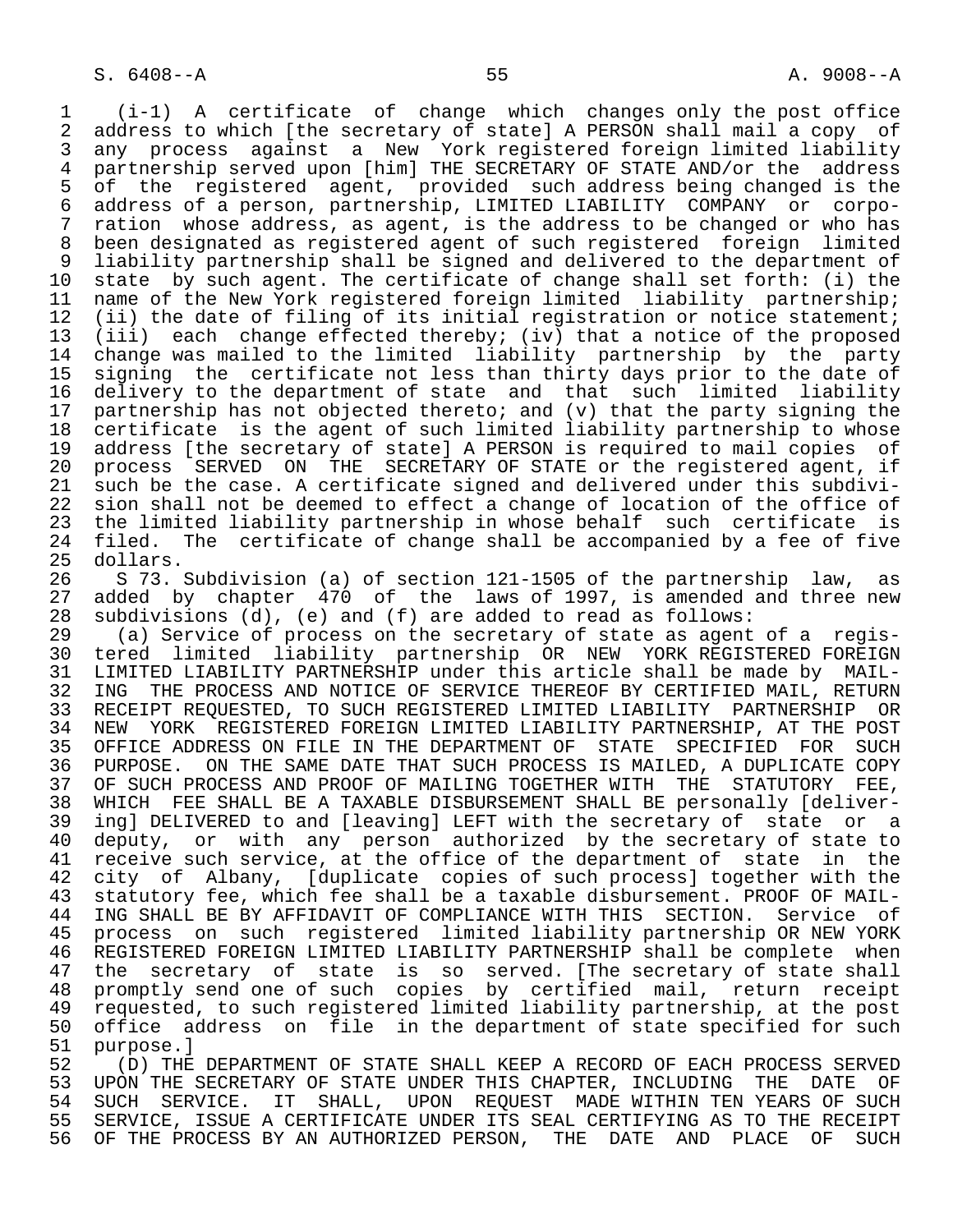(i-1) A certificate of change which changes only the post office address to which [the secretary of state] A PERSON shall mail a copy of any process against a New York registered foreign limited liability partnership served upon [him] THE SECRETARY OF STATE AND/or the address of the registered agent, provided such address being changed is the address of a person, partnership, LIMITED LIABILITY COMPANY or corporation whose address, as agent, is the address to be changed or who has been designated as registered agent of such registered foreign limited liability partnership shall be signed and delivered to the department of state by such agent. The certificate of change shall set forth: (i) the name of the New York registered foreign limited liability partnership; (ii) the date of filing of its initial registration or notice statement; (iii) each change effected thereby; (iv) that a notice of the proposed change was mailed to the limited liability partnership by the party signing the certificate not less than thirty days prior to the date of delivery to the department of state and that such limited liability partnership has not objected thereto; and (v) that the party signing the certificate is the agent of such limited liability partnership to whose address [the secretary of state] A PERSON is required to mail copies of process SERVED ON THE SECRETARY OF STATE or the registered agent, if such be the case. A certificate signed and delivered under this subdivision shall not be deemed to effect a change of location of the office of the limited liability partnership in whose behalf such certificate is filed. The certificate of change shall be accompanied by a fee of five dollars.

S 73. Subdivision (a) of section 121-1505 of the partnership law, as added by chapter 470 of the laws of 1997, is amended and three new subdivisions (d), (e) and (f) are added to read as follows:

(a) Service of process on the secretary of state as agent of a registered limited liability partnership OR NEW YORK REGISTERED FOREIGN LIMITED LIABILITY PARTNERSHIP under this article shall be made by MAILING THE PROCESS AND NOTICE OF SERVICE THEREOF BY CERTIFIED MAIL, RETURN RECEIPT REQUESTED, TO SUCH REGISTERED LIMITED LIABILITY PARTNERSHIP OR NEW YORK REGISTERED FOREIGN LIMITED LIABILITY PARTNERSHIP, AT THE POST OFFICE ADDRESS ON FILE IN THE DEPARTMENT OF STATE SPECIFIED FOR SUCH PURPOSE. ON THE SAME DATE THAT SUCH PROCESS IS MAILED, A DUPLICATE COPY OF SUCH PROCESS AND PROOF OF MAILING TOGETHER WITH THE STATUTORY FEE, WHICH FEE SHALL BE A TAXABLE DISBURSEMENT SHALL BE personally [delivering] DELIVERED to and [leaving] LEFT with the secretary of state or a deputy, or with any person authorized by the secretary of state to receive such service, at the office of the department of state in the city of Albany, [duplicate copies of such process] together with the statutory fee, which fee shall be a taxable disbursement. PROOF OF MAILING SHALL BE BY AFFIDAVIT OF COMPLIANCE WITH THIS SECTION. Service of process on such registered limited liability partnership OR NEW YORK REGISTERED FOREIGN LIMITED LIABILITY PARTNERSHIP shall be complete when the secretary of state is so served. [The secretary of state shall promptly send one of such copies by certified mail, return receipt requested, to such registered limited liability partnership, at the post office address on file in the department of state specified for such purpose.]

(D) THE DEPARTMENT OF STATE SHALL KEEP A RECORD OF EACH PROCESS SERVED UPON THE SECRETARY OF STATE UNDER THIS CHAPTER, INCLUDING THE DATE OF SUCH SERVICE. IT SHALL, UPON REQUEST MADE WITHIN TEN YEARS OF SUCH SERVICE, ISSUE A CERTIFICATE UNDER ITS SEAL CERTIFYING AS TO THE RECEIPT OF THE PROCESS BY AN AUTHORIZED PERSON, THE DATE AND PLACE OF SUCH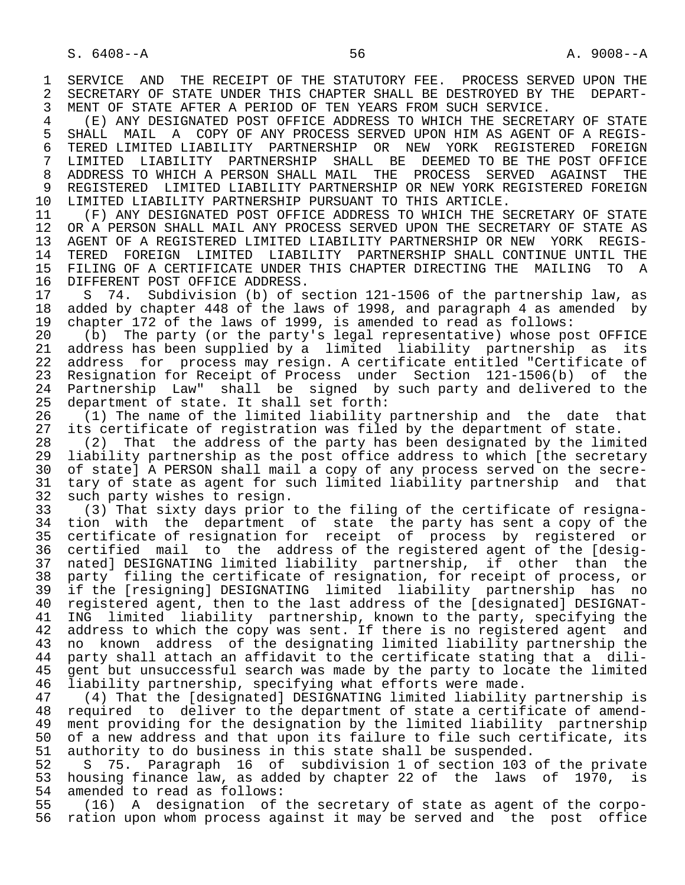SERVICE AND THE RECEIPT OF THE STATUTORY FEE. PROCESS SERVED UPON THE SECRETARY OF STATE UNDER THIS CHAPTER SHALL BE DESTROYED BY THE DEPARTMENT OF STATE AFTER A PERIOD OF TEN YEARS FROM SUCH SERVICE.

(E) ANY DESIGNATED POST OFFICE ADDRESS TO WHICH THE SECRETARY OF STATE SHALL MAIL A COPY OF ANY PROCESS SERVED UPON HIM AS AGENT OF A REGISTERED LIMITED LIABILITY PARTNERSHIP OR NEW YORK REGISTERED FOREIGN LIMITED LIABILITY PARTNERSHIP SHALL BE DEEMED TO BE THE POST OFFICE ADDRESS TO WHICH A PERSON SHALL MAIL THE PROCESS SERVED AGAINST THE REGISTERED LIMITED LIABILITY PARTNERSHIP OR NEW YORK REGISTERED FOREIGN LIMITED LIABILITY PARTNERSHIP PURSUANT TO THIS ARTICLE.

(F) ANY DESIGNATED POST OFFICE ADDRESS TO WHICH THE SECRETARY OF STATE OR A PERSON SHALL MAIL ANY PROCESS SERVED UPON THE SECRETARY OF STATE AS AGENT OF A REGISTERED LIMITED LIABILITY PARTNERSHIP OR NEW YORK REGISTERED FOREIGN LIMITED LIABILITY PARTNERSHIP SHALL CONTINUE UNTIL THE FILING OF A CERTIFICATE UNDER THIS CHAPTER DIRECTING THE MAILING TO A DIFFERENT POST OFFICE ADDRESS.

S 74. Subdivision (b) of section 121-1506 of the partnership law, as added by chapter 448 of the laws of 1998, and paragraph 4 as amended by chapter 172 of the laws of 1999, is amended to read as follows:

(b) The party (or the party's legal representative) whose post OFFICE address has been supplied by a limited liability partnership as its address for process may resign. A certificate entitled "Certificate of Resignation for Receipt of Process under Section 121-1506(b) of the Partnership Law" shall be signed by such party and delivered to the department of state. It shall set forth:

(1) The name of the limited liability partnership and the date that its certificate of registration was filed by the department of state.

(2) That the address of the party has been designated by the limited liability partnership as the post office address to which [the secretary of state] A PERSON shall mail a copy of any process served on the secretary of state as agent for such limited liability partnership and that such party wishes to resign.

(3) That sixty days prior to the filing of the certificate of resignation with the department of state the party has sent a copy of the certificate of resignation for receipt of process by registered or certified mail to the address of the registered agent of the [designated] DESIGNATING limited liability partnership, if other than the party filing the certificate of resignation, for receipt of process, or if the [resigning] DESIGNATING limited liability partnership has no registered agent, then to the last address of the [designated] DESIGNATING limited liability partnership, known to the party, specifying the address to which the copy was sent. If there is no registered agent and no known address of the designating limited liability partnership the party shall attach an affidavit to the certificate stating that a diligent but unsuccessful search was made by the party to locate the limited liability partnership, specifying what efforts were made.

(4) That the [designated] DESIGNATING limited liability partnership is required to deliver to the department of state a certificate of amendment providing for the designation by the limited liability partnership of a new address and that upon its failure to file such certificate, its authority to do business in this state shall be suspended.

S 75. Paragraph 16 of subdivision 1 of section 103 of the private housing finance law, as added by chapter 22 of the laws of 1970, is amended to read as follows:

(16) A designation of the secretary of state as agent of the corporation upon whom process against it may be served and the post office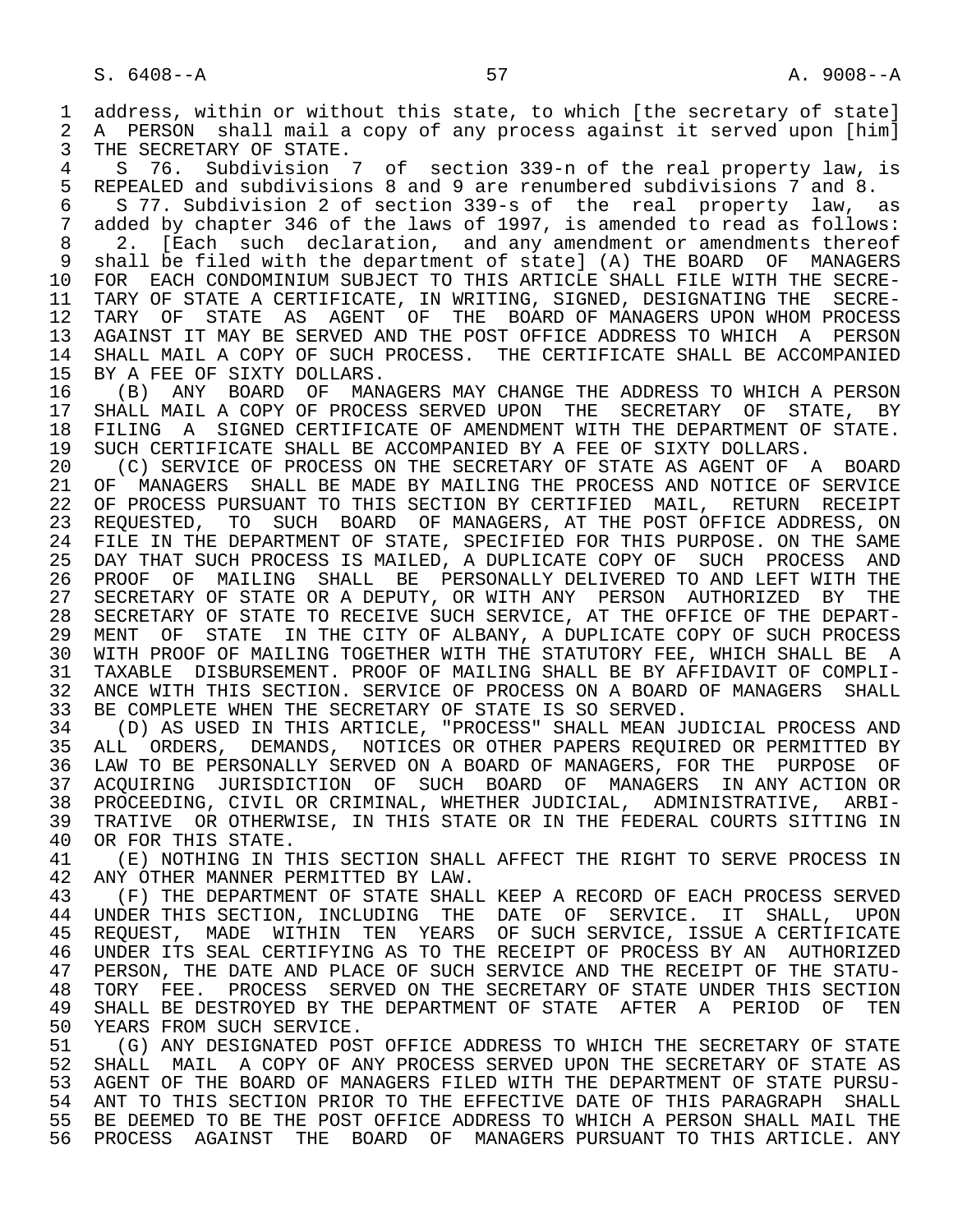address, within or without this state, to which [the secretary of state] A PERSON shall mail a copy of any process against it served upon [him] THE SECRETARY OF STATE.

S 76. Subdivision 7 of section 339-n of the real property law, is REPEALED and subdivisions 8 and 9 are renumbered subdivisions 7 and 8.

S 77. Subdivision 2 of section 339-s of the real property law, as added by chapter 346 of the laws of 1997, is amended to read as follows:

2. [Each such declaration, and any amendment or amendments thereof shall be filed with the department of state] (A) THE BOARD OF MANAGERS FOR EACH CONDOMINIUM SUBJECT TO THIS ARTICLE SHALL FILE WITH THE SECRETARY OF STATE A CERTIFICATE, IN WRITING, SIGNED, DESIGNATING THE SECRETARY OF STATE AS AGENT OF THE BOARD OF MANAGERS UPON WHOM PROCESS AGAINST IT MAY BE SERVED AND THE POST OFFICE ADDRESS TO WHICH A PERSON SHALL MAIL A COPY OF SUCH PROCESS. THE CERTIFICATE SHALL BE ACCOMPANIED BY A FEE OF SIXTY DOLLARS.

(B) ANY BOARD OF MANAGERS MAY CHANGE THE ADDRESS TO WHICH A PERSON SHALL MAIL A COPY OF PROCESS SERVED UPON THE SECRETARY OF STATE, BY FILING A SIGNED CERTIFICATE OF AMENDMENT WITH THE DEPARTMENT OF STATE. SUCH CERTIFICATE SHALL BE ACCOMPANIED BY A FEE OF SIXTY DOLLARS.

(C) SERVICE OF PROCESS ON THE SECRETARY OF STATE AS AGENT OF A BOARD OF MANAGERS SHALL BE MADE BY MAILING THE PROCESS AND NOTICE OF SERVICE OF PROCESS PURSUANT TO THIS SECTION BY CERTIFIED MAIL, RETURN RECEIPT REQUESTED, TO SUCH BOARD OF MANAGERS, AT THE POST OFFICE ADDRESS, ON FILE IN THE DEPARTMENT OF STATE, SPECIFIED FOR THIS PURPOSE. ON THE SAME DAY THAT SUCH PROCESS IS MAILED, A DUPLICATE COPY OF SUCH PROCESS AND PROOF OF MAILING SHALL BE PERSONALLY DELIVERED TO AND LEFT WITH THE SECRETARY OF STATE OR A DEPUTY, OR WITH ANY PERSON AUTHORIZED BY THE SECRETARY OF STATE TO RECEIVE SUCH SERVICE, AT THE OFFICE OF THE DEPARTMENT OF STATE IN THE CITY OF ALBANY, A DUPLICATE COPY OF SUCH PROCESS WITH PROOF OF MAILING TOGETHER WITH THE STATUTORY FEE, WHICH SHALL BE A TAXABLE DISBURSEMENT. PROOF OF MAILING SHALL BE BY AFFIDAVIT OF COMPLIANCE WITH THIS SECTION. SERVICE OF PROCESS ON A BOARD OF MANAGERS SHALL BE COMPLETE WHEN THE SECRETARY OF STATE IS SO SERVED.

(D) AS USED IN THIS ARTICLE, "PROCESS" SHALL MEAN JUDICIAL PROCESS AND ALL ORDERS, DEMANDS, NOTICES OR OTHER PAPERS REQUIRED OR PERMITTED BY LAW TO BE PERSONALLY SERVED ON A BOARD OF MANAGERS, FOR THE PURPOSE OF ACQUIRING JURISDICTION OF SUCH BOARD OF MANAGERS IN ANY ACTION OR PROCEEDING, CIVIL OR CRIMINAL, WHETHER JUDICIAL, ADMINISTRATIVE, ARBITRATIVE OR OTHERWISE, IN THIS STATE OR IN THE FEDERAL COURTS SITTING IN OR FOR THIS STATE.

(E) NOTHING IN THIS SECTION SHALL AFFECT THE RIGHT TO SERVE PROCESS IN ANY OTHER MANNER PERMITTED BY LAW.

(F) THE DEPARTMENT OF STATE SHALL KEEP A RECORD OF EACH PROCESS SERVED UNDER THIS SECTION, INCLUDING THE DATE OF SERVICE. IT SHALL, UPON REQUEST, MADE WITHIN TEN YEARS OF SUCH SERVICE, ISSUE A CERTIFICATE UNDER ITS SEAL CERTIFYING AS TO THE RECEIPT OF PROCESS BY AN AUTHORIZED PERSON, THE DATE AND PLACE OF SUCH SERVICE AND THE RECEIPT OF THE STATUTORY FEE. PROCESS SERVED ON THE SECRETARY OF STATE UNDER THIS SECTION SHALL BE DESTROYED BY THE DEPARTMENT OF STATE AFTER A PERIOD OF TEN YEARS FROM SUCH SERVICE.

(G) ANY DESIGNATED POST OFFICE ADDRESS TO WHICH THE SECRETARY OF STATE SHALL MAIL A COPY OF ANY PROCESS SERVED UPON THE SECRETARY OF STATE AS AGENT OF THE BOARD OF MANAGERS FILED WITH THE DEPARTMENT OF STATE PURSUANT TO THIS SECTION PRIOR TO THE EFFECTIVE DATE OF THIS PARAGRAPH SHALL BE DEEMED TO BE THE POST OFFICE ADDRESS TO WHICH A PERSON SHALL MAIL THE PROCESS AGAINST THE BOARD OF MANAGERS PURSUANT TO THIS ARTICLE. ANY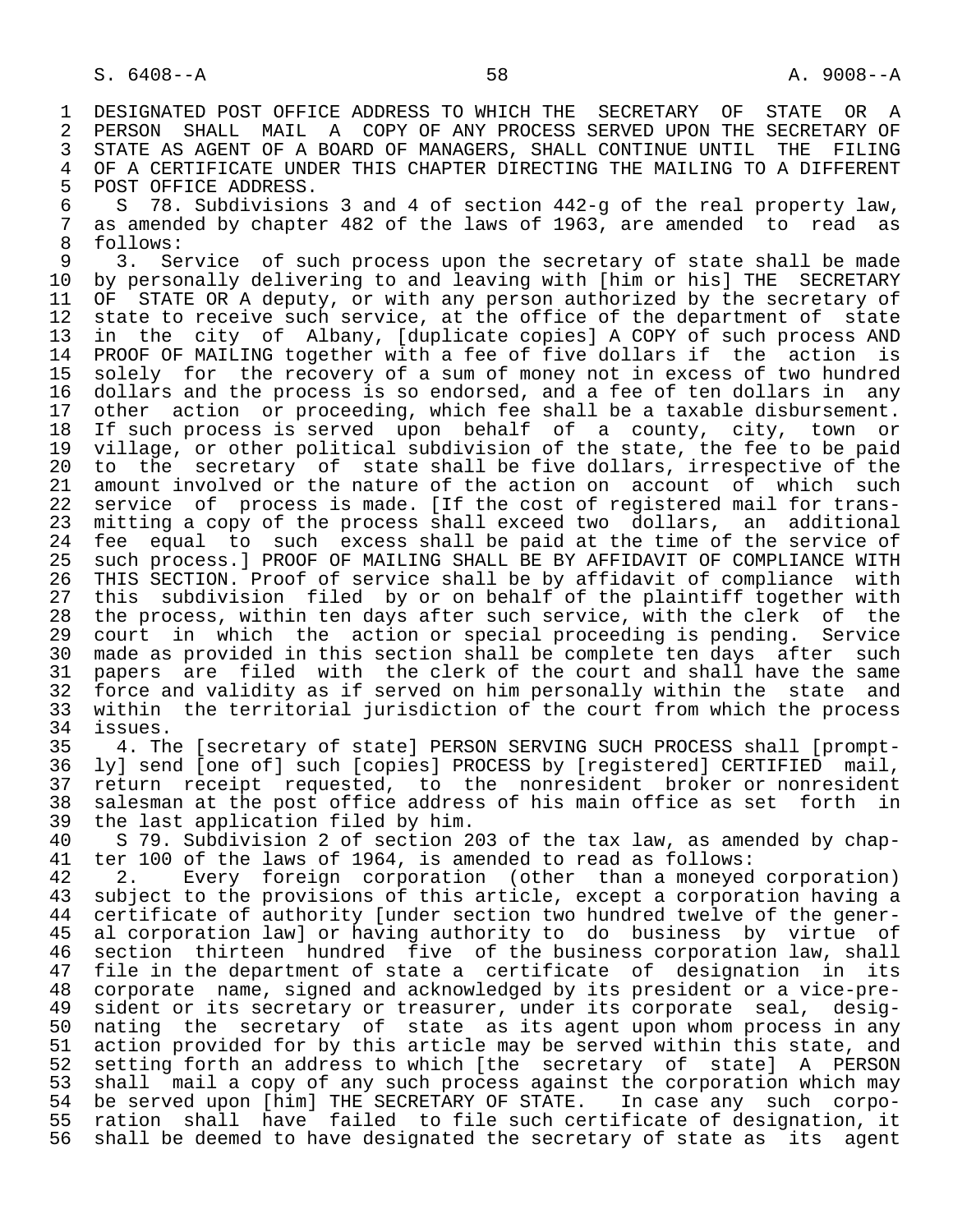DESIGNATED POST OFFICE ADDRESS TO WHICH THE SECRETARY OF STATE OR A PERSON SHALL MAIL A COPY OF ANY PROCESS SERVED UPON THE SECRETARY OF STATE AS AGENT OF A BOARD OF MANAGERS, SHALL CONTINUE UNTIL THE FILING OF A CERTIFICATE UNDER THIS CHAPTER DIRECTING THE MAILING TO A DIFFERENT POST OFFICE ADDRESS.

S 78. Subdivisions 3 and 4 of section 442-g of the real property law, as amended by chapter 482 of the laws of 1963, are amended to read as follows:

3. Service of such process upon the secretary of state shall be made by personally delivering to and leaving with [him or his] THE SECRETARY OF STATE OR A deputy, or with any person authorized by the secretary of state to receive such service, at the office of the department of state in the city of Albany, [duplicate copies] A COPY of such process AND PROOF OF MAILING together with a fee of five dollars if the action is solely for the recovery of a sum of money not in excess of two hundred dollars and the process is so endorsed, and a fee of ten dollars in any other action or proceeding, which fee shall be a taxable disbursement. If such process is served upon behalf of a county, city, town or village, or other political subdivision of the state, the fee to be paid to the secretary of state shall be five dollars, irrespective of the amount involved or the nature of the action on account of which such service of process is made. [If the cost of registered mail for transmitting a copy of the process shall exceed two dollars, an additional fee equal to such excess shall be paid at the time of the service of such process.] PROOF OF MAILING SHALL BE BY AFFIDAVIT OF COMPLIANCE WITH THIS SECTION. Proof of service shall be by affidavit of compliance with this subdivision filed by or on behalf of the plaintiff together with the process, within ten days after such service, with the clerk of the court in which the action or special proceeding is pending. Service made as provided in this section shall be complete ten days after such papers are filed with the clerk of the court and shall have the same force and validity as if served on him personally within the state and within the territorial jurisdiction of the court from which the process issues.

4. The [secretary of state] PERSON SERVING SUCH PROCESS shall [promptly] send [one of] such [copies] PROCESS by [registered] CERTIFIED mail, return receipt requested, to the nonresident broker or nonresident salesman at the post office address of his main office as set forth in the last application filed by him.

S 79. Subdivision 2 of section 203 of the tax law, as amended by chapter 100 of the laws of 1964, is amended to read as follows:

2. Every foreign corporation (other than a moneyed corporation) subject to the provisions of this article, except a corporation having a certificate of authority [under section two hundred twelve of the general corporation law] or having authority to do business by virtue of section thirteen hundred five of the business corporation law, shall file in the department of state a certificate of designation in its corporate name, signed and acknowledged by its president or a vice-president or its secretary or treasurer, under its corporate seal, designating the secretary of state as its agent upon whom process in any action provided for by this article may be served within this state, and setting forth an address to which [the secretary of state] A PERSON shall mail a copy of any such process against the corporation which may be served upon [him] THE SECRETARY OF STATE. In case any such corporation shall have failed to file such certificate of designation, it shall be deemed to have designated the secretary of state as its agent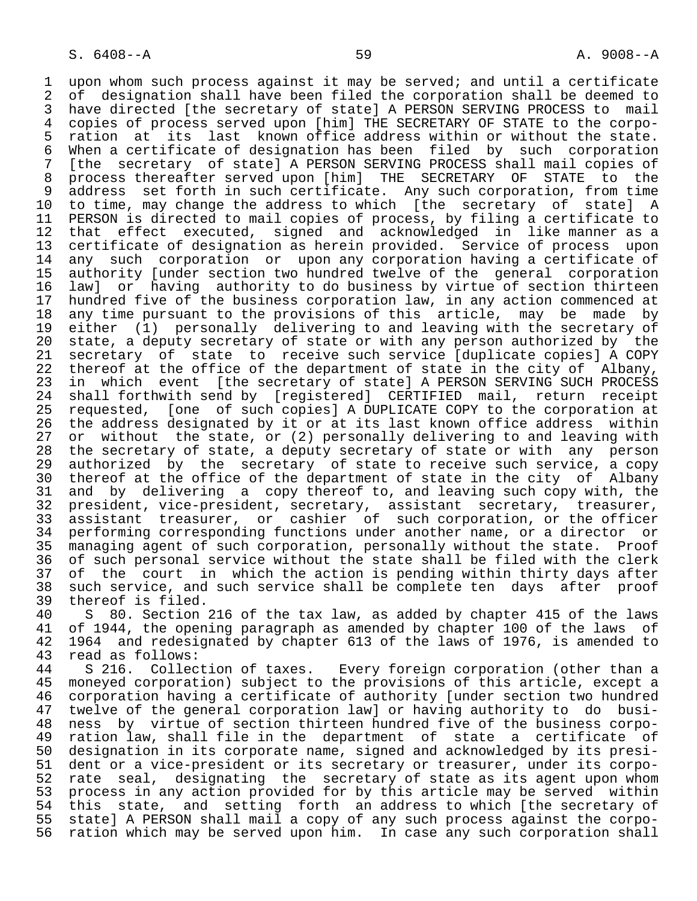upon whom such process against it may be served; and until a certificate of designation shall have been filed the corporation shall be deemed to have directed [the secretary of state] A PERSON SERVING PROCESS to mail copies of process served upon [him] THE SECRETARY OF STATE to the corporation at its last known office address within or without the state. When a certificate of designation has been filed by such corporation [the secretary of state] A PERSON SERVING PROCESS shall mail copies of process thereafter served upon [him] THE SECRETARY OF STATE to the address set forth in such certificate. Any such corporation, from time to time, may change the address to which [the secretary of state] A PERSON is directed to mail copies of process, by filing a certificate to that effect executed, signed and acknowledged in like manner as a certificate of designation as herein provided. Service of process upon any such corporation or upon any corporation having a certificate of authority [under section two hundred twelve of the general corporation law] or having authority to do business by virtue of section thirteen hundred five of the business corporation law, in any action commenced at any time pursuant to the provisions of this article, may be made by either (1) personally delivering to and leaving with the secretary of state, a deputy secretary of state or with any person authorized by the secretary of state to receive such service [duplicate copies] A COPY thereof at the office of the department of state in the city of Albany, in which event [the secretary of state] A PERSON SERVING SUCH PROCESS shall forthwith send by [registered] CERTIFIED mail, return receipt requested, [one of such copies] A DUPLICATE COPY to the corporation at the address designated by it or at its last known office address within or without the state, or (2) personally delivering to and leaving with the secretary of state, a deputy secretary of state or with any person authorized by the secretary of state to receive such service, a copy thereof at the office of the department of state in the city of Albany and by delivering a copy thereof to, and leaving such copy with, the president, vice-president, secretary, assistant secretary, treasurer, assistant treasurer, or cashier of such corporation, or the officer performing corresponding functions under another name, or a director or managing agent of such corporation, personally without the state. Proof of such personal service without the state shall be filed with the clerk of the court in which the action is pending within thirty days after such service, and such service shall be complete ten days after proof thereof is filed.

S 80. Section 216 of the tax law, as added by chapter 415 of the laws of 1944, the opening paragraph as amended by chapter 100 of the laws of 1964 and redesignated by chapter 613 of the laws of 1976, is amended to read as follows:

S 216. Collection of taxes. Every foreign corporation (other than a moneyed corporation) subject to the provisions of this article, except a corporation having a certificate of authority [under section two hundred twelve of the general corporation law] or having authority to do business by virtue of section thirteen hundred five of the business corporation law, shall file in the department of state a certificate of designation in its corporate name, signed and acknowledged by its president or a vice-president or its secretary or treasurer, under its corporate seal, designating the secretary of state as its agent upon whom process in any action provided for by this article may be served within this state, and setting forth an address to which [the secretary of state] A PERSON shall mail a copy of any such process against the corporation which may be served upon him. In case any such corporation shall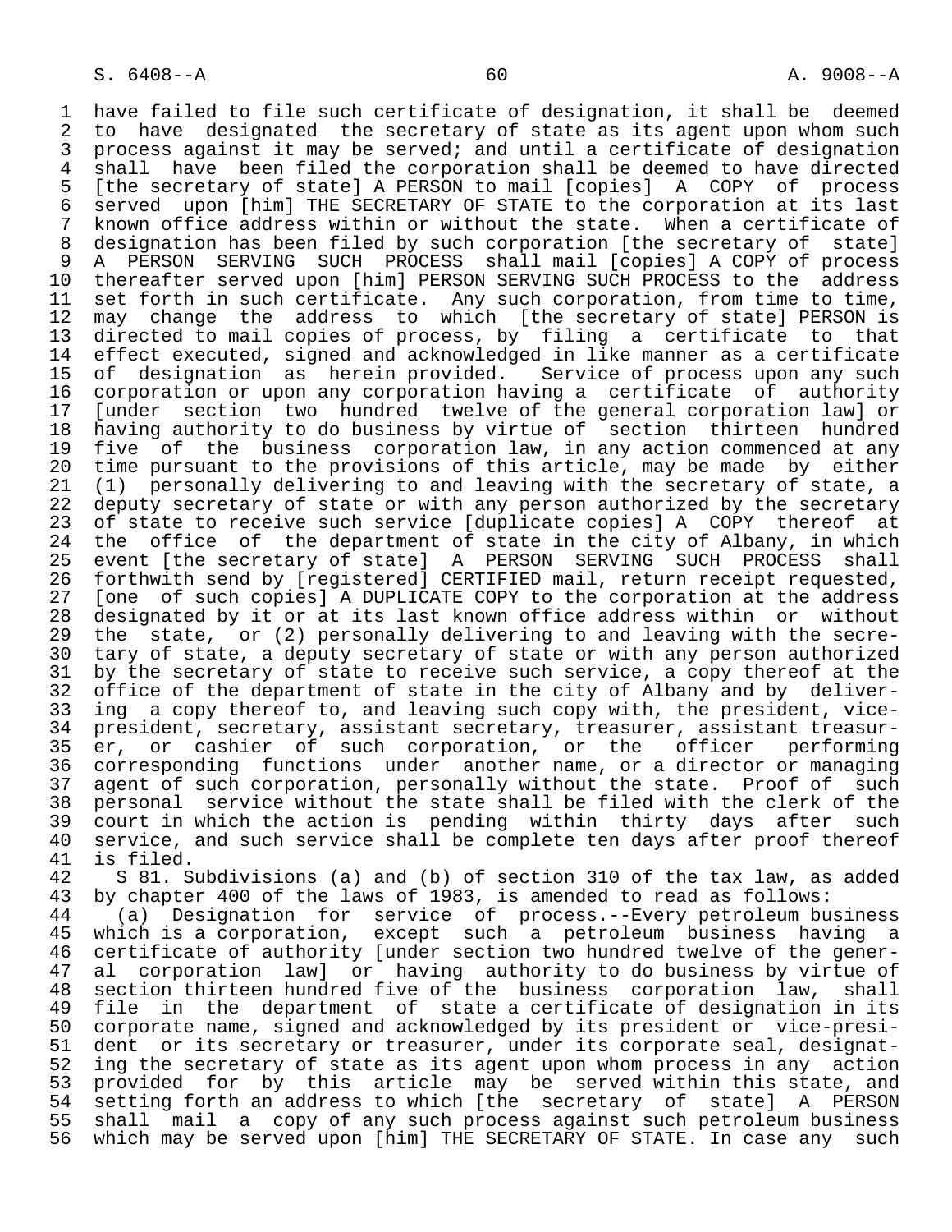have failed to file such certificate of designation, it shall be deemed to have designated the secretary of state as its agent upon whom such process against it may be served; and until a certificate of designation shall have been filed the corporation shall be deemed to have directed [the secretary of state] A PERSON to mail [copies] A COPY of process served upon [him] THE SECRETARY OF STATE to the corporation at its last known office address within or without the state. When a certificate of designation has been filed by such corporation [the secretary of state] A PERSON SERVING SUCH PROCESS shall mail [copies] A COPY of process thereafter served upon [him] PERSON SERVING SUCH PROCESS to the address set forth in such certificate. Any such corporation, from time to time, may change the address to which [the secretary of state] PERSON is directed to mail copies of process, by filing a certificate to that effect executed, signed and acknowledged in like manner as a certificate of designation as herein provided. Service of process upon any such corporation or upon any corporation having a certificate of authority [under section two hundred twelve of the general corporation law] or having authority to do business by virtue of section thirteen hundred five of the business corporation law, in any action commenced at any time pursuant to the provisions of this article, may be made by either (1) personally delivering to and leaving with the secretary of state, a deputy secretary of state or with any person authorized by the secretary of state to receive such service [duplicate copies] A COPY thereof at the office of the department of state in the city of Albany, in which event [the secretary of state] A PERSON SERVING SUCH PROCESS shall forthwith send by [registered] CERTIFIED mail, return receipt requested, [one of such copies] A DUPLICATE COPY to the corporation at the address designated by it or at its last known office address within or without the state, or (2) personally delivering to and leaving with the secretary of state, a deputy secretary of state or with any person authorized by the secretary of state to receive such service, a copy thereof at the office of the department of state in the city of Albany and by delivering a copy thereof to, and leaving such copy with, the president, vice-president, secretary, assistant secretary, treasurer, assistant treasurer, or cashier of such corporation, or the officer performing corresponding functions under another name, or a director or managing agent of such corporation, personally without the state. Proof of such personal service without the state shall be filed with the clerk of the court in which the action is pending within thirty days after such service, and such service shall be complete ten days after proof thereof is filed.

S 81. Subdivisions (a) and (b) of section 310 of the tax law, as added by chapter 400 of the laws of 1983, is amended to read as follows:

(a) Designation for service of process.--Every petroleum business which is a corporation, except such a petroleum business having a certificate of authority [under section two hundred twelve of the general corporation law] or having authority to do business by virtue of section thirteen hundred five of the business corporation law, shall file in the department of state a certificate of designation in its corporate name, signed and acknowledged by its president or vice-president or its secretary or treasurer, under its corporate seal, designating the secretary of state as its agent upon whom process in any action provided for by this article may be served within this state, and setting forth an address to which [the secretary of state] A PERSON shall mail a copy of any such process against such petroleum business which may be served upon [him] THE SECRETARY OF STATE. In case any such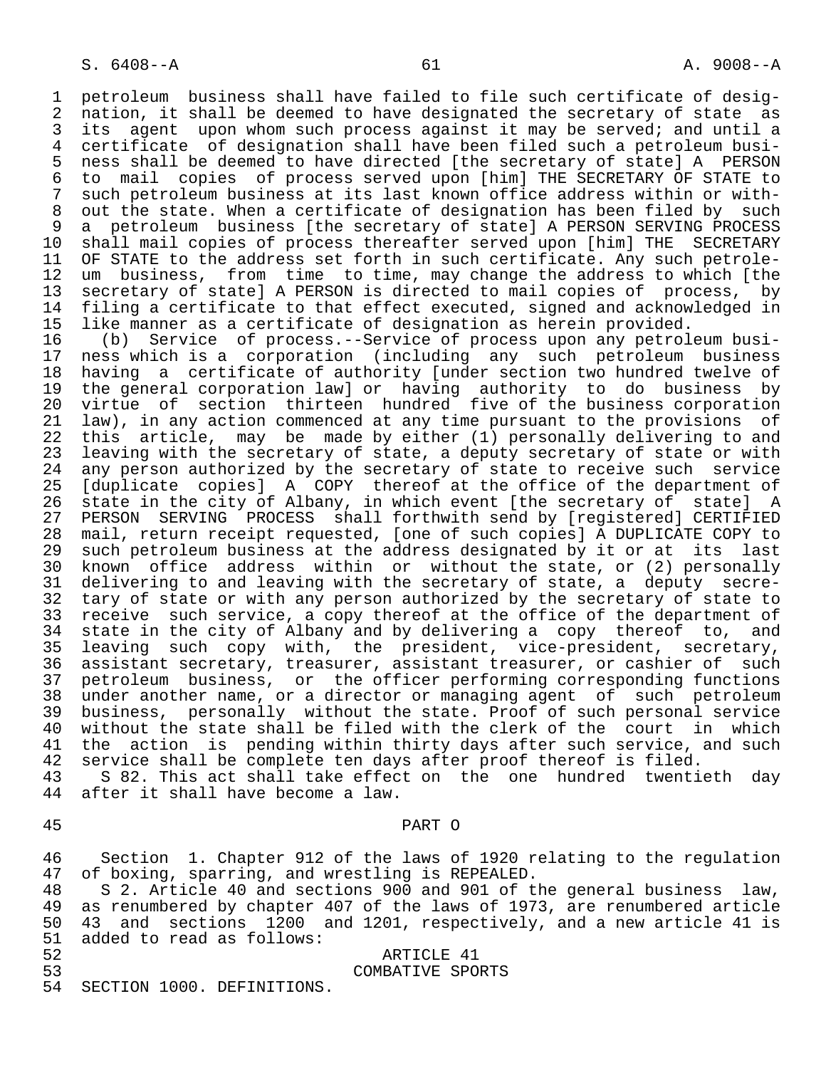petroleum business shall have failed to file such certificate of designation, it shall be deemed to have designated the secretary of state as its agent upon whom such process against it may be served; and until a certificate of designation shall have been filed such a petroleum business shall be deemed to have directed [the secretary of state] A PERSON to mail copies of process served upon [him] THE SECRETARY OF STATE to such petroleum business at its last known office address within or without the state. When a certificate of designation has been filed by such a petroleum business [the secretary of state] A PERSON SERVING PROCESS shall mail copies of process thereafter served upon [him] THE SECRETARY OF STATE to the address set forth in such certificate. Any such petroleum business, from time to time, may change the address to which [the secretary of state] A PERSON is directed to mail copies of process, by filing a certificate to that effect executed, signed and acknowledged in like manner as a certificate of designation as herein provided.

(b) Service of process.--Service of process upon any petroleum business which is a corporation (including any such petroleum business having a certificate of authority [under section two hundred twelve of the general corporation law] or having authority to do business by virtue of section thirteen hundred five of the business corporation law), in any action commenced at any time pursuant to the provisions of this article, may be made by either (1) personally delivering to and leaving with the secretary of state, a deputy secretary of state or with any person authorized by the secretary of state to receive such service [duplicate copies] A COPY thereof at the office of the department of state in the city of Albany, in which event [the secretary of state] A PERSON SERVING PROCESS shall forthwith send by [registered] CERTIFIED mail, return receipt requested, [one of such copies] A DUPLICATE COPY to such petroleum business at the address designated by it or at its last known office address within or without the state, or (2) personally delivering to and leaving with the secretary of state, a deputy secretary of state or with any person authorized by the secretary of state to receive such service, a copy thereof at the office of the department of state in the city of Albany and by delivering a copy thereof to, and leaving such copy with, the president, vice-president, secretary, assistant secretary, treasurer, assistant treasurer, or cashier of such petroleum business, or the officer performing corresponding functions under another name, or a director or managing agent of such petroleum business, personally without the state. Proof of such personal service without the state shall be filed with the clerk of the court in which the action is pending within thirty days after such service, and such service shall be complete ten days after proof thereof is filed.

S 82. This act shall take effect on the one hundred twentieth day after it shall have become a law.

## PART O

Section 1. Chapter 912 of the laws of 1920 relating to the regulation of boxing, sparring, and wrestling is REPEALED.

S 2. Article 40 and sections 900 and 901 of the general business law, as renumbered by chapter 407 of the laws of 1973, are renumbered article 43 and sections 1200 and 1201, respectively, and a new article 41 is added to read as follows:

ARTICLE 41
COMBATIVE SPORTS

SECTION 1000. DEFINITIONS.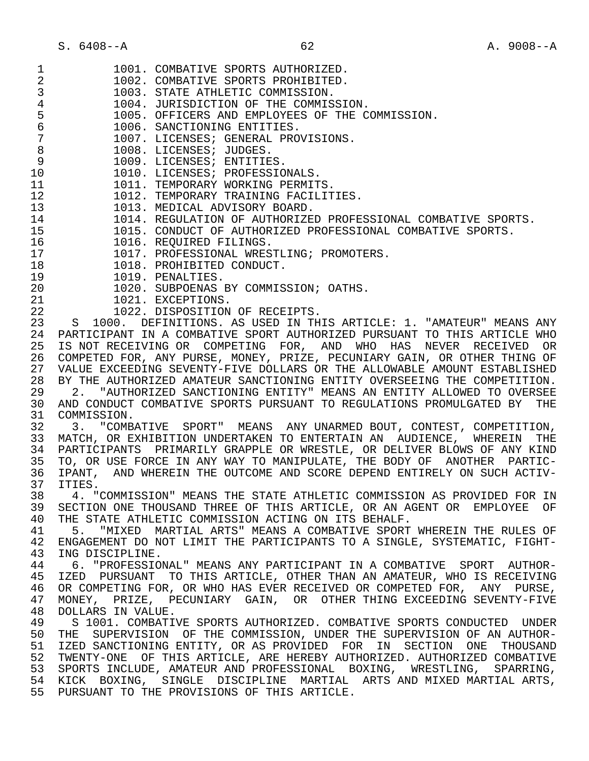1001. COMBATIVE SPORTS AUTHORIZED.
1002. COMBATIVE SPORTS PROHIBITED.
1003. STATE ATHLETIC COMMISSION.
1004. JURISDICTION OF THE COMMISSION.
1005. OFFICERS AND EMPLOYEES OF THE COMMISSION.
1006. SANCTIONING ENTITIES.
1007. LICENSES; GENERAL PROVISIONS.
1008. LICENSES; JUDGES.
1009. LICENSES; ENTITIES.
1010. LICENSES; PROFESSIONALS.
1011. TEMPORARY WORKING PERMITS.
1012. TEMPORARY TRAINING FACILITIES.
1013. MEDICAL ADVISORY BOARD.
1014. REGULATION OF AUTHORIZED PROFESSIONAL COMBATIVE SPORTS.
1015. CONDUCT OF AUTHORIZED PROFESSIONAL COMBATIVE SPORTS.
1016. REQUIRED FILINGS.
1017. PROFESSIONAL WRESTLING; PROMOTERS.
1018. PROHIBITED CONDUCT.
1019. PENALTIES.
1020. SUBPOENAS BY COMMISSION; OATHS.
1021. EXCEPTIONS.
1022. DISPOSITION OF RECEIPTS.

S 1000. DEFINITIONS. AS USED IN THIS ARTICLE: 1. "AMATEUR" MEANS ANY PARTICIPANT IN A COMBATIVE SPORT AUTHORIZED PURSUANT TO THIS ARTICLE WHO IS NOT RECEIVING OR COMPETING FOR, AND WHO HAS NEVER RECEIVED OR COMPETED FOR, ANY PURSE, MONEY, PRIZE, PECUNIARY GAIN, OR OTHER THING OF VALUE EXCEEDING SEVENTY-FIVE DOLLARS OR THE ALLOWABLE AMOUNT ESTABLISHED BY THE AUTHORIZED AMATEUR SANCTIONING ENTITY OVERSEEING THE COMPETITION.

2. "AUTHORIZED SANCTIONING ENTITY" MEANS AN ENTITY ALLOWED TO OVERSEE AND CONDUCT COMBATIVE SPORTS PURSUANT TO REGULATIONS PROMULGATED BY THE COMMISSION.

3. "COMBATIVE SPORT" MEANS ANY UNARMED BOUT, CONTEST, COMPETITION, MATCH, OR EXHIBITION UNDERTAKEN TO ENTERTAIN AN AUDIENCE, WHEREIN THE PARTICIPANTS PRIMARILY GRAPPLE OR WRESTLE, OR DELIVER BLOWS OF ANY KIND TO, OR USE FORCE IN ANY WAY TO MANIPULATE, THE BODY OF ANOTHER PARTICIPANT, AND WHEREIN THE OUTCOME AND SCORE DEPEND ENTIRELY ON SUCH ACTIVITIES.

4. "COMMISSION" MEANS THE STATE ATHLETIC COMMISSION AS PROVIDED FOR IN SECTION ONE THOUSAND THREE OF THIS ARTICLE, OR AN AGENT OR EMPLOYEE OF THE STATE ATHLETIC COMMISSION ACTING ON ITS BEHALF.

5. "MIXED MARTIAL ARTS" MEANS A COMBATIVE SPORT WHEREIN THE RULES OF ENGAGEMENT DO NOT LIMIT THE PARTICIPANTS TO A SINGLE, SYSTEMATIC, FIGHTING DISCIPLINE.

6. "PROFESSIONAL" MEANS ANY PARTICIPANT IN A COMBATIVE SPORT AUTHORIZED PURSUANT TO THIS ARTICLE, OTHER THAN AN AMATEUR, WHO IS RECEIVING OR COMPETING FOR, OR WHO HAS EVER RECEIVED OR COMPETED FOR, ANY PURSE, MONEY, PRIZE, PECUNIARY GAIN, OR OTHER THING EXCEEDING SEVENTY-FIVE DOLLARS IN VALUE.

S 1001. COMBATIVE SPORTS AUTHORIZED. COMBATIVE SPORTS CONDUCTED UNDER THE SUPERVISION OF THE COMMISSION, UNDER THE SUPERVISION OF AN AUTHORIZED SANCTIONING ENTITY, OR AS PROVIDED FOR IN SECTION ONE THOUSAND TWENTY-ONE OF THIS ARTICLE, ARE HEREBY AUTHORIZED. AUTHORIZED COMBATIVE SPORTS INCLUDE, AMATEUR AND PROFESSIONAL BOXING, WRESTLING, SPARRING, KICK BOXING, SINGLE DISCIPLINE MARTIAL ARTS AND MIXED MARTIAL ARTS, PURSUANT TO THE PROVISIONS OF THIS ARTICLE.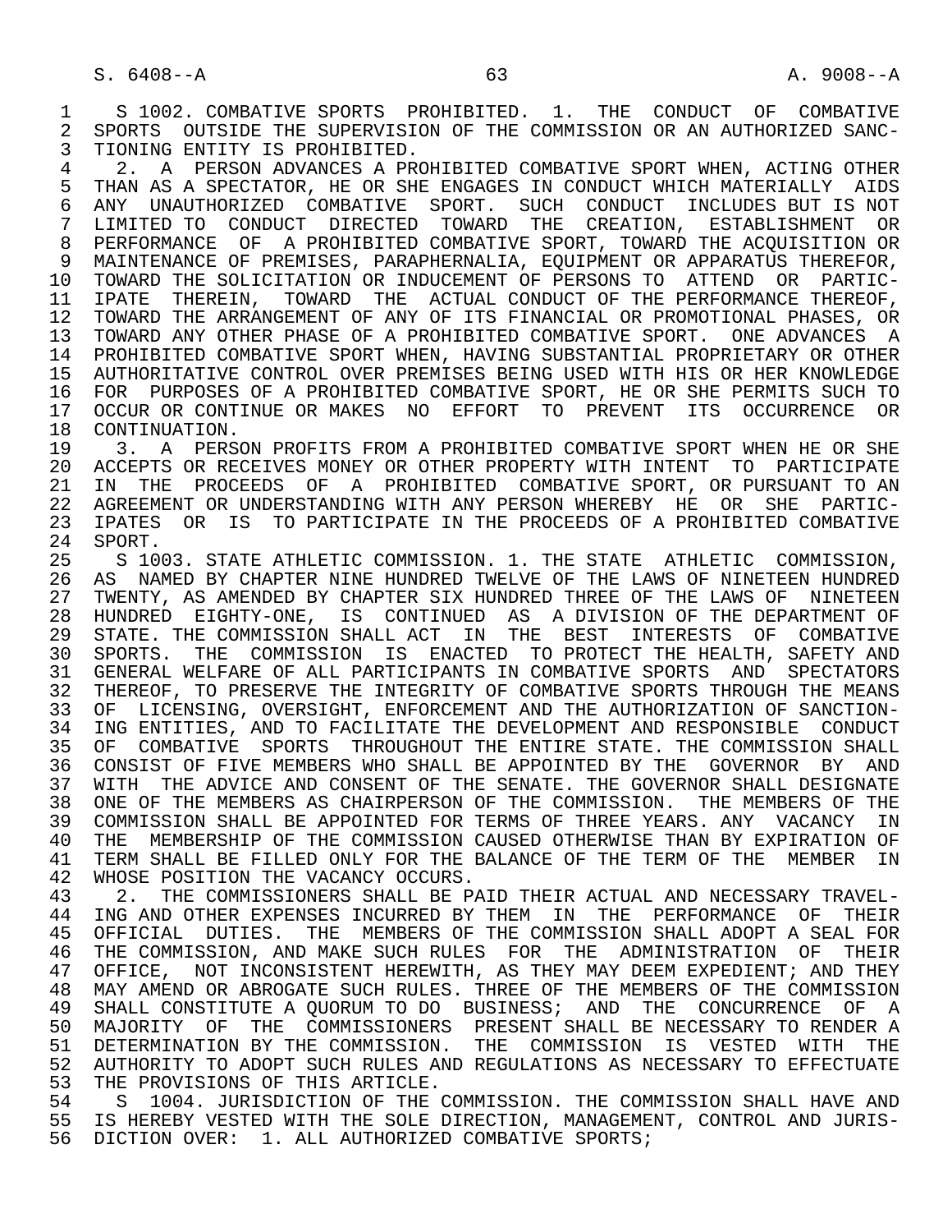S 1002. COMBATIVE SPORTS PROHIBITED. 1. THE CONDUCT OF COMBATIVE SPORTS OUTSIDE THE SUPERVISION OF THE COMMISSION OR AN AUTHORIZED SANCTIONING ENTITY IS PROHIBITED.

2. A PERSON ADVANCES A PROHIBITED COMBATIVE SPORT WHEN, ACTING OTHER THAN AS A SPECTATOR, HE OR SHE ENGAGES IN CONDUCT WHICH MATERIALLY AIDS ANY UNAUTHORIZED COMBATIVE SPORT. SUCH CONDUCT INCLUDES BUT IS NOT LIMITED TO CONDUCT DIRECTED TOWARD THE CREATION, ESTABLISHMENT OR PERFORMANCE OF A PROHIBITED COMBATIVE SPORT, TOWARD THE ACQUISITION OR MAINTENANCE OF PREMISES, PARAPHERNALIA, EQUIPMENT OR APPARATUS THEREFOR, TOWARD THE SOLICITATION OR INDUCEMENT OF PERSONS TO ATTEND OR PARTICIPATE THEREIN, TOWARD THE ACTUAL CONDUCT OF THE PERFORMANCE THEREOF, TOWARD THE ARRANGEMENT OF ANY OF ITS FINANCIAL OR PROMOTIONAL PHASES, OR TOWARD ANY OTHER PHASE OF A PROHIBITED COMBATIVE SPORT. ONE ADVANCES A PROHIBITED COMBATIVE SPORT WHEN, HAVING SUBSTANTIAL PROPRIETARY OR OTHER AUTHORITATIVE CONTROL OVER PREMISES BEING USED WITH HIS OR HER KNOWLEDGE FOR PURPOSES OF A PROHIBITED COMBATIVE SPORT, HE OR SHE PERMITS SUCH TO OCCUR OR CONTINUE OR MAKES NO EFFORT TO PREVENT ITS OCCURRENCE OR CONTINUATION.

3. A PERSON PROFITS FROM A PROHIBITED COMBATIVE SPORT WHEN HE OR SHE ACCEPTS OR RECEIVES MONEY OR OTHER PROPERTY WITH INTENT TO PARTICIPATE IN THE PROCEEDS OF A PROHIBITED COMBATIVE SPORT, OR PURSUANT TO AN AGREEMENT OR UNDERSTANDING WITH ANY PERSON WHEREBY HE OR SHE PARTICIPATES OR IS TO PARTICIPATE IN THE PROCEEDS OF A PROHIBITED COMBATIVE SPORT.

S 1003. STATE ATHLETIC COMMISSION. 1. THE STATE ATHLETIC COMMISSION, AS NAMED BY CHAPTER NINE HUNDRED TWELVE OF THE LAWS OF NINETEEN HUNDRED TWENTY, AS AMENDED BY CHAPTER SIX HUNDRED THREE OF THE LAWS OF NINETEEN HUNDRED EIGHTY-ONE, IS CONTINUED AS A DIVISION OF THE DEPARTMENT OF STATE. THE COMMISSION SHALL ACT IN THE BEST INTERESTS OF COMBATIVE SPORTS. THE COMMISSION IS ENACTED TO PROTECT THE HEALTH, SAFETY AND GENERAL WELFARE OF ALL PARTICIPANTS IN COMBATIVE SPORTS AND SPECTATORS THEREOF, TO PRESERVE THE INTEGRITY OF COMBATIVE SPORTS THROUGH THE MEANS OF LICENSING, OVERSIGHT, ENFORCEMENT AND THE AUTHORIZATION OF SANCTIONING ENTITIES, AND TO FACILITATE THE DEVELOPMENT AND RESPONSIBLE CONDUCT OF COMBATIVE SPORTS THROUGHOUT THE ENTIRE STATE. THE COMMISSION SHALL CONSIST OF FIVE MEMBERS WHO SHALL BE APPOINTED BY THE GOVERNOR BY AND WITH THE ADVICE AND CONSENT OF THE SENATE. THE GOVERNOR SHALL DESIGNATE ONE OF THE MEMBERS AS CHAIRPERSON OF THE COMMISSION. THE MEMBERS OF THE COMMISSION SHALL BE APPOINTED FOR TERMS OF THREE YEARS. ANY VACANCY IN THE MEMBERSHIP OF THE COMMISSION CAUSED OTHERWISE THAN BY EXPIRATION OF TERM SHALL BE FILLED ONLY FOR THE BALANCE OF THE TERM OF THE MEMBER IN WHOSE POSITION THE VACANCY OCCURS.

2. THE COMMISSIONERS SHALL BE PAID THEIR ACTUAL AND NECESSARY TRAVELING AND OTHER EXPENSES INCURRED BY THEM IN THE PERFORMANCE OF THEIR OFFICIAL DUTIES. THE MEMBERS OF THE COMMISSION SHALL ADOPT A SEAL FOR THE COMMISSION, AND MAKE SUCH RULES FOR THE ADMINISTRATION OF THEIR OFFICE, NOT INCONSISTENT HEREWITH, AS THEY MAY DEEM EXPEDIENT; AND THEY MAY AMEND OR ABROGATE SUCH RULES. THREE OF THE MEMBERS OF THE COMMISSION SHALL CONSTITUTE A QUORUM TO DO BUSINESS; AND THE CONCURRENCE OF A MAJORITY OF THE COMMISSIONERS PRESENT SHALL BE NECESSARY TO RENDER A DETERMINATION BY THE COMMISSION. THE COMMISSION IS VESTED WITH THE AUTHORITY TO ADOPT SUCH RULES AND REGULATIONS AS NECESSARY TO EFFECTUATE THE PROVISIONS OF THIS ARTICLE.

S 1004. JURISDICTION OF THE COMMISSION. THE COMMISSION SHALL HAVE AND IS HEREBY VESTED WITH THE SOLE DIRECTION, MANAGEMENT, CONTROL AND JURISDICTION OVER: 1. ALL AUTHORIZED COMBATIVE SPORTS;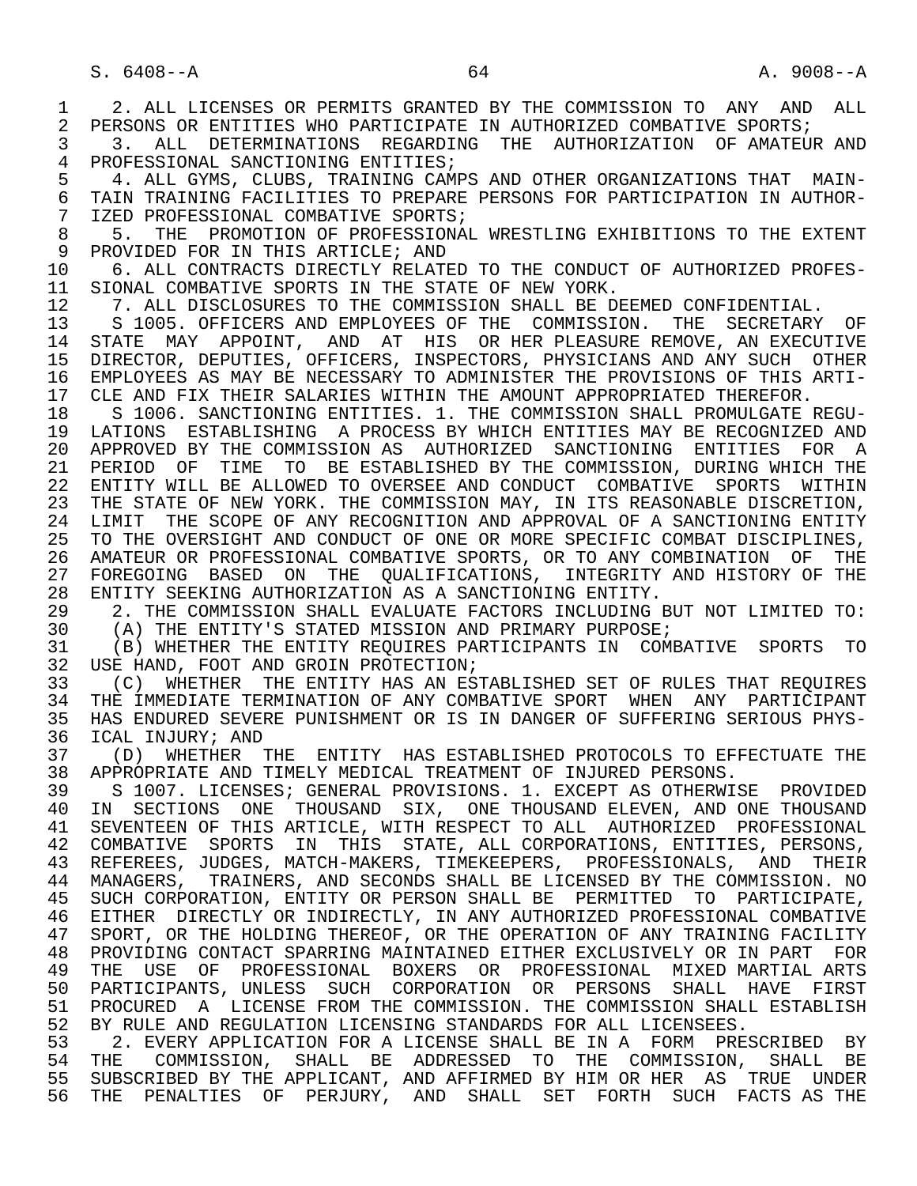2. ALL LICENSES OR PERMITS GRANTED BY THE COMMISSION TO ANY AND ALL PERSONS OR ENTITIES WHO PARTICIPATE IN AUTHORIZED COMBATIVE SPORTS;

3. ALL DETERMINATIONS REGARDING THE AUTHORIZATION OF AMATEUR AND PROFESSIONAL SANCTIONING ENTITIES;

4. ALL GYMS, CLUBS, TRAINING CAMPS AND OTHER ORGANIZATIONS THAT MAINTAIN TRAINING FACILITIES TO PREPARE PERSONS FOR PARTICIPATION IN AUTHORIZED PROFESSIONAL COMBATIVE SPORTS;

5. THE PROMOTION OF PROFESSIONAL WRESTLING EXHIBITIONS TO THE EXTENT PROVIDED FOR IN THIS ARTICLE; AND

6. ALL CONTRACTS DIRECTLY RELATED TO THE CONDUCT OF AUTHORIZED PROFESSIONAL COMBATIVE SPORTS IN THE STATE OF NEW YORK.

7. ALL DISCLOSURES TO THE COMMISSION SHALL BE DEEMED CONFIDENTIAL.

S 1005. OFFICERS AND EMPLOYEES OF THE COMMISSION. THE SECRETARY OF STATE MAY APPOINT, AND AT HIS OR HER PLEASURE REMOVE, AN EXECUTIVE DIRECTOR, DEPUTIES, OFFICERS, INSPECTORS, PHYSICIANS AND ANY SUCH OTHER EMPLOYEES AS MAY BE NECESSARY TO ADMINISTER THE PROVISIONS OF THIS ARTICLE AND FIX THEIR SALARIES WITHIN THE AMOUNT APPROPRIATED THEREFOR.

S 1006. SANCTIONING ENTITIES. 1. THE COMMISSION SHALL PROMULGATE REGULATIONS ESTABLISHING A PROCESS BY WHICH ENTITIES MAY BE RECOGNIZED AND APPROVED BY THE COMMISSION AS AUTHORIZED SANCTIONING ENTITIES FOR A PERIOD OF TIME TO BE ESTABLISHED BY THE COMMISSION, DURING WHICH THE ENTITY WILL BE ALLOWED TO OVERSEE AND CONDUCT COMBATIVE SPORTS WITHIN THE STATE OF NEW YORK. THE COMMISSION MAY, IN ITS REASONABLE DISCRETION, LIMIT THE SCOPE OF ANY RECOGNITION AND APPROVAL OF A SANCTIONING ENTITY TO THE OVERSIGHT AND CONDUCT OF ONE OR MORE SPECIFIC COMBAT DISCIPLINES, AMATEUR OR PROFESSIONAL COMBATIVE SPORTS, OR TO ANY COMBINATION OF THE FOREGOING BASED ON THE QUALIFICATIONS, INTEGRITY AND HISTORY OF THE ENTITY SEEKING AUTHORIZATION AS A SANCTIONING ENTITY.

2. THE COMMISSION SHALL EVALUATE FACTORS INCLUDING BUT NOT LIMITED TO:

(A) THE ENTITY'S STATED MISSION AND PRIMARY PURPOSE;

(B) WHETHER THE ENTITY REQUIRES PARTICIPANTS IN COMBATIVE SPORTS TO USE HAND, FOOT AND GROIN PROTECTION;

(C) WHETHER THE ENTITY HAS AN ESTABLISHED SET OF RULES THAT REQUIRES THE IMMEDIATE TERMINATION OF ANY COMBATIVE SPORT WHEN ANY PARTICIPANT HAS ENDURED SEVERE PUNISHMENT OR IS IN DANGER OF SUFFERING SERIOUS PHYSICAL INJURY; AND

(D) WHETHER THE ENTITY HAS ESTABLISHED PROTOCOLS TO EFFECTUATE THE APPROPRIATE AND TIMELY MEDICAL TREATMENT OF INJURED PERSONS.

S 1007. LICENSES; GENERAL PROVISIONS. 1. EXCEPT AS OTHERWISE PROVIDED IN SECTIONS ONE THOUSAND SIX, ONE THOUSAND ELEVEN, AND ONE THOUSAND SEVENTEEN OF THIS ARTICLE, WITH RESPECT TO ALL AUTHORIZED PROFESSIONAL COMBATIVE SPORTS IN THIS STATE, ALL CORPORATIONS, ENTITIES, PERSONS, REFEREES, JUDGES, MATCH-MAKERS, TIMEKEEPERS, PROFESSIONALS, AND THEIR MANAGERS, TRAINERS, AND SECONDS SHALL BE LICENSED BY THE COMMISSION. NO SUCH CORPORATION, ENTITY OR PERSON SHALL BE PERMITTED TO PARTICIPATE, EITHER DIRECTLY OR INDIRECTLY, IN ANY AUTHORIZED PROFESSIONAL COMBATIVE SPORT, OR THE HOLDING THEREOF, OR THE OPERATION OF ANY TRAINING FACILITY PROVIDING CONTACT SPARRING MAINTAINED EITHER EXCLUSIVELY OR IN PART FOR THE USE OF PROFESSIONAL BOXERS OR PROFESSIONAL MIXED MARTIAL ARTS PARTICIPANTS, UNLESS SUCH CORPORATION OR PERSONS SHALL HAVE FIRST PROCURED A LICENSE FROM THE COMMISSION. THE COMMISSION SHALL ESTABLISH BY RULE AND REGULATION LICENSING STANDARDS FOR ALL LICENSEES.

2. EVERY APPLICATION FOR A LICENSE SHALL BE IN A FORM PRESCRIBED BY THE COMMISSION, SHALL BE ADDRESSED TO THE COMMISSION, SHALL BE SUBSCRIBED BY THE APPLICANT, AND AFFIRMED BY HIM OR HER AS TRUE UNDER THE PENALTIES OF PERJURY, AND SHALL SET FORTH SUCH FACTS AS THE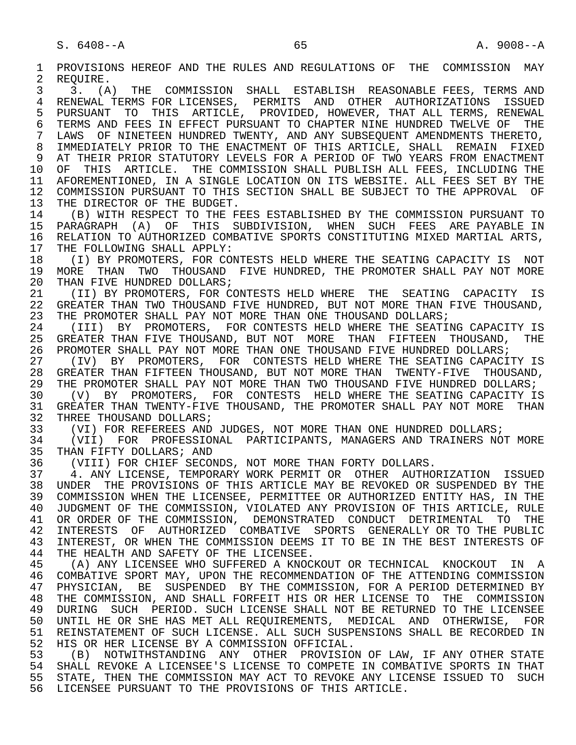PROVISIONS HEREOF AND THE RULES AND REGULATIONS OF THE COMMISSION MAY REQUIRE.

3. (A) THE COMMISSION SHALL ESTABLISH REASONABLE FEES, TERMS AND RENEWAL TERMS FOR LICENSES, PERMITS AND OTHER AUTHORIZATIONS ISSUED PURSUANT TO THIS ARTICLE, PROVIDED, HOWEVER, THAT ALL TERMS, RENEWAL TERMS AND FEES IN EFFECT PURSUANT TO CHAPTER NINE HUNDRED TWELVE OF THE LAWS OF NINETEEN HUNDRED TWENTY, AND ANY SUBSEQUENT AMENDMENTS THERETO, IMMEDIATELY PRIOR TO THE ENACTMENT OF THIS ARTICLE, SHALL REMAIN FIXED AT THEIR PRIOR STATUTORY LEVELS FOR A PERIOD OF TWO YEARS FROM ENACTMENT OF THIS ARTICLE. THE COMMISSION SHALL PUBLISH ALL FEES, INCLUDING THE AFOREMENTIONED, IN A SINGLE LOCATION ON ITS WEBSITE. ALL FEES SET BY THE COMMISSION PURSUANT TO THIS SECTION SHALL BE SUBJECT TO THE APPROVAL OF THE DIRECTOR OF THE BUDGET.

(B) WITH RESPECT TO THE FEES ESTABLISHED BY THE COMMISSION PURSUANT TO PARAGRAPH (A) OF THIS SUBDIVISION, WHEN SUCH FEES ARE PAYABLE IN RELATION TO AUTHORIZED COMBATIVE SPORTS CONSTITUTING MIXED MARTIAL ARTS, THE FOLLOWING SHALL APPLY:

(I) BY PROMOTERS, FOR CONTESTS HELD WHERE THE SEATING CAPACITY IS NOT MORE THAN TWO THOUSAND FIVE HUNDRED, THE PROMOTER SHALL PAY NOT MORE THAN FIVE HUNDRED DOLLARS;

(II) BY PROMOTERS, FOR CONTESTS HELD WHERE THE SEATING CAPACITY IS GREATER THAN TWO THOUSAND FIVE HUNDRED, BUT NOT MORE THAN FIVE THOUSAND, THE PROMOTER SHALL PAY NOT MORE THAN ONE THOUSAND DOLLARS;

(III) BY PROMOTERS, FOR CONTESTS HELD WHERE THE SEATING CAPACITY IS GREATER THAN FIVE THOUSAND, BUT NOT MORE THAN FIFTEEN THOUSAND, THE PROMOTER SHALL PAY NOT MORE THAN ONE THOUSAND FIVE HUNDRED DOLLARS;

(IV) BY PROMOTERS, FOR CONTESTS HELD WHERE THE SEATING CAPACITY IS GREATER THAN FIFTEEN THOUSAND, BUT NOT MORE THAN TWENTY-FIVE THOUSAND, THE PROMOTER SHALL PAY NOT MORE THAN TWO THOUSAND FIVE HUNDRED DOLLARS;

(V) BY PROMOTERS, FOR CONTESTS HELD WHERE THE SEATING CAPACITY IS GREATER THAN TWENTY-FIVE THOUSAND, THE PROMOTER SHALL PAY NOT MORE THAN THREE THOUSAND DOLLARS;

(VI) FOR REFEREES AND JUDGES, NOT MORE THAN ONE HUNDRED DOLLARS;

(VII) FOR PROFESSIONAL PARTICIPANTS, MANAGERS AND TRAINERS NOT MORE THAN FIFTY DOLLARS; AND

(VIII) FOR CHIEF SECONDS, NOT MORE THAN FORTY DOLLARS.

4. ANY LICENSE, TEMPORARY WORK PERMIT OR OTHER AUTHORIZATION ISSUED UNDER THE PROVISIONS OF THIS ARTICLE MAY BE REVOKED OR SUSPENDED BY THE COMMISSION WHEN THE LICENSEE, PERMITTEE OR AUTHORIZED ENTITY HAS, IN THE JUDGMENT OF THE COMMISSION, VIOLATED ANY PROVISION OF THIS ARTICLE, RULE OR ORDER OF THE COMMISSION, DEMONSTRATED CONDUCT DETRIMENTAL TO THE INTERESTS OF AUTHORIZED COMBATIVE SPORTS GENERALLY OR TO THE PUBLIC INTEREST, OR WHEN THE COMMISSION DEEMS IT TO BE IN THE BEST INTERESTS OF THE HEALTH AND SAFETY OF THE LICENSEE.

(A) ANY LICENSEE WHO SUFFERED A KNOCKOUT OR TECHNICAL KNOCKOUT IN A COMBATIVE SPORT MAY, UPON THE RECOMMENDATION OF THE ATTENDING COMMISSION PHYSICIAN, BE SUSPENDED BY THE COMMISSION, FOR A PERIOD DETERMINED BY THE COMMISSION, AND SHALL FORFEIT HIS OR HER LICENSE TO THE COMMISSION DURING SUCH PERIOD. SUCH LICENSE SHALL NOT BE RETURNED TO THE LICENSEE UNTIL HE OR SHE HAS MET ALL REQUIREMENTS, MEDICAL AND OTHERWISE, FOR REINSTATEMENT OF SUCH LICENSE. ALL SUCH SUSPENSIONS SHALL BE RECORDED IN HIS OR HER LICENSE BY A COMMISSION OFFICIAL.

(B) NOTWITHSTANDING ANY OTHER PROVISION OF LAW, IF ANY OTHER STATE SHALL REVOKE A LICENSEE'S LICENSE TO COMPETE IN COMBATIVE SPORTS IN THAT STATE, THEN THE COMMISSION MAY ACT TO REVOKE ANY LICENSE ISSUED TO SUCH LICENSEE PURSUANT TO THE PROVISIONS OF THIS ARTICLE.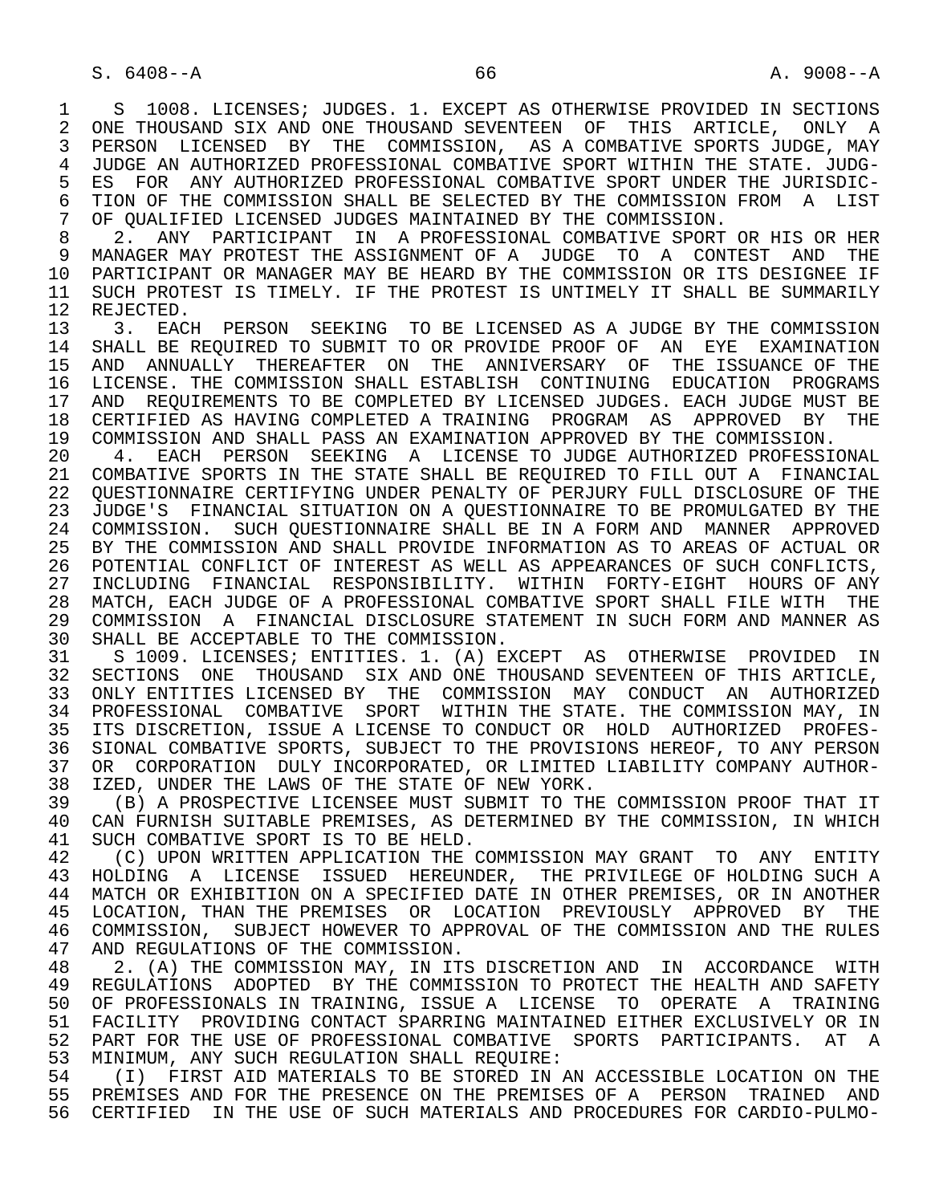S 1008. LICENSES; JUDGES. 1. EXCEPT AS OTHERWISE PROVIDED IN SECTIONS ONE THOUSAND SIX AND ONE THOUSAND SEVENTEEN OF THIS ARTICLE, ONLY A PERSON LICENSED BY THE COMMISSION, AS A COMBATIVE SPORTS JUDGE, MAY JUDGE AN AUTHORIZED PROFESSIONAL COMBATIVE SPORT WITHIN THE STATE. JUDGES FOR ANY AUTHORIZED PROFESSIONAL COMBATIVE SPORT UNDER THE JURISDICTION OF THE COMMISSION SHALL BE SELECTED BY THE COMMISSION FROM A LIST OF QUALIFIED LICENSED JUDGES MAINTAINED BY THE COMMISSION.

2. ANY PARTICIPANT IN A PROFESSIONAL COMBATIVE SPORT OR HIS OR HER MANAGER MAY PROTEST THE ASSIGNMENT OF A JUDGE TO A CONTEST AND THE PARTICIPANT OR MANAGER MAY BE HEARD BY THE COMMISSION OR ITS DESIGNEE IF SUCH PROTEST IS TIMELY. IF THE PROTEST IS UNTIMELY IT SHALL BE SUMMARILY REJECTED.

3. EACH PERSON SEEKING TO BE LICENSED AS A JUDGE BY THE COMMISSION SHALL BE REQUIRED TO SUBMIT TO OR PROVIDE PROOF OF AN EYE EXAMINATION AND ANNUALLY THEREAFTER ON THE ANNIVERSARY OF THE ISSUANCE OF THE LICENSE. THE COMMISSION SHALL ESTABLISH CONTINUING EDUCATION PROGRAMS AND REQUIREMENTS TO BE COMPLETED BY LICENSED JUDGES. EACH JUDGE MUST BE CERTIFIED AS HAVING COMPLETED A TRAINING PROGRAM AS APPROVED BY THE COMMISSION AND SHALL PASS AN EXAMINATION APPROVED BY THE COMMISSION.

4. EACH PERSON SEEKING A LICENSE TO JUDGE AUTHORIZED PROFESSIONAL COMBATIVE SPORTS IN THE STATE SHALL BE REQUIRED TO FILL OUT A FINANCIAL QUESTIONNAIRE CERTIFYING UNDER PENALTY OF PERJURY FULL DISCLOSURE OF THE JUDGE'S FINANCIAL SITUATION ON A QUESTIONNAIRE TO BE PROMULGATED BY THE COMMISSION. SUCH QUESTIONNAIRE SHALL BE IN A FORM AND MANNER APPROVED BY THE COMMISSION AND SHALL PROVIDE INFORMATION AS TO AREAS OF ACTUAL OR POTENTIAL CONFLICT OF INTEREST AS WELL AS APPEARANCES OF SUCH CONFLICTS, INCLUDING FINANCIAL RESPONSIBILITY. WITHIN FORTY-EIGHT HOURS OF ANY MATCH, EACH JUDGE OF A PROFESSIONAL COMBATIVE SPORT SHALL FILE WITH THE COMMISSION A FINANCIAL DISCLOSURE STATEMENT IN SUCH FORM AND MANNER AS SHALL BE ACCEPTABLE TO THE COMMISSION.

S 1009. LICENSES; ENTITIES. 1. (A) EXCEPT AS OTHERWISE PROVIDED IN SECTIONS ONE THOUSAND SIX AND ONE THOUSAND SEVENTEEN OF THIS ARTICLE, ONLY ENTITIES LICENSED BY THE COMMISSION MAY CONDUCT AN AUTHORIZED PROFESSIONAL COMBATIVE SPORT WITHIN THE STATE. THE COMMISSION MAY, IN ITS DISCRETION, ISSUE A LICENSE TO CONDUCT OR HOLD AUTHORIZED PROFESSIONAL COMBATIVE SPORTS, SUBJECT TO THE PROVISIONS HEREOF, TO ANY PERSON OR CORPORATION DULY INCORPORATED, OR LIMITED LIABILITY COMPANY AUTHORIZED, UNDER THE LAWS OF THE STATE OF NEW YORK.

(B) A PROSPECTIVE LICENSEE MUST SUBMIT TO THE COMMISSION PROOF THAT IT CAN FURNISH SUITABLE PREMISES, AS DETERMINED BY THE COMMISSION, IN WHICH SUCH COMBATIVE SPORT IS TO BE HELD.

(C) UPON WRITTEN APPLICATION THE COMMISSION MAY GRANT TO ANY ENTITY HOLDING A LICENSE ISSUED HEREUNDER, THE PRIVILEGE OF HOLDING SUCH A MATCH OR EXHIBITION ON A SPECIFIED DATE IN OTHER PREMISES, OR IN ANOTHER LOCATION, THAN THE PREMISES OR LOCATION PREVIOUSLY APPROVED BY THE COMMISSION, SUBJECT HOWEVER TO APPROVAL OF THE COMMISSION AND THE RULES AND REGULATIONS OF THE COMMISSION.

2. (A) THE COMMISSION MAY, IN ITS DISCRETION AND IN ACCORDANCE WITH REGULATIONS ADOPTED BY THE COMMISSION TO PROTECT THE HEALTH AND SAFETY OF PROFESSIONALS IN TRAINING, ISSUE A LICENSE TO OPERATE A TRAINING FACILITY PROVIDING CONTACT SPARRING MAINTAINED EITHER EXCLUSIVELY OR IN PART FOR THE USE OF PROFESSIONAL COMBATIVE SPORTS PARTICIPANTS. AT A MINIMUM, ANY SUCH REGULATION SHALL REQUIRE:

(I) FIRST AID MATERIALS TO BE STORED IN AN ACCESSIBLE LOCATION ON THE PREMISES AND FOR THE PRESENCE ON THE PREMISES OF A PERSON TRAINED AND CERTIFIED IN THE USE OF SUCH MATERIALS AND PROCEDURES FOR CARDIO-PULMO-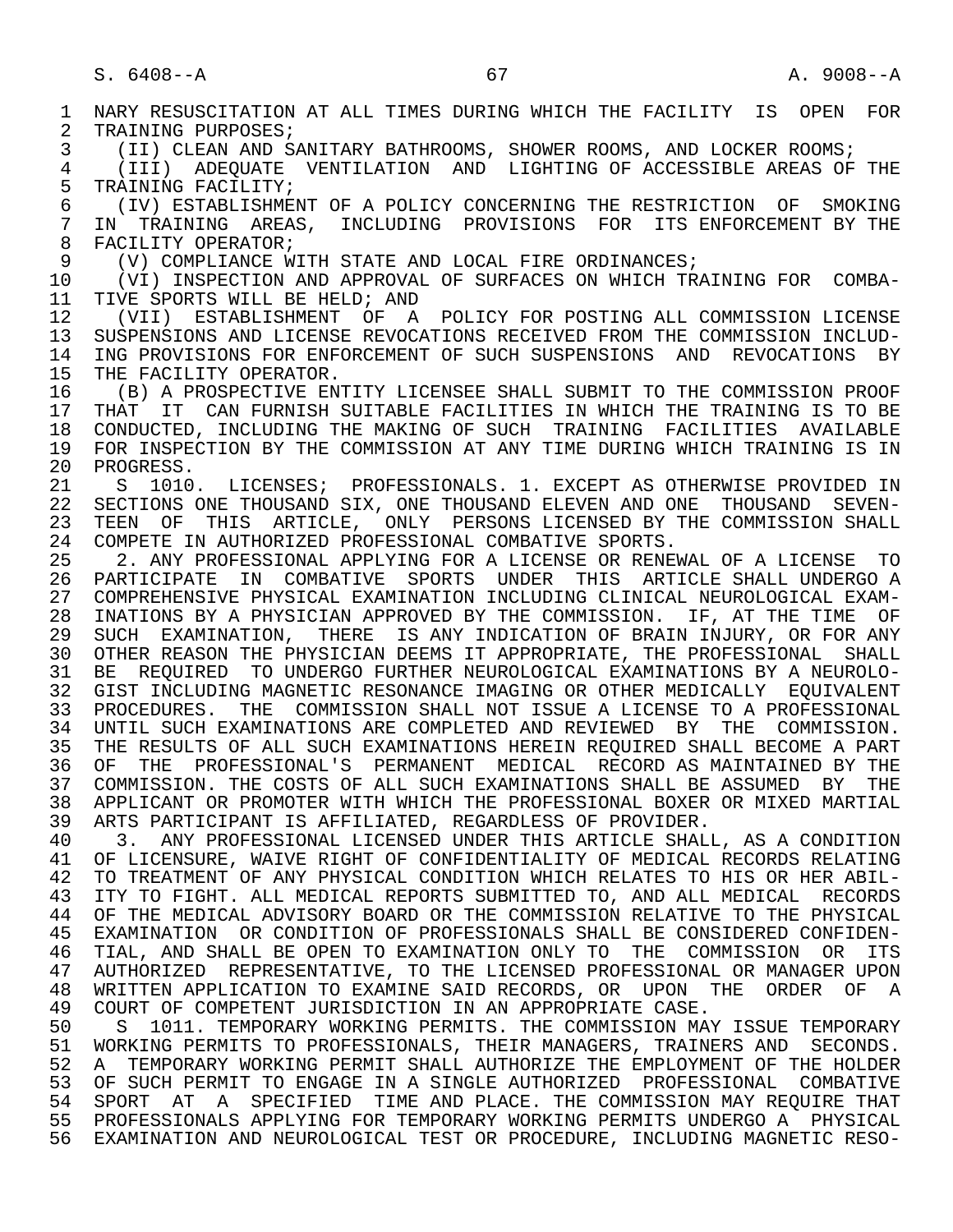NARY RESUSCITATION AT ALL TIMES DURING WHICH THE FACILITY IS OPEN FOR TRAINING PURPOSES;

(II) CLEAN AND SANITARY BATHROOMS, SHOWER ROOMS, AND LOCKER ROOMS;

(III) ADEQUATE VENTILATION AND LIGHTING OF ACCESSIBLE AREAS OF THE TRAINING FACILITY;

(IV) ESTABLISHMENT OF A POLICY CONCERNING THE RESTRICTION OF SMOKING IN TRAINING AREAS, INCLUDING PROVISIONS FOR ITS ENFORCEMENT BY THE FACILITY OPERATOR;

(V) COMPLIANCE WITH STATE AND LOCAL FIRE ORDINANCES;

(VI) INSPECTION AND APPROVAL OF SURFACES ON WHICH TRAINING FOR COMBATIVE SPORTS WILL BE HELD; AND

(VII) ESTABLISHMENT OF A POLICY FOR POSTING ALL COMMISSION LICENSE SUSPENSIONS AND LICENSE REVOCATIONS RECEIVED FROM THE COMMISSION INCLUDING PROVISIONS FOR ENFORCEMENT OF SUCH SUSPENSIONS AND REVOCATIONS BY THE FACILITY OPERATOR.

(B) A PROSPECTIVE ENTITY LICENSEE SHALL SUBMIT TO THE COMMISSION PROOF THAT IT CAN FURNISH SUITABLE FACILITIES IN WHICH THE TRAINING IS TO BE CONDUCTED, INCLUDING THE MAKING OF SUCH TRAINING FACILITIES AVAILABLE FOR INSPECTION BY THE COMMISSION AT ANY TIME DURING WHICH TRAINING IS IN PROGRESS.

S 1010. LICENSES; PROFESSIONALS. 1. EXCEPT AS OTHERWISE PROVIDED IN SECTIONS ONE THOUSAND SIX, ONE THOUSAND ELEVEN AND ONE THOUSAND SEVENTEEN OF THIS ARTICLE, ONLY PERSONS LICENSED BY THE COMMISSION SHALL COMPETE IN AUTHORIZED PROFESSIONAL COMBATIVE SPORTS.

2. ANY PROFESSIONAL APPLYING FOR A LICENSE OR RENEWAL OF A LICENSE TO PARTICIPATE IN COMBATIVE SPORTS UNDER THIS ARTICLE SHALL UNDERGO A COMPREHENSIVE PHYSICAL EXAMINATION INCLUDING CLINICAL NEUROLOGICAL EXAMINATIONS BY A PHYSICIAN APPROVED BY THE COMMISSION. IF, AT THE TIME OF SUCH EXAMINATION, THERE IS ANY INDICATION OF BRAIN INJURY, OR FOR ANY OTHER REASON THE PHYSICIAN DEEMS IT APPROPRIATE, THE PROFESSIONAL SHALL BE REQUIRED TO UNDERGO FURTHER NEUROLOGICAL EXAMINATIONS BY A NEUROLOGIST INCLUDING MAGNETIC RESONANCE IMAGING OR OTHER MEDICALLY EQUIVALENT PROCEDURES. THE COMMISSION SHALL NOT ISSUE A LICENSE TO A PROFESSIONAL UNTIL SUCH EXAMINATIONS ARE COMPLETED AND REVIEWED BY THE COMMISSION. THE RESULTS OF ALL SUCH EXAMINATIONS HEREIN REQUIRED SHALL BECOME A PART OF THE PROFESSIONAL'S PERMANENT MEDICAL RECORD AS MAINTAINED BY THE COMMISSION. THE COSTS OF ALL SUCH EXAMINATIONS SHALL BE ASSUMED BY THE APPLICANT OR PROMOTER WITH WHICH THE PROFESSIONAL BOXER OR MIXED MARTIAL ARTS PARTICIPANT IS AFFILIATED, REGARDLESS OF PROVIDER.

3. ANY PROFESSIONAL LICENSED UNDER THIS ARTICLE SHALL, AS A CONDITION OF LICENSURE, WAIVE RIGHT OF CONFIDENTIALITY OF MEDICAL RECORDS RELATING TO TREATMENT OF ANY PHYSICAL CONDITION WHICH RELATES TO HIS OR HER ABILITY TO FIGHT. ALL MEDICAL REPORTS SUBMITTED TO, AND ALL MEDICAL RECORDS OF THE MEDICAL ADVISORY BOARD OR THE COMMISSION RELATIVE TO THE PHYSICAL EXAMINATION OR CONDITION OF PROFESSIONALS SHALL BE CONSIDERED CONFIDENTIAL, AND SHALL BE OPEN TO EXAMINATION ONLY TO THE COMMISSION OR ITS AUTHORIZED REPRESENTATIVE, TO THE LICENSED PROFESSIONAL OR MANAGER UPON WRITTEN APPLICATION TO EXAMINE SAID RECORDS, OR UPON THE ORDER OF A COURT OF COMPETENT JURISDICTION IN AN APPROPRIATE CASE.

S 1011. TEMPORARY WORKING PERMITS. THE COMMISSION MAY ISSUE TEMPORARY WORKING PERMITS TO PROFESSIONALS, THEIR MANAGERS, TRAINERS AND SECONDS. A TEMPORARY WORKING PERMIT SHALL AUTHORIZE THE EMPLOYMENT OF THE HOLDER OF SUCH PERMIT TO ENGAGE IN A SINGLE AUTHORIZED PROFESSIONAL COMBATIVE SPORT AT A SPECIFIED TIME AND PLACE. THE COMMISSION MAY REQUIRE THAT PROFESSIONALS APPLYING FOR TEMPORARY WORKING PERMITS UNDERGO A PHYSICAL EXAMINATION AND NEUROLOGICAL TEST OR PROCEDURE, INCLUDING MAGNETIC RESO-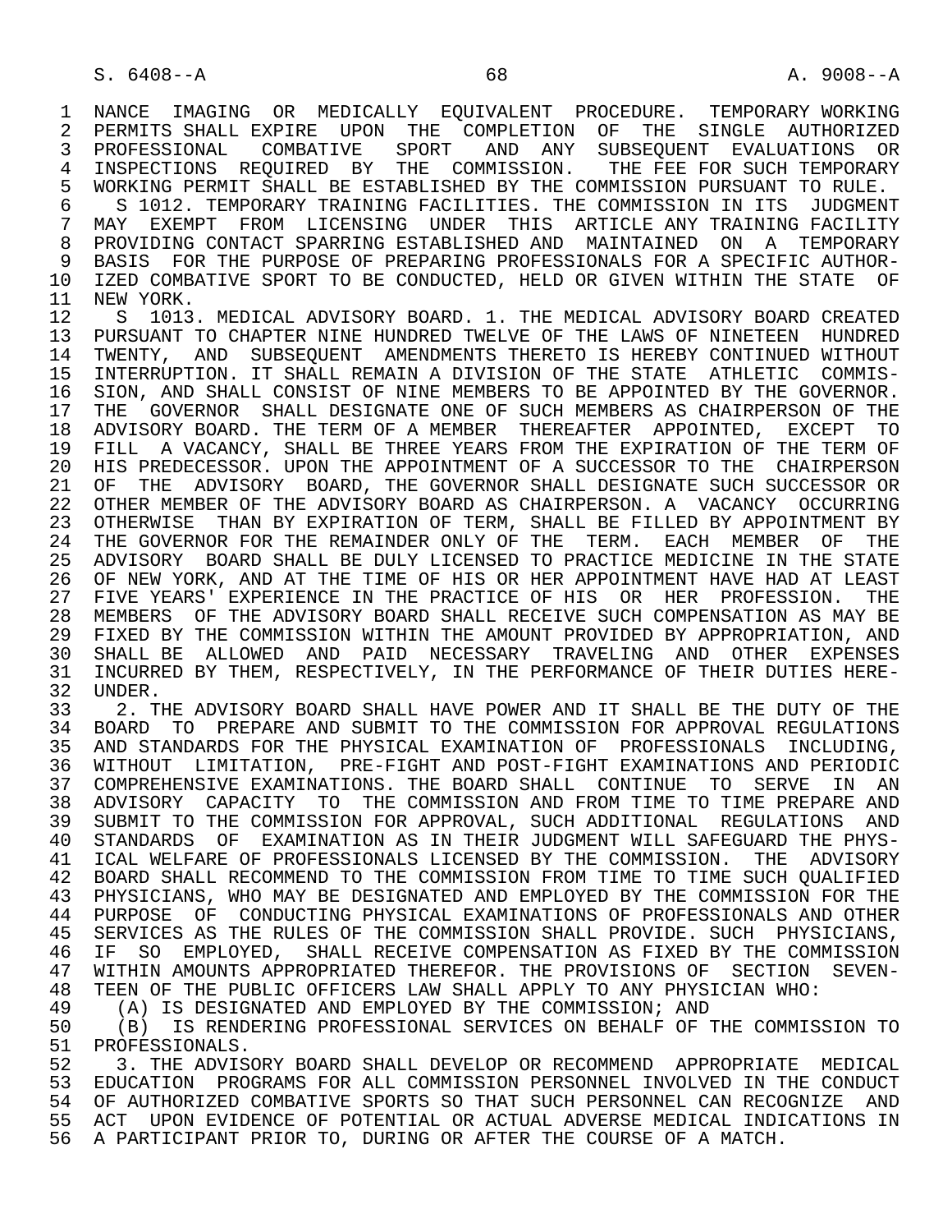NANCE IMAGING OR MEDICALLY EQUIVALENT PROCEDURE. TEMPORARY WORKING PERMITS SHALL EXPIRE UPON THE COMPLETION OF THE SINGLE AUTHORIZED PROFESSIONAL COMBATIVE SPORT AND ANY SUBSEQUENT EVALUATIONS OR INSPECTIONS REQUIRED BY THE COMMISSION. THE FEE FOR SUCH TEMPORARY WORKING PERMIT SHALL BE ESTABLISHED BY THE COMMISSION PURSUANT TO RULE.

S 1012. TEMPORARY TRAINING FACILITIES. THE COMMISSION IN ITS JUDGMENT MAY EXEMPT FROM LICENSING UNDER THIS ARTICLE ANY TRAINING FACILITY PROVIDING CONTACT SPARRING ESTABLISHED AND MAINTAINED ON A TEMPORARY BASIS FOR THE PURPOSE OF PREPARING PROFESSIONALS FOR A SPECIFIC AUTHORIZED COMBATIVE SPORT TO BE CONDUCTED, HELD OR GIVEN WITHIN THE STATE OF NEW YORK.

S 1013. MEDICAL ADVISORY BOARD. 1. THE MEDICAL ADVISORY BOARD CREATED PURSUANT TO CHAPTER NINE HUNDRED TWELVE OF THE LAWS OF NINETEEN HUNDRED TWENTY, AND SUBSEQUENT AMENDMENTS THERETO IS HEREBY CONTINUED WITHOUT INTERRUPTION. IT SHALL REMAIN A DIVISION OF THE STATE ATHLETIC COMMISSION, AND SHALL CONSIST OF NINE MEMBERS TO BE APPOINTED BY THE GOVERNOR. THE GOVERNOR SHALL DESIGNATE ONE OF SUCH MEMBERS AS CHAIRPERSON OF THE ADVISORY BOARD. THE TERM OF A MEMBER THEREAFTER APPOINTED, EXCEPT TO FILL A VACANCY, SHALL BE THREE YEARS FROM THE EXPIRATION OF THE TERM OF HIS PREDECESSOR. UPON THE APPOINTMENT OF A SUCCESSOR TO THE CHAIRPERSON OF THE ADVISORY BOARD, THE GOVERNOR SHALL DESIGNATE SUCH SUCCESSOR OR OTHER MEMBER OF THE ADVISORY BOARD AS CHAIRPERSON. A VACANCY OCCURRING OTHERWISE THAN BY EXPIRATION OF TERM, SHALL BE FILLED BY APPOINTMENT BY THE GOVERNOR FOR THE REMAINDER ONLY OF THE TERM. EACH MEMBER OF THE ADVISORY BOARD SHALL BE DULY LICENSED TO PRACTICE MEDICINE IN THE STATE OF NEW YORK, AND AT THE TIME OF HIS OR HER APPOINTMENT HAVE HAD AT LEAST FIVE YEARS' EXPERIENCE IN THE PRACTICE OF HIS OR HER PROFESSION. THE MEMBERS OF THE ADVISORY BOARD SHALL RECEIVE SUCH COMPENSATION AS MAY BE FIXED BY THE COMMISSION WITHIN THE AMOUNT PROVIDED BY APPROPRIATION, AND SHALL BE ALLOWED AND PAID NECESSARY TRAVELING AND OTHER EXPENSES INCURRED BY THEM, RESPECTIVELY, IN THE PERFORMANCE OF THEIR DUTIES HEREUNDER.

2. THE ADVISORY BOARD SHALL HAVE POWER AND IT SHALL BE THE DUTY OF THE BOARD TO PREPARE AND SUBMIT TO THE COMMISSION FOR APPROVAL REGULATIONS AND STANDARDS FOR THE PHYSICAL EXAMINATION OF PROFESSIONALS INCLUDING, WITHOUT LIMITATION, PRE-FIGHT AND POST-FIGHT EXAMINATIONS AND PERIODIC COMPREHENSIVE EXAMINATIONS. THE BOARD SHALL CONTINUE TO SERVE IN AN ADVISORY CAPACITY TO THE COMMISSION AND FROM TIME TO TIME PREPARE AND SUBMIT TO THE COMMISSION FOR APPROVAL, SUCH ADDITIONAL REGULATIONS AND STANDARDS OF EXAMINATION AS IN THEIR JUDGMENT WILL SAFEGUARD THE PHYSICAL WELFARE OF PROFESSIONALS LICENSED BY THE COMMISSION. THE ADVISORY BOARD SHALL RECOMMEND TO THE COMMISSION FROM TIME TO TIME SUCH QUALIFIED PHYSICIANS, WHO MAY BE DESIGNATED AND EMPLOYED BY THE COMMISSION FOR THE PURPOSE OF CONDUCTING PHYSICAL EXAMINATIONS OF PROFESSIONALS AND OTHER SERVICES AS THE RULES OF THE COMMISSION SHALL PROVIDE. SUCH PHYSICIANS, IF SO EMPLOYED, SHALL RECEIVE COMPENSATION AS FIXED BY THE COMMISSION WITHIN AMOUNTS APPROPRIATED THEREFOR. THE PROVISIONS OF SECTION SEVENTEEN OF THE PUBLIC OFFICERS LAW SHALL APPLY TO ANY PHYSICIAN WHO:

(A) IS DESIGNATED AND EMPLOYED BY THE COMMISSION; AND

(B) IS RENDERING PROFESSIONAL SERVICES ON BEHALF OF THE COMMISSION TO PROFESSIONALS.

3. THE ADVISORY BOARD SHALL DEVELOP OR RECOMMEND APPROPRIATE MEDICAL EDUCATION PROGRAMS FOR ALL COMMISSION PERSONNEL INVOLVED IN THE CONDUCT OF AUTHORIZED COMBATIVE SPORTS SO THAT SUCH PERSONNEL CAN RECOGNIZE AND ACT UPON EVIDENCE OF POTENTIAL OR ACTUAL ADVERSE MEDICAL INDICATIONS IN A PARTICIPANT PRIOR TO, DURING OR AFTER THE COURSE OF A MATCH.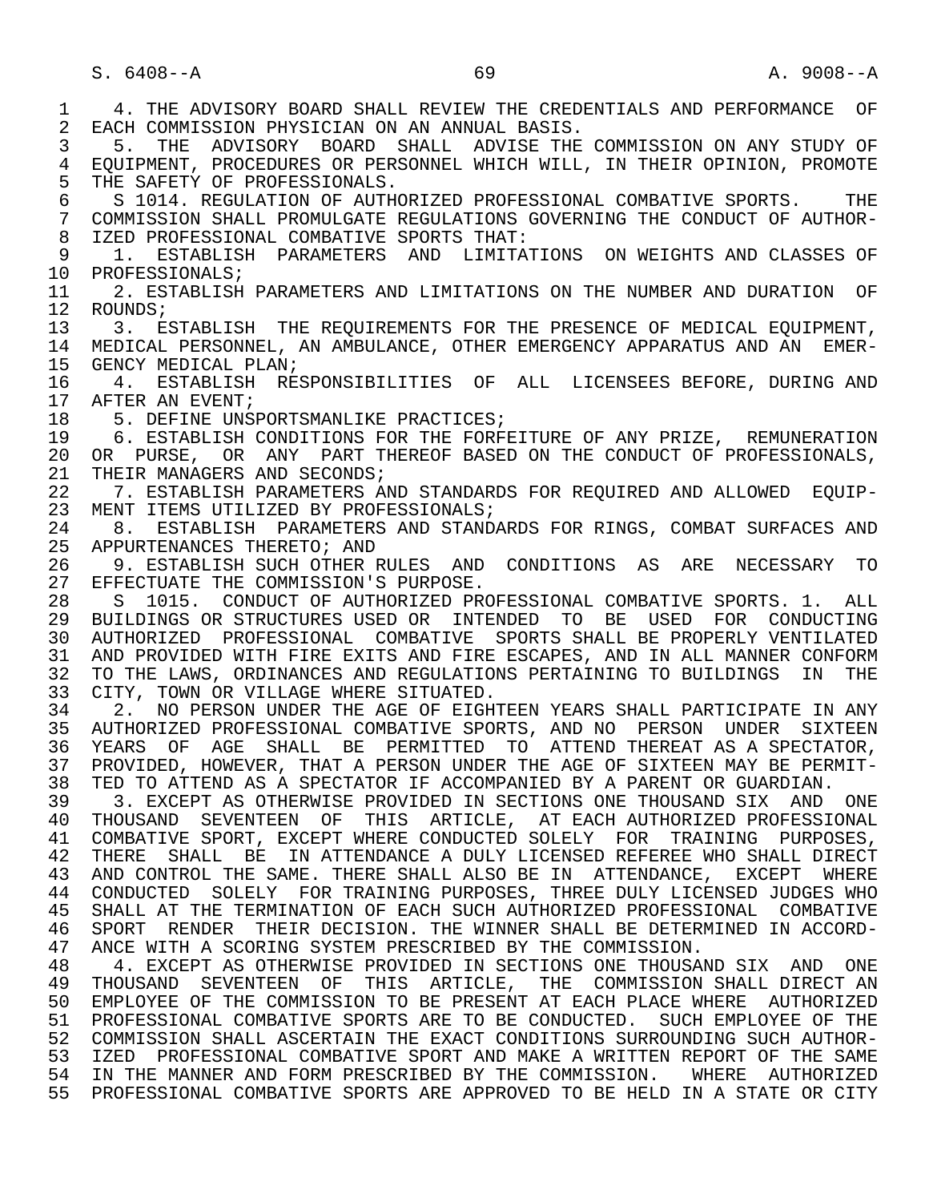4. THE ADVISORY BOARD SHALL REVIEW THE CREDENTIALS AND PERFORMANCE OF EACH COMMISSION PHYSICIAN ON AN ANNUAL BASIS.

5. THE ADVISORY BOARD SHALL ADVISE THE COMMISSION ON ANY STUDY OF EQUIPMENT, PROCEDURES OR PERSONNEL WHICH WILL, IN THEIR OPINION, PROMOTE THE SAFETY OF PROFESSIONALS.

S 1014. REGULATION OF AUTHORIZED PROFESSIONAL COMBATIVE SPORTS. THE COMMISSION SHALL PROMULGATE REGULATIONS GOVERNING THE CONDUCT OF AUTHORIZED PROFESSIONAL COMBATIVE SPORTS THAT:

1. ESTABLISH PARAMETERS AND LIMITATIONS ON WEIGHTS AND CLASSES OF PROFESSIONALS;

2. ESTABLISH PARAMETERS AND LIMITATIONS ON THE NUMBER AND DURATION OF ROUNDS;

3. ESTABLISH THE REQUIREMENTS FOR THE PRESENCE OF MEDICAL EQUIPMENT, MEDICAL PERSONNEL, AN AMBULANCE, OTHER EMERGENCY APPARATUS AND AN EMERGENCY MEDICAL PLAN;

4. ESTABLISH RESPONSIBILITIES OF ALL LICENSEES BEFORE, DURING AND AFTER AN EVENT;

5. DEFINE UNSPORTSMANLIKE PRACTICES;

6. ESTABLISH CONDITIONS FOR THE FORFEITURE OF ANY PRIZE, REMUNERATION OR PURSE, OR ANY PART THEREOF BASED ON THE CONDUCT OF PROFESSIONALS, THEIR MANAGERS AND SECONDS;

7. ESTABLISH PARAMETERS AND STANDARDS FOR REQUIRED AND ALLOWED EQUIPMENT ITEMS UTILIZED BY PROFESSIONALS;

8. ESTABLISH PARAMETERS AND STANDARDS FOR RINGS, COMBAT SURFACES AND APPURTENANCES THERETO; AND

9. ESTABLISH SUCH OTHER RULES AND CONDITIONS AS ARE NECESSARY TO EFFECTUATE THE COMMISSION'S PURPOSE.

S 1015. CONDUCT OF AUTHORIZED PROFESSIONAL COMBATIVE SPORTS. 1. ALL BUILDINGS OR STRUCTURES USED OR INTENDED TO BE USED FOR CONDUCTING AUTHORIZED PROFESSIONAL COMBATIVE SPORTS SHALL BE PROPERLY VENTILATED AND PROVIDED WITH FIRE EXITS AND FIRE ESCAPES, AND IN ALL MANNER CONFORM TO THE LAWS, ORDINANCES AND REGULATIONS PERTAINING TO BUILDINGS IN THE CITY, TOWN OR VILLAGE WHERE SITUATED.

2. NO PERSON UNDER THE AGE OF EIGHTEEN YEARS SHALL PARTICIPATE IN ANY AUTHORIZED PROFESSIONAL COMBATIVE SPORTS, AND NO PERSON UNDER SIXTEEN YEARS OF AGE SHALL BE PERMITTED TO ATTEND THEREAT AS A SPECTATOR, PROVIDED, HOWEVER, THAT A PERSON UNDER THE AGE OF SIXTEEN MAY BE PERMITTED TO ATTEND AS A SPECTATOR IF ACCOMPANIED BY A PARENT OR GUARDIAN.

3. EXCEPT AS OTHERWISE PROVIDED IN SECTIONS ONE THOUSAND SIX AND ONE THOUSAND SEVENTEEN OF THIS ARTICLE, AT EACH AUTHORIZED PROFESSIONAL COMBATIVE SPORT, EXCEPT WHERE CONDUCTED SOLELY FOR TRAINING PURPOSES, THERE SHALL BE IN ATTENDANCE A DULY LICENSED REFEREE WHO SHALL DIRECT AND CONTROL THE SAME. THERE SHALL ALSO BE IN ATTENDANCE, EXCEPT WHERE CONDUCTED SOLELY FOR TRAINING PURPOSES, THREE DULY LICENSED JUDGES WHO SHALL AT THE TERMINATION OF EACH SUCH AUTHORIZED PROFESSIONAL COMBATIVE SPORT RENDER THEIR DECISION. THE WINNER SHALL BE DETERMINED IN ACCORDANCE WITH A SCORING SYSTEM PRESCRIBED BY THE COMMISSION.

4. EXCEPT AS OTHERWISE PROVIDED IN SECTIONS ONE THOUSAND SIX AND ONE THOUSAND SEVENTEEN OF THIS ARTICLE, THE COMMISSION SHALL DIRECT AN EMPLOYEE OF THE COMMISSION TO BE PRESENT AT EACH PLACE WHERE AUTHORIZED PROFESSIONAL COMBATIVE SPORTS ARE TO BE CONDUCTED. SUCH EMPLOYEE OF THE COMMISSION SHALL ASCERTAIN THE EXACT CONDITIONS SURROUNDING SUCH AUTHORIZED PROFESSIONAL COMBATIVE SPORT AND MAKE A WRITTEN REPORT OF THE SAME IN THE MANNER AND FORM PRESCRIBED BY THE COMMISSION. WHERE AUTHORIZED PROFESSIONAL COMBATIVE SPORTS ARE APPROVED TO BE HELD IN A STATE OR CITY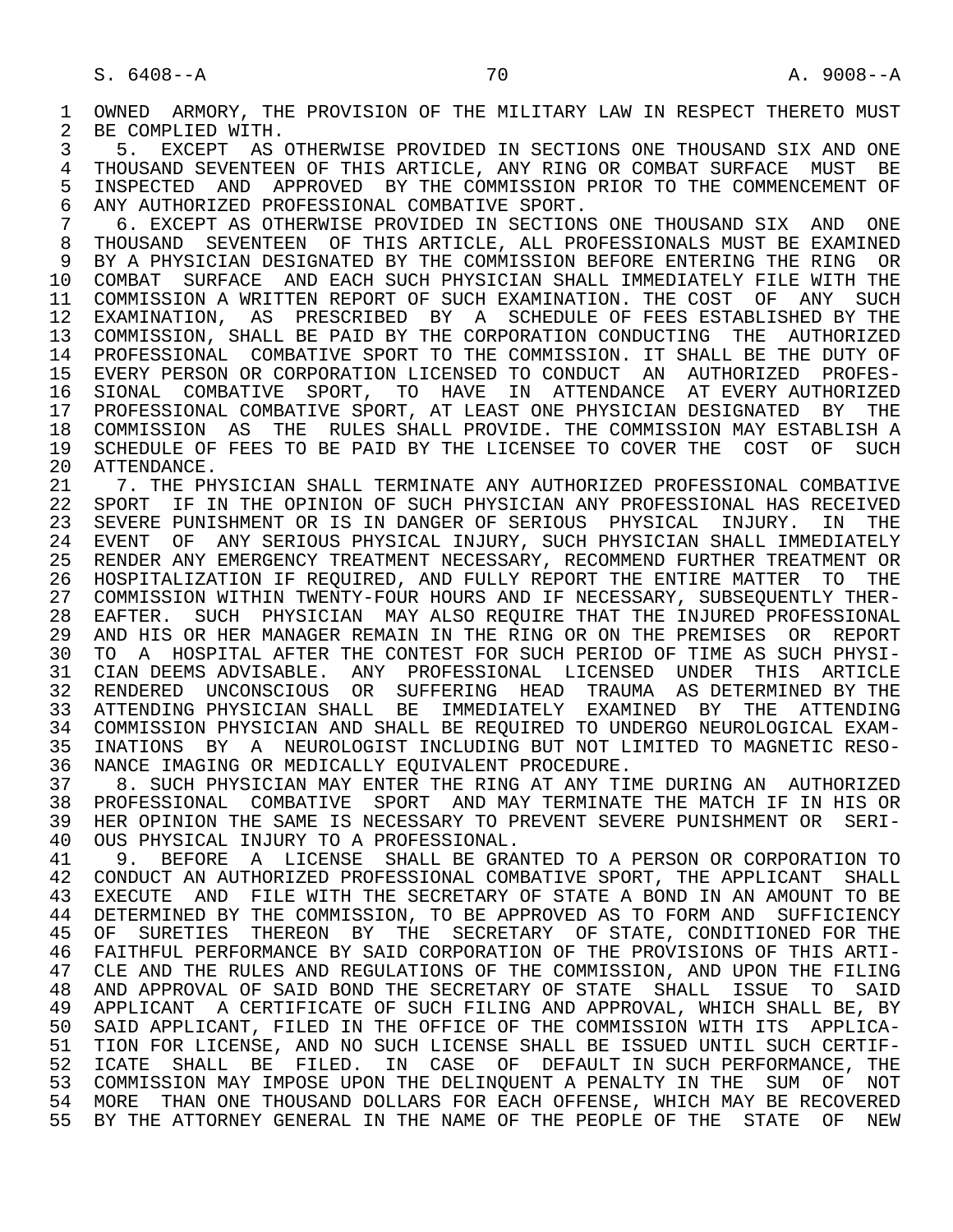OWNED ARMORY, THE PROVISION OF THE MILITARY LAW IN RESPECT THERETO MUST BE COMPLIED WITH.

5. EXCEPT AS OTHERWISE PROVIDED IN SECTIONS ONE THOUSAND SIX AND ONE THOUSAND SEVENTEEN OF THIS ARTICLE, ANY RING OR COMBAT SURFACE MUST BE INSPECTED AND APPROVED BY THE COMMISSION PRIOR TO THE COMMENCEMENT OF ANY AUTHORIZED PROFESSIONAL COMBATIVE SPORT.

6. EXCEPT AS OTHERWISE PROVIDED IN SECTIONS ONE THOUSAND SIX AND ONE THOUSAND SEVENTEEN OF THIS ARTICLE, ALL PROFESSIONALS MUST BE EXAMINED BY A PHYSICIAN DESIGNATED BY THE COMMISSION BEFORE ENTERING THE RING OR COMBAT SURFACE AND EACH SUCH PHYSICIAN SHALL IMMEDIATELY FILE WITH THE COMMISSION A WRITTEN REPORT OF SUCH EXAMINATION. THE COST OF ANY SUCH EXAMINATION, AS PRESCRIBED BY A SCHEDULE OF FEES ESTABLISHED BY THE COMMISSION, SHALL BE PAID BY THE CORPORATION CONDUCTING THE AUTHORIZED PROFESSIONAL COMBATIVE SPORT TO THE COMMISSION. IT SHALL BE THE DUTY OF EVERY PERSON OR CORPORATION LICENSED TO CONDUCT AN AUTHORIZED PROFESSIONAL COMBATIVE SPORT, TO HAVE IN ATTENDANCE AT EVERY AUTHORIZED PROFESSIONAL COMBATIVE SPORT, AT LEAST ONE PHYSICIAN DESIGNATED BY THE COMMISSION AS THE RULES SHALL PROVIDE. THE COMMISSION MAY ESTABLISH A SCHEDULE OF FEES TO BE PAID BY THE LICENSEE TO COVER THE COST OF SUCH ATTENDANCE.

7. THE PHYSICIAN SHALL TERMINATE ANY AUTHORIZED PROFESSIONAL COMBATIVE SPORT IF IN THE OPINION OF SUCH PHYSICIAN ANY PROFESSIONAL HAS RECEIVED SEVERE PUNISHMENT OR IS IN DANGER OF SERIOUS PHYSICAL INJURY. IN THE EVENT OF ANY SERIOUS PHYSICAL INJURY, SUCH PHYSICIAN SHALL IMMEDIATELY RENDER ANY EMERGENCY TREATMENT NECESSARY, RECOMMEND FURTHER TREATMENT OR HOSPITALIZATION IF REQUIRED, AND FULLY REPORT THE ENTIRE MATTER TO THE COMMISSION WITHIN TWENTY-FOUR HOURS AND IF NECESSARY, SUBSEQUENTLY THEREAFTER. SUCH PHYSICIAN MAY ALSO REQUIRE THAT THE INJURED PROFESSIONAL AND HIS OR HER MANAGER REMAIN IN THE RING OR ON THE PREMISES OR REPORT TO A HOSPITAL AFTER THE CONTEST FOR SUCH PERIOD OF TIME AS SUCH PHYSICIAN DEEMS ADVISABLE. ANY PROFESSIONAL LICENSED UNDER THIS ARTICLE RENDERED UNCONSCIOUS OR SUFFERING HEAD TRAUMA AS DETERMINED BY THE ATTENDING PHYSICIAN SHALL BE IMMEDIATELY EXAMINED BY THE ATTENDING COMMISSION PHYSICIAN AND SHALL BE REQUIRED TO UNDERGO NEUROLOGICAL EXAMINATIONS BY A NEUROLOGIST INCLUDING BUT NOT LIMITED TO MAGNETIC RESONANCE IMAGING OR MEDICALLY EQUIVALENT PROCEDURE.

8. SUCH PHYSICIAN MAY ENTER THE RING AT ANY TIME DURING AN AUTHORIZED PROFESSIONAL COMBATIVE SPORT AND MAY TERMINATE THE MATCH IF IN HIS OR HER OPINION THE SAME IS NECESSARY TO PREVENT SEVERE PUNISHMENT OR SERIOUS PHYSICAL INJURY TO A PROFESSIONAL.

9. BEFORE A LICENSE SHALL BE GRANTED TO A PERSON OR CORPORATION TO CONDUCT AN AUTHORIZED PROFESSIONAL COMBATIVE SPORT, THE APPLICANT SHALL EXECUTE AND FILE WITH THE SECRETARY OF STATE A BOND IN AN AMOUNT TO BE DETERMINED BY THE COMMISSION, TO BE APPROVED AS TO FORM AND SUFFICIENCY OF SURETIES THEREON BY THE SECRETARY OF STATE, CONDITIONED FOR THE FAITHFUL PERFORMANCE BY SAID CORPORATION OF THE PROVISIONS OF THIS ARTICLE AND THE RULES AND REGULATIONS OF THE COMMISSION, AND UPON THE FILING AND APPROVAL OF SAID BOND THE SECRETARY OF STATE SHALL ISSUE TO SAID APPLICANT A CERTIFICATE OF SUCH FILING AND APPROVAL, WHICH SHALL BE, BY SAID APPLICANT, FILED IN THE OFFICE OF THE COMMISSION WITH ITS APPLICATION FOR LICENSE, AND NO SUCH LICENSE SHALL BE ISSUED UNTIL SUCH CERTIFICATE SHALL BE FILED. IN CASE OF DEFAULT IN SUCH PERFORMANCE, THE COMMISSION MAY IMPOSE UPON THE DELINQUENT A PENALTY IN THE SUM OF NOT MORE THAN ONE THOUSAND DOLLARS FOR EACH OFFENSE, WHICH MAY BE RECOVERED BY THE ATTORNEY GENERAL IN THE NAME OF THE PEOPLE OF THE STATE OF NEW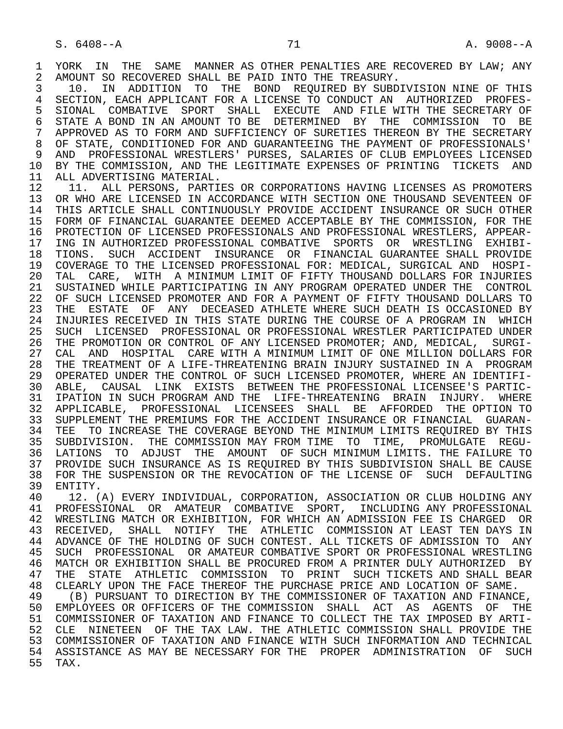YORK IN THE SAME MANNER AS OTHER PENALTIES ARE RECOVERED BY LAW; ANY AMOUNT SO RECOVERED SHALL BE PAID INTO THE TREASURY.

10. IN ADDITION TO THE BOND REQUIRED BY SUBDIVISION NINE OF THIS SECTION, EACH APPLICANT FOR A LICENSE TO CONDUCT AN AUTHORIZED PROFESSIONAL COMBATIVE SPORT SHALL EXECUTE AND FILE WITH THE SECRETARY OF STATE A BOND IN AN AMOUNT TO BE DETERMINED BY THE COMMISSION TO BE APPROVED AS TO FORM AND SUFFICIENCY OF SURETIES THEREON BY THE SECRETARY OF STATE, CONDITIONED FOR AND GUARANTEEING THE PAYMENT OF PROFESSIONALS' AND PROFESSIONAL WRESTLERS' PURSES, SALARIES OF CLUB EMPLOYEES LICENSED BY THE COMMISSION, AND THE LEGITIMATE EXPENSES OF PRINTING TICKETS AND ALL ADVERTISING MATERIAL.

11. ALL PERSONS, PARTIES OR CORPORATIONS HAVING LICENSES AS PROMOTERS OR WHO ARE LICENSED IN ACCORDANCE WITH SECTION ONE THOUSAND SEVENTEEN OF THIS ARTICLE SHALL CONTINUOUSLY PROVIDE ACCIDENT INSURANCE OR SUCH OTHER FORM OF FINANCIAL GUARANTEE DEEMED ACCEPTABLE BY THE COMMISSION, FOR THE PROTECTION OF LICENSED PROFESSIONALS AND PROFESSIONAL WRESTLERS, APPEARING IN AUTHORIZED PROFESSIONAL COMBATIVE SPORTS OR WRESTLING EXHIBITIONS. SUCH ACCIDENT INSURANCE OR FINANCIAL GUARANTEE SHALL PROVIDE COVERAGE TO THE LICENSED PROFESSIONAL FOR: MEDICAL, SURGICAL AND HOSPITAL CARE, WITH A MINIMUM LIMIT OF FIFTY THOUSAND DOLLARS FOR INJURIES SUSTAINED WHILE PARTICIPATING IN ANY PROGRAM OPERATED UNDER THE CONTROL OF SUCH LICENSED PROMOTER AND FOR A PAYMENT OF FIFTY THOUSAND DOLLARS TO THE ESTATE OF ANY DECEASED ATHLETE WHERE SUCH DEATH IS OCCASIONED BY INJURIES RECEIVED IN THIS STATE DURING THE COURSE OF A PROGRAM IN WHICH SUCH LICENSED PROFESSIONAL OR PROFESSIONAL WRESTLER PARTICIPATED UNDER THE PROMOTION OR CONTROL OF ANY LICENSED PROMOTER; AND, MEDICAL, SURGICAL AND HOSPITAL CARE WITH A MINIMUM LIMIT OF ONE MILLION DOLLARS FOR THE TREATMENT OF A LIFE-THREATENING BRAIN INJURY SUSTAINED IN A PROGRAM OPERATED UNDER THE CONTROL OF SUCH LICENSED PROMOTER, WHERE AN IDENTIFIABLE, CAUSAL LINK EXISTS BETWEEN THE PROFESSIONAL LICENSEE'S PARTICIPATION IN SUCH PROGRAM AND THE LIFE-THREATENING BRAIN INJURY. WHERE APPLICABLE, PROFESSIONAL LICENSEES SHALL BE AFFORDED THE OPTION TO SUPPLEMENT THE PREMIUMS FOR THE ACCIDENT INSURANCE OR FINANCIAL GUARANTEE TO INCREASE THE COVERAGE BEYOND THE MINIMUM LIMITS REQUIRED BY THIS SUBDIVISION. THE COMMISSION MAY FROM TIME TO TIME, PROMULGATE REGULATIONS TO ADJUST THE AMOUNT OF SUCH MINIMUM LIMITS. THE FAILURE TO PROVIDE SUCH INSURANCE AS IS REQUIRED BY THIS SUBDIVISION SHALL BE CAUSE FOR THE SUSPENSION OR THE REVOCATION OF THE LICENSE OF SUCH DEFAULTING ENTITY.

12. (A) EVERY INDIVIDUAL, CORPORATION, ASSOCIATION OR CLUB HOLDING ANY PROFESSIONAL OR AMATEUR COMBATIVE SPORT, INCLUDING ANY PROFESSIONAL WRESTLING MATCH OR EXHIBITION, FOR WHICH AN ADMISSION FEE IS CHARGED OR RECEIVED, SHALL NOTIFY THE ATHLETIC COMMISSION AT LEAST TEN DAYS IN ADVANCE OF THE HOLDING OF SUCH CONTEST. ALL TICKETS OF ADMISSION TO ANY SUCH PROFESSIONAL OR AMATEUR COMBATIVE SPORT OR PROFESSIONAL WRESTLING MATCH OR EXHIBITION SHALL BE PROCURED FROM A PRINTER DULY AUTHORIZED BY THE STATE ATHLETIC COMMISSION TO PRINT SUCH TICKETS AND SHALL BEAR CLEARLY UPON THE FACE THEREOF THE PURCHASE PRICE AND LOCATION OF SAME.

(B) PURSUANT TO DIRECTION BY THE COMMISSIONER OF TAXATION AND FINANCE, EMPLOYEES OR OFFICERS OF THE COMMISSION SHALL ACT AS AGENTS OF THE COMMISSIONER OF TAXATION AND FINANCE TO COLLECT THE TAX IMPOSED BY ARTICLE NINETEEN OF THE TAX LAW. THE ATHLETIC COMMISSION SHALL PROVIDE THE COMMISSIONER OF TAXATION AND FINANCE WITH SUCH INFORMATION AND TECHNICAL ASSISTANCE AS MAY BE NECESSARY FOR THE PROPER ADMINISTRATION OF SUCH TAX.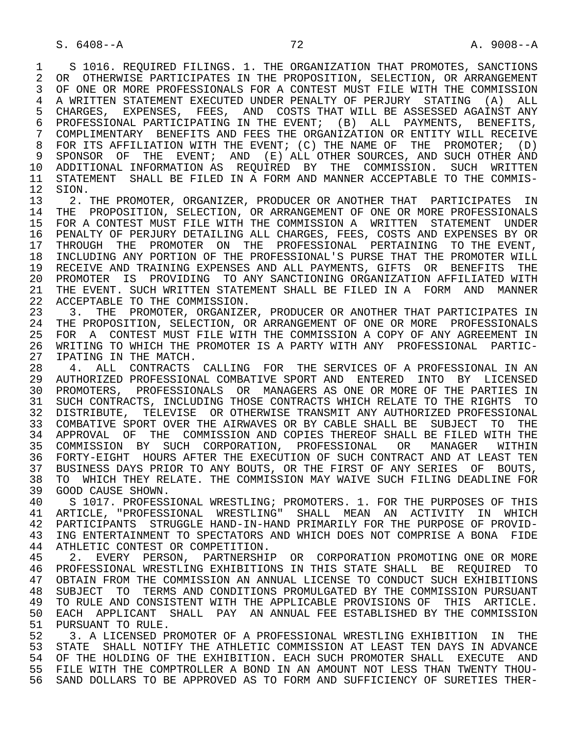S 1016. REQUIRED FILINGS. 1. THE ORGANIZATION THAT PROMOTES, SANCTIONS OR OTHERWISE PARTICIPATES IN THE PROPOSITION, SELECTION, OR ARRANGEMENT OF ONE OR MORE PROFESSIONALS FOR A CONTEST MUST FILE WITH THE COMMISSION A WRITTEN STATEMENT EXECUTED UNDER PENALTY OF PERJURY STATING (A) ALL CHARGES, EXPENSES, FEES, AND COSTS THAT WILL BE ASSESSED AGAINST ANY PROFESSIONAL PARTICIPATING IN THE EVENT; (B) ALL PAYMENTS, BENEFITS, COMPLIMENTARY BENEFITS AND FEES THE ORGANIZATION OR ENTITY WILL RECEIVE FOR ITS AFFILIATION WITH THE EVENT; (C) THE NAME OF THE PROMOTER; (D) SPONSOR OF THE EVENT; AND (E) ALL OTHER SOURCES, AND SUCH OTHER AND ADDITIONAL INFORMATION AS REQUIRED BY THE COMMISSION. SUCH WRITTEN STATEMENT SHALL BE FILED IN A FORM AND MANNER ACCEPTABLE TO THE COMMISSION.

2. THE PROMOTER, ORGANIZER, PRODUCER OR ANOTHER THAT PARTICIPATES IN THE PROPOSITION, SELECTION, OR ARRANGEMENT OF ONE OR MORE PROFESSIONALS FOR A CONTEST MUST FILE WITH THE COMMISSION A WRITTEN STATEMENT UNDER PENALTY OF PERJURY DETAILING ALL CHARGES, FEES, COSTS AND EXPENSES BY OR THROUGH THE PROMOTER ON THE PROFESSIONAL PERTAINING TO THE EVENT, INCLUDING ANY PORTION OF THE PROFESSIONAL'S PURSE THAT THE PROMOTER WILL RECEIVE AND TRAINING EXPENSES AND ALL PAYMENTS, GIFTS OR BENEFITS THE PROMOTER IS PROVIDING TO ANY SANCTIONING ORGANIZATION AFFILIATED WITH THE EVENT. SUCH WRITTEN STATEMENT SHALL BE FILED IN A FORM AND MANNER ACCEPTABLE TO THE COMMISSION.

3. THE PROMOTER, ORGANIZER, PRODUCER OR ANOTHER THAT PARTICIPATES IN THE PROPOSITION, SELECTION, OR ARRANGEMENT OF ONE OR MORE PROFESSIONALS FOR A CONTEST MUST FILE WITH THE COMMISSION A COPY OF ANY AGREEMENT IN WRITING TO WHICH THE PROMOTER IS A PARTY WITH ANY PROFESSIONAL PARTICIPATING IN THE MATCH.

4. ALL CONTRACTS CALLING FOR THE SERVICES OF A PROFESSIONAL IN AN AUTHORIZED PROFESSIONAL COMBATIVE SPORT AND ENTERED INTO BY LICENSED PROMOTERS, PROFESSIONALS OR MANAGERS AS ONE OR MORE OF THE PARTIES IN SUCH CONTRACTS, INCLUDING THOSE CONTRACTS WHICH RELATE TO THE RIGHTS TO DISTRIBUTE, TELEVISE OR OTHERWISE TRANSMIT ANY AUTHORIZED PROFESSIONAL COMBATIVE SPORT OVER THE AIRWAVES OR BY CABLE SHALL BE SUBJECT TO THE APPROVAL OF THE COMMISSION AND COPIES THEREOF SHALL BE FILED WITH THE COMMISSION BY SUCH CORPORATION, PROFESSIONAL OR MANAGER WITHIN FORTY-EIGHT HOURS AFTER THE EXECUTION OF SUCH CONTRACT AND AT LEAST TEN BUSINESS DAYS PRIOR TO ANY BOUTS, OR THE FIRST OF ANY SERIES OF BOUTS, TO WHICH THEY RELATE. THE COMMISSION MAY WAIVE SUCH FILING DEADLINE FOR GOOD CAUSE SHOWN.

S 1017. PROFESSIONAL WRESTLING; PROMOTERS. 1. FOR THE PURPOSES OF THIS ARTICLE, "PROFESSIONAL WRESTLING" SHALL MEAN AN ACTIVITY IN WHICH PARTICIPANTS STRUGGLE HAND-IN-HAND PRIMARILY FOR THE PURPOSE OF PROVIDING ENTERTAINMENT TO SPECTATORS AND WHICH DOES NOT COMPRISE A BONA FIDE ATHLETIC CONTEST OR COMPETITION.

2. EVERY PERSON, PARTNERSHIP OR CORPORATION PROMOTING ONE OR MORE PROFESSIONAL WRESTLING EXHIBITIONS IN THIS STATE SHALL BE REQUIRED TO OBTAIN FROM THE COMMISSION AN ANNUAL LICENSE TO CONDUCT SUCH EXHIBITIONS SUBJECT TO TERMS AND CONDITIONS PROMULGATED BY THE COMMISSION PURSUANT TO RULE AND CONSISTENT WITH THE APPLICABLE PROVISIONS OF THIS ARTICLE. EACH APPLICANT SHALL PAY AN ANNUAL FEE ESTABLISHED BY THE COMMISSION PURSUANT TO RULE.

3. A LICENSED PROMOTER OF A PROFESSIONAL WRESTLING EXHIBITION IN THE STATE SHALL NOTIFY THE ATHLETIC COMMISSION AT LEAST TEN DAYS IN ADVANCE OF THE HOLDING OF THE EXHIBITION. EACH SUCH PROMOTER SHALL EXECUTE AND FILE WITH THE COMPTROLLER A BOND IN AN AMOUNT NOT LESS THAN TWENTY THOUSAND DOLLARS TO BE APPROVED AS TO FORM AND SUFFICIENCY OF SURETIES THER-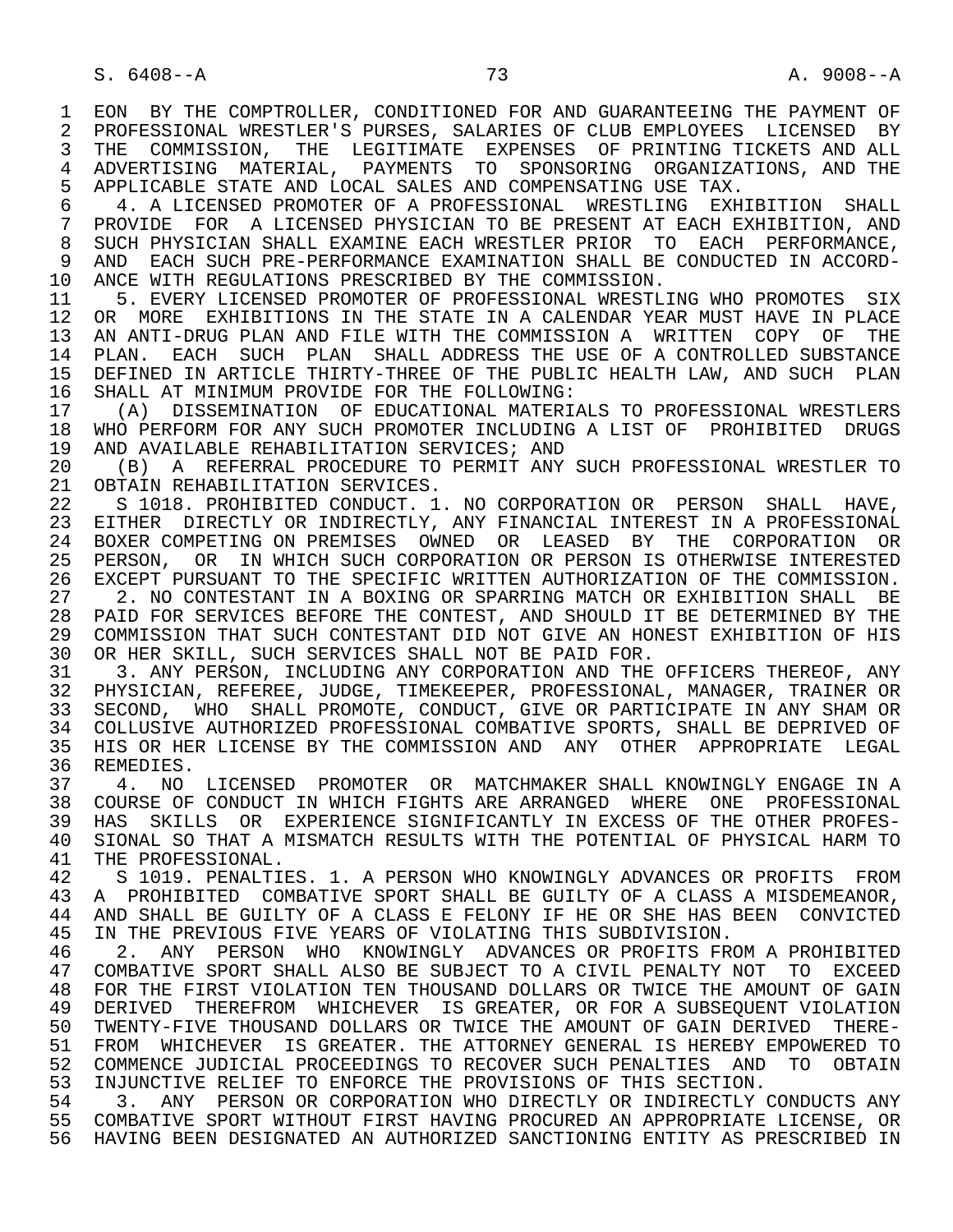EON BY THE COMPTROLLER, CONDITIONED FOR AND GUARANTEEING THE PAYMENT OF PROFESSIONAL WRESTLER'S PURSES, SALARIES OF CLUB EMPLOYEES LICENSED BY THE COMMISSION, THE LEGITIMATE EXPENSES OF PRINTING TICKETS AND ALL ADVERTISING MATERIAL, PAYMENTS TO SPONSORING ORGANIZATIONS, AND THE APPLICABLE STATE AND LOCAL SALES AND COMPENSATING USE TAX.

4. A LICENSED PROMOTER OF A PROFESSIONAL WRESTLING EXHIBITION SHALL PROVIDE FOR A LICENSED PHYSICIAN TO BE PRESENT AT EACH EXHIBITION, AND SUCH PHYSICIAN SHALL EXAMINE EACH WRESTLER PRIOR TO EACH PERFORMANCE, AND EACH SUCH PRE-PERFORMANCE EXAMINATION SHALL BE CONDUCTED IN ACCORDANCE WITH REGULATIONS PRESCRIBED BY THE COMMISSION.

5. EVERY LICENSED PROMOTER OF PROFESSIONAL WRESTLING WHO PROMOTES SIX OR MORE EXHIBITIONS IN THE STATE IN A CALENDAR YEAR MUST HAVE IN PLACE AN ANTI-DRUG PLAN AND FILE WITH THE COMMISSION A WRITTEN COPY OF THE PLAN. EACH SUCH PLAN SHALL ADDRESS THE USE OF A CONTROLLED SUBSTANCE DEFINED IN ARTICLE THIRTY-THREE OF THE PUBLIC HEALTH LAW, AND SUCH PLAN SHALL AT MINIMUM PROVIDE FOR THE FOLLOWING:

(A) DISSEMINATION OF EDUCATIONAL MATERIALS TO PROFESSIONAL WRESTLERS WHO PERFORM FOR ANY SUCH PROMOTER INCLUDING A LIST OF PROHIBITED DRUGS AND AVAILABLE REHABILITATION SERVICES; AND

(B) A REFERRAL PROCEDURE TO PERMIT ANY SUCH PROFESSIONAL WRESTLER TO OBTAIN REHABILITATION SERVICES.

S 1018. PROHIBITED CONDUCT. 1. NO CORPORATION OR PERSON SHALL HAVE, EITHER DIRECTLY OR INDIRECTLY, ANY FINANCIAL INTEREST IN A PROFESSIONAL BOXER COMPETING ON PREMISES OWNED OR LEASED BY THE CORPORATION OR PERSON, OR IN WHICH SUCH CORPORATION OR PERSON IS OTHERWISE INTERESTED EXCEPT PURSUANT TO THE SPECIFIC WRITTEN AUTHORIZATION OF THE COMMISSION.

2. NO CONTESTANT IN A BOXING OR SPARRING MATCH OR EXHIBITION SHALL BE PAID FOR SERVICES BEFORE THE CONTEST, AND SHOULD IT BE DETERMINED BY THE COMMISSION THAT SUCH CONTESTANT DID NOT GIVE AN HONEST EXHIBITION OF HIS OR HER SKILL, SUCH SERVICES SHALL NOT BE PAID FOR.

3. ANY PERSON, INCLUDING ANY CORPORATION AND THE OFFICERS THEREOF, ANY PHYSICIAN, REFEREE, JUDGE, TIMEKEEPER, PROFESSIONAL, MANAGER, TRAINER OR SECOND, WHO SHALL PROMOTE, CONDUCT, GIVE OR PARTICIPATE IN ANY SHAM OR COLLUSIVE AUTHORIZED PROFESSIONAL COMBATIVE SPORTS, SHALL BE DEPRIVED OF HIS OR HER LICENSE BY THE COMMISSION AND ANY OTHER APPROPRIATE LEGAL REMEDIES.

4. NO LICENSED PROMOTER OR MATCHMAKER SHALL KNOWINGLY ENGAGE IN A COURSE OF CONDUCT IN WHICH FIGHTS ARE ARRANGED WHERE ONE PROFESSIONAL HAS SKILLS OR EXPERIENCE SIGNIFICANTLY IN EXCESS OF THE OTHER PROFESSIONAL SO THAT A MISMATCH RESULTS WITH THE POTENTIAL OF PHYSICAL HARM TO THE PROFESSIONAL.

S 1019. PENALTIES. 1. A PERSON WHO KNOWINGLY ADVANCES OR PROFITS FROM A PROHIBITED COMBATIVE SPORT SHALL BE GUILTY OF A CLASS A MISDEMEANOR, AND SHALL BE GUILTY OF A CLASS E FELONY IF HE OR SHE HAS BEEN CONVICTED IN THE PREVIOUS FIVE YEARS OF VIOLATING THIS SUBDIVISION.

2. ANY PERSON WHO KNOWINGLY ADVANCES OR PROFITS FROM A PROHIBITED COMBATIVE SPORT SHALL ALSO BE SUBJECT TO A CIVIL PENALTY NOT TO EXCEED FOR THE FIRST VIOLATION TEN THOUSAND DOLLARS OR TWICE THE AMOUNT OF GAIN DERIVED THEREFROM WHICHEVER IS GREATER, OR FOR A SUBSEQUENT VIOLATION TWENTY-FIVE THOUSAND DOLLARS OR TWICE THE AMOUNT OF GAIN DERIVED THEREFROM WHICHEVER IS GREATER. THE ATTORNEY GENERAL IS HEREBY EMPOWERED TO COMMENCE JUDICIAL PROCEEDINGS TO RECOVER SUCH PENALTIES AND TO OBTAIN INJUNCTIVE RELIEF TO ENFORCE THE PROVISIONS OF THIS SECTION.

3. ANY PERSON OR CORPORATION WHO DIRECTLY OR INDIRECTLY CONDUCTS ANY COMBATIVE SPORT WITHOUT FIRST HAVING PROCURED AN APPROPRIATE LICENSE, OR HAVING BEEN DESIGNATED AN AUTHORIZED SANCTIONING ENTITY AS PRESCRIBED IN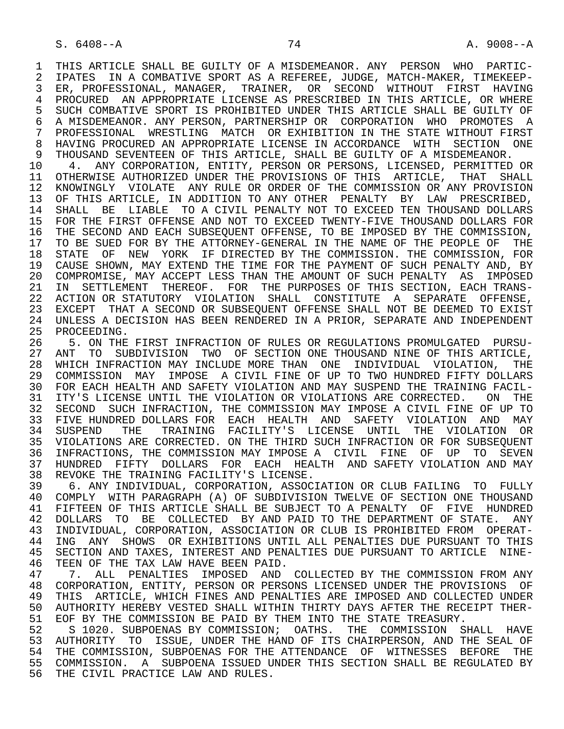THIS ARTICLE SHALL BE GUILTY OF A MISDEMEANOR. ANY PERSON WHO PARTICIPATES IN A COMBATIVE SPORT AS A REFEREE, JUDGE, MATCH-MAKER, TIMEKEEPER, PROFESSIONAL, MANAGER, TRAINER, OR SECOND WITHOUT FIRST HAVING PROCURED AN APPROPRIATE LICENSE AS PRESCRIBED IN THIS ARTICLE, OR WHERE SUCH COMBATIVE SPORT IS PROHIBITED UNDER THIS ARTICLE SHALL BE GUILTY OF A MISDEMEANOR. ANY PERSON, PARTNERSHIP OR CORPORATION WHO PROMOTES A PROFESSIONAL WRESTLING MATCH OR EXHIBITION IN THE STATE WITHOUT FIRST HAVING PROCURED AN APPROPRIATE LICENSE IN ACCORDANCE WITH SECTION ONE THOUSAND SEVENTEEN OF THIS ARTICLE, SHALL BE GUILTY OF A MISDEMEANOR.

4. ANY CORPORATION, ENTITY, PERSON OR PERSONS, LICENSED, PERMITTED OR OTHERWISE AUTHORIZED UNDER THE PROVISIONS OF THIS ARTICLE, THAT SHALL KNOWINGLY VIOLATE ANY RULE OR ORDER OF THE COMMISSION OR ANY PROVISION OF THIS ARTICLE, IN ADDITION TO ANY OTHER PENALTY BY LAW PRESCRIBED, SHALL BE LIABLE TO A CIVIL PENALTY NOT TO EXCEED TEN THOUSAND DOLLARS FOR THE FIRST OFFENSE AND NOT TO EXCEED TWENTY-FIVE THOUSAND DOLLARS FOR THE SECOND AND EACH SUBSEQUENT OFFENSE, TO BE IMPOSED BY THE COMMISSION, TO BE SUED FOR BY THE ATTORNEY-GENERAL IN THE NAME OF THE PEOPLE OF THE STATE OF NEW YORK IF DIRECTED BY THE COMMISSION. THE COMMISSION, FOR CAUSE SHOWN, MAY EXTEND THE TIME FOR THE PAYMENT OF SUCH PENALTY AND, BY COMPROMISE, MAY ACCEPT LESS THAN THE AMOUNT OF SUCH PENALTY AS IMPOSED IN SETTLEMENT THEREOF. FOR THE PURPOSES OF THIS SECTION, EACH TRANSACTION OR STATUTORY VIOLATION SHALL CONSTITUTE A SEPARATE OFFENSE, EXCEPT THAT A SECOND OR SUBSEQUENT OFFENSE SHALL NOT BE DEEMED TO EXIST UNLESS A DECISION HAS BEEN RENDERED IN A PRIOR, SEPARATE AND INDEPENDENT PROCEEDING.

5. ON THE FIRST INFRACTION OF RULES OR REGULATIONS PROMULGATED PURSUANT TO SUBDIVISION TWO OF SECTION ONE THOUSAND NINE OF THIS ARTICLE, WHICH INFRACTION MAY INCLUDE MORE THAN ONE INDIVIDUAL VIOLATION, THE COMMISSION MAY IMPOSE A CIVIL FINE OF UP TO TWO HUNDRED FIFTY DOLLARS FOR EACH HEALTH AND SAFETY VIOLATION AND MAY SUSPEND THE TRAINING FACILITY'S LICENSE UNTIL THE VIOLATION OR VIOLATIONS ARE CORRECTED. ON THE SECOND SUCH INFRACTION, THE COMMISSION MAY IMPOSE A CIVIL FINE OF UP TO FIVE HUNDRED DOLLARS FOR EACH HEALTH AND SAFETY VIOLATION AND MAY SUSPEND THE TRAINING FACILITY'S LICENSE UNTIL THE VIOLATION OR VIOLATIONS ARE CORRECTED. ON THE THIRD SUCH INFRACTION OR FOR SUBSEQUENT INFRACTIONS, THE COMMISSION MAY IMPOSE A CIVIL FINE OF UP TO SEVEN HUNDRED FIFTY DOLLARS FOR EACH HEALTH AND SAFETY VIOLATION AND MAY REVOKE THE TRAINING FACILITY'S LICENSE.

6. ANY INDIVIDUAL, CORPORATION, ASSOCIATION OR CLUB FAILING TO FULLY COMPLY WITH PARAGRAPH (A) OF SUBDIVISION TWELVE OF SECTION ONE THOUSAND FIFTEEN OF THIS ARTICLE SHALL BE SUBJECT TO A PENALTY OF FIVE HUNDRED DOLLARS TO BE COLLECTED BY AND PAID TO THE DEPARTMENT OF STATE. ANY INDIVIDUAL, CORPORATION, ASSOCIATION OR CLUB IS PROHIBITED FROM OPERATING ANY SHOWS OR EXHIBITIONS UNTIL ALL PENALTIES DUE PURSUANT TO THIS SECTION AND TAXES, INTEREST AND PENALTIES DUE PURSUANT TO ARTICLE NINETEEN OF THE TAX LAW HAVE BEEN PAID.

7. ALL PENALTIES IMPOSED AND COLLECTED BY THE COMMISSION FROM ANY CORPORATION, ENTITY, PERSON OR PERSONS LICENSED UNDER THE PROVISIONS OF THIS ARTICLE, WHICH FINES AND PENALTIES ARE IMPOSED AND COLLECTED UNDER AUTHORITY HEREBY VESTED SHALL WITHIN THIRTY DAYS AFTER THE RECEIPT THEREOF BY THE COMMISSION BE PAID BY THEM INTO THE STATE TREASURY.

S 1020. SUBPOENAS BY COMMISSION; OATHS. THE COMMISSION SHALL HAVE AUTHORITY TO ISSUE, UNDER THE HAND OF ITS CHAIRPERSON, AND THE SEAL OF THE COMMISSION, SUBPOENAS FOR THE ATTENDANCE OF WITNESSES BEFORE THE COMMISSION. A SUBPOENA ISSUED UNDER THIS SECTION SHALL BE REGULATED BY THE CIVIL PRACTICE LAW AND RULES.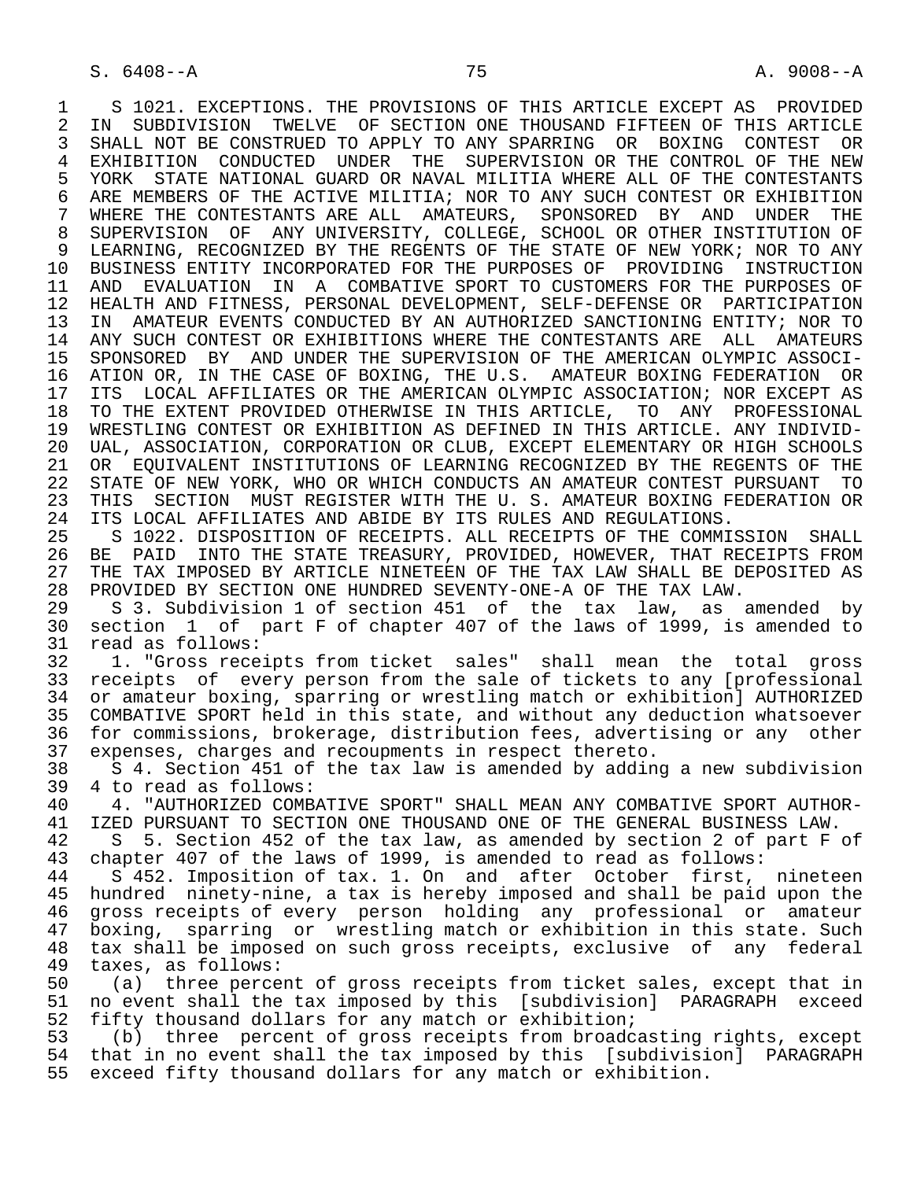S 1021. EXCEPTIONS. THE PROVISIONS OF THIS ARTICLE EXCEPT AS PROVIDED IN SUBDIVISION TWELVE OF SECTION ONE THOUSAND FIFTEEN OF THIS ARTICLE SHALL NOT BE CONSTRUED TO APPLY TO ANY SPARRING OR BOXING CONTEST OR EXHIBITION CONDUCTED UNDER THE SUPERVISION OR THE CONTROL OF THE NEW YORK STATE NATIONAL GUARD OR NAVAL MILITIA WHERE ALL OF THE CONTESTANTS ARE MEMBERS OF THE ACTIVE MILITIA; NOR TO ANY SUCH CONTEST OR EXHIBITION WHERE THE CONTESTANTS ARE ALL AMATEURS, SPONSORED BY AND UNDER THE SUPERVISION OF ANY UNIVERSITY, COLLEGE, SCHOOL OR OTHER INSTITUTION OF LEARNING, RECOGNIZED BY THE REGENTS OF THE STATE OF NEW YORK; NOR TO ANY BUSINESS ENTITY INCORPORATED FOR THE PURPOSES OF PROVIDING INSTRUCTION AND EVALUATION IN A COMBATIVE SPORT TO CUSTOMERS FOR THE PURPOSES OF HEALTH AND FITNESS, PERSONAL DEVELOPMENT, SELF-DEFENSE OR PARTICIPATION IN AMATEUR EVENTS CONDUCTED BY AN AUTHORIZED SANCTIONING ENTITY; NOR TO ANY SUCH CONTEST OR EXHIBITIONS WHERE THE CONTESTANTS ARE ALL AMATEURS SPONSORED BY AND UNDER THE SUPERVISION OF THE AMERICAN OLYMPIC ASSOCIATION OR, IN THE CASE OF BOXING, THE U.S. AMATEUR BOXING FEDERATION OR ITS LOCAL AFFILIATES OR THE AMERICAN OLYMPIC ASSOCIATION; NOR EXCEPT AS TO THE EXTENT PROVIDED OTHERWISE IN THIS ARTICLE, TO ANY PROFESSIONAL WRESTLING CONTEST OR EXHIBITION AS DEFINED IN THIS ARTICLE. ANY INDIVIDUAL, ASSOCIATION, CORPORATION OR CLUB, EXCEPT ELEMENTARY OR HIGH SCHOOLS OR EQUIVALENT INSTITUTIONS OF LEARNING RECOGNIZED BY THE REGENTS OF THE STATE OF NEW YORK, WHO OR WHICH CONDUCTS AN AMATEUR CONTEST PURSUANT TO THIS SECTION MUST REGISTER WITH THE U. S. AMATEUR BOXING FEDERATION OR ITS LOCAL AFFILIATES AND ABIDE BY ITS RULES AND REGULATIONS.

S 1022. DISPOSITION OF RECEIPTS. ALL RECEIPTS OF THE COMMISSION SHALL BE PAID INTO THE STATE TREASURY, PROVIDED, HOWEVER, THAT RECEIPTS FROM THE TAX IMPOSED BY ARTICLE NINETEEN OF THE TAX LAW SHALL BE DEPOSITED AS PROVIDED BY SECTION ONE HUNDRED SEVENTY-ONE-A OF THE TAX LAW.

S 3. Subdivision 1 of section 451 of the tax law, as amended by section 1 of part F of chapter 407 of the laws of 1999, is amended to read as follows:

1. "Gross receipts from ticket sales" shall mean the total gross receipts of every person from the sale of tickets to any [professional or amateur boxing, sparring or wrestling match or exhibition] AUTHORIZED COMBATIVE SPORT held in this state, and without any deduction whatsoever for commissions, brokerage, distribution fees, advertising or any other expenses, charges and recoupments in respect thereto.

S 4. Section 451 of the tax law is amended by adding a new subdivision 4 to read as follows:

4. "AUTHORIZED COMBATIVE SPORT" SHALL MEAN ANY COMBATIVE SPORT AUTHORIZED PURSUANT TO SECTION ONE THOUSAND ONE OF THE GENERAL BUSINESS LAW.

S 5. Section 452 of the tax law, as amended by section 2 of part F of chapter 407 of the laws of 1999, is amended to read as follows:

S 452. Imposition of tax. 1. On and after October first, nineteen hundred ninety-nine, a tax is hereby imposed and shall be paid upon the gross receipts of every person holding any professional or amateur boxing, sparring or wrestling match or exhibition in this state. Such tax shall be imposed on such gross receipts, exclusive of any federal taxes, as follows:

(a) three percent of gross receipts from ticket sales, except that in no event shall the tax imposed by this [subdivision] PARAGRAPH exceed fifty thousand dollars for any match or exhibition;

(b) three percent of gross receipts from broadcasting rights, except that in no event shall the tax imposed by this [subdivision] PARAGRAPH exceed fifty thousand dollars for any match or exhibition.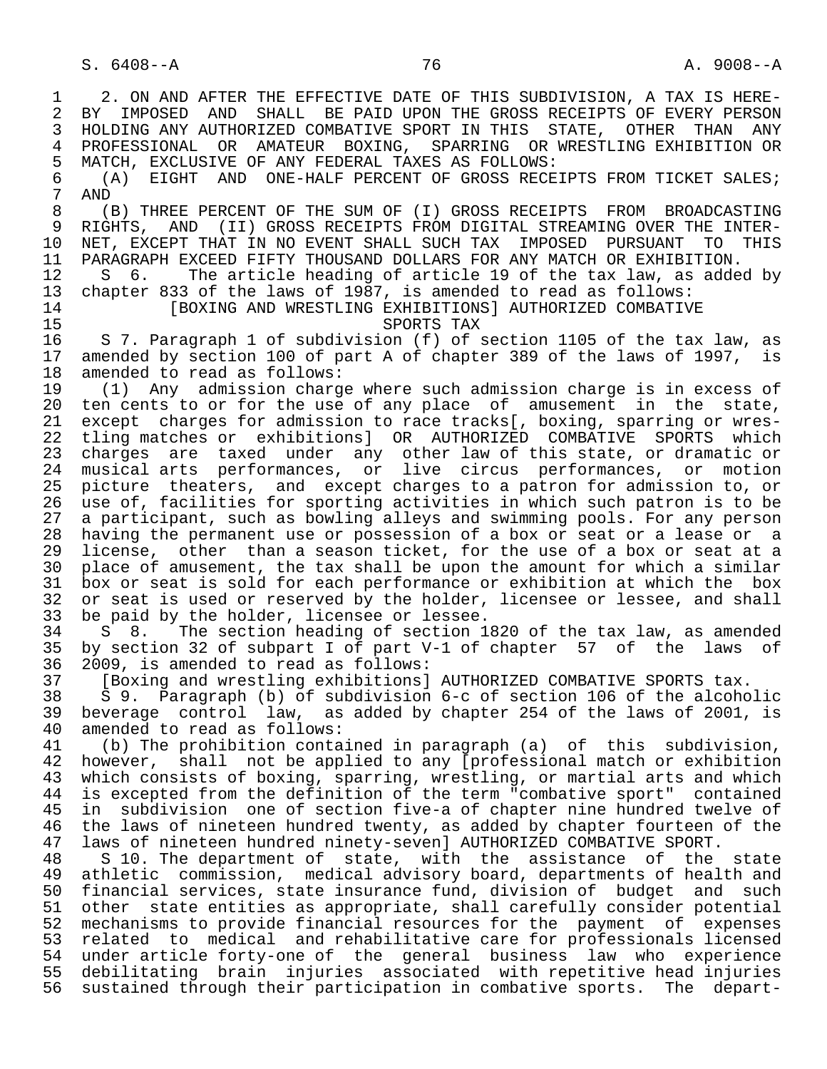2. ON AND AFTER THE EFFECTIVE DATE OF THIS SUBDIVISION, A TAX IS HEREBY IMPOSED AND SHALL BE PAID UPON THE GROSS RECEIPTS OF EVERY PERSON HOLDING ANY AUTHORIZED COMBATIVE SPORT IN THIS STATE, OTHER THAN ANY PROFESSIONAL OR AMATEUR BOXING, SPARRING OR WRESTLING EXHIBITION OR MATCH, EXCLUSIVE OF ANY FEDERAL TAXES AS FOLLOWS:

(A) EIGHT AND ONE-HALF PERCENT OF GROSS RECEIPTS FROM TICKET SALES; AND

(B) THREE PERCENT OF THE SUM OF (I) GROSS RECEIPTS FROM BROADCASTING RIGHTS, AND (II) GROSS RECEIPTS FROM DIGITAL STREAMING OVER THE INTERNET, EXCEPT THAT IN NO EVENT SHALL SUCH TAX IMPOSED PURSUANT TO THIS PARAGRAPH EXCEED FIFTY THOUSAND DOLLARS FOR ANY MATCH OR EXHIBITION.

S 6. The article heading of article 19 of the tax law, as added by chapter 833 of the laws of 1987, is amended to read as follows:

[BOXING AND WRESTLING EXHIBITIONS] AUTHORIZED COMBATIVE SPORTS TAX

S 7. Paragraph 1 of subdivision (f) of section 1105 of the tax law, as amended by section 100 of part A of chapter 389 of the laws of 1997, is amended to read as follows:

(1) Any admission charge where such admission charge is in excess of ten cents to or for the use of any place of amusement in the state, except charges for admission to race tracks[, boxing, sparring or wrestling matches or exhibitions] OR AUTHORIZED COMBATIVE SPORTS which charges are taxed under any other law of this state, or dramatic or musical arts performances, or live circus performances, or motion picture theaters, and except charges to a patron for admission to, or use of, facilities for sporting activities in which such patron is to be a participant, such as bowling alleys and swimming pools. For any person having the permanent use or possession of a box or seat or a lease or a license, other than a season ticket, for the use of a box or seat at a place of amusement, the tax shall be upon the amount for which a similar box or seat is sold for each performance or exhibition at which the box or seat is used or reserved by the holder, licensee or lessee, and shall be paid by the holder, licensee or lessee.

S 8. The section heading of section 1820 of the tax law, as amended by section 32 of subpart I of part V-1 of chapter 57 of the laws of 2009, is amended to read as follows:

[Boxing and wrestling exhibitions] AUTHORIZED COMBATIVE SPORTS tax.

S 9. Paragraph (b) of subdivision 6-c of section 106 of the alcoholic beverage control law, as added by chapter 254 of the laws of 2001, is amended to read as follows:

(b) The prohibition contained in paragraph (a) of this subdivision, however, shall not be applied to any [professional match or exhibition which consists of boxing, sparring, wrestling, or martial arts and which is excepted from the definition of the term "combative sport" contained in subdivision one of section five-a of chapter nine hundred twelve of the laws of nineteen hundred twenty, as added by chapter fourteen of the laws of nineteen hundred ninety-seven] AUTHORIZED COMBATIVE SPORT.

S 10. The department of state, with the assistance of the state athletic commission, medical advisory board, departments of health and financial services, state insurance fund, division of budget and such other state entities as appropriate, shall carefully consider potential mechanisms to provide financial resources for the payment of expenses related to medical and rehabilitative care for professionals licensed under article forty-one of the general business law who experience debilitating brain injuries associated with repetitive head injuries sustained through their participation in combative sports. The depart-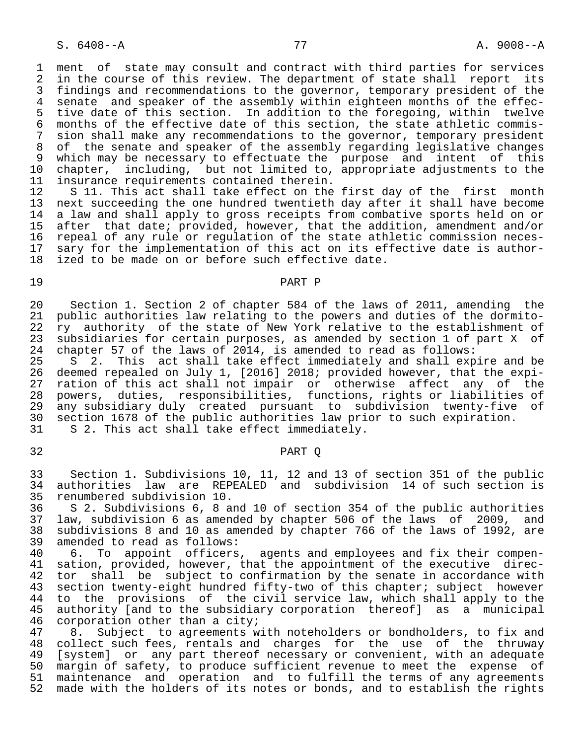ment of state may consult and contract with third parties for services in the course of this review. The department of state shall report its findings and recommendations to the governor, temporary president of the senate and speaker of the assembly within eighteen months of the effective date of this section. In addition to the foregoing, within twelve months of the effective date of this section, the state athletic commission shall make any recommendations to the governor, temporary president of the senate and speaker of the assembly regarding legislative changes which may be necessary to effectuate the purpose and intent of this chapter, including, but not limited to, appropriate adjustments to the insurance requirements contained therein.

S 11. This act shall take effect on the first day of the first month next succeeding the one hundred twentieth day after it shall have become a law and shall apply to gross receipts from combative sports held on or after that date; provided, however, that the addition, amendment and/or repeal of any rule or regulation of the state athletic commission necessary for the implementation of this act on its effective date is authorized to be made on or before such effective date.

## PART P

Section 1. Section 2 of chapter 584 of the laws of 2011, amending the public authorities law relating to the powers and duties of the dormitory authority of the state of New York relative to the establishment of subsidiaries for certain purposes, as amended by section 1 of part X of chapter 57 of the laws of 2014, is amended to read as follows:

S 2. This act shall take effect immediately and shall expire and be deemed repealed on July 1, [2016] 2018; provided however, that the expiration of this act shall not impair or otherwise affect any of the powers, duties, responsibilities, functions, rights or liabilities of any subsidiary duly created pursuant to subdivision twenty-five of section 1678 of the public authorities law prior to such expiration.

S 2. This act shall take effect immediately.

## PART Q

Section 1. Subdivisions 10, 11, 12 and 13 of section 351 of the public authorities law are REPEALED and subdivision 14 of such section is renumbered subdivision 10.

S 2. Subdivisions 6, 8 and 10 of section 354 of the public authorities law, subdivision 6 as amended by chapter 506 of the laws of 2009, and subdivisions 8 and 10 as amended by chapter 766 of the laws of 1992, are amended to read as follows:

6. To appoint officers, agents and employees and fix their compensation, provided, however, that the appointment of the executive director shall be subject to confirmation by the senate in accordance with section twenty-eight hundred fifty-two of this chapter; subject however to the provisions of the civil service law, which shall apply to the authority [and to the subsidiary corporation thereof] as a municipal corporation other than a city;

8. Subject to agreements with noteholders or bondholders, to fix and collect such fees, rentals and charges for the use of the thruway [system] or any part thereof necessary or convenient, with an adequate margin of safety, to produce sufficient revenue to meet the expense of maintenance and operation and to fulfill the terms of any agreements made with the holders of its notes or bonds, and to establish the rights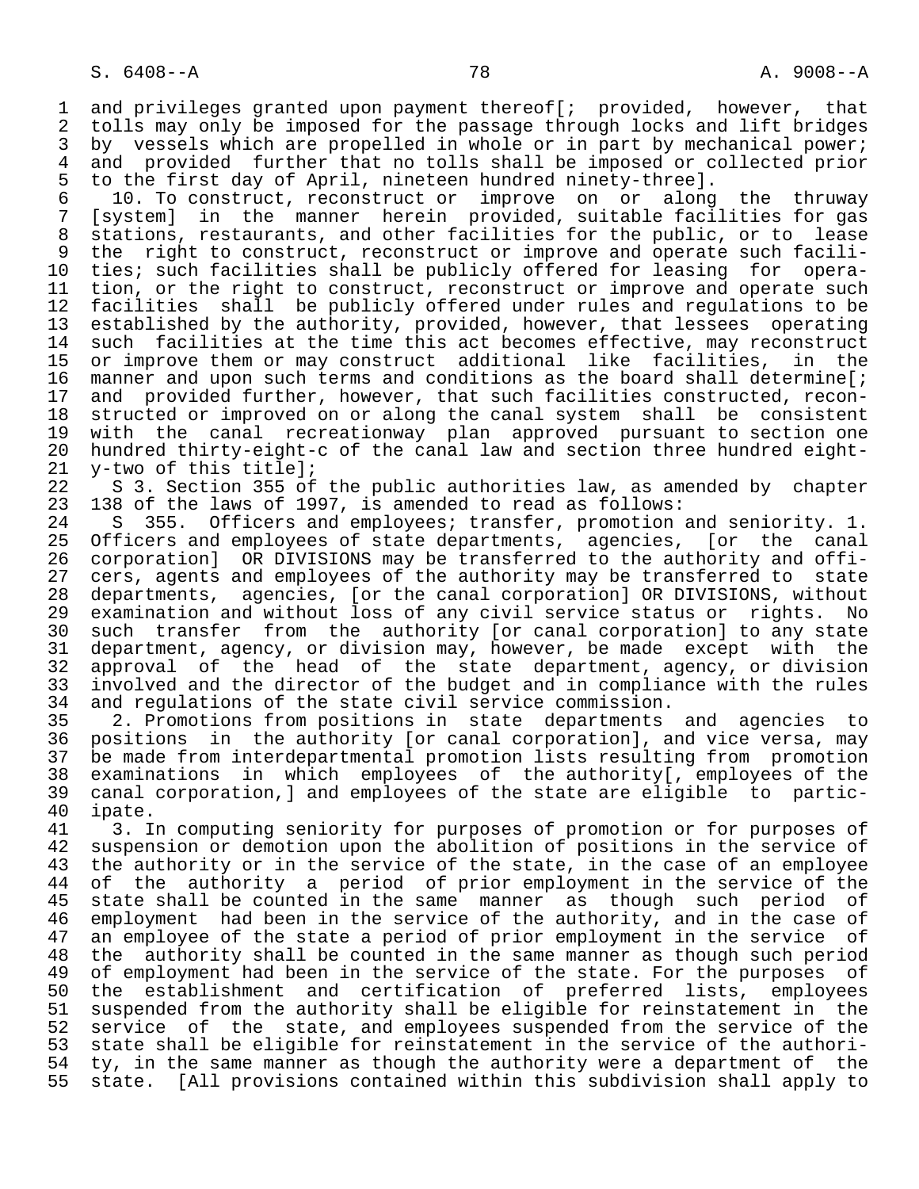and privileges granted upon payment thereof[; provided, however, that tolls may only be imposed for the passage through locks and lift bridges by vessels which are propelled in whole or in part by mechanical power; and provided further that no tolls shall be imposed or collected prior to the first day of April, nineteen hundred ninety-three].

10. To construct, reconstruct or improve on or along the thruway [system] in the manner herein provided, suitable facilities for gas stations, restaurants, and other facilities for the public, or to lease the right to construct, reconstruct or improve and operate such facilities; such facilities shall be publicly offered for leasing for operation, or the right to construct, reconstruct or improve and operate such facilities shall be publicly offered under rules and regulations to be established by the authority, provided, however, that lessees operating such facilities at the time this act becomes effective, may reconstruct or improve them or may construct additional like facilities, in the manner and upon such terms and conditions as the board shall determine[; and provided further, however, that such facilities constructed, reconstructed or improved on or along the canal system shall be consistent with the canal recreationway plan approved pursuant to section one hundred thirty-eight-c of the canal law and section three hundred eighty-two of this title];

S 3. Section 355 of the public authorities law, as amended by chapter 138 of the laws of 1997, is amended to read as follows:

S 355. Officers and employees; transfer, promotion and seniority. 1. Officers and employees of state departments, agencies, [or the canal corporation] OR DIVISIONS may be transferred to the authority and officers, agents and employees of the authority may be transferred to state departments, agencies, [or the canal corporation] OR DIVISIONS, without examination and without loss of any civil service status or rights. No such transfer from the authority [or canal corporation] to any state department, agency, or division may, however, be made except with the approval of the head of the state department, agency, or division involved and the director of the budget and in compliance with the rules and regulations of the state civil service commission.

2. Promotions from positions in state departments and agencies to positions in the authority [or canal corporation], and vice versa, may be made from interdepartmental promotion lists resulting from promotion examinations in which employees of the authority[, employees of the canal corporation,] and employees of the state are eligible to participate.

3. In computing seniority for purposes of promotion or for purposes of suspension or demotion upon the abolition of positions in the service of the authority or in the service of the state, in the case of an employee of the authority a period of prior employment in the service of the state shall be counted in the same manner as though such period of employment had been in the service of the authority, and in the case of an employee of the state a period of prior employment in the service of the authority shall be counted in the same manner as though such period of employment had been in the service of the state. For the purposes of the establishment and certification of preferred lists, employees suspended from the authority shall be eligible for reinstatement in the service of the state, and employees suspended from the service of the state shall be eligible for reinstatement in the service of the authority, in the same manner as though the authority were a department of the state. [All provisions contained within this subdivision shall apply to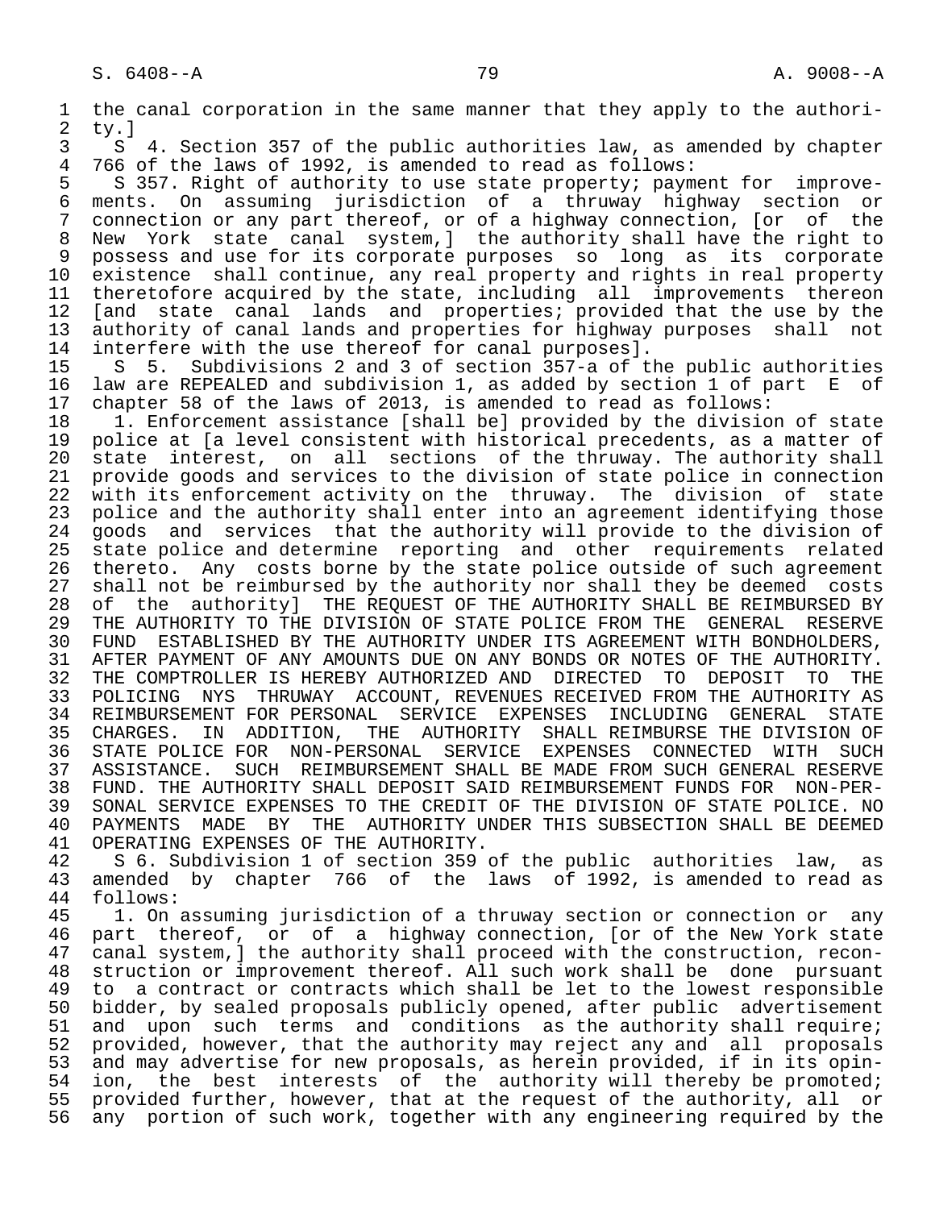the canal corporation in the same manner that they apply to the authority.]

S 4. Section 357 of the public authorities law, as amended by chapter 766 of the laws of 1992, is amended to read as follows:

S 357. Right of authority to use state property; payment for improvements. On assuming jurisdiction of a thruway highway section or connection or any part thereof, or of a highway connection, [or of the New York state canal system,] the authority shall have the right to possess and use for its corporate purposes so long as its corporate existence shall continue, any real property and rights in real property theretofore acquired by the state, including all improvements thereon [and state canal lands and properties; provided that the use by the authority of canal lands and properties for highway purposes shall not interfere with the use thereof for canal purposes].

S 5. Subdivisions 2 and 3 of section 357-a of the public authorities law are REPEALED and subdivision 1, as added by section 1 of part E of chapter 58 of the laws of 2013, is amended to read as follows:

1. Enforcement assistance [shall be] provided by the division of state police at [a level consistent with historical precedents, as a matter of state interest, on all sections of the thruway. The authority shall provide goods and services to the division of state police in connection with its enforcement activity on the thruway. The division of state police and the authority shall enter into an agreement identifying those goods and services that the authority will provide to the division of state police and determine reporting and other requirements related thereto. Any costs borne by the state police outside of such agreement shall not be reimbursed by the authority nor shall they be deemed costs of the authority] THE REQUEST OF THE AUTHORITY SHALL BE REIMBURSED BY THE AUTHORITY TO THE DIVISION OF STATE POLICE FROM THE GENERAL RESERVE FUND ESTABLISHED BY THE AUTHORITY UNDER ITS AGREEMENT WITH BONDHOLDERS, AFTER PAYMENT OF ANY AMOUNTS DUE ON ANY BONDS OR NOTES OF THE AUTHORITY. THE COMPTROLLER IS HEREBY AUTHORIZED AND DIRECTED TO DEPOSIT TO THE POLICING NYS THRUWAY ACCOUNT, REVENUES RECEIVED FROM THE AUTHORITY AS REIMBURSEMENT FOR PERSONAL SERVICE EXPENSES INCLUDING GENERAL STATE CHARGES. IN ADDITION, THE AUTHORITY SHALL REIMBURSE THE DIVISION OF STATE POLICE FOR NON-PERSONAL SERVICE EXPENSES CONNECTED WITH SUCH ASSISTANCE. SUCH REIMBURSEMENT SHALL BE MADE FROM SUCH GENERAL RESERVE FUND. THE AUTHORITY SHALL DEPOSIT SAID REIMBURSEMENT FUNDS FOR NON-PERSONAL SERVICE EXPENSES TO THE CREDIT OF THE DIVISION OF STATE POLICE. NO PAYMENTS MADE BY THE AUTHORITY UNDER THIS SUBSECTION SHALL BE DEEMED OPERATING EXPENSES OF THE AUTHORITY.

S 6. Subdivision 1 of section 359 of the public authorities law, as amended by chapter 766 of the laws of 1992, is amended to read as follows:

1. On assuming jurisdiction of a thruway section or connection or any part thereof, or of a highway connection, [or of the New York state canal system,] the authority shall proceed with the construction, reconstruction or improvement thereof. All such work shall be done pursuant to a contract or contracts which shall be let to the lowest responsible bidder, by sealed proposals publicly opened, after public advertisement and upon such terms and conditions as the authority shall require; provided, however, that the authority may reject any and all proposals and may advertise for new proposals, as herein provided, if in its opinion, the best interests of the authority will thereby be promoted; provided further, however, that at the request of the authority, all or any portion of such work, together with any engineering required by the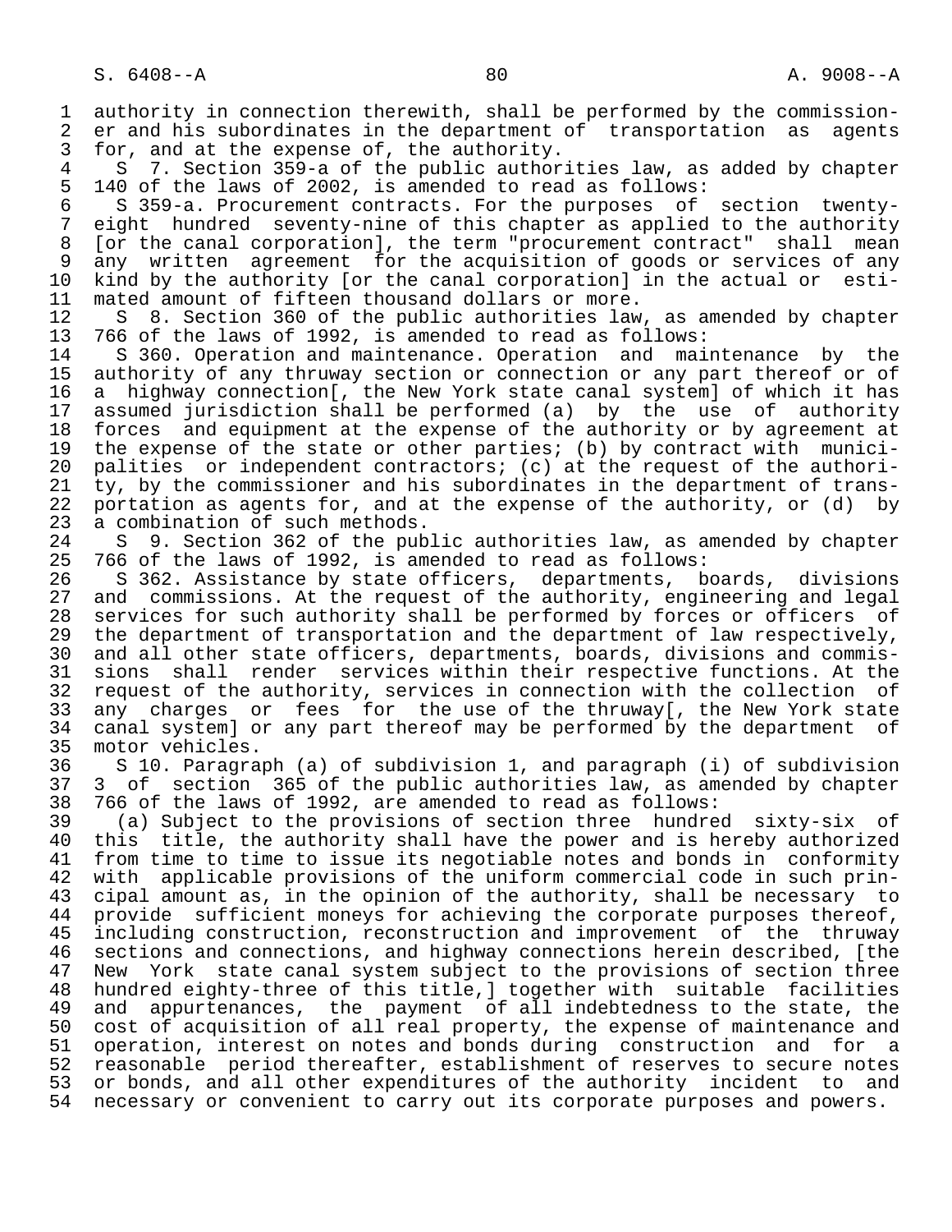authority in connection therewith, shall be performed by the commissioner and his subordinates in the department of transportation as agents for, and at the expense of, the authority.

S 7. Section 359-a of the public authorities law, as added by chapter 140 of the laws of 2002, is amended to read as follows:

S 359-a. Procurement contracts. For the purposes of section twenty-eight hundred seventy-nine of this chapter as applied to the authority [or the canal corporation], the term "procurement contract" shall mean any written agreement for the acquisition of goods or services of any kind by the authority [or the canal corporation] in the actual or estimated amount of fifteen thousand dollars or more.

S 8. Section 360 of the public authorities law, as amended by chapter 766 of the laws of 1992, is amended to read as follows:

S 360. Operation and maintenance. Operation and maintenance by the authority of any thruway section or connection or any part thereof or of a highway connection[, the New York state canal system] of which it has assumed jurisdiction shall be performed (a) by the use of authority forces and equipment at the expense of the authority or by agreement at the expense of the state or other parties; (b) by contract with municipalities or independent contractors; (c) at the request of the authority, by the commissioner and his subordinates in the department of transportation as agents for, and at the expense of the authority, or (d) by a combination of such methods.

S 9. Section 362 of the public authorities law, as amended by chapter 766 of the laws of 1992, is amended to read as follows:

S 362. Assistance by state officers, departments, boards, divisions and commissions. At the request of the authority, engineering and legal services for such authority shall be performed by forces or officers of the department of transportation and the department of law respectively, and all other state officers, departments, boards, divisions and commissions shall render services within their respective functions. At the request of the authority, services in connection with the collection of any charges or fees for the use of the thruway[, the New York state canal system] or any part thereof may be performed by the department of motor vehicles.

S 10. Paragraph (a) of subdivision 1, and paragraph (i) of subdivision 3 of section 365 of the public authorities law, as amended by chapter 766 of the laws of 1992, are amended to read as follows:

(a) Subject to the provisions of section three hundred sixty-six of this title, the authority shall have the power and is hereby authorized from time to time to issue its negotiable notes and bonds in conformity with applicable provisions of the uniform commercial code in such principal amount as, in the opinion of the authority, shall be necessary to provide sufficient moneys for achieving the corporate purposes thereof, including construction, reconstruction and improvement of the thruway sections and connections, and highway connections herein described, [the New York state canal system subject to the provisions of section three hundred eighty-three of this title,] together with suitable facilities and appurtenances, the payment of all indebtedness to the state, the cost of acquisition of all real property, the expense of maintenance and operation, interest on notes and bonds during construction and for a reasonable period thereafter, establishment of reserves to secure notes or bonds, and all other expenditures of the authority incident to and necessary or convenient to carry out its corporate purposes and powers.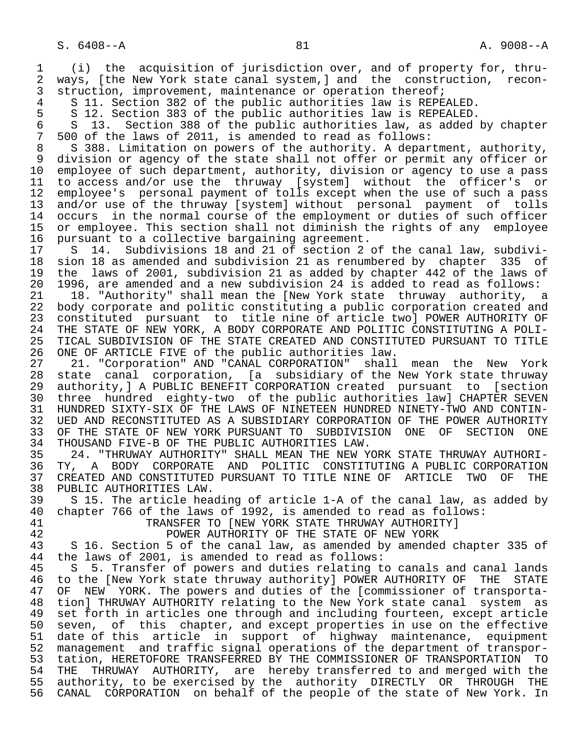(i) the acquisition of jurisdiction over, and of property for, thruways, [the New York state canal system,] and the construction, reconstruction, improvement, maintenance or operation thereof;

S 11. Section 382 of the public authorities law is REPEALED.

S 12. Section 383 of the public authorities law is REPEALED.

S 13. Section 388 of the public authorities law, as added by chapter 500 of the laws of 2011, is amended to read as follows:

S 388. Limitation on powers of the authority. A department, authority, division or agency of the state shall not offer or permit any officer or employee of such department, authority, division or agency to use a pass to access and/or use the thruway [system] without the officer's or employee's personal payment of tolls except when the use of such a pass and/or use of the thruway [system] without personal payment of tolls occurs in the normal course of the employment or duties of such officer or employee. This section shall not diminish the rights of any employee pursuant to a collective bargaining agreement.

S 14. Subdivisions 18 and 21 of section 2 of the canal law, subdivision 18 as amended and subdivision 21 as renumbered by chapter 335 of the laws of 2001, subdivision 21 as added by chapter 442 of the laws of 1996, are amended and a new subdivision 24 is added to read as follows:

18. "Authority" shall mean the [New York state thruway authority, a body corporate and politic constituting a public corporation created and constituted pursuant to title nine of article two] POWER AUTHORITY OF THE STATE OF NEW YORK, A BODY CORPORATE AND POLITIC CONSTITUTING A POLITICAL SUBDIVISION OF THE STATE CREATED AND CONSTITUTED PURSUANT TO TITLE ONE OF ARTICLE FIVE of the public authorities law.

21. "Corporation" AND "CANAL CORPORATION" shall mean the New York state canal corporation, [a subsidiary of the New York state thruway authority,] A PUBLIC BENEFIT CORPORATION created pursuant to [section three hundred eighty-two of the public authorities law] CHAPTER SEVEN HUNDRED SIXTY-SIX OF THE LAWS OF NINETEEN HUNDRED NINETY-TWO AND CONTINUED AND RECONSTITUTED AS A SUBSIDIARY CORPORATION OF THE POWER AUTHORITY OF THE STATE OF NEW YORK PURSUANT TO SUBDIVISION ONE OF SECTION ONE THOUSAND FIVE-B OF THE PUBLIC AUTHORITIES LAW.

24. "THRUWAY AUTHORITY" SHALL MEAN THE NEW YORK STATE THRUWAY AUTHORITY, A BODY CORPORATE AND POLITIC CONSTITUTING A PUBLIC CORPORATION CREATED AND CONSTITUTED PURSUANT TO TITLE NINE OF ARTICLE TWO OF THE PUBLIC AUTHORITIES LAW.

S 15. The article heading of article 1-A of the canal law, as added by chapter 766 of the laws of 1992, is amended to read as follows:

TRANSFER TO [NEW YORK STATE THRUWAY AUTHORITY]
POWER AUTHORITY OF THE STATE OF NEW YORK

S 16. Section 5 of the canal law, as amended by amended chapter 335 of the laws of 2001, is amended to read as follows:

S 5. Transfer of powers and duties relating to canals and canal lands to the [New York state thruway authority] POWER AUTHORITY OF THE STATE OF NEW YORK. The powers and duties of the [commissioner of transportation] THRUWAY AUTHORITY relating to the New York state canal system as set forth in articles one through and including fourteen, except article seven, of this chapter, and except properties in use on the effective date of this article in support of highway maintenance, equipment management and traffic signal operations of the department of transportation, HERETOFORE TRANSFERRED BY THE COMMISSIONER OF TRANSPORTATION TO THE THRUWAY AUTHORITY, are hereby transferred to and merged with the authority, to be exercised by the authority DIRECTLY OR THROUGH THE CANAL CORPORATION on behalf of the people of the state of New York. In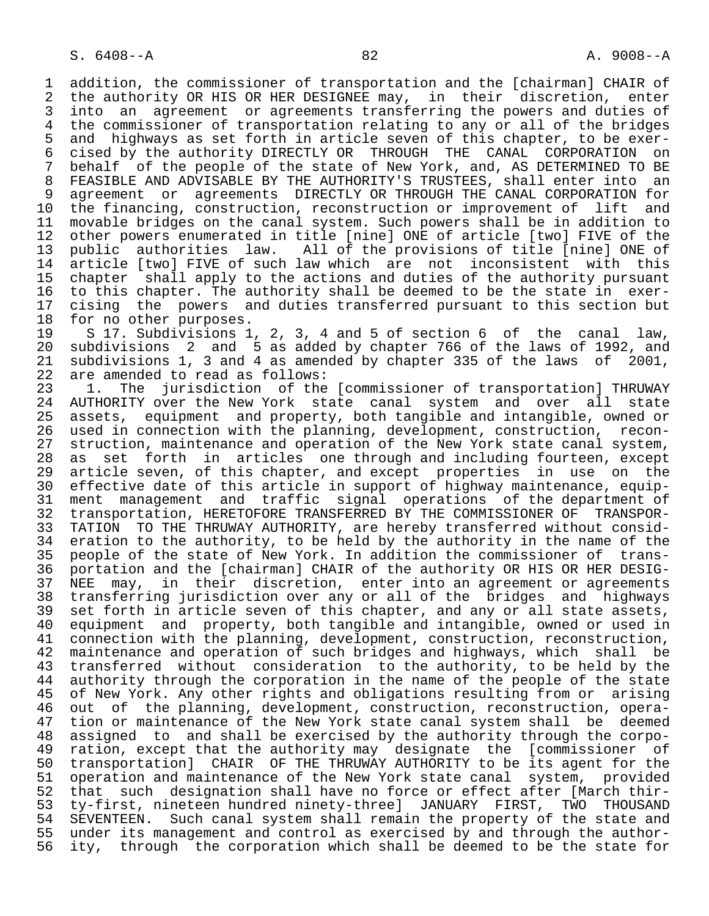addition, the commissioner of transportation and the [chairman] CHAIR of the authority OR HIS OR HER DESIGNEE may, in their discretion, enter into an agreement or agreements transferring the powers and duties of the commissioner of transportation relating to any or all of the bridges and highways as set forth in article seven of this chapter, to be exercised by the authority DIRECTLY OR THROUGH THE CANAL CORPORATION on behalf of the people of the state of New York, and, AS DETERMINED TO BE FEASIBLE AND ADVISABLE BY THE AUTHORITY'S TRUSTEES, shall enter into an agreement or agreements DIRECTLY OR THROUGH THE CANAL CORPORATION for the financing, construction, reconstruction or improvement of lift and movable bridges on the canal system. Such powers shall be in addition to other powers enumerated in title [nine] ONE of article [two] FIVE of the public authorities law. All of the provisions of title [nine] ONE of article [two] FIVE of such law which are not inconsistent with this chapter shall apply to the actions and duties of the authority pursuant to this chapter. The authority shall be deemed to be the state in exercising the powers and duties transferred pursuant to this section but for no other purposes.

S 17. Subdivisions 1, 2, 3, 4 and 5 of section 6 of the canal law, subdivisions 2 and 5 as added by chapter 766 of the laws of 1992, and subdivisions 1, 3 and 4 as amended by chapter 335 of the laws of 2001, are amended to read as follows:

1. The jurisdiction of the [commissioner of transportation] THRUWAY AUTHORITY over the New York state canal system and over all state assets, equipment and property, both tangible and intangible, owned or used in connection with the planning, development, construction, reconstruction, maintenance and operation of the New York state canal system, as set forth in articles one through and including fourteen, except article seven, of this chapter, and except properties in use on the effective date of this article in support of highway maintenance, equipment management and traffic signal operations of the department of transportation, HERETOFORE TRANSFERRED BY THE COMMISSIONER OF TRANSPORTATION TO THE THRUWAY AUTHORITY, are hereby transferred without consideration to the authority, to be held by the authority in the name of the people of the state of New York. In addition the commissioner of transportation and the [chairman] CHAIR of the authority OR HIS OR HER DESIGNEE may, in their discretion, enter into an agreement or agreements transferring jurisdiction over any or all of the bridges and highways set forth in article seven of this chapter, and any or all state assets, equipment and property, both tangible and intangible, owned or used in connection with the planning, development, construction, reconstruction, maintenance and operation of such bridges and highways, which shall be transferred without consideration to the authority, to be held by the authority through the corporation in the name of the people of the state of New York. Any other rights and obligations resulting from or arising out of the planning, development, construction, reconstruction, operation or maintenance of the New York state canal system shall be deemed assigned to and shall be exercised by the authority through the corporation, except that the authority may designate the [commissioner of transportation] CHAIR OF THE THRUWAY AUTHORITY to be its agent for the operation and maintenance of the New York state canal system, provided that such designation shall have no force or effect after [March thirty-first, nineteen hundred ninety-three] JANUARY FIRST, TWO THOUSAND SEVENTEEN. Such canal system shall remain the property of the state and under its management and control as exercised by and through the authority, through the corporation which shall be deemed to be the state for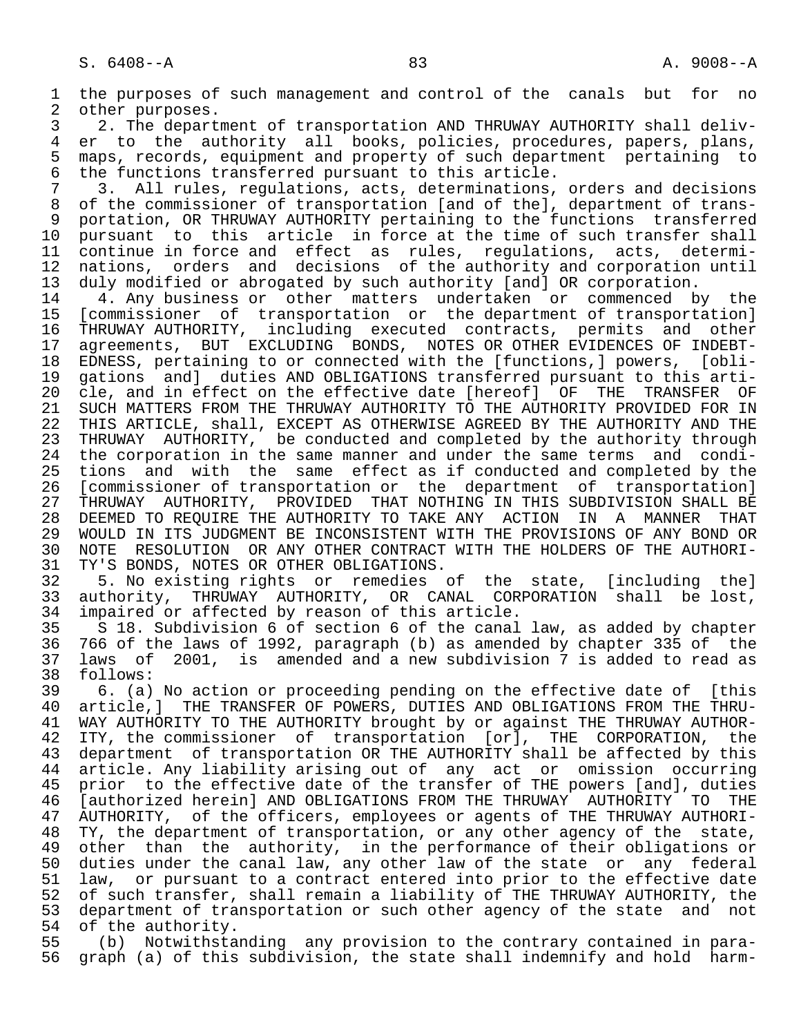the purposes of such management and control of the canals but for no other purposes.

2. The department of transportation AND THRUWAY AUTHORITY shall deliver to the authority all books, policies, procedures, papers, plans, maps, records, equipment and property of such department pertaining to the functions transferred pursuant to this article.

3. All rules, regulations, acts, determinations, orders and decisions of the commissioner of transportation [and of the], department of transportation, OR THRUWAY AUTHORITY pertaining to the functions transferred pursuant to this article in force at the time of such transfer shall continue in force and effect as rules, regulations, acts, determinations, orders and decisions of the authority and corporation until duly modified or abrogated by such authority [and] OR corporation.

4. Any business or other matters undertaken or commenced by the [commissioner of transportation or the department of transportation] THRUWAY AUTHORITY, including executed contracts, permits and other agreements, BUT EXCLUDING BONDS, NOTES OR OTHER EVIDENCES OF INDEBTEDNESS, pertaining to or connected with the [functions,] powers, [obligations and] duties AND OBLIGATIONS transferred pursuant to this article, and in effect on the effective date [hereof] OF THE TRANSFER OF SUCH MATTERS FROM THE THRUWAY AUTHORITY TO THE AUTHORITY PROVIDED FOR IN THIS ARTICLE, shall, EXCEPT AS OTHERWISE AGREED BY THE AUTHORITY AND THE THRUWAY AUTHORITY, be conducted and completed by the authority through the corporation in the same manner and under the same terms and conditions and with the same effect as if conducted and completed by the [commissioner of transportation or the department of transportation] THRUWAY AUTHORITY, PROVIDED THAT NOTHING IN THIS SUBDIVISION SHALL BE DEEMED TO REQUIRE THE AUTHORITY TO TAKE ANY ACTION IN A MANNER THAT WOULD IN ITS JUDGMENT BE INCONSISTENT WITH THE PROVISIONS OF ANY BOND OR NOTE RESOLUTION OR ANY OTHER CONTRACT WITH THE HOLDERS OF THE AUTHORITY'S BONDS, NOTES OR OTHER OBLIGATIONS.

5. No existing rights or remedies of the state, [including the] authority, THRUWAY AUTHORITY, OR CANAL CORPORATION shall be lost, impaired or affected by reason of this article.

S 18. Subdivision 6 of section 6 of the canal law, as added by chapter 766 of the laws of 1992, paragraph (b) as amended by chapter 335 of the laws of 2001, is amended and a new subdivision 7 is added to read as follows:

6. (a) No action or proceeding pending on the effective date of [this article,] THE TRANSFER OF POWERS, DUTIES AND OBLIGATIONS FROM THE THRUWAY AUTHORITY TO THE AUTHORITY brought by or against THE THRUWAY AUTHORITY, the commissioner of transportation [or], THE CORPORATION, the department of transportation OR THE AUTHORITY shall be affected by this article. Any liability arising out of any act or omission occurring prior to the effective date of the transfer of THE powers [and], duties [authorized herein] AND OBLIGATIONS FROM THE THRUWAY AUTHORITY TO THE AUTHORITY, of the officers, employees or agents of THE THRUWAY AUTHORITY, the department of transportation, or any other agency of the state, other than the authority, in the performance of their obligations or duties under the canal law, any other law of the state or any federal law, or pursuant to a contract entered into prior to the effective date of such transfer, shall remain a liability of THE THRUWAY AUTHORITY, the department of transportation or such other agency of the state and not of the authority.

(b) Notwithstanding any provision to the contrary contained in paragraph (a) of this subdivision, the state shall indemnify and hold harm-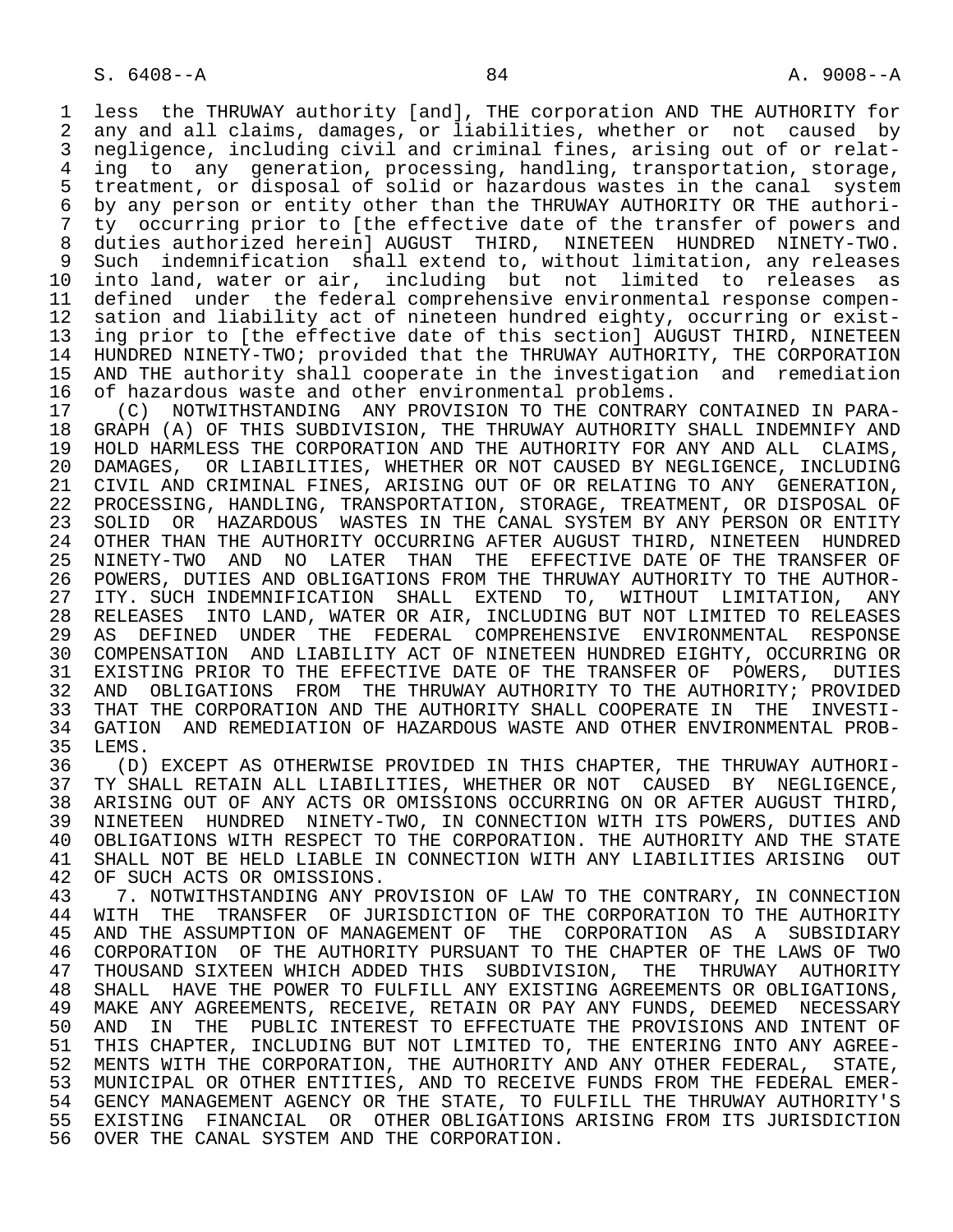less the THRUWAY authority [and], THE corporation AND THE AUTHORITY for any and all claims, damages, or liabilities, whether or not caused by negligence, including civil and criminal fines, arising out of or relating to any generation, processing, handling, transportation, storage, treatment, or disposal of solid or hazardous wastes in the canal system by any person or entity other than the THRUWAY AUTHORITY OR THE authority occurring prior to [the effective date of the transfer of powers and duties authorized herein] AUGUST THIRD, NINETEEN HUNDRED NINETY-TWO. Such indemnification shall extend to, without limitation, any releases into land, water or air, including but not limited to releases as defined under the federal comprehensive environmental response compensation and liability act of nineteen hundred eighty, occurring or existing prior to [the effective date of this section] AUGUST THIRD, NINETEEN HUNDRED NINETY-TWO; provided that the THRUWAY AUTHORITY, THE CORPORATION AND THE authority shall cooperate in the investigation and remediation of hazardous waste and other environmental problems.

(C) NOTWITHSTANDING ANY PROVISION TO THE CONTRARY CONTAINED IN PARAGRAPH (A) OF THIS SUBDIVISION, THE THRUWAY AUTHORITY SHALL INDEMNIFY AND HOLD HARMLESS THE CORPORATION AND THE AUTHORITY FOR ANY AND ALL CLAIMS, DAMAGES, OR LIABILITIES, WHETHER OR NOT CAUSED BY NEGLIGENCE, INCLUDING CIVIL AND CRIMINAL FINES, ARISING OUT OF OR RELATING TO ANY GENERATION, PROCESSING, HANDLING, TRANSPORTATION, STORAGE, TREATMENT, OR DISPOSAL OF SOLID OR HAZARDOUS WASTES IN THE CANAL SYSTEM BY ANY PERSON OR ENTITY OTHER THAN THE AUTHORITY OCCURRING AFTER AUGUST THIRD, NINETEEN HUNDRED NINETY-TWO AND NO LATER THAN THE EFFECTIVE DATE OF THE TRANSFER OF POWERS, DUTIES AND OBLIGATIONS FROM THE THRUWAY AUTHORITY TO THE AUTHORITY. SUCH INDEMNIFICATION SHALL EXTEND TO, WITHOUT LIMITATION, ANY RELEASES INTO LAND, WATER OR AIR, INCLUDING BUT NOT LIMITED TO RELEASES AS DEFINED UNDER THE FEDERAL COMPREHENSIVE ENVIRONMENTAL RESPONSE COMPENSATION AND LIABILITY ACT OF NINETEEN HUNDRED EIGHTY, OCCURRING OR EXISTING PRIOR TO THE EFFECTIVE DATE OF THE TRANSFER OF POWERS, DUTIES AND OBLIGATIONS FROM THE THRUWAY AUTHORITY TO THE AUTHORITY; PROVIDED THAT THE CORPORATION AND THE AUTHORITY SHALL COOPERATE IN THE INVESTIGATION AND REMEDIATION OF HAZARDOUS WASTE AND OTHER ENVIRONMENTAL PROBLEMS.

(D) EXCEPT AS OTHERWISE PROVIDED IN THIS CHAPTER, THE THRUWAY AUTHORITY SHALL RETAIN ALL LIABILITIES, WHETHER OR NOT CAUSED BY NEGLIGENCE, ARISING OUT OF ANY ACTS OR OMISSIONS OCCURRING ON OR AFTER AUGUST THIRD, NINETEEN HUNDRED NINETY-TWO, IN CONNECTION WITH ITS POWERS, DUTIES AND OBLIGATIONS WITH RESPECT TO THE CORPORATION. THE AUTHORITY AND THE STATE SHALL NOT BE HELD LIABLE IN CONNECTION WITH ANY LIABILITIES ARISING OUT OF SUCH ACTS OR OMISSIONS.

7. NOTWITHSTANDING ANY PROVISION OF LAW TO THE CONTRARY, IN CONNECTION WITH THE TRANSFER OF JURISDICTION OF THE CORPORATION TO THE AUTHORITY AND THE ASSUMPTION OF MANAGEMENT OF THE CORPORATION AS A SUBSIDIARY CORPORATION OF THE AUTHORITY PURSUANT TO THE CHAPTER OF THE LAWS OF TWO THOUSAND SIXTEEN WHICH ADDED THIS SUBDIVISION, THE THRUWAY AUTHORITY SHALL HAVE THE POWER TO FULFILL ANY EXISTING AGREEMENTS OR OBLIGATIONS, MAKE ANY AGREEMENTS, RECEIVE, RETAIN OR PAY ANY FUNDS, DEEMED NECESSARY AND IN THE PUBLIC INTEREST TO EFFECTUATE THE PROVISIONS AND INTENT OF THIS CHAPTER, INCLUDING BUT NOT LIMITED TO, THE ENTERING INTO ANY AGREEMENTS WITH THE CORPORATION, THE AUTHORITY AND ANY OTHER FEDERAL, STATE, MUNICIPAL OR OTHER ENTITIES, AND TO RECEIVE FUNDS FROM THE FEDERAL EMERGENCY MANAGEMENT AGENCY OR THE STATE, TO FULFILL THE THRUWAY AUTHORITY'S EXISTING FINANCIAL OR OTHER OBLIGATIONS ARISING FROM ITS JURISDICTION OVER THE CANAL SYSTEM AND THE CORPORATION.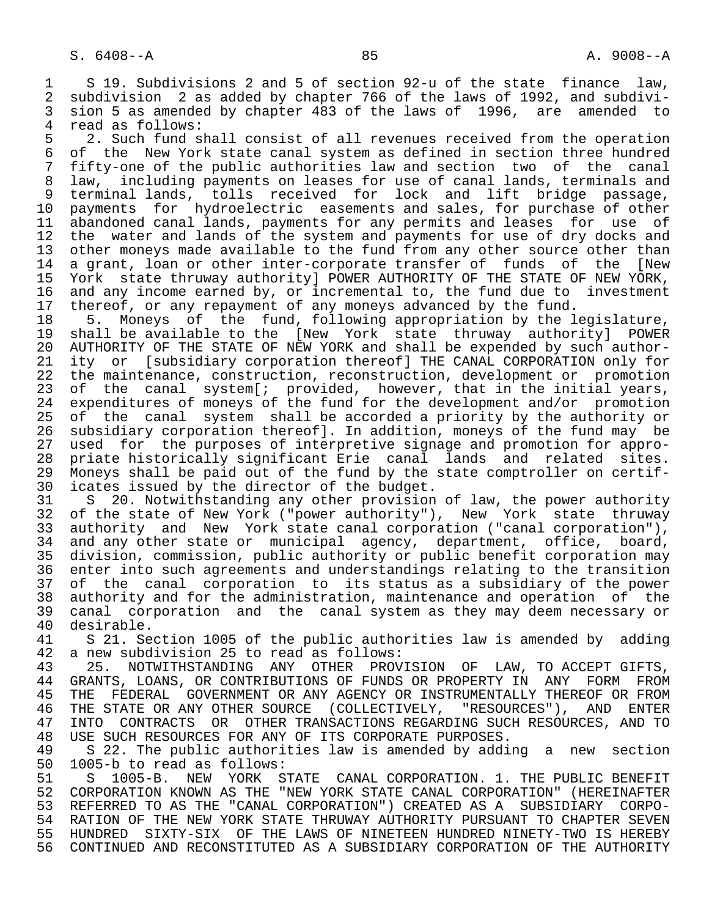S 19. Subdivisions 2 and 5 of section 92-u of the state finance law, subdivision 2 as added by chapter 766 of the laws of 1992, and subdivision 5 as amended by chapter 483 of the laws of 1996, are amended to read as follows:

2. Such fund shall consist of all revenues received from the operation of the New York state canal system as defined in section three hundred fifty-one of the public authorities law and section two of the canal law, including payments on leases for use of canal lands, terminals and terminal lands, tolls received for lock and lift bridge passage, payments for hydroelectric easements and sales, for purchase of other abandoned canal lands, payments for any permits and leases for use of the water and lands of the system and payments for use of dry docks and other moneys made available to the fund from any other source other than a grant, loan or other inter-corporate transfer of funds of the [New York state thruway authority] POWER AUTHORITY OF THE STATE OF NEW YORK, and any income earned by, or incremental to, the fund due to investment thereof, or any repayment of any moneys advanced by the fund.

5. Moneys of the fund, following appropriation by the legislature, shall be available to the [New York state thruway authority] POWER AUTHORITY OF THE STATE OF NEW YORK and shall be expended by such authority or [subsidiary corporation thereof] THE CANAL CORPORATION only for the maintenance, construction, reconstruction, development or promotion of the canal system[; provided, however, that in the initial years, expenditures of moneys of the fund for the development and/or promotion of the canal system shall be accorded a priority by the authority or subsidiary corporation thereof]. In addition, moneys of the fund may be used for the purposes of interpretive signage and promotion for appropriate historically significant Erie canal lands and related sites. Moneys shall be paid out of the fund by the state comptroller on certificates issued by the director of the budget.

S 20. Notwithstanding any other provision of law, the power authority of the state of New York ("power authority"), New York state thruway authority and New York state canal corporation ("canal corporation"), and any other state or municipal agency, department, office, board, division, commission, public authority or public benefit corporation may enter into such agreements and understandings relating to the transition of the canal corporation to its status as a subsidiary of the power authority and for the administration, maintenance and operation of the canal corporation and the canal system as they may deem necessary or desirable.

S 21. Section 1005 of the public authorities law is amended by adding a new subdivision 25 to read as follows:

25. NOTWITHSTANDING ANY OTHER PROVISION OF LAW, TO ACCEPT GIFTS, GRANTS, LOANS, OR CONTRIBUTIONS OF FUNDS OR PROPERTY IN ANY FORM FROM THE FEDERAL GOVERNMENT OR ANY AGENCY OR INSTRUMENTALLY THEREOF OR FROM THE STATE OR ANY OTHER SOURCE (COLLECTIVELY, "RESOURCES"), AND ENTER INTO CONTRACTS OR OTHER TRANSACTIONS REGARDING SUCH RESOURCES, AND TO USE SUCH RESOURCES FOR ANY OF ITS CORPORATE PURPOSES.

S 22. The public authorities law is amended by adding a new section 1005-b to read as follows:

S 1005-B. NEW YORK STATE CANAL CORPORATION. 1. THE PUBLIC BENEFIT CORPORATION KNOWN AS THE "NEW YORK STATE CANAL CORPORATION" (HEREINAFTER REFERRED TO AS THE "CANAL CORPORATION") CREATED AS A SUBSIDIARY CORPORATION OF THE NEW YORK STATE THRUWAY AUTHORITY PURSUANT TO CHAPTER SEVEN HUNDRED SIXTY-SIX OF THE LAWS OF NINETEEN HUNDRED NINETY-TWO IS HEREBY CONTINUED AND RECONSTITUTED AS A SUBSIDIARY CORPORATION OF THE AUTHORITY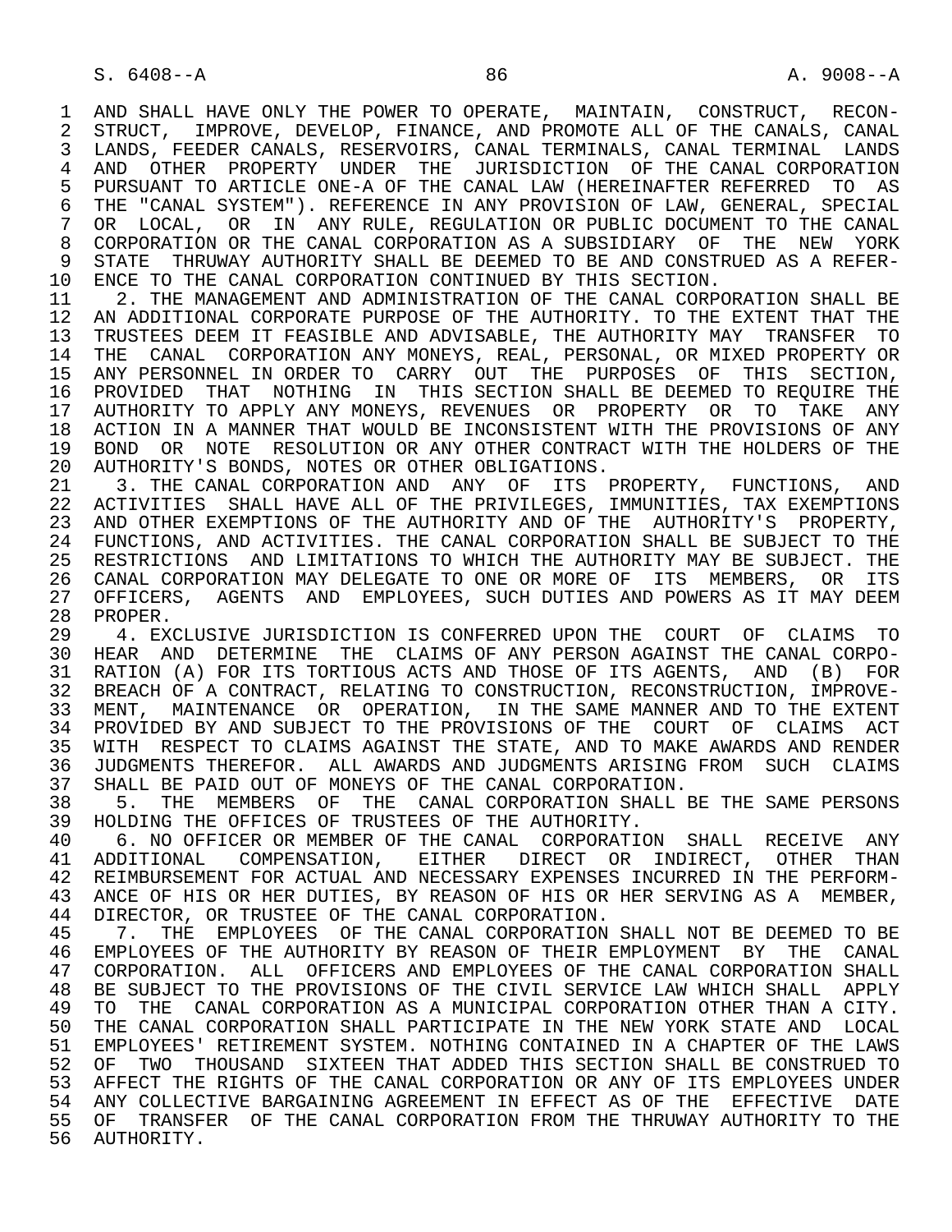AND SHALL HAVE ONLY THE POWER TO OPERATE, MAINTAIN, CONSTRUCT, RECONSTRUCT, IMPROVE, DEVELOP, FINANCE, AND PROMOTE ALL OF THE CANALS, CANAL LANDS, FEEDER CANALS, RESERVOIRS, CANAL TERMINALS, CANAL TERMINAL LANDS AND OTHER PROPERTY UNDER THE JURISDICTION OF THE CANAL CORPORATION PURSUANT TO ARTICLE ONE-A OF THE CANAL LAW (HEREINAFTER REFERRED TO AS THE "CANAL SYSTEM"). REFERENCE IN ANY PROVISION OF LAW, GENERAL, SPECIAL OR LOCAL, OR IN ANY RULE, REGULATION OR PUBLIC DOCUMENT TO THE CANAL CORPORATION OR THE CANAL CORPORATION AS A SUBSIDIARY OF THE NEW YORK STATE THRUWAY AUTHORITY SHALL BE DEEMED TO BE AND CONSTRUED AS A REFERENCE TO THE CANAL CORPORATION CONTINUED BY THIS SECTION.

2. THE MANAGEMENT AND ADMINISTRATION OF THE CANAL CORPORATION SHALL BE AN ADDITIONAL CORPORATE PURPOSE OF THE AUTHORITY. TO THE EXTENT THAT THE TRUSTEES DEEM IT FEASIBLE AND ADVISABLE, THE AUTHORITY MAY TRANSFER TO THE CANAL CORPORATION ANY MONEYS, REAL, PERSONAL, OR MIXED PROPERTY OR ANY PERSONNEL IN ORDER TO CARRY OUT THE PURPOSES OF THIS SECTION, PROVIDED THAT NOTHING IN THIS SECTION SHALL BE DEEMED TO REQUIRE THE AUTHORITY TO APPLY ANY MONEYS, REVENUES OR PROPERTY OR TO TAKE ANY ACTION IN A MANNER THAT WOULD BE INCONSISTENT WITH THE PROVISIONS OF ANY BOND OR NOTE RESOLUTION OR ANY OTHER CONTRACT WITH THE HOLDERS OF THE AUTHORITY'S BONDS, NOTES OR OTHER OBLIGATIONS.

3. THE CANAL CORPORATION AND ANY OF ITS PROPERTY, FUNCTIONS, AND ACTIVITIES SHALL HAVE ALL OF THE PRIVILEGES, IMMUNITIES, TAX EXEMPTIONS AND OTHER EXEMPTIONS OF THE AUTHORITY AND OF THE AUTHORITY'S PROPERTY, FUNCTIONS, AND ACTIVITIES. THE CANAL CORPORATION SHALL BE SUBJECT TO THE RESTRICTIONS AND LIMITATIONS TO WHICH THE AUTHORITY MAY BE SUBJECT. THE CANAL CORPORATION MAY DELEGATE TO ONE OR MORE OF ITS MEMBERS, OR ITS OFFICERS, AGENTS AND EMPLOYEES, SUCH DUTIES AND POWERS AS IT MAY DEEM PROPER.

4. EXCLUSIVE JURISDICTION IS CONFERRED UPON THE COURT OF CLAIMS TO HEAR AND DETERMINE THE CLAIMS OF ANY PERSON AGAINST THE CANAL CORPORATION (A) FOR ITS TORTIOUS ACTS AND THOSE OF ITS AGENTS, AND (B) FOR BREACH OF A CONTRACT, RELATING TO CONSTRUCTION, RECONSTRUCTION, IMPROVEMENT, MAINTENANCE OR OPERATION, IN THE SAME MANNER AND TO THE EXTENT PROVIDED BY AND SUBJECT TO THE PROVISIONS OF THE COURT OF CLAIMS ACT WITH RESPECT TO CLAIMS AGAINST THE STATE, AND TO MAKE AWARDS AND RENDER JUDGMENTS THEREFOR. ALL AWARDS AND JUDGMENTS ARISING FROM SUCH CLAIMS SHALL BE PAID OUT OF MONEYS OF THE CANAL CORPORATION.

5. THE MEMBERS OF THE CANAL CORPORATION SHALL BE THE SAME PERSONS HOLDING THE OFFICES OF TRUSTEES OF THE AUTHORITY.

6. NO OFFICER OR MEMBER OF THE CANAL CORPORATION SHALL RECEIVE ANY ADDITIONAL COMPENSATION, EITHER DIRECT OR INDIRECT, OTHER THAN REIMBURSEMENT FOR ACTUAL AND NECESSARY EXPENSES INCURRED IN THE PERFORMANCE OF HIS OR HER DUTIES, BY REASON OF HIS OR HER SERVING AS A MEMBER, DIRECTOR, OR TRUSTEE OF THE CANAL CORPORATION.

7. THE EMPLOYEES OF THE CANAL CORPORATION SHALL NOT BE DEEMED TO BE EMPLOYEES OF THE AUTHORITY BY REASON OF THEIR EMPLOYMENT BY THE CANAL CORPORATION. ALL OFFICERS AND EMPLOYEES OF THE CANAL CORPORATION SHALL BE SUBJECT TO THE PROVISIONS OF THE CIVIL SERVICE LAW WHICH SHALL APPLY TO THE CANAL CORPORATION AS A MUNICIPAL CORPORATION OTHER THAN A CITY. THE CANAL CORPORATION SHALL PARTICIPATE IN THE NEW YORK STATE AND LOCAL EMPLOYEES' RETIREMENT SYSTEM. NOTHING CONTAINED IN A CHAPTER OF THE LAWS OF TWO THOUSAND SIXTEEN THAT ADDED THIS SECTION SHALL BE CONSTRUED TO AFFECT THE RIGHTS OF THE CANAL CORPORATION OR ANY OF ITS EMPLOYEES UNDER ANY COLLECTIVE BARGAINING AGREEMENT IN EFFECT AS OF THE EFFECTIVE DATE OF TRANSFER OF THE CANAL CORPORATION FROM THE THRUWAY AUTHORITY TO THE AUTHORITY.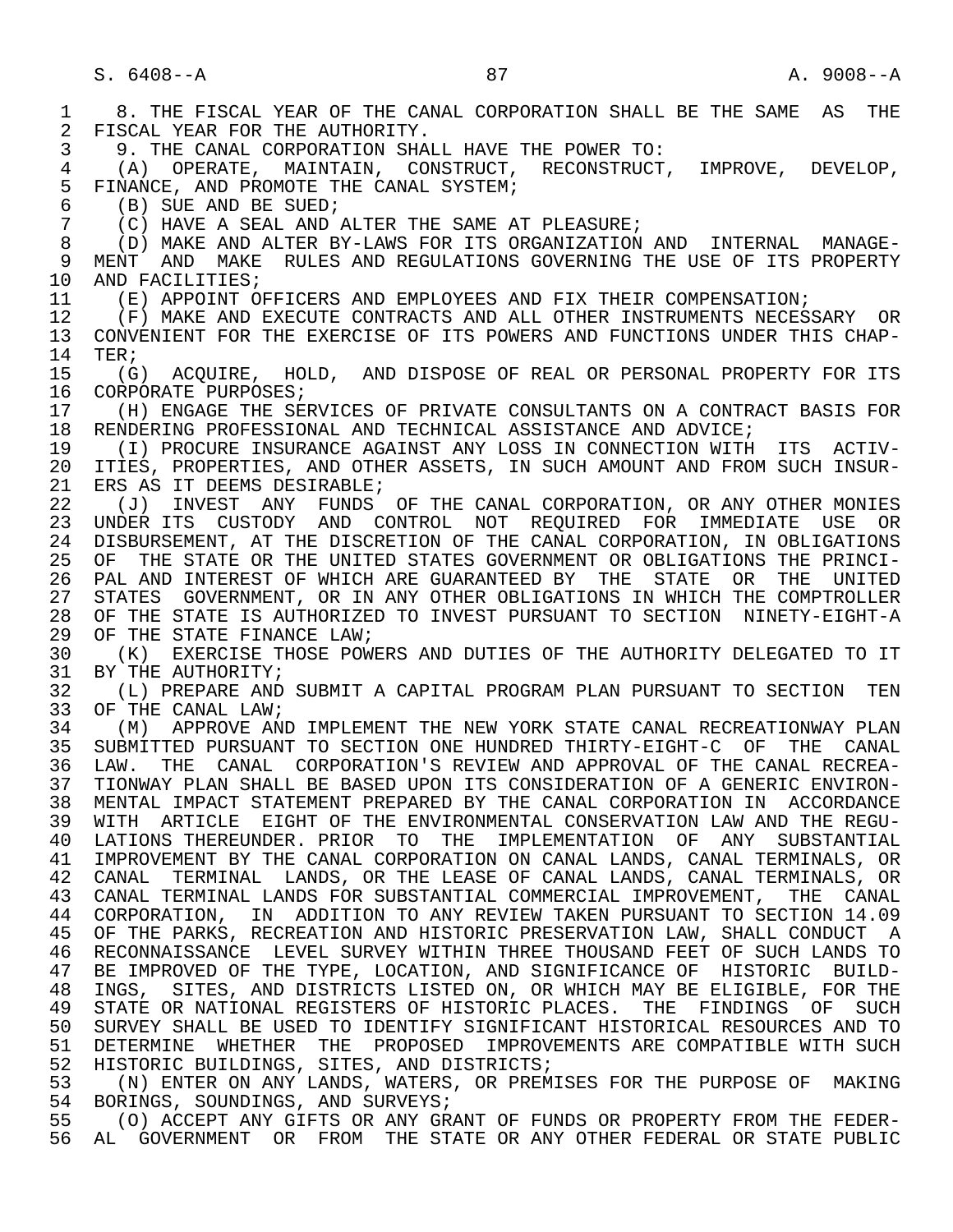8. THE FISCAL YEAR OF THE CANAL CORPORATION SHALL BE THE SAME AS THE FISCAL YEAR FOR THE AUTHORITY.

9. THE CANAL CORPORATION SHALL HAVE THE POWER TO:

(A) OPERATE, MAINTAIN, CONSTRUCT, RECONSTRUCT, IMPROVE, DEVELOP, FINANCE, AND PROMOTE THE CANAL SYSTEM;

(B) SUE AND BE SUED;

(C) HAVE A SEAL AND ALTER THE SAME AT PLEASURE;

(D) MAKE AND ALTER BY-LAWS FOR ITS ORGANIZATION AND INTERNAL MANAGEMENT AND MAKE RULES AND REGULATIONS GOVERNING THE USE OF ITS PROPERTY AND FACILITIES;

(E) APPOINT OFFICERS AND EMPLOYEES AND FIX THEIR COMPENSATION;

(F) MAKE AND EXECUTE CONTRACTS AND ALL OTHER INSTRUMENTS NECESSARY OR CONVENIENT FOR THE EXERCISE OF ITS POWERS AND FUNCTIONS UNDER THIS CHAPTER;

(G) ACQUIRE, HOLD, AND DISPOSE OF REAL OR PERSONAL PROPERTY FOR ITS CORPORATE PURPOSES;

(H) ENGAGE THE SERVICES OF PRIVATE CONSULTANTS ON A CONTRACT BASIS FOR RENDERING PROFESSIONAL AND TECHNICAL ASSISTANCE AND ADVICE;

(I) PROCURE INSURANCE AGAINST ANY LOSS IN CONNECTION WITH ITS ACTIVITIES, PROPERTIES, AND OTHER ASSETS, IN SUCH AMOUNT AND FROM SUCH INSURERS AS IT DEEMS DESIRABLE;

(J) INVEST ANY FUNDS OF THE CANAL CORPORATION, OR ANY OTHER MONIES UNDER ITS CUSTODY AND CONTROL NOT REQUIRED FOR IMMEDIATE USE OR DISBURSEMENT, AT THE DISCRETION OF THE CANAL CORPORATION, IN OBLIGATIONS OF THE STATE OR THE UNITED STATES GOVERNMENT OR OBLIGATIONS THE PRINCIPAL AND INTEREST OF WHICH ARE GUARANTEED BY THE STATE OR THE UNITED STATES GOVERNMENT, OR IN ANY OTHER OBLIGATIONS IN WHICH THE COMPTROLLER OF THE STATE IS AUTHORIZED TO INVEST PURSUANT TO SECTION NINETY-EIGHT-A OF THE STATE FINANCE LAW;

(K) EXERCISE THOSE POWERS AND DUTIES OF THE AUTHORITY DELEGATED TO IT BY THE AUTHORITY;

(L) PREPARE AND SUBMIT A CAPITAL PROGRAM PLAN PURSUANT TO SECTION TEN OF THE CANAL LAW;

(M) APPROVE AND IMPLEMENT THE NEW YORK STATE CANAL RECREATIONWAY PLAN SUBMITTED PURSUANT TO SECTION ONE HUNDRED THIRTY-EIGHT-C OF THE CANAL LAW. THE CANAL CORPORATION'S REVIEW AND APPROVAL OF THE CANAL RECREATIONWAY PLAN SHALL BE BASED UPON ITS CONSIDERATION OF A GENERIC ENVIRONMENTAL IMPACT STATEMENT PREPARED BY THE CANAL CORPORATION IN ACCORDANCE WITH ARTICLE EIGHT OF THE ENVIRONMENTAL CONSERVATION LAW AND THE REGULATIONS THEREUNDER. PRIOR TO THE IMPLEMENTATION OF ANY SUBSTANTIAL IMPROVEMENT BY THE CANAL CORPORATION ON CANAL LANDS, CANAL TERMINALS, OR CANAL TERMINAL LANDS, OR THE LEASE OF CANAL LANDS, CANAL TERMINALS, OR CANAL TERMINAL LANDS FOR SUBSTANTIAL COMMERCIAL IMPROVEMENT, THE CANAL CORPORATION, IN ADDITION TO ANY REVIEW TAKEN PURSUANT TO SECTION 14.09 OF THE PARKS, RECREATION AND HISTORIC PRESERVATION LAW, SHALL CONDUCT A RECONNAISSANCE LEVEL SURVEY WITHIN THREE THOUSAND FEET OF SUCH LANDS TO BE IMPROVED OF THE TYPE, LOCATION, AND SIGNIFICANCE OF HISTORIC BUILDINGS, SITES, AND DISTRICTS LISTED ON, OR WHICH MAY BE ELIGIBLE, FOR THE STATE OR NATIONAL REGISTERS OF HISTORIC PLACES. THE FINDINGS OF SUCH SURVEY SHALL BE USED TO IDENTIFY SIGNIFICANT HISTORICAL RESOURCES AND TO DETERMINE WHETHER THE PROPOSED IMPROVEMENTS ARE COMPATIBLE WITH SUCH HISTORIC BUILDINGS, SITES, AND DISTRICTS;

(N) ENTER ON ANY LANDS, WATERS, OR PREMISES FOR THE PURPOSE OF MAKING BORINGS, SOUNDINGS, AND SURVEYS;

(O) ACCEPT ANY GIFTS OR ANY GRANT OF FUNDS OR PROPERTY FROM THE FEDERAL GOVERNMENT OR FROM THE STATE OR ANY OTHER FEDERAL OR STATE PUBLIC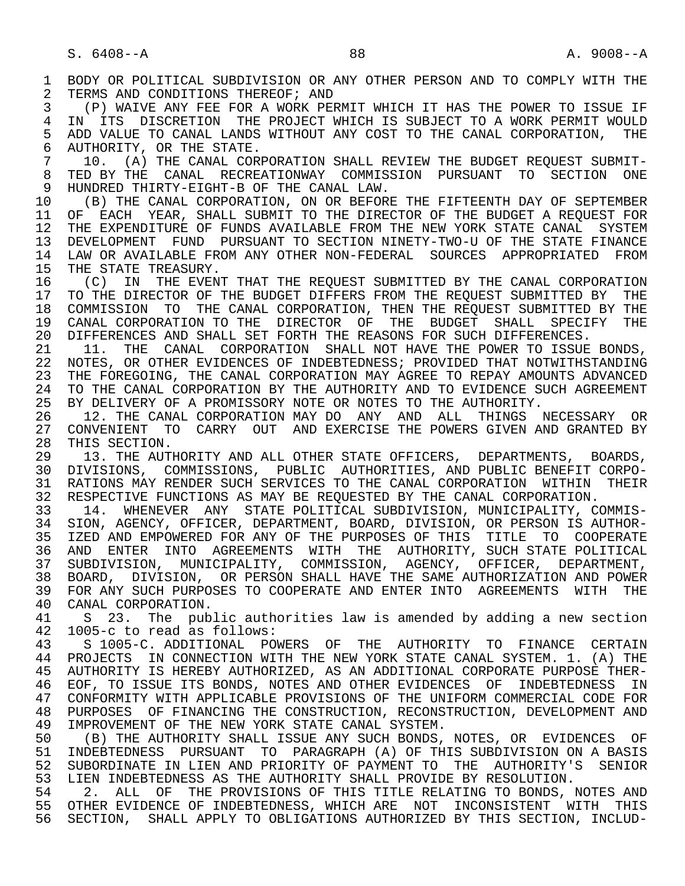BODY OR POLITICAL SUBDIVISION OR ANY OTHER PERSON AND TO COMPLY WITH THE TERMS AND CONDITIONS THEREOF; AND

(P) WAIVE ANY FEE FOR A WORK PERMIT WHICH IT HAS THE POWER TO ISSUE IF IN ITS DISCRETION THE PROJECT WHICH IS SUBJECT TO A WORK PERMIT WOULD ADD VALUE TO CANAL LANDS WITHOUT ANY COST TO THE CANAL CORPORATION, THE AUTHORITY, OR THE STATE.

10. (A) THE CANAL CORPORATION SHALL REVIEW THE BUDGET REQUEST SUBMITTED BY THE CANAL RECREATIONWAY COMMISSION PURSUANT TO SECTION ONE HUNDRED THIRTY-EIGHT-B OF THE CANAL LAW.

(B) THE CANAL CORPORATION, ON OR BEFORE THE FIFTEENTH DAY OF SEPTEMBER OF EACH YEAR, SHALL SUBMIT TO THE DIRECTOR OF THE BUDGET A REQUEST FOR THE EXPENDITURE OF FUNDS AVAILABLE FROM THE NEW YORK STATE CANAL SYSTEM DEVELOPMENT FUND PURSUANT TO SECTION NINETY-TWO-U OF THE STATE FINANCE LAW OR AVAILABLE FROM ANY OTHER NON-FEDERAL SOURCES APPROPRIATED FROM THE STATE TREASURY.

(C) IN THE EVENT THAT THE REQUEST SUBMITTED BY THE CANAL CORPORATION TO THE DIRECTOR OF THE BUDGET DIFFERS FROM THE REQUEST SUBMITTED BY THE COMMISSION TO THE CANAL CORPORATION, THEN THE REQUEST SUBMITTED BY THE CANAL CORPORATION TO THE DIRECTOR OF THE BUDGET SHALL SPECIFY THE DIFFERENCES AND SHALL SET FORTH THE REASONS FOR SUCH DIFFERENCES.

11. THE CANAL CORPORATION SHALL NOT HAVE THE POWER TO ISSUE BONDS, NOTES, OR OTHER EVIDENCES OF INDEBTEDNESS; PROVIDED THAT NOTWITHSTANDING THE FOREGOING, THE CANAL CORPORATION MAY AGREE TO REPAY AMOUNTS ADVANCED TO THE CANAL CORPORATION BY THE AUTHORITY AND TO EVIDENCE SUCH AGREEMENT BY DELIVERY OF A PROMISSORY NOTE OR NOTES TO THE AUTHORITY.

12. THE CANAL CORPORATION MAY DO ANY AND ALL THINGS NECESSARY OR CONVENIENT TO CARRY OUT AND EXERCISE THE POWERS GIVEN AND GRANTED BY THIS SECTION.

13. THE AUTHORITY AND ALL OTHER STATE OFFICERS, DEPARTMENTS, BOARDS, DIVISIONS, COMMISSIONS, PUBLIC AUTHORITIES, AND PUBLIC BENEFIT CORPORATIONS MAY RENDER SUCH SERVICES TO THE CANAL CORPORATION WITHIN THEIR RESPECTIVE FUNCTIONS AS MAY BE REQUESTED BY THE CANAL CORPORATION.

14. WHENEVER ANY STATE POLITICAL SUBDIVISION, MUNICIPALITY, COMMISSION, AGENCY, OFFICER, DEPARTMENT, BOARD, DIVISION, OR PERSON IS AUTHORIZED AND EMPOWERED FOR ANY OF THE PURPOSES OF THIS TITLE TO COOPERATE AND ENTER INTO AGREEMENTS WITH THE AUTHORITY, SUCH STATE POLITICAL SUBDIVISION, MUNICIPALITY, COMMISSION, AGENCY, OFFICER, DEPARTMENT, BOARD, DIVISION, OR PERSON SHALL HAVE THE SAME AUTHORIZATION AND POWER FOR ANY SUCH PURPOSES TO COOPERATE AND ENTER INTO AGREEMENTS WITH THE CANAL CORPORATION.

S 23. The public authorities law is amended by adding a new section 1005-c to read as follows:

S 1005-C. ADDITIONAL POWERS OF THE AUTHORITY TO FINANCE CERTAIN PROJECTS IN CONNECTION WITH THE NEW YORK STATE CANAL SYSTEM. 1. (A) THE AUTHORITY IS HEREBY AUTHORIZED, AS AN ADDITIONAL CORPORATE PURPOSE THEREOF, TO ISSUE ITS BONDS, NOTES AND OTHER EVIDENCES OF INDEBTEDNESS IN CONFORMITY WITH APPLICABLE PROVISIONS OF THE UNIFORM COMMERCIAL CODE FOR PURPOSES OF FINANCING THE CONSTRUCTION, RECONSTRUCTION, DEVELOPMENT AND IMPROVEMENT OF THE NEW YORK STATE CANAL SYSTEM.

(B) THE AUTHORITY SHALL ISSUE ANY SUCH BONDS, NOTES, OR EVIDENCES OF INDEBTEDNESS PURSUANT TO PARAGRAPH (A) OF THIS SUBDIVISION ON A BASIS SUBORDINATE IN LIEN AND PRIORITY OF PAYMENT TO THE AUTHORITY'S SENIOR LIEN INDEBTEDNESS AS THE AUTHORITY SHALL PROVIDE BY RESOLUTION.

2. ALL OF THE PROVISIONS OF THIS TITLE RELATING TO BONDS, NOTES AND OTHER EVIDENCE OF INDEBTEDNESS, WHICH ARE NOT INCONSISTENT WITH THIS SECTION, SHALL APPLY TO OBLIGATIONS AUTHORIZED BY THIS SECTION, INCLUD-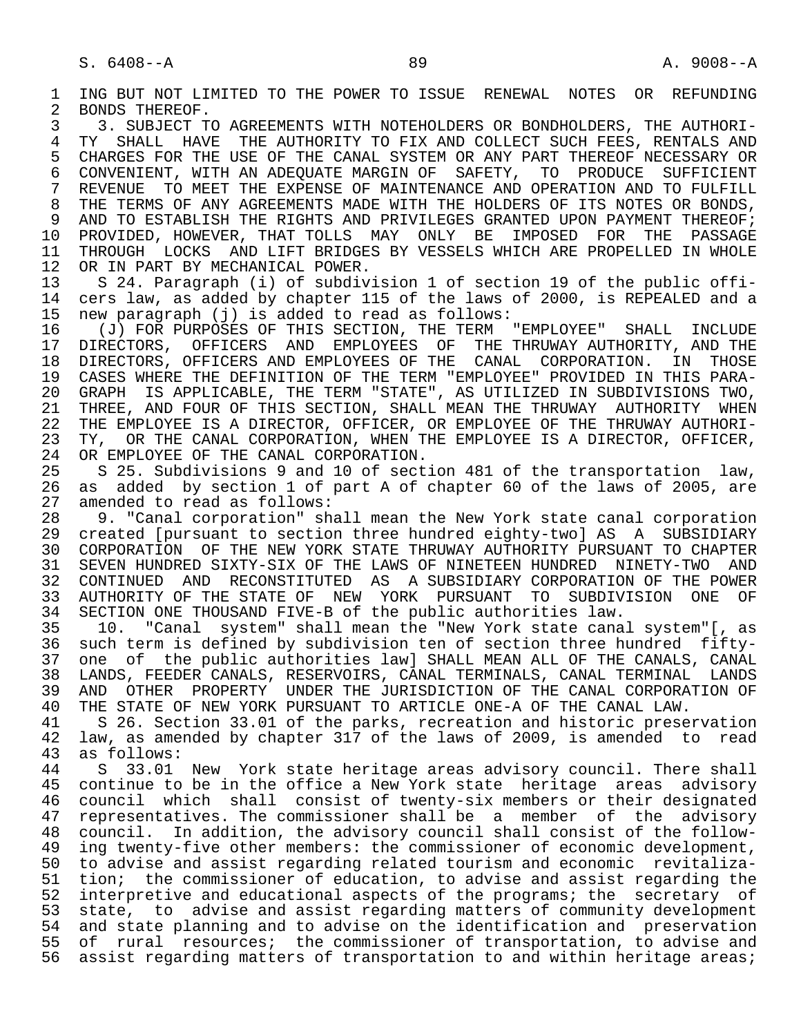ING BUT NOT LIMITED TO THE POWER TO ISSUE RENEWAL NOTES OR REFUNDING BONDS THEREOF.

3. SUBJECT TO AGREEMENTS WITH NOTEHOLDERS OR BONDHOLDERS, THE AUTHORITY SHALL HAVE THE AUTHORITY TO FIX AND COLLECT SUCH FEES, RENTALS AND CHARGES FOR THE USE OF THE CANAL SYSTEM OR ANY PART THEREOF NECESSARY OR CONVENIENT, WITH AN ADEQUATE MARGIN OF SAFETY, TO PRODUCE SUFFICIENT REVENUE TO MEET THE EXPENSE OF MAINTENANCE AND OPERATION AND TO FULFILL THE TERMS OF ANY AGREEMENTS MADE WITH THE HOLDERS OF ITS NOTES OR BONDS, AND TO ESTABLISH THE RIGHTS AND PRIVILEGES GRANTED UPON PAYMENT THEREOF; PROVIDED, HOWEVER, THAT TOLLS MAY ONLY BE IMPOSED FOR THE PASSAGE THROUGH LOCKS AND LIFT BRIDGES BY VESSELS WHICH ARE PROPELLED IN WHOLE OR IN PART BY MECHANICAL POWER.

S 24. Paragraph (i) of subdivision 1 of section 19 of the public officers law, as added by chapter 115 of the laws of 2000, is REPEALED and a new paragraph (j) is added to read as follows:

(J) FOR PURPOSES OF THIS SECTION, THE TERM "EMPLOYEE" SHALL INCLUDE DIRECTORS, OFFICERS AND EMPLOYEES OF THE THRUWAY AUTHORITY, AND THE DIRECTORS, OFFICERS AND EMPLOYEES OF THE CANAL CORPORATION. IN THOSE CASES WHERE THE DEFINITION OF THE TERM "EMPLOYEE" PROVIDED IN THIS PARAGRAPH IS APPLICABLE, THE TERM "STATE", AS UTILIZED IN SUBDIVISIONS TWO, THREE, AND FOUR OF THIS SECTION, SHALL MEAN THE THRUWAY AUTHORITY WHEN THE EMPLOYEE IS A DIRECTOR, OFFICER, OR EMPLOYEE OF THE THRUWAY AUTHORITY, OR THE CANAL CORPORATION, WHEN THE EMPLOYEE IS A DIRECTOR, OFFICER, OR EMPLOYEE OF THE CANAL CORPORATION.

S 25. Subdivisions 9 and 10 of section 481 of the transportation law, as added by section 1 of part A of chapter 60 of the laws of 2005, are amended to read as follows:

9. "Canal corporation" shall mean the New York state canal corporation created [pursuant to section three hundred eighty-two] AS A SUBSIDIARY CORPORATION OF THE NEW YORK STATE THRUWAY AUTHORITY PURSUANT TO CHAPTER SEVEN HUNDRED SIXTY-SIX OF THE LAWS OF NINETEEN HUNDRED NINETY-TWO AND CONTINUED AND RECONSTITUTED AS A SUBSIDIARY CORPORATION OF THE POWER AUTHORITY OF THE STATE OF NEW YORK PURSUANT TO SUBDIVISION ONE OF SECTION ONE THOUSAND FIVE-B of the public authorities law.

10. "Canal system" shall mean the "New York state canal system"[, as such term is defined by subdivision ten of section three hundred fifty-one of the public authorities law] SHALL MEAN ALL OF THE CANALS, CANAL LANDS, FEEDER CANALS, RESERVOIRS, CANAL TERMINALS, CANAL TERMINAL LANDS AND OTHER PROPERTY UNDER THE JURISDICTION OF THE CANAL CORPORATION OF THE STATE OF NEW YORK PURSUANT TO ARTICLE ONE-A OF THE CANAL LAW.

S 26. Section 33.01 of the parks, recreation and historic preservation law, as amended by chapter 317 of the laws of 2009, is amended to read as follows:

S 33.01 New York state heritage areas advisory council. There shall continue to be in the office a New York state heritage areas advisory council which shall consist of twenty-six members or their designated representatives. The commissioner shall be a member of the advisory council. In addition, the advisory council shall consist of the following twenty-five other members: the commissioner of economic development, to advise and assist regarding related tourism and economic revitalization; the commissioner of education, to advise and assist regarding the interpretive and educational aspects of the programs; the secretary of state, to advise and assist regarding matters of community development and state planning and to advise on the identification and preservation of rural resources; the commissioner of transportation, to advise and assist regarding matters of transportation to and within heritage areas;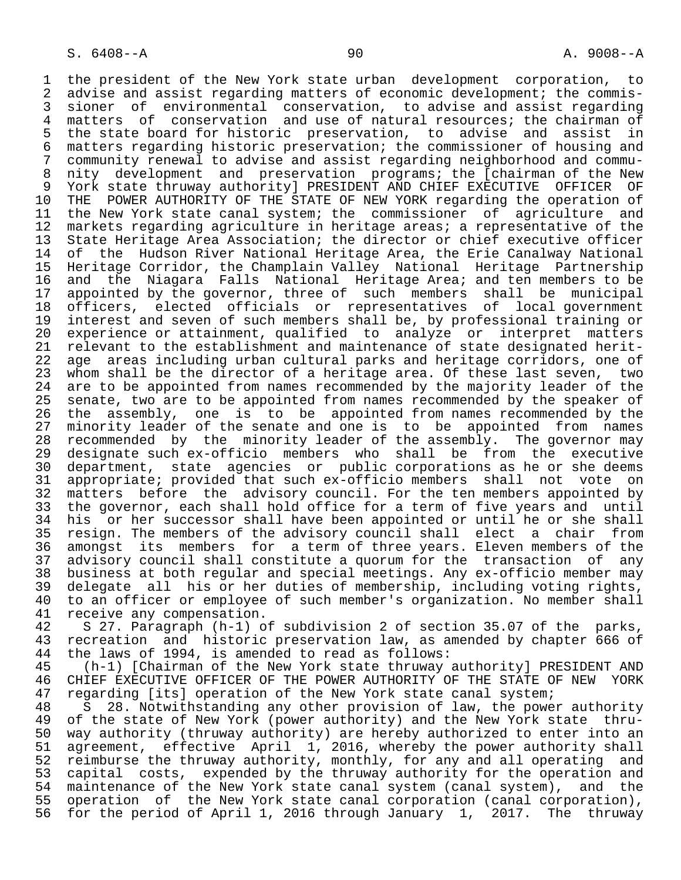the president of the New York state urban development corporation, to advise and assist regarding matters of economic development; the commissioner of environmental conservation, to advise and assist regarding matters of conservation and use of natural resources; the chairman of the state board for historic preservation, to advise and assist in matters regarding historic preservation; the commissioner of housing and community renewal to advise and assist regarding neighborhood and community development and preservation programs; the [chairman of the New York state thruway authority] PRESIDENT AND CHIEF EXECUTIVE OFFICER OF THE POWER AUTHORITY OF THE STATE OF NEW YORK regarding the operation of the New York state canal system; the commissioner of agriculture and markets regarding agriculture in heritage areas; a representative of the State Heritage Area Association; the director or chief executive officer of the Hudson River National Heritage Area, the Erie Canalway National Heritage Corridor, the Champlain Valley National Heritage Partnership and the Niagara Falls National Heritage Area; and ten members to be appointed by the governor, three of such members shall be municipal officers, elected officials or representatives of local government interest and seven of such members shall be, by professional training or experience or attainment, qualified to analyze or interpret matters relevant to the establishment and maintenance of state designated heritage areas including urban cultural parks and heritage corridors, one of whom shall be the director of a heritage area. Of these last seven, two are to be appointed from names recommended by the majority leader of the senate, two are to be appointed from names recommended by the speaker of the assembly, one is to be appointed from names recommended by the minority leader of the senate and one is to be appointed from names recommended by the minority leader of the assembly. The governor may designate such ex-officio members who shall be from the executive department, state agencies or public corporations as he or she deems appropriate; provided that such ex-officio members shall not vote on matters before the advisory council. For the ten members appointed by the governor, each shall hold office for a term of five years and until his or her successor shall have been appointed or until he or she shall resign. The members of the advisory council shall elect a chair from amongst its members for a term of three years. Eleven members of the advisory council shall constitute a quorum for the transaction of any business at both regular and special meetings. Any ex-officio member may delegate all his or her duties of membership, including voting rights, to an officer or employee of such member's organization. No member shall receive any compensation.

S 27. Paragraph (h-1) of subdivision 2 of section 35.07 of the parks, recreation and historic preservation law, as amended by chapter 666 of the laws of 1994, is amended to read as follows:

(h-1) [Chairman of the New York state thruway authority] PRESIDENT AND CHIEF EXECUTIVE OFFICER OF THE POWER AUTHORITY OF THE STATE OF NEW YORK regarding [its] operation of the New York state canal system;

S 28. Notwithstanding any other provision of law, the power authority of the state of New York (power authority) and the New York state thruway authority (thruway authority) are hereby authorized to enter into an agreement, effective April 1, 2016, whereby the power authority shall reimburse the thruway authority, monthly, for any and all operating and capital costs, expended by the thruway authority for the operation and maintenance of the New York state canal system (canal system), and the operation of the New York state canal corporation (canal corporation), for the period of April 1, 2016 through January 1, 2017. The thruway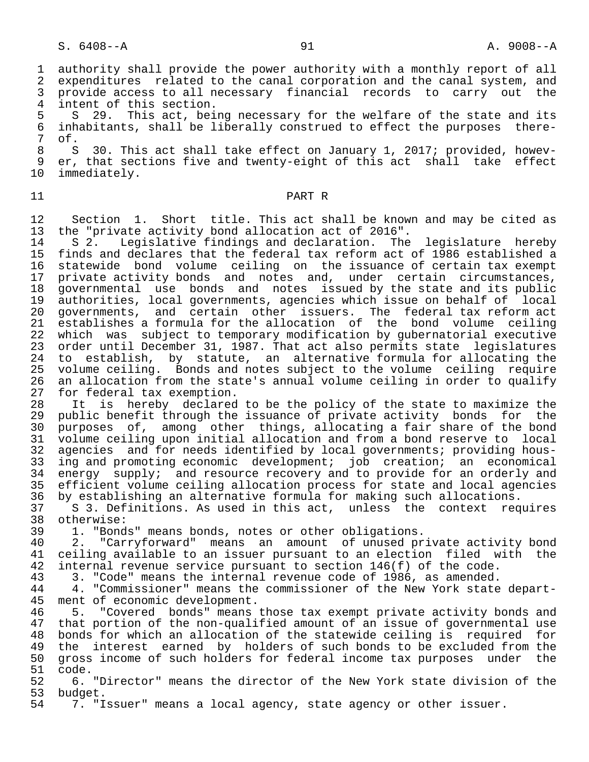authority shall provide the power authority with a monthly report of all expenditures related to the canal corporation and the canal system, and provide access to all necessary financial records to carry out the intent of this section.

S 29. This act, being necessary for the welfare of the state and its inhabitants, shall be liberally construed to effect the purposes thereof.

S 30. This act shall take effect on January 1, 2017; provided, however, that sections five and twenty-eight of this act shall take effect immediately.

## PART R

Section 1. Short title. This act shall be known and may be cited as the "private activity bond allocation act of 2016".

S 2. Legislative findings and declaration. The legislature hereby finds and declares that the federal tax reform act of 1986 established a statewide bond volume ceiling on the issuance of certain tax exempt private activity bonds and notes and, under certain circumstances, governmental use bonds and notes issued by the state and its public authorities, local governments, agencies which issue on behalf of local governments, and certain other issuers. The federal tax reform act establishes a formula for the allocation of the bond volume ceiling which was subject to temporary modification by gubernatorial executive order until December 31, 1987. That act also permits state legislatures to establish, by statute, an alternative formula for allocating the volume ceiling. Bonds and notes subject to the volume ceiling require an allocation from the state's annual volume ceiling in order to qualify for federal tax exemption.

It is hereby declared to be the policy of the state to maximize the public benefit through the issuance of private activity bonds for the purposes of, among other things, allocating a fair share of the bond volume ceiling upon initial allocation and from a bond reserve to local agencies and for needs identified by local governments; providing housing and promoting economic development; job creation; an economical energy supply; and resource recovery and to provide for an orderly and efficient volume ceiling allocation process for state and local agencies by establishing an alternative formula for making such allocations.

S 3. Definitions. As used in this act, unless the context requires otherwise:

1. "Bonds" means bonds, notes or other obligations.

2. "Carryforward" means an amount of unused private activity bond ceiling available to an issuer pursuant to an election filed with the internal revenue service pursuant to section 146(f) of the code.

3. "Code" means the internal revenue code of 1986, as amended.

4. "Commissioner" means the commissioner of the New York state department of economic development.

5. "Covered bonds" means those tax exempt private activity bonds and that portion of the non-qualified amount of an issue of governmental use bonds for which an allocation of the statewide ceiling is required for the interest earned by holders of such bonds to be excluded from the gross income of such holders for federal income tax purposes under the code.

6. "Director" means the director of the New York state division of the budget.

7. "Issuer" means a local agency, state agency or other issuer.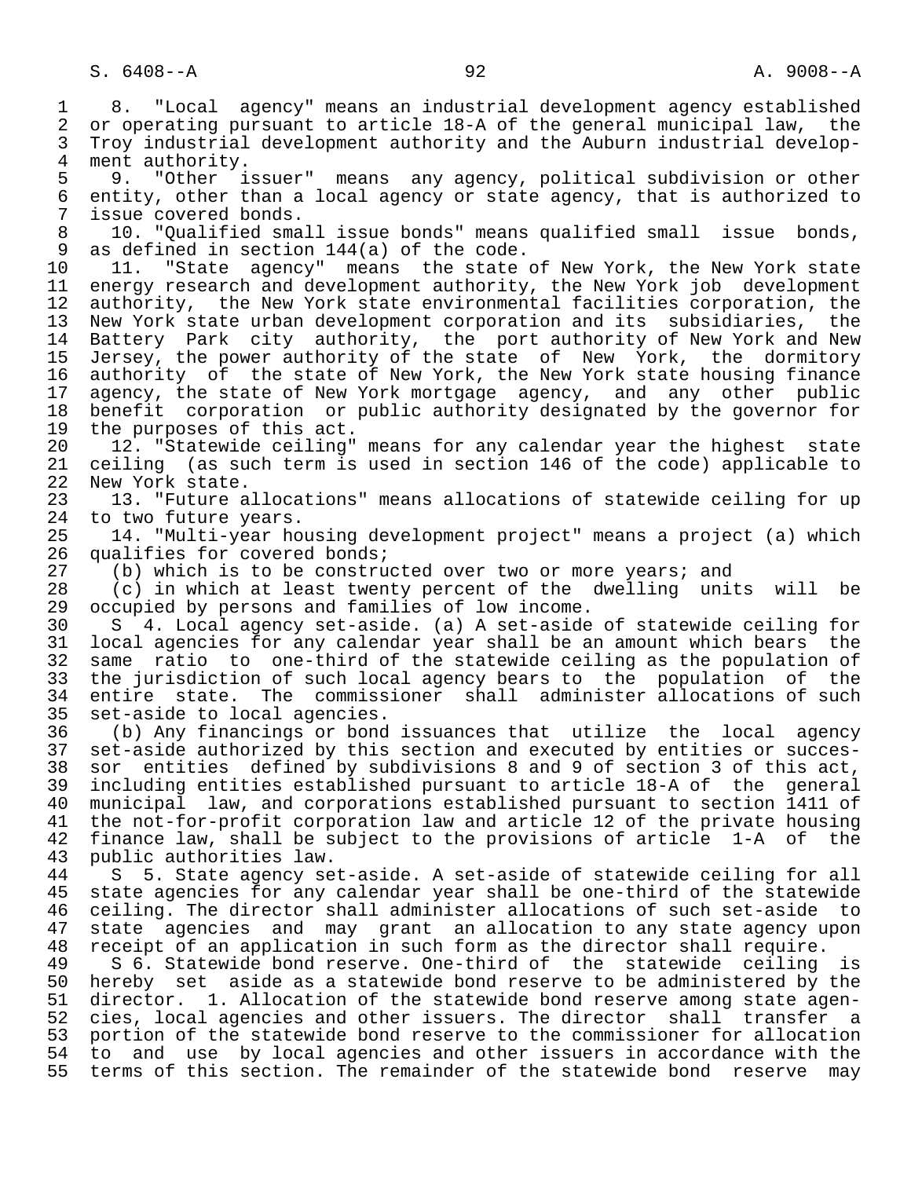8. "Local agency" means an industrial development agency established or operating pursuant to article 18-A of the general municipal law, the Troy industrial development authority and the Auburn industrial development authority.

9. "Other issuer" means any agency, political subdivision or other entity, other than a local agency or state agency, that is authorized to issue covered bonds.

10. "Qualified small issue bonds" means qualified small issue bonds, as defined in section 144(a) of the code.

11. "State agency" means the state of New York, the New York state energy research and development authority, the New York job development authority, the New York state environmental facilities corporation, the New York state urban development corporation and its subsidiaries, the Battery Park city authority, the port authority of New York and New Jersey, the power authority of the state of New York, the dormitory authority of the state of New York, the New York state housing finance agency, the state of New York mortgage agency, and any other public benefit corporation or public authority designated by the governor for the purposes of this act.

12. "Statewide ceiling" means for any calendar year the highest state ceiling (as such term is used in section 146 of the code) applicable to New York state.

13. "Future allocations" means allocations of statewide ceiling for up to two future years.

14. "Multi-year housing development project" means a project (a) which qualifies for covered bonds;

(b) which is to be constructed over two or more years; and

(c) in which at least twenty percent of the dwelling units will be occupied by persons and families of low income.

S 4. Local agency set-aside. (a) A set-aside of statewide ceiling for local agencies for any calendar year shall be an amount which bears the same ratio to one-third of the statewide ceiling as the population of the jurisdiction of such local agency bears to the population of the entire state. The commissioner shall administer allocations of such set-aside to local agencies.

(b) Any financings or bond issuances that utilize the local agency set-aside authorized by this section and executed by entities or successor entities defined by subdivisions 8 and 9 of section 3 of this act, including entities established pursuant to article 18-A of the general municipal law, and corporations established pursuant to section 1411 of the not-for-profit corporation law and article 12 of the private housing finance law, shall be subject to the provisions of article 1-A of the public authorities law.

S 5. State agency set-aside. A set-aside of statewide ceiling for all state agencies for any calendar year shall be one-third of the statewide ceiling. The director shall administer allocations of such set-aside to state agencies and may grant an allocation to any state agency upon receipt of an application in such form as the director shall require.

S 6. Statewide bond reserve. One-third of the statewide ceiling is hereby set aside as a statewide bond reserve to be administered by the director. 1. Allocation of the statewide bond reserve among state agencies, local agencies and other issuers. The director shall transfer a portion of the statewide bond reserve to the commissioner for allocation to and use by local agencies and other issuers in accordance with the terms of this section. The remainder of the statewide bond reserve may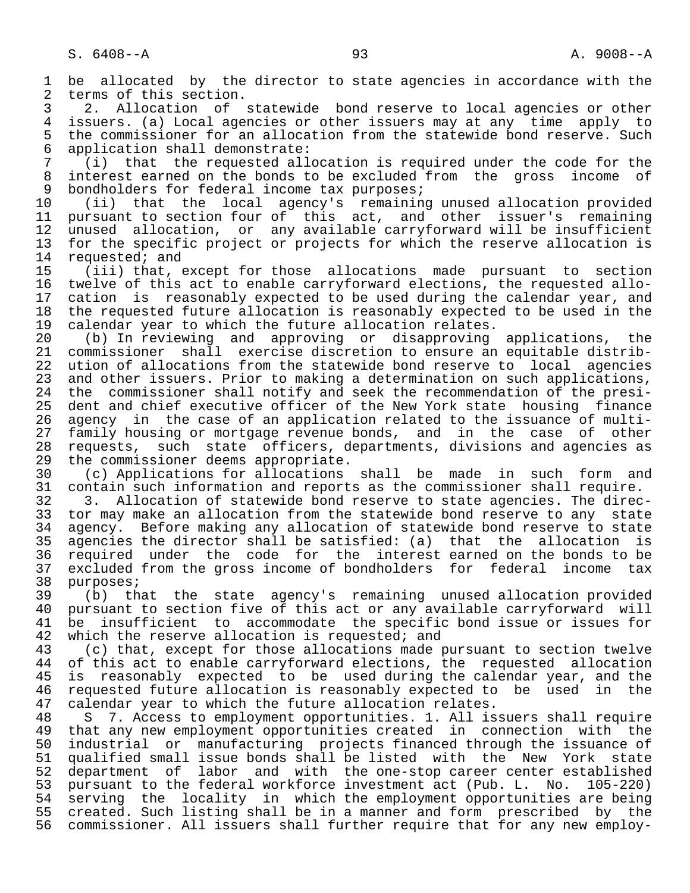be allocated by the director to state agencies in accordance with the terms of this section.

2. Allocation of statewide bond reserve to local agencies or other issuers. (a) Local agencies or other issuers may at any time apply to the commissioner for an allocation from the statewide bond reserve. Such application shall demonstrate:

(i) that the requested allocation is required under the code for the interest earned on the bonds to be excluded from the gross income of bondholders for federal income tax purposes;

(ii) that the local agency's remaining unused allocation provided pursuant to section four of this act, and other issuer's remaining unused allocation, or any available carryforward will be insufficient for the specific project or projects for which the reserve allocation is requested; and

(iii) that, except for those allocations made pursuant to section twelve of this act to enable carryforward elections, the requested allocation is reasonably expected to be used during the calendar year, and the requested future allocation is reasonably expected to be used in the calendar year to which the future allocation relates.

(b) In reviewing and approving or disapproving applications, the commissioner shall exercise discretion to ensure an equitable distribution of allocations from the statewide bond reserve to local agencies and other issuers. Prior to making a determination on such applications, the commissioner shall notify and seek the recommendation of the president and chief executive officer of the New York state housing finance agency in the case of an application related to the issuance of multi-family housing or mortgage revenue bonds, and in the case of other requests, such state officers, departments, divisions and agencies as the commissioner deems appropriate.

(c) Applications for allocations shall be made in such form and contain such information and reports as the commissioner shall require.

3. Allocation of statewide bond reserve to state agencies. The director may make an allocation from the statewide bond reserve to any state agency. Before making any allocation of statewide bond reserve to state agencies the director shall be satisfied: (a) that the allocation is required under the code for the interest earned on the bonds to be excluded from the gross income of bondholders for federal income tax purposes;

(b) that the state agency's remaining unused allocation provided pursuant to section five of this act or any available carryforward will be insufficient to accommodate the specific bond issue or issues for which the reserve allocation is requested; and

(c) that, except for those allocations made pursuant to section twelve of this act to enable carryforward elections, the requested allocation is reasonably expected to be used during the calendar year, and the requested future allocation is reasonably expected to be used in the calendar year to which the future allocation relates.

S 7. Access to employment opportunities. 1. All issuers shall require that any new employment opportunities created in connection with the industrial or manufacturing projects financed through the issuance of qualified small issue bonds shall be listed with the New York state department of labor and with the one-stop career center established pursuant to the federal workforce investment act (Pub. L. No. 105-220) serving the locality in which the employment opportunities are being created. Such listing shall be in a manner and form prescribed by the commissioner. All issuers shall further require that for any new employ-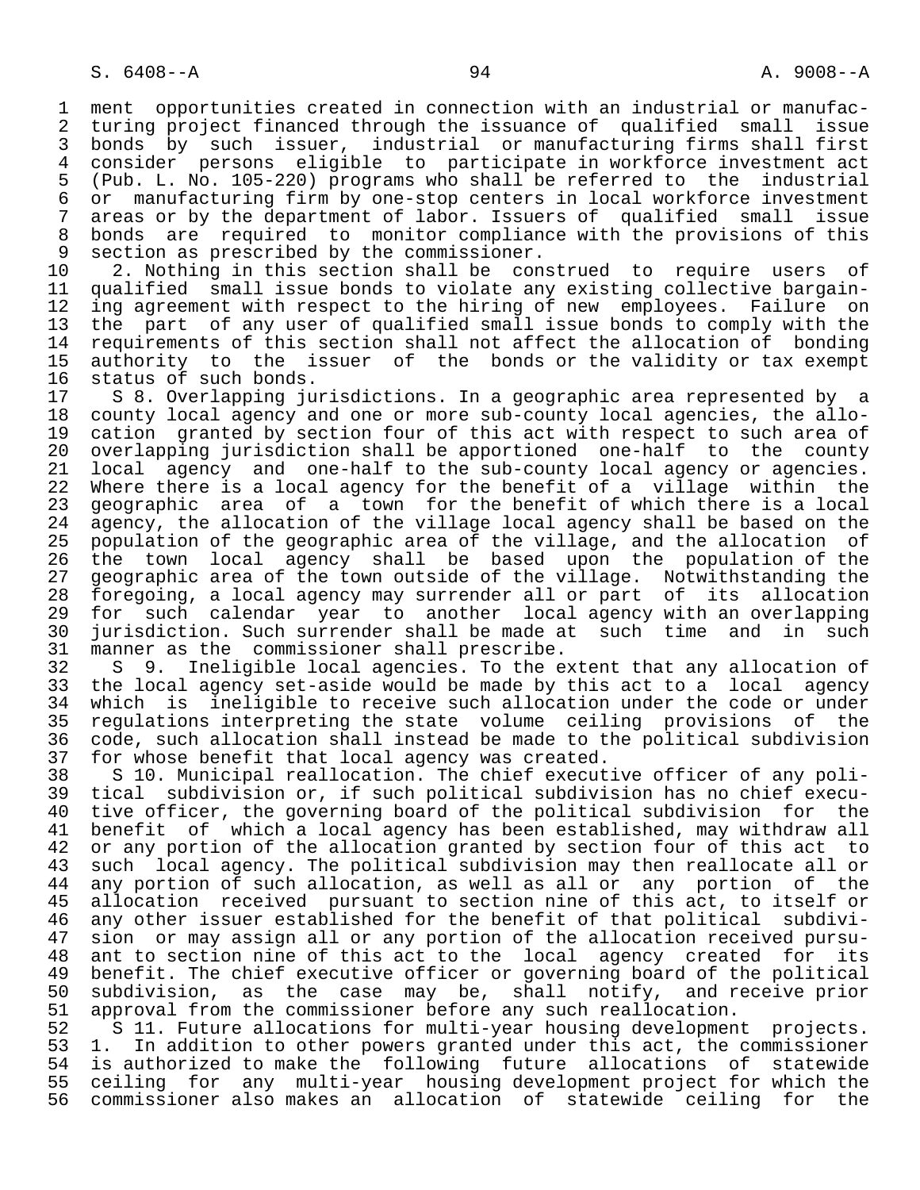ment opportunities created in connection with an industrial or manufacturing project financed through the issuance of qualified small issue bonds by such issuer, industrial or manufacturing firms shall first consider persons eligible to participate in workforce investment act (Pub. L. No. 105-220) programs who shall be referred to the industrial or manufacturing firm by one-stop centers in local workforce investment areas or by the department of labor. Issuers of qualified small issue bonds are required to monitor compliance with the provisions of this section as prescribed by the commissioner.

2. Nothing in this section shall be construed to require users of qualified small issue bonds to violate any existing collective bargaining agreement with respect to the hiring of new employees. Failure on the part of any user of qualified small issue bonds to comply with the requirements of this section shall not affect the allocation of bonding authority to the issuer of the bonds or the validity or tax exempt status of such bonds.

S 8. Overlapping jurisdictions. In a geographic area represented by a county local agency and one or more sub-county local agencies, the allocation granted by section four of this act with respect to such area of overlapping jurisdiction shall be apportioned one-half to the county local agency and one-half to the sub-county local agency or agencies. Where there is a local agency for the benefit of a village within the geographic area of a town for the benefit of which there is a local agency, the allocation of the village local agency shall be based on the population of the geographic area of the village, and the allocation of the town local agency shall be based upon the population of the geographic area of the town outside of the village. Notwithstanding the foregoing, a local agency may surrender all or part of its allocation for such calendar year to another local agency with an overlapping jurisdiction. Such surrender shall be made at such time and in such manner as the commissioner shall prescribe.

S 9. Ineligible local agencies. To the extent that any allocation of the local agency set-aside would be made by this act to a local agency which is ineligible to receive such allocation under the code or under regulations interpreting the state volume ceiling provisions of the code, such allocation shall instead be made to the political subdivision for whose benefit that local agency was created.

S 10. Municipal reallocation. The chief executive officer of any political subdivision or, if such political subdivision has no chief executive officer, the governing board of the political subdivision for the benefit of which a local agency has been established, may withdraw all or any portion of the allocation granted by section four of this act to such local agency. The political subdivision may then reallocate all or any portion of such allocation, as well as all or any portion of the allocation received pursuant to section nine of this act, to itself or any other issuer established for the benefit of that political subdivision or may assign all or any portion of the allocation received pursuant to section nine of this act to the local agency created for its benefit. The chief executive officer or governing board of the political subdivision, as the case may be, shall notify, and receive prior approval from the commissioner before any such reallocation.

S 11. Future allocations for multi-year housing development projects. 1. In addition to other powers granted under this act, the commissioner is authorized to make the following future allocations of statewide ceiling for any multi-year housing development project for which the commissioner also makes an allocation of statewide ceiling for the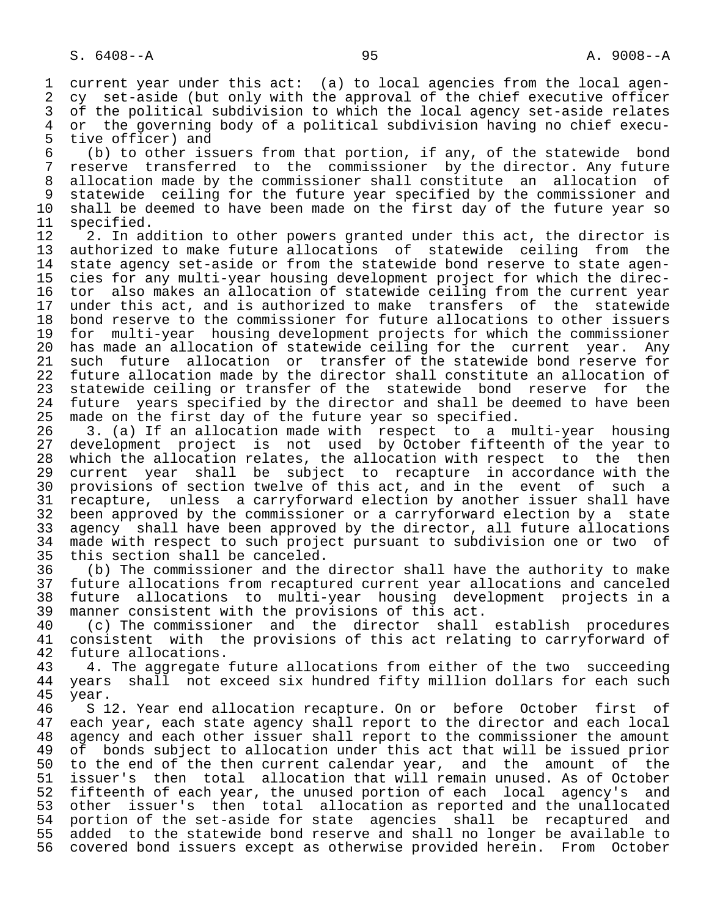current year under this act: (a) to local agencies from the local agency set-aside (but only with the approval of the chief executive officer of the political subdivision to which the local agency set-aside relates or the governing body of a political subdivision having no chief executive officer) and

(b) to other issuers from that portion, if any, of the statewide bond reserve transferred to the commissioner by the director. Any future allocation made by the commissioner shall constitute an allocation of statewide ceiling for the future year specified by the commissioner and shall be deemed to have been made on the first day of the future year so specified.

2. In addition to other powers granted under this act, the director is authorized to make future allocations of statewide ceiling from the state agency set-aside or from the statewide bond reserve to state agencies for any multi-year housing development project for which the director also makes an allocation of statewide ceiling from the current year under this act, and is authorized to make transfers of the statewide bond reserve to the commissioner for future allocations to other issuers for multi-year housing development projects for which the commissioner has made an allocation of statewide ceiling for the current year. Any such future allocation or transfer of the statewide bond reserve for future allocation made by the director shall constitute an allocation of statewide ceiling or transfer of the statewide bond reserve for the future years specified by the director and shall be deemed to have been made on the first day of the future year so specified.

3. (a) If an allocation made with respect to a multi-year housing development project is not used by October fifteenth of the year to which the allocation relates, the allocation with respect to the then current year shall be subject to recapture in accordance with the provisions of section twelve of this act, and in the event of such a recapture, unless a carryforward election by another issuer shall have been approved by the commissioner or a carryforward election by a state agency shall have been approved by the director, all future allocations made with respect to such project pursuant to subdivision one or two of this section shall be canceled.

(b) The commissioner and the director shall have the authority to make future allocations from recaptured current year allocations and canceled future allocations to multi-year housing development projects in a manner consistent with the provisions of this act.

(c) The commissioner and the director shall establish procedures consistent with the provisions of this act relating to carryforward of future allocations.

4. The aggregate future allocations from either of the two succeeding years shall not exceed six hundred fifty million dollars for each such year.

S 12. Year end allocation recapture. On or before October first of each year, each state agency shall report to the director and each local agency and each other issuer shall report to the commissioner the amount of bonds subject to allocation under this act that will be issued prior to the end of the then current calendar year, and the amount of the issuer's then total allocation that will remain unused. As of October fifteenth of each year, the unused portion of each local agency's and other issuer's then total allocation as reported and the unallocated portion of the set-aside for state agencies shall be recaptured and added to the statewide bond reserve and shall no longer be available to covered bond issuers except as otherwise provided herein. From October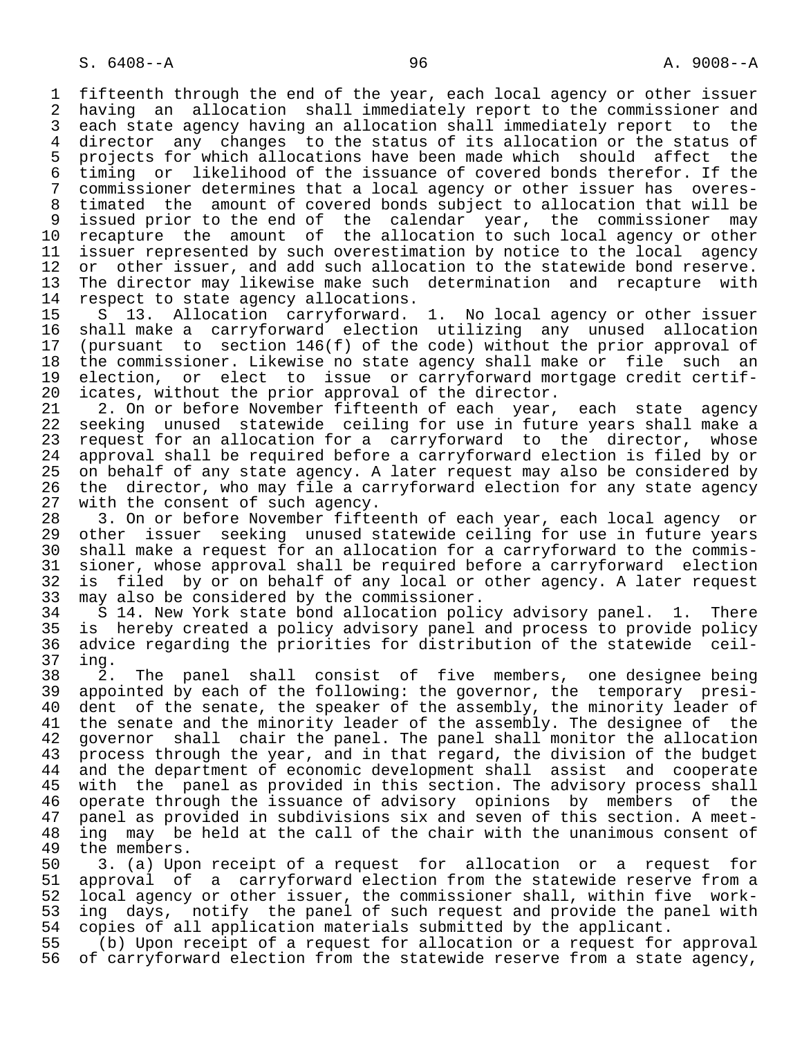fifteenth through the end of the year, each local agency or other issuer having an allocation shall immediately report to the commissioner and each state agency having an allocation shall immediately report to the director any changes to the status of its allocation or the status of projects for which allocations have been made which should affect the timing or likelihood of the issuance of covered bonds therefor. If the commissioner determines that a local agency or other issuer has overestimated the amount of covered bonds subject to allocation that will be issued prior to the end of the calendar year, the commissioner may recapture the amount of the allocation to such local agency or other issuer represented by such overestimation by notice to the local agency or other issuer, and add such allocation to the statewide bond reserve. The director may likewise make such determination and recapture with respect to state agency allocations.

S 13. Allocation carryforward. 1. No local agency or other issuer shall make a carryforward election utilizing any unused allocation (pursuant to section 146(f) of the code) without the prior approval of the commissioner. Likewise no state agency shall make or file such an election, or elect to issue or carryforward mortgage credit certificates, without the prior approval of the director.

2. On or before November fifteenth of each year, each state agency seeking unused statewide ceiling for use in future years shall make a request for an allocation for a carryforward to the director, whose approval shall be required before a carryforward election is filed by or on behalf of any state agency. A later request may also be considered by the director, who may file a carryforward election for any state agency with the consent of such agency.

3. On or before November fifteenth of each year, each local agency or other issuer seeking unused statewide ceiling for use in future years shall make a request for an allocation for a carryforward to the commissioner, whose approval shall be required before a carryforward election is filed by or on behalf of any local or other agency. A later request may also be considered by the commissioner.

S 14. New York state bond allocation policy advisory panel. 1. There is hereby created a policy advisory panel and process to provide policy advice regarding the priorities for distribution of the statewide ceiling.

2. The panel shall consist of five members, one designee being appointed by each of the following: the governor, the temporary president of the senate, the speaker of the assembly, the minority leader of the senate and the minority leader of the assembly. The designee of the governor shall chair the panel. The panel shall monitor the allocation process through the year, and in that regard, the division of the budget and the department of economic development shall assist and cooperate with the panel as provided in this section. The advisory process shall operate through the issuance of advisory opinions by members of the panel as provided in subdivisions six and seven of this section. A meeting may be held at the call of the chair with the unanimous consent of the members.

3. (a) Upon receipt of a request for allocation or a request for approval of a carryforward election from the statewide reserve from a local agency or other issuer, the commissioner shall, within five working days, notify the panel of such request and provide the panel with copies of all application materials submitted by the applicant.

(b) Upon receipt of a request for allocation or a request for approval of carryforward election from the statewide reserve from a state agency,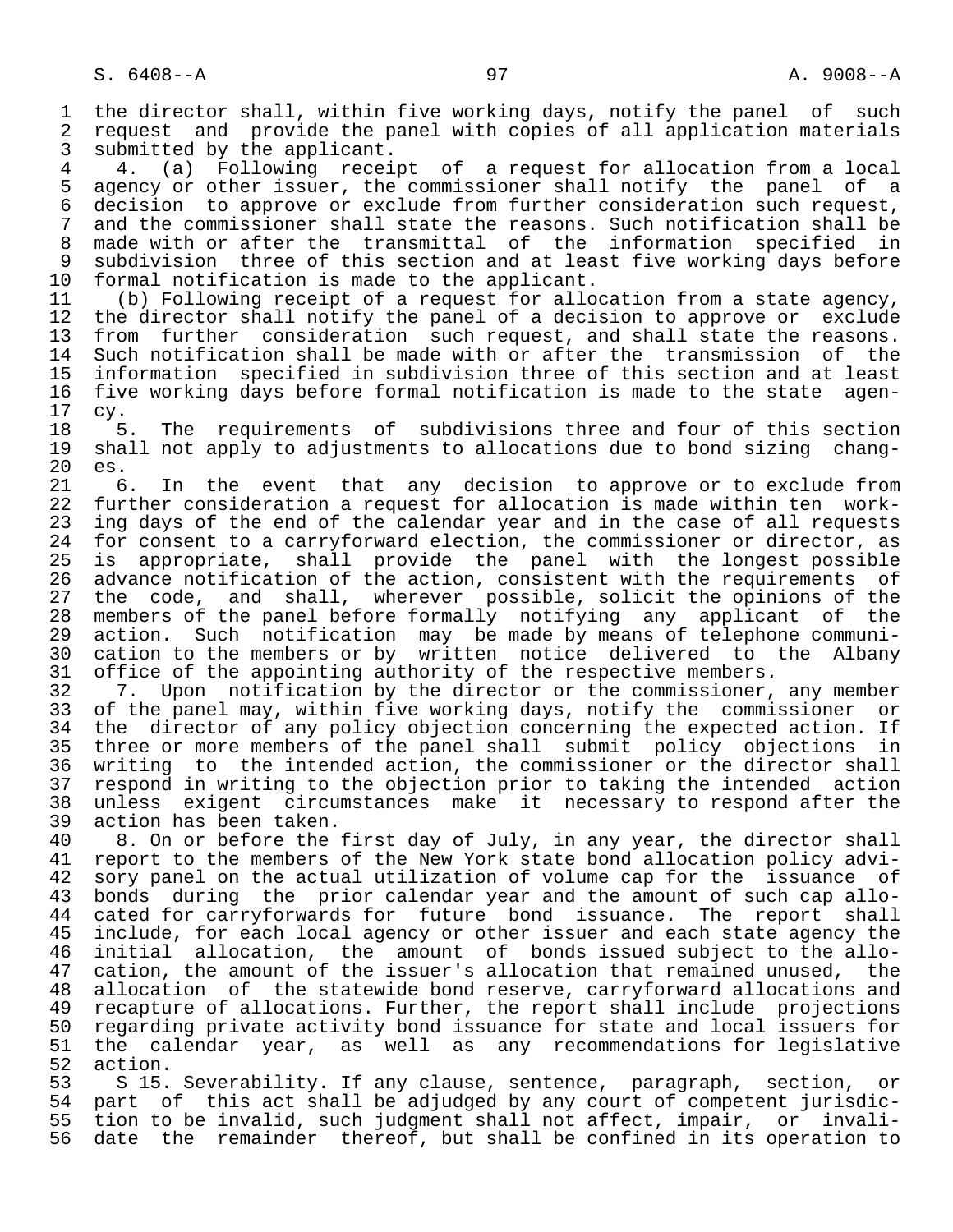the director shall, within five working days, notify the panel of such request and provide the panel with copies of all application materials submitted by the applicant.

4. (a) Following receipt of a request for allocation from a local agency or other issuer, the commissioner shall notify the panel of a decision to approve or exclude from further consideration such request, and the commissioner shall state the reasons. Such notification shall be made with or after the transmittal of the information specified in subdivision three of this section and at least five working days before formal notification is made to the applicant.

(b) Following receipt of a request for allocation from a state agency, the director shall notify the panel of a decision to approve or exclude from further consideration such request, and shall state the reasons. Such notification shall be made with or after the transmission of the information specified in subdivision three of this section and at least five working days before formal notification is made to the state agency.

5. The requirements of subdivisions three and four of this section shall not apply to adjustments to allocations due to bond sizing changes.

6. In the event that any decision to approve or to exclude from further consideration a request for allocation is made within ten working days of the end of the calendar year and in the case of all requests for consent to a carryforward election, the commissioner or director, as is appropriate, shall provide the panel with the longest possible advance notification of the action, consistent with the requirements of the code, and shall, wherever possible, solicit the opinions of the members of the panel before formally notifying any applicant of the action. Such notification may be made by means of telephone communication to the members or by written notice delivered to the Albany office of the appointing authority of the respective members.

7. Upon notification by the director or the commissioner, any member of the panel may, within five working days, notify the commissioner or the director of any policy objection concerning the expected action. If three or more members of the panel shall submit policy objections in writing to the intended action, the commissioner or the director shall respond in writing to the objection prior to taking the intended action unless exigent circumstances make it necessary to respond after the action has been taken.

8. On or before the first day of July, in any year, the director shall report to the members of the New York state bond allocation policy advisory panel on the actual utilization of volume cap for the issuance of bonds during the prior calendar year and the amount of such cap allocated for carryforwards for future bond issuance. The report shall include, for each local agency or other issuer and each state agency the initial allocation, the amount of bonds issued subject to the allocation, the amount of the issuer's allocation that remained unused, the allocation of the statewide bond reserve, carryforward allocations and recapture of allocations. Further, the report shall include projections regarding private activity bond issuance for state and local issuers for the calendar year, as well as any recommendations for legislative action.

S 15. Severability. If any clause, sentence, paragraph, section, or part of this act shall be adjudged by any court of competent jurisdiction to be invalid, such judgment shall not affect, impair, or invalidate the remainder thereof, but shall be confined in its operation to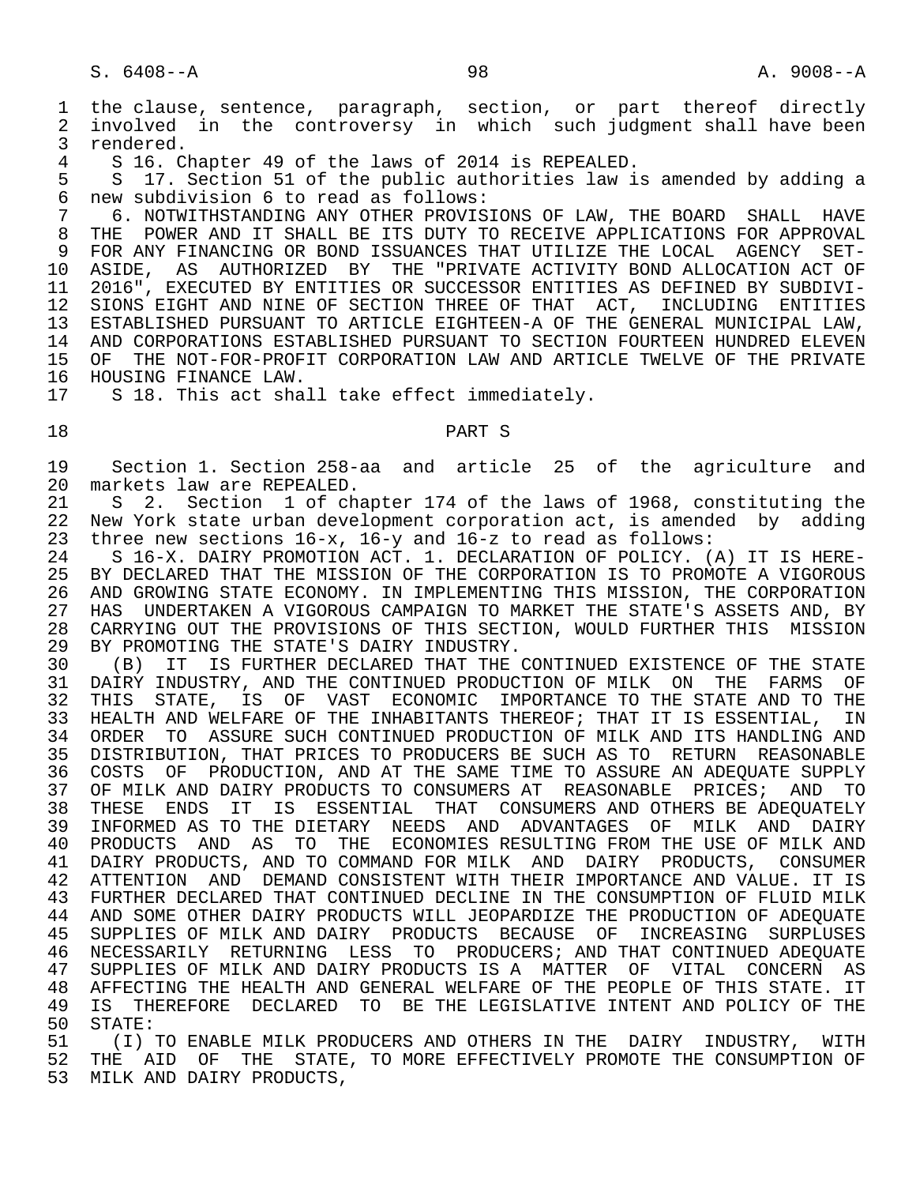the clause, sentence, paragraph, section, or part thereof directly involved in the controversy in which such judgment shall have been rendered.

S 16. Chapter 49 of the laws of 2014 is REPEALED.

S 17. Section 51 of the public authorities law is amended by adding a new subdivision 6 to read as follows:

6. NOTWITHSTANDING ANY OTHER PROVISIONS OF LAW, THE BOARD SHALL HAVE THE POWER AND IT SHALL BE ITS DUTY TO RECEIVE APPLICATIONS FOR APPROVAL FOR ANY FINANCING OR BOND ISSUANCES THAT UTILIZE THE LOCAL AGENCY SET-ASIDE, AS AUTHORIZED BY THE "PRIVATE ACTIVITY BOND ALLOCATION ACT OF 2016", EXECUTED BY ENTITIES OR SUCCESSOR ENTITIES AS DEFINED BY SUBDIVISIONS EIGHT AND NINE OF SECTION THREE OF THAT ACT, INCLUDING ENTITIES ESTABLISHED PURSUANT TO ARTICLE EIGHTEEN-A OF THE GENERAL MUNICIPAL LAW, AND CORPORATIONS ESTABLISHED PURSUANT TO SECTION FOURTEEN HUNDRED ELEVEN OF THE NOT-FOR-PROFIT CORPORATION LAW AND ARTICLE TWELVE OF THE PRIVATE HOUSING FINANCE LAW.

S 18. This act shall take effect immediately.

PART S

Section 1. Section 258-aa and article 25 of the agriculture and markets law are REPEALED.

S 2. Section 1 of chapter 174 of the laws of 1968, constituting the New York state urban development corporation act, is amended by adding three new sections 16-x, 16-y and 16-z to read as follows:

S 16-X. DAIRY PROMOTION ACT. 1. DECLARATION OF POLICY. (A) IT IS HEREBY DECLARED THAT THE MISSION OF THE CORPORATION IS TO PROMOTE A VIGOROUS AND GROWING STATE ECONOMY. IN IMPLEMENTING THIS MISSION, THE CORPORATION HAS UNDERTAKEN A VIGOROUS CAMPAIGN TO MARKET THE STATE'S ASSETS AND, BY CARRYING OUT THE PROVISIONS OF THIS SECTION, WOULD FURTHER THIS MISSION BY PROMOTING THE STATE'S DAIRY INDUSTRY.

(B) IT IS FURTHER DECLARED THAT THE CONTINUED EXISTENCE OF THE STATE DAIRY INDUSTRY, AND THE CONTINUED PRODUCTION OF MILK ON THE FARMS OF THIS STATE, IS OF VAST ECONOMIC IMPORTANCE TO THE STATE AND TO THE HEALTH AND WELFARE OF THE INHABITANTS THEREOF; THAT IT IS ESSENTIAL, IN ORDER TO ASSURE SUCH CONTINUED PRODUCTION OF MILK AND ITS HANDLING AND DISTRIBUTION, THAT PRICES TO PRODUCERS BE SUCH AS TO RETURN REASONABLE COSTS OF PRODUCTION, AND AT THE SAME TIME TO ASSURE AN ADEQUATE SUPPLY OF MILK AND DAIRY PRODUCTS TO CONSUMERS AT REASONABLE PRICES; AND TO THESE ENDS IT IS ESSENTIAL THAT CONSUMERS AND OTHERS BE ADEQUATELY INFORMED AS TO THE DIETARY NEEDS AND ADVANTAGES OF MILK AND DAIRY PRODUCTS AND AS TO THE ECONOMIES RESULTING FROM THE USE OF MILK AND DAIRY PRODUCTS, AND TO COMMAND FOR MILK AND DAIRY PRODUCTS, CONSUMER ATTENTION AND DEMAND CONSISTENT WITH THEIR IMPORTANCE AND VALUE. IT IS FURTHER DECLARED THAT CONTINUED DECLINE IN THE CONSUMPTION OF FLUID MILK AND SOME OTHER DAIRY PRODUCTS WILL JEOPARDIZE THE PRODUCTION OF ADEQUATE SUPPLIES OF MILK AND DAIRY PRODUCTS BECAUSE OF INCREASING SURPLUSES NECESSARILY RETURNING LESS TO PRODUCERS; AND THAT CONTINUED ADEQUATE SUPPLIES OF MILK AND DAIRY PRODUCTS IS A MATTER OF VITAL CONCERN AS AFFECTING THE HEALTH AND GENERAL WELFARE OF THE PEOPLE OF THIS STATE. IT IS THEREFORE DECLARED TO BE THE LEGISLATIVE INTENT AND POLICY OF THE STATE:

(I) TO ENABLE MILK PRODUCERS AND OTHERS IN THE DAIRY INDUSTRY, WITH THE AID OF THE STATE, TO MORE EFFECTIVELY PROMOTE THE CONSUMPTION OF MILK AND DAIRY PRODUCTS,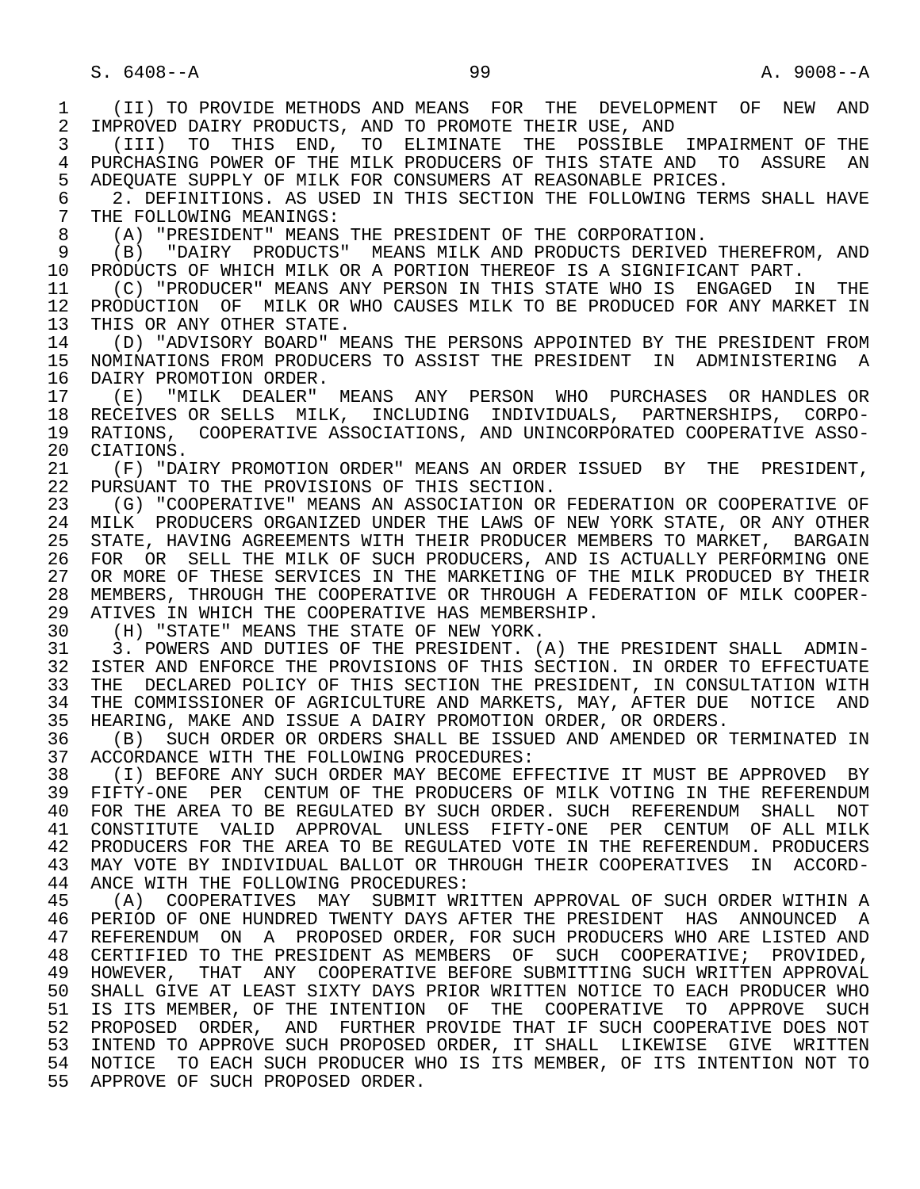(II) TO PROVIDE METHODS AND MEANS FOR THE DEVELOPMENT OF NEW AND IMPROVED DAIRY PRODUCTS, AND TO PROMOTE THEIR USE, AND

(III) TO THIS END, TO ELIMINATE THE POSSIBLE IMPAIRMENT OF THE PURCHASING POWER OF THE MILK PRODUCERS OF THIS STATE AND TO ASSURE AN ADEQUATE SUPPLY OF MILK FOR CONSUMERS AT REASONABLE PRICES.

2. DEFINITIONS. AS USED IN THIS SECTION THE FOLLOWING TERMS SHALL HAVE THE FOLLOWING MEANINGS:

(A) "PRESIDENT" MEANS THE PRESIDENT OF THE CORPORATION.

(B) "DAIRY PRODUCTS" MEANS MILK AND PRODUCTS DERIVED THEREFROM, AND PRODUCTS OF WHICH MILK OR A PORTION THEREOF IS A SIGNIFICANT PART.

(C) "PRODUCER" MEANS ANY PERSON IN THIS STATE WHO IS ENGAGED IN THE PRODUCTION OF MILK OR WHO CAUSES MILK TO BE PRODUCED FOR ANY MARKET IN THIS OR ANY OTHER STATE.

(D) "ADVISORY BOARD" MEANS THE PERSONS APPOINTED BY THE PRESIDENT FROM NOMINATIONS FROM PRODUCERS TO ASSIST THE PRESIDENT IN ADMINISTERING A DAIRY PROMOTION ORDER.

(E) "MILK DEALER" MEANS ANY PERSON WHO PURCHASES OR HANDLES OR RECEIVES OR SELLS MILK, INCLUDING INDIVIDUALS, PARTNERSHIPS, CORPORATIONS, COOPERATIVE ASSOCIATIONS, AND UNINCORPORATED COOPERATIVE ASSOCIATIONS.

(F) "DAIRY PROMOTION ORDER" MEANS AN ORDER ISSUED BY THE PRESIDENT, PURSUANT TO THE PROVISIONS OF THIS SECTION.

(G) "COOPERATIVE" MEANS AN ASSOCIATION OR FEDERATION OR COOPERATIVE OF MILK PRODUCERS ORGANIZED UNDER THE LAWS OF NEW YORK STATE, OR ANY OTHER STATE, HAVING AGREEMENTS WITH THEIR PRODUCER MEMBERS TO MARKET, BARGAIN FOR OR SELL THE MILK OF SUCH PRODUCERS, AND IS ACTUALLY PERFORMING ONE OR MORE OF THESE SERVICES IN THE MARKETING OF THE MILK PRODUCED BY THEIR MEMBERS, THROUGH THE COOPERATIVE OR THROUGH A FEDERATION OF MILK COOPERATIVES IN WHICH THE COOPERATIVE HAS MEMBERSHIP.

(H) "STATE" MEANS THE STATE OF NEW YORK.

3. POWERS AND DUTIES OF THE PRESIDENT. (A) THE PRESIDENT SHALL ADMINISTER AND ENFORCE THE PROVISIONS OF THIS SECTION. IN ORDER TO EFFECTUATE THE DECLARED POLICY OF THIS SECTION THE PRESIDENT, IN CONSULTATION WITH THE COMMISSIONER OF AGRICULTURE AND MARKETS, MAY, AFTER DUE NOTICE AND HEARING, MAKE AND ISSUE A DAIRY PROMOTION ORDER, OR ORDERS.

(B) SUCH ORDER OR ORDERS SHALL BE ISSUED AND AMENDED OR TERMINATED IN ACCORDANCE WITH THE FOLLOWING PROCEDURES:

(I) BEFORE ANY SUCH ORDER MAY BECOME EFFECTIVE IT MUST BE APPROVED BY FIFTY-ONE PER CENTUM OF THE PRODUCERS OF MILK VOTING IN THE REFERENDUM FOR THE AREA TO BE REGULATED BY SUCH ORDER. SUCH REFERENDUM SHALL NOT CONSTITUTE VALID APPROVAL UNLESS FIFTY-ONE PER CENTUM OF ALL MILK PRODUCERS FOR THE AREA TO BE REGULATED VOTE IN THE REFERENDUM. PRODUCERS MAY VOTE BY INDIVIDUAL BALLOT OR THROUGH THEIR COOPERATIVES IN ACCORDANCE WITH THE FOLLOWING PROCEDURES:

(A) COOPERATIVES MAY SUBMIT WRITTEN APPROVAL OF SUCH ORDER WITHIN A PERIOD OF ONE HUNDRED TWENTY DAYS AFTER THE PRESIDENT HAS ANNOUNCED A REFERENDUM ON A PROPOSED ORDER, FOR SUCH PRODUCERS WHO ARE LISTED AND CERTIFIED TO THE PRESIDENT AS MEMBERS OF SUCH COOPERATIVE; PROVIDED, HOWEVER, THAT ANY COOPERATIVE BEFORE SUBMITTING SUCH WRITTEN APPROVAL SHALL GIVE AT LEAST SIXTY DAYS PRIOR WRITTEN NOTICE TO EACH PRODUCER WHO IS ITS MEMBER, OF THE INTENTION OF THE COOPERATIVE TO APPROVE SUCH PROPOSED ORDER, AND FURTHER PROVIDE THAT IF SUCH COOPERATIVE DOES NOT INTEND TO APPROVE SUCH PROPOSED ORDER, IT SHALL LIKEWISE GIVE WRITTEN NOTICE TO EACH SUCH PRODUCER WHO IS ITS MEMBER, OF ITS INTENTION NOT TO APPROVE OF SUCH PROPOSED ORDER.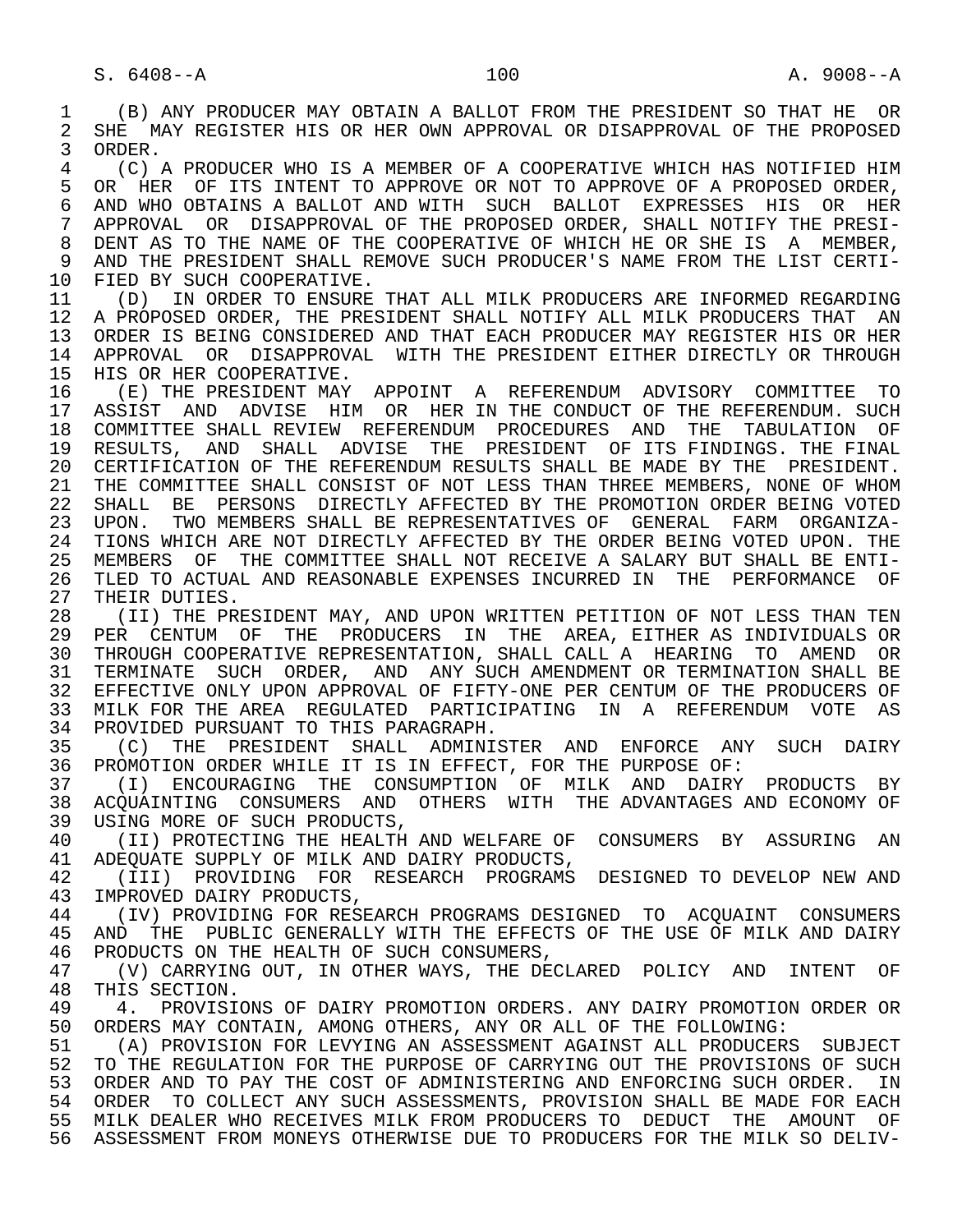(B) ANY PRODUCER MAY OBTAIN A BALLOT FROM THE PRESIDENT SO THAT HE OR SHE MAY REGISTER HIS OR HER OWN APPROVAL OR DISAPPROVAL OF THE PROPOSED ORDER.

(C) A PRODUCER WHO IS A MEMBER OF A COOPERATIVE WHICH HAS NOTIFIED HIM OR HER OF ITS INTENT TO APPROVE OR NOT TO APPROVE OF A PROPOSED ORDER, AND WHO OBTAINS A BALLOT AND WITH SUCH BALLOT EXPRESSES HIS OR HER APPROVAL OR DISAPPROVAL OF THE PROPOSED ORDER, SHALL NOTIFY THE PRESIDENT AS TO THE NAME OF THE COOPERATIVE OF WHICH HE OR SHE IS A MEMBER, AND THE PRESIDENT SHALL REMOVE SUCH PRODUCER'S NAME FROM THE LIST CERTIFIED BY SUCH COOPERATIVE.

(D) IN ORDER TO ENSURE THAT ALL MILK PRODUCERS ARE INFORMED REGARDING A PROPOSED ORDER, THE PRESIDENT SHALL NOTIFY ALL MILK PRODUCERS THAT AN ORDER IS BEING CONSIDERED AND THAT EACH PRODUCER MAY REGISTER HIS OR HER APPROVAL OR DISAPPROVAL WITH THE PRESIDENT EITHER DIRECTLY OR THROUGH HIS OR HER COOPERATIVE.

(E) THE PRESIDENT MAY APPOINT A REFERENDUM ADVISORY COMMITTEE TO ASSIST AND ADVISE HIM OR HER IN THE CONDUCT OF THE REFERENDUM. SUCH COMMITTEE SHALL REVIEW REFERENDUM PROCEDURES AND THE TABULATION OF RESULTS, AND SHALL ADVISE THE PRESIDENT OF ITS FINDINGS. THE FINAL CERTIFICATION OF THE REFERENDUM RESULTS SHALL BE MADE BY THE PRESIDENT. THE COMMITTEE SHALL CONSIST OF NOT LESS THAN THREE MEMBERS, NONE OF WHOM SHALL BE PERSONS DIRECTLY AFFECTED BY THE PROMOTION ORDER BEING VOTED UPON. TWO MEMBERS SHALL BE REPRESENTATIVES OF GENERAL FARM ORGANIZATIONS WHICH ARE NOT DIRECTLY AFFECTED BY THE ORDER BEING VOTED UPON. THE MEMBERS OF THE COMMITTEE SHALL NOT RECEIVE A SALARY BUT SHALL BE ENTITLED TO ACTUAL AND REASONABLE EXPENSES INCURRED IN THE PERFORMANCE OF THEIR DUTIES.

(II) THE PRESIDENT MAY, AND UPON WRITTEN PETITION OF NOT LESS THAN TEN PER CENTUM OF THE PRODUCERS IN THE AREA, EITHER AS INDIVIDUALS OR THROUGH COOPERATIVE REPRESENTATION, SHALL CALL A HEARING TO AMEND OR TERMINATE SUCH ORDER, AND ANY SUCH AMENDMENT OR TERMINATION SHALL BE EFFECTIVE ONLY UPON APPROVAL OF FIFTY-ONE PER CENTUM OF THE PRODUCERS OF MILK FOR THE AREA REGULATED PARTICIPATING IN A REFERENDUM VOTE AS PROVIDED PURSUANT TO THIS PARAGRAPH.

(C) THE PRESIDENT SHALL ADMINISTER AND ENFORCE ANY SUCH DAIRY PROMOTION ORDER WHILE IT IS IN EFFECT, FOR THE PURPOSE OF:

(I) ENCOURAGING THE CONSUMPTION OF MILK AND DAIRY PRODUCTS BY ACQUAINTING CONSUMERS AND OTHERS WITH THE ADVANTAGES AND ECONOMY OF USING MORE OF SUCH PRODUCTS,

(II) PROTECTING THE HEALTH AND WELFARE OF CONSUMERS BY ASSURING AN ADEQUATE SUPPLY OF MILK AND DAIRY PRODUCTS,

(III) PROVIDING FOR RESEARCH PROGRAMS DESIGNED TO DEVELOP NEW AND IMPROVED DAIRY PRODUCTS,

(IV) PROVIDING FOR RESEARCH PROGRAMS DESIGNED TO ACQUAINT CONSUMERS AND THE PUBLIC GENERALLY WITH THE EFFECTS OF THE USE OF MILK AND DAIRY PRODUCTS ON THE HEALTH OF SUCH CONSUMERS,

(V) CARRYING OUT, IN OTHER WAYS, THE DECLARED POLICY AND INTENT OF THIS SECTION.

4. PROVISIONS OF DAIRY PROMOTION ORDERS. ANY DAIRY PROMOTION ORDER OR ORDERS MAY CONTAIN, AMONG OTHERS, ANY OR ALL OF THE FOLLOWING:

(A) PROVISION FOR LEVYING AN ASSESSMENT AGAINST ALL PRODUCERS SUBJECT TO THE REGULATION FOR THE PURPOSE OF CARRYING OUT THE PROVISIONS OF SUCH ORDER AND TO PAY THE COST OF ADMINISTERING AND ENFORCING SUCH ORDER. IN ORDER TO COLLECT ANY SUCH ASSESSMENTS, PROVISION SHALL BE MADE FOR EACH MILK DEALER WHO RECEIVES MILK FROM PRODUCERS TO DEDUCT THE AMOUNT OF ASSESSMENT FROM MONEYS OTHERWISE DUE TO PRODUCERS FOR THE MILK SO DELIV-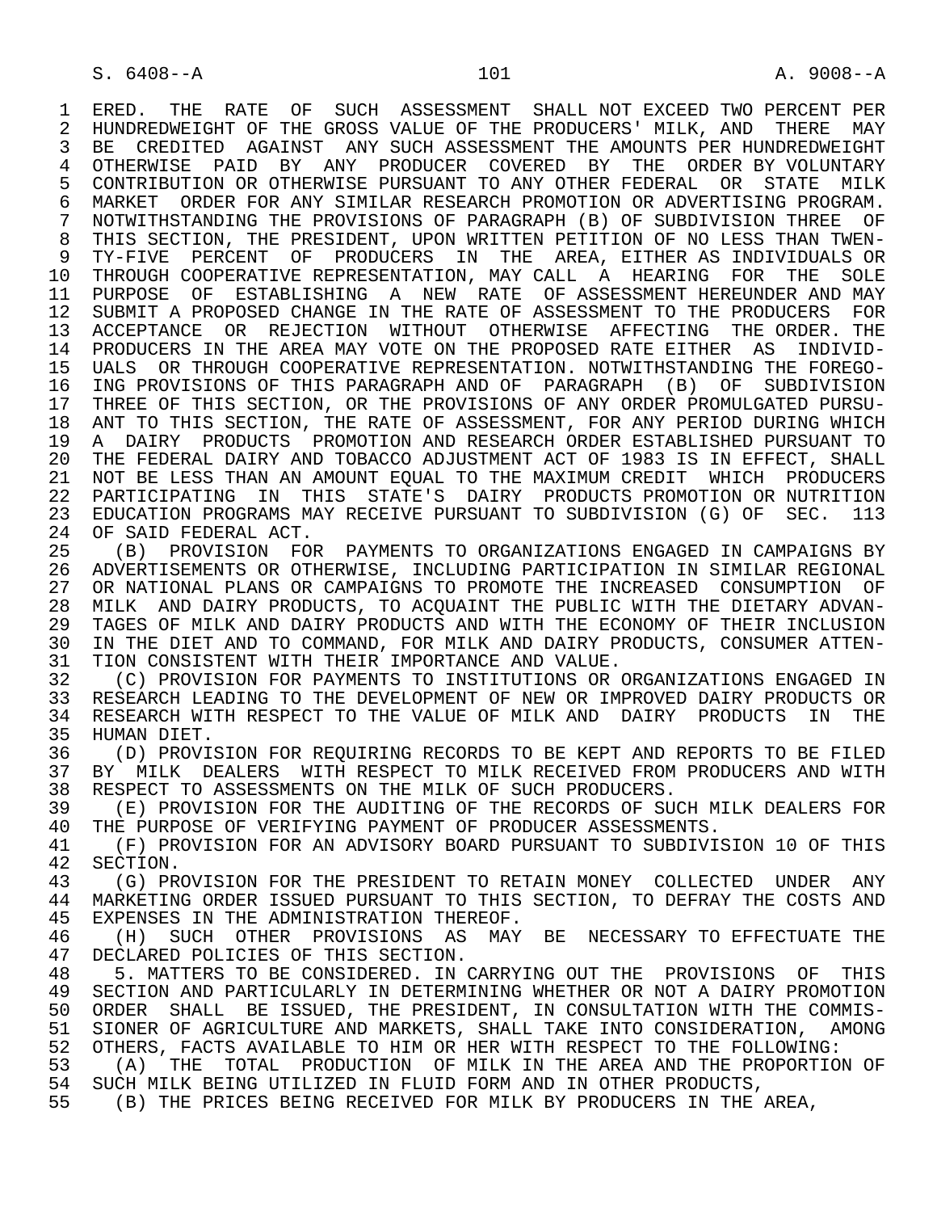ERED. THE RATE OF SUCH ASSESSMENT SHALL NOT EXCEED TWO PERCENT PER HUNDREDWEIGHT OF THE GROSS VALUE OF THE PRODUCERS' MILK, AND THERE MAY BE CREDITED AGAINST ANY SUCH ASSESSMENT THE AMOUNTS PER HUNDREDWEIGHT OTHERWISE PAID BY ANY PRODUCER COVERED BY THE ORDER BY VOLUNTARY CONTRIBUTION OR OTHERWISE PURSUANT TO ANY OTHER FEDERAL OR STATE MILK MARKET ORDER FOR ANY SIMILAR RESEARCH PROMOTION OR ADVERTISING PROGRAM. NOTWITHSTANDING THE PROVISIONS OF PARAGRAPH (B) OF SUBDIVISION THREE OF THIS SECTION, THE PRESIDENT, UPON WRITTEN PETITION OF NO LESS THAN TWENTY-FIVE PERCENT OF PRODUCERS IN THE AREA, EITHER AS INDIVIDUALS OR THROUGH COOPERATIVE REPRESENTATION, MAY CALL A HEARING FOR THE SOLE PURPOSE OF ESTABLISHING A NEW RATE OF ASSESSMENT HEREUNDER AND MAY SUBMIT A PROPOSED CHANGE IN THE RATE OF ASSESSMENT TO THE PRODUCERS FOR ACCEPTANCE OR REJECTION WITHOUT OTHERWISE AFFECTING THE ORDER. THE PRODUCERS IN THE AREA MAY VOTE ON THE PROPOSED RATE EITHER AS INDIVIDUALS OR THROUGH COOPERATIVE REPRESENTATION. NOTWITHSTANDING THE FOREGOING PROVISIONS OF THIS PARAGRAPH AND OF PARAGRAPH (B) OF SUBDIVISION THREE OF THIS SECTION, OR THE PROVISIONS OF ANY ORDER PROMULGATED PURSUANT TO THIS SECTION, THE RATE OF ASSESSMENT, FOR ANY PERIOD DURING WHICH A DAIRY PRODUCTS PROMOTION AND RESEARCH ORDER ESTABLISHED PURSUANT TO THE FEDERAL DAIRY AND TOBACCO ADJUSTMENT ACT OF 1983 IS IN EFFECT, SHALL NOT BE LESS THAN AN AMOUNT EQUAL TO THE MAXIMUM CREDIT WHICH PRODUCERS PARTICIPATING IN THIS STATE'S DAIRY PRODUCTS PROMOTION OR NUTRITION EDUCATION PROGRAMS MAY RECEIVE PURSUANT TO SUBDIVISION (G) OF SEC. 113 OF SAID FEDERAL ACT.

(B) PROVISION FOR PAYMENTS TO ORGANIZATIONS ENGAGED IN CAMPAIGNS BY ADVERTISEMENTS OR OTHERWISE, INCLUDING PARTICIPATION IN SIMILAR REGIONAL OR NATIONAL PLANS OR CAMPAIGNS TO PROMOTE THE INCREASED CONSUMPTION OF MILK AND DAIRY PRODUCTS, TO ACQUAINT THE PUBLIC WITH THE DIETARY ADVANTAGES OF MILK AND DAIRY PRODUCTS AND WITH THE ECONOMY OF THEIR INCLUSION IN THE DIET AND TO COMMAND, FOR MILK AND DAIRY PRODUCTS, CONSUMER ATTENTION CONSISTENT WITH THEIR IMPORTANCE AND VALUE.

(C) PROVISION FOR PAYMENTS TO INSTITUTIONS OR ORGANIZATIONS ENGAGED IN RESEARCH LEADING TO THE DEVELOPMENT OF NEW OR IMPROVED DAIRY PRODUCTS OR RESEARCH WITH RESPECT TO THE VALUE OF MILK AND DAIRY PRODUCTS IN THE HUMAN DIET.

(D) PROVISION FOR REQUIRING RECORDS TO BE KEPT AND REPORTS TO BE FILED BY MILK DEALERS WITH RESPECT TO MILK RECEIVED FROM PRODUCERS AND WITH RESPECT TO ASSESSMENTS ON THE MILK OF SUCH PRODUCERS.

(E) PROVISION FOR THE AUDITING OF THE RECORDS OF SUCH MILK DEALERS FOR THE PURPOSE OF VERIFYING PAYMENT OF PRODUCER ASSESSMENTS.

(F) PROVISION FOR AN ADVISORY BOARD PURSUANT TO SUBDIVISION 10 OF THIS SECTION.

(G) PROVISION FOR THE PRESIDENT TO RETAIN MONEY COLLECTED UNDER ANY MARKETING ORDER ISSUED PURSUANT TO THIS SECTION, TO DEFRAY THE COSTS AND EXPENSES IN THE ADMINISTRATION THEREOF.

(H) SUCH OTHER PROVISIONS AS MAY BE NECESSARY TO EFFECTUATE THE DECLARED POLICIES OF THIS SECTION.

5. MATTERS TO BE CONSIDERED. IN CARRYING OUT THE PROVISIONS OF THIS SECTION AND PARTICULARLY IN DETERMINING WHETHER OR NOT A DAIRY PROMOTION ORDER SHALL BE ISSUED, THE PRESIDENT, IN CONSULTATION WITH THE COMMISSIONER OF AGRICULTURE AND MARKETS, SHALL TAKE INTO CONSIDERATION, AMONG OTHERS, FACTS AVAILABLE TO HIM OR HER WITH RESPECT TO THE FOLLOWING:

(A) THE TOTAL PRODUCTION OF MILK IN THE AREA AND THE PROPORTION OF SUCH MILK BEING UTILIZED IN FLUID FORM AND IN OTHER PRODUCTS,

(B) THE PRICES BEING RECEIVED FOR MILK BY PRODUCERS IN THE AREA,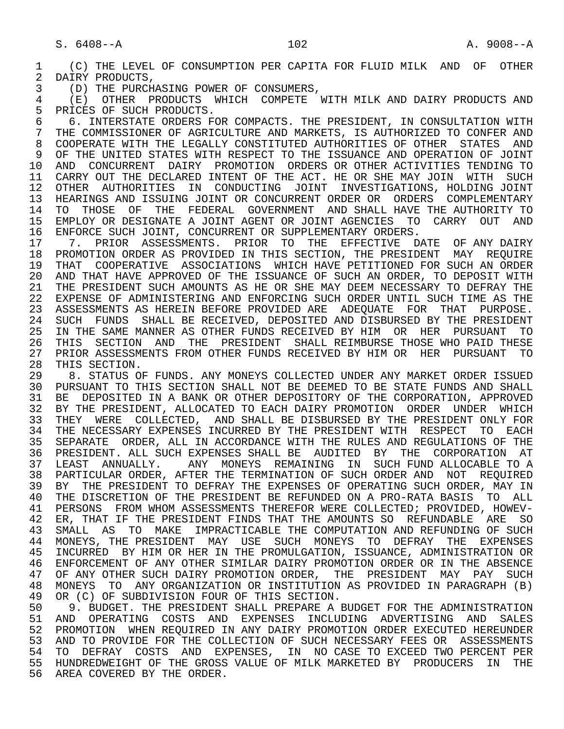(C) THE LEVEL OF CONSUMPTION PER CAPITA FOR FLUID MILK AND OF OTHER DAIRY PRODUCTS,

(D) THE PURCHASING POWER OF CONSUMERS,

(E) OTHER PRODUCTS WHICH COMPETE WITH MILK AND DAIRY PRODUCTS AND PRICES OF SUCH PRODUCTS.

6. INTERSTATE ORDERS FOR COMPACTS. THE PRESIDENT, IN CONSULTATION WITH THE COMMISSIONER OF AGRICULTURE AND MARKETS, IS AUTHORIZED TO CONFER AND COOPERATE WITH THE LEGALLY CONSTITUTED AUTHORITIES OF OTHER STATES AND OF THE UNITED STATES WITH RESPECT TO THE ISSUANCE AND OPERATION OF JOINT AND CONCURRENT DAIRY PROMOTION ORDERS OR OTHER ACTIVITIES TENDING TO CARRY OUT THE DECLARED INTENT OF THE ACT. HE OR SHE MAY JOIN WITH SUCH OTHER AUTHORITIES IN CONDUCTING JOINT INVESTIGATIONS, HOLDING JOINT HEARINGS AND ISSUING JOINT OR CONCURRENT ORDER OR ORDERS COMPLEMENTARY TO THOSE OF THE FEDERAL GOVERNMENT AND SHALL HAVE THE AUTHORITY TO EMPLOY OR DESIGNATE A JOINT AGENT OR JOINT AGENCIES TO CARRY OUT AND ENFORCE SUCH JOINT, CONCURRENT OR SUPPLEMENTARY ORDERS.

7. PRIOR ASSESSMENTS. PRIOR TO THE EFFECTIVE DATE OF ANY DAIRY PROMOTION ORDER AS PROVIDED IN THIS SECTION, THE PRESIDENT MAY REQUIRE THAT COOPERATIVE ASSOCIATIONS WHICH HAVE PETITIONED FOR SUCH AN ORDER AND THAT HAVE APPROVED OF THE ISSUANCE OF SUCH AN ORDER, TO DEPOSIT WITH THE PRESIDENT SUCH AMOUNTS AS HE OR SHE MAY DEEM NECESSARY TO DEFRAY THE EXPENSE OF ADMINISTERING AND ENFORCING SUCH ORDER UNTIL SUCH TIME AS THE ASSESSMENTS AS HEREIN BEFORE PROVIDED ARE ADEQUATE FOR THAT PURPOSE. SUCH FUNDS SHALL BE RECEIVED, DEPOSITED AND DISBURSED BY THE PRESIDENT IN THE SAME MANNER AS OTHER FUNDS RECEIVED BY HIM OR HER PURSUANT TO THIS SECTION AND THE PRESIDENT SHALL REIMBURSE THOSE WHO PAID THESE PRIOR ASSESSMENTS FROM OTHER FUNDS RECEIVED BY HIM OR HER PURSUANT TO THIS SECTION.

8. STATUS OF FUNDS. ANY MONEYS COLLECTED UNDER ANY MARKET ORDER ISSUED PURSUANT TO THIS SECTION SHALL NOT BE DEEMED TO BE STATE FUNDS AND SHALL BE DEPOSITED IN A BANK OR OTHER DEPOSITORY OF THE CORPORATION, APPROVED BY THE PRESIDENT, ALLOCATED TO EACH DAIRY PROMOTION ORDER UNDER WHICH THEY WERE COLLECTED, AND SHALL BE DISBURSED BY THE PRESIDENT ONLY FOR THE NECESSARY EXPENSES INCURRED BY THE PRESIDENT WITH RESPECT TO EACH SEPARATE ORDER, ALL IN ACCORDANCE WITH THE RULES AND REGULATIONS OF THE PRESIDENT. ALL SUCH EXPENSES SHALL BE AUDITED BY THE CORPORATION AT LEAST ANNUALLY. ANY MONEYS REMAINING IN SUCH FUND ALLOCABLE TO A PARTICULAR ORDER, AFTER THE TERMINATION OF SUCH ORDER AND NOT REQUIRED BY THE PRESIDENT TO DEFRAY THE EXPENSES OF OPERATING SUCH ORDER, MAY IN THE DISCRETION OF THE PRESIDENT BE REFUNDED ON A PRO-RATA BASIS TO ALL PERSONS FROM WHOM ASSESSMENTS THEREFOR WERE COLLECTED; PROVIDED, HOWEVER, THAT IF THE PRESIDENT FINDS THAT THE AMOUNTS SO REFUNDABLE ARE SO SMALL AS TO MAKE IMPRACTICABLE THE COMPUTATION AND REFUNDING OF SUCH MONEYS, THE PRESIDENT MAY USE SUCH MONEYS TO DEFRAY THE EXPENSES INCURRED BY HIM OR HER IN THE PROMULGATION, ISSUANCE, ADMINISTRATION OR ENFORCEMENT OF ANY OTHER SIMILAR DAIRY PROMOTION ORDER OR IN THE ABSENCE OF ANY OTHER SUCH DAIRY PROMOTION ORDER, THE PRESIDENT MAY PAY SUCH MONEYS TO ANY ORGANIZATION OR INSTITUTION AS PROVIDED IN PARAGRAPH (B) OR (C) OF SUBDIVISION FOUR OF THIS SECTION.

9. BUDGET. THE PRESIDENT SHALL PREPARE A BUDGET FOR THE ADMINISTRATION AND OPERATING COSTS AND EXPENSES INCLUDING ADVERTISING AND SALES PROMOTION WHEN REQUIRED IN ANY DAIRY PROMOTION ORDER EXECUTED HEREUNDER AND TO PROVIDE FOR THE COLLECTION OF SUCH NECESSARY FEES OR ASSESSMENTS TO DEFRAY COSTS AND EXPENSES, IN NO CASE TO EXCEED TWO PERCENT PER HUNDREDWEIGHT OF THE GROSS VALUE OF MILK MARKETED BY PRODUCERS IN THE AREA COVERED BY THE ORDER.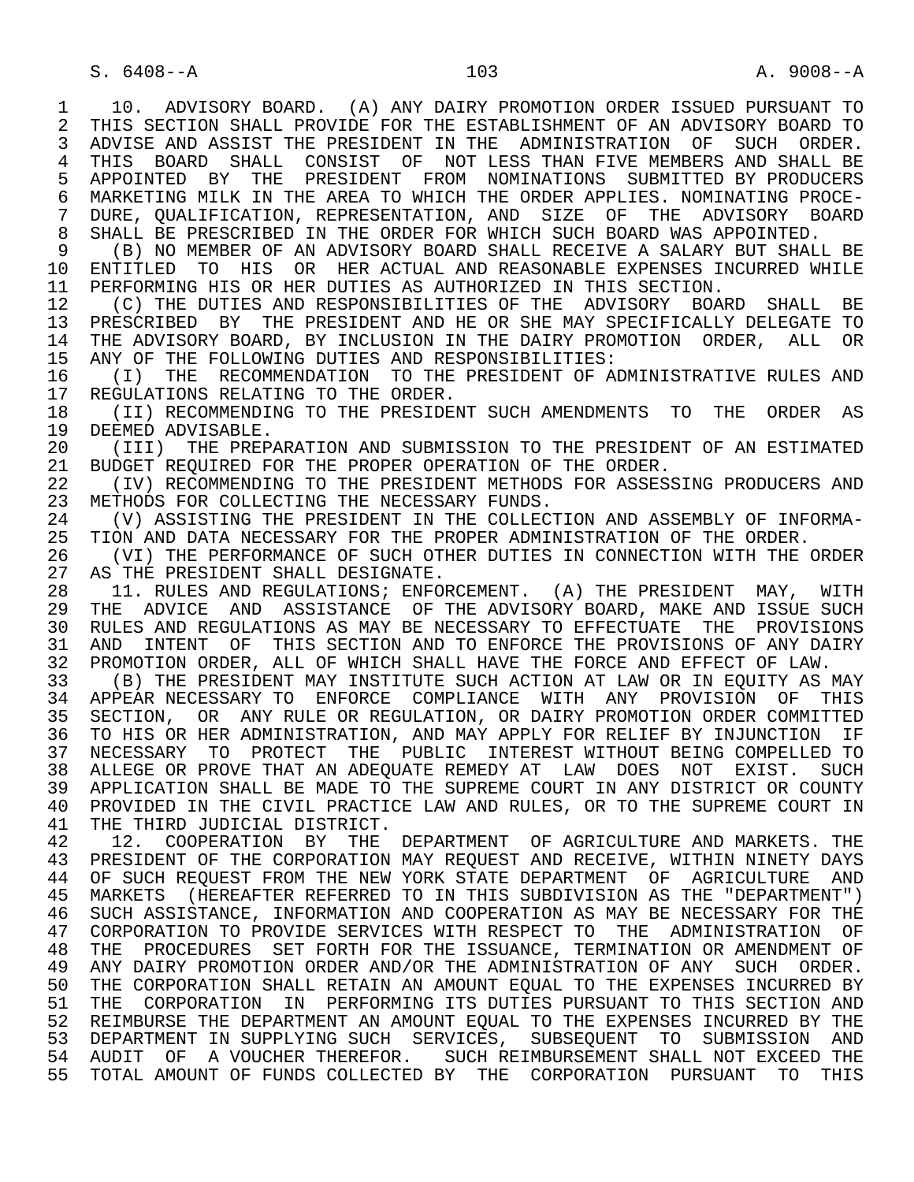10. ADVISORY BOARD. (A) ANY DAIRY PROMOTION ORDER ISSUED PURSUANT TO THIS SECTION SHALL PROVIDE FOR THE ESTABLISHMENT OF AN ADVISORY BOARD TO ADVISE AND ASSIST THE PRESIDENT IN THE ADMINISTRATION OF SUCH ORDER. THIS BOARD SHALL CONSIST OF NOT LESS THAN FIVE MEMBERS AND SHALL BE APPOINTED BY THE PRESIDENT FROM NOMINATIONS SUBMITTED BY PRODUCERS MARKETING MILK IN THE AREA TO WHICH THE ORDER APPLIES. NOMINATING PROCEDURE, QUALIFICATION, REPRESENTATION, AND SIZE OF THE ADVISORY BOARD SHALL BE PRESCRIBED IN THE ORDER FOR WHICH SUCH BOARD WAS APPOINTED.

(B) NO MEMBER OF AN ADVISORY BOARD SHALL RECEIVE A SALARY BUT SHALL BE ENTITLED TO HIS OR HER ACTUAL AND REASONABLE EXPENSES INCURRED WHILE PERFORMING HIS OR HER DUTIES AS AUTHORIZED IN THIS SECTION.

(C) THE DUTIES AND RESPONSIBILITIES OF THE ADVISORY BOARD SHALL BE PRESCRIBED BY THE PRESIDENT AND HE OR SHE MAY SPECIFICALLY DELEGATE TO THE ADVISORY BOARD, BY INCLUSION IN THE DAIRY PROMOTION ORDER, ALL OR ANY OF THE FOLLOWING DUTIES AND RESPONSIBILITIES:

(I) THE RECOMMENDATION TO THE PRESIDENT OF ADMINISTRATIVE RULES AND REGULATIONS RELATING TO THE ORDER.

(II) RECOMMENDING TO THE PRESIDENT SUCH AMENDMENTS TO THE ORDER AS DEEMED ADVISABLE.

(III) THE PREPARATION AND SUBMISSION TO THE PRESIDENT OF AN ESTIMATED BUDGET REQUIRED FOR THE PROPER OPERATION OF THE ORDER.

(IV) RECOMMENDING TO THE PRESIDENT METHODS FOR ASSESSING PRODUCERS AND METHODS FOR COLLECTING THE NECESSARY FUNDS.

(V) ASSISTING THE PRESIDENT IN THE COLLECTION AND ASSEMBLY OF INFORMATION AND DATA NECESSARY FOR THE PROPER ADMINISTRATION OF THE ORDER.

(VI) THE PERFORMANCE OF SUCH OTHER DUTIES IN CONNECTION WITH THE ORDER AS THE PRESIDENT SHALL DESIGNATE.

11. RULES AND REGULATIONS; ENFORCEMENT. (A) THE PRESIDENT MAY, WITH THE ADVICE AND ASSISTANCE OF THE ADVISORY BOARD, MAKE AND ISSUE SUCH RULES AND REGULATIONS AS MAY BE NECESSARY TO EFFECTUATE THE PROVISIONS AND INTENT OF THIS SECTION AND TO ENFORCE THE PROVISIONS OF ANY DAIRY PROMOTION ORDER, ALL OF WHICH SHALL HAVE THE FORCE AND EFFECT OF LAW.

(B) THE PRESIDENT MAY INSTITUTE SUCH ACTION AT LAW OR IN EQUITY AS MAY APPEAR NECESSARY TO ENFORCE COMPLIANCE WITH ANY PROVISION OF THIS SECTION, OR ANY RULE OR REGULATION, OR DAIRY PROMOTION ORDER COMMITTED TO HIS OR HER ADMINISTRATION, AND MAY APPLY FOR RELIEF BY INJUNCTION IF NECESSARY TO PROTECT THE PUBLIC INTEREST WITHOUT BEING COMPELLED TO ALLEGE OR PROVE THAT AN ADEQUATE REMEDY AT LAW DOES NOT EXIST. SUCH APPLICATION SHALL BE MADE TO THE SUPREME COURT IN ANY DISTRICT OR COUNTY PROVIDED IN THE CIVIL PRACTICE LAW AND RULES, OR TO THE SUPREME COURT IN THE THIRD JUDICIAL DISTRICT.

12. COOPERATION BY THE DEPARTMENT OF AGRICULTURE AND MARKETS. THE PRESIDENT OF THE CORPORATION MAY REQUEST AND RECEIVE, WITHIN NINETY DAYS OF SUCH REQUEST FROM THE NEW YORK STATE DEPARTMENT OF AGRICULTURE AND MARKETS (HEREAFTER REFERRED TO IN THIS SUBDIVISION AS THE "DEPARTMENT") SUCH ASSISTANCE, INFORMATION AND COOPERATION AS MAY BE NECESSARY FOR THE CORPORATION TO PROVIDE SERVICES WITH RESPECT TO THE ADMINISTRATION OF THE PROCEDURES SET FORTH FOR THE ISSUANCE, TERMINATION OR AMENDMENT OF ANY DAIRY PROMOTION ORDER AND/OR THE ADMINISTRATION OF ANY SUCH ORDER. THE CORPORATION SHALL RETAIN AN AMOUNT EQUAL TO THE EXPENSES INCURRED BY THE CORPORATION IN PERFORMING ITS DUTIES PURSUANT TO THIS SECTION AND REIMBURSE THE DEPARTMENT AN AMOUNT EQUAL TO THE EXPENSES INCURRED BY THE DEPARTMENT IN SUPPLYING SUCH SERVICES, SUBSEQUENT TO SUBMISSION AND AUDIT OF A VOUCHER THEREFOR. SUCH REIMBURSEMENT SHALL NOT EXCEED THE TOTAL AMOUNT OF FUNDS COLLECTED BY THE CORPORATION PURSUANT TO THIS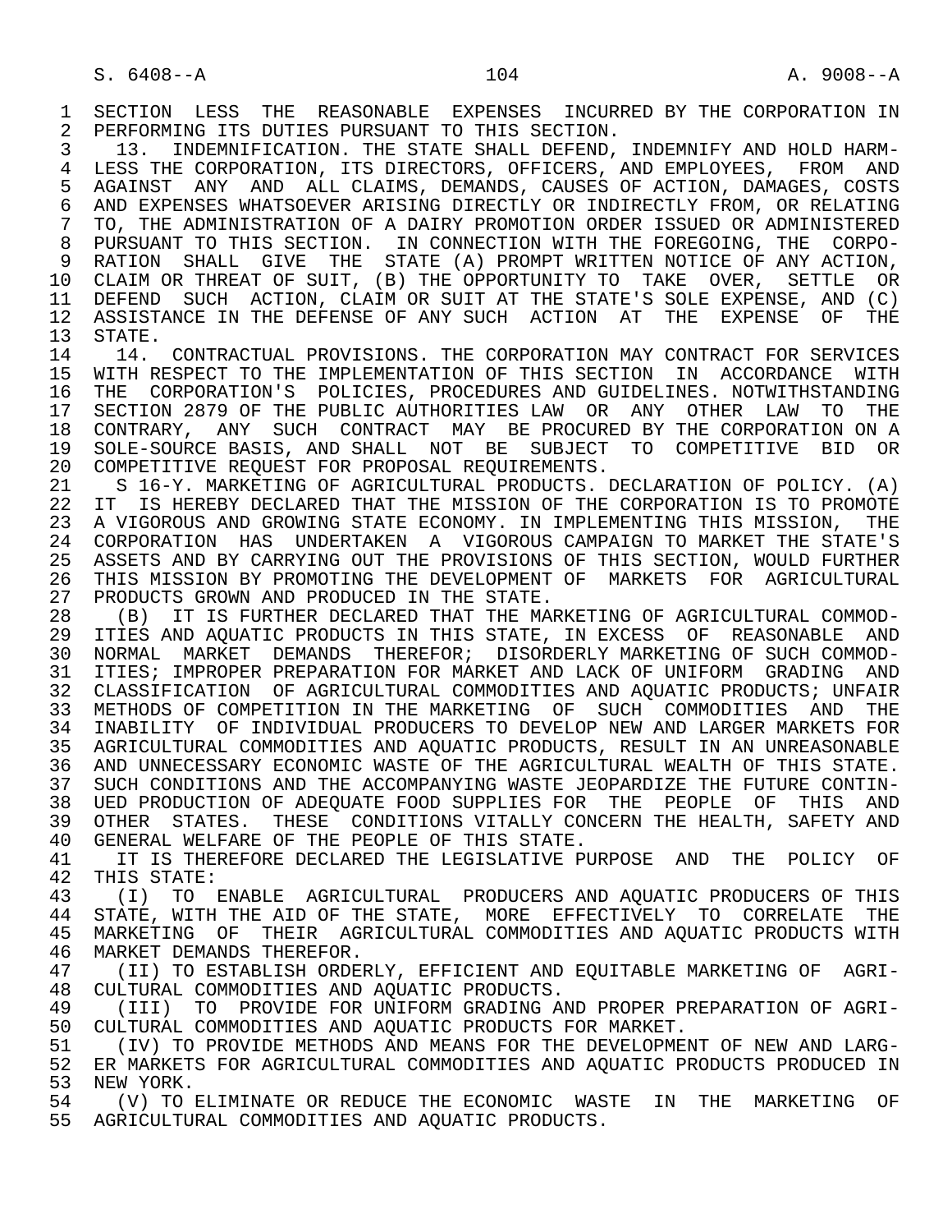SECTION LESS THE REASONABLE EXPENSES INCURRED BY THE CORPORATION IN PERFORMING ITS DUTIES PURSUANT TO THIS SECTION.

13. INDEMNIFICATION. THE STATE SHALL DEFEND, INDEMNIFY AND HOLD HARMLESS THE CORPORATION, ITS DIRECTORS, OFFICERS, AND EMPLOYEES, FROM AND AGAINST ANY AND ALL CLAIMS, DEMANDS, CAUSES OF ACTION, DAMAGES, COSTS AND EXPENSES WHATSOEVER ARISING DIRECTLY OR INDIRECTLY FROM, OR RELATING TO, THE ADMINISTRATION OF A DAIRY PROMOTION ORDER ISSUED OR ADMINISTERED PURSUANT TO THIS SECTION. IN CONNECTION WITH THE FOREGOING, THE CORPORATION SHALL GIVE THE STATE (A) PROMPT WRITTEN NOTICE OF ANY ACTION, CLAIM OR THREAT OF SUIT, (B) THE OPPORTUNITY TO TAKE OVER, SETTLE OR DEFEND SUCH ACTION, CLAIM OR SUIT AT THE STATE'S SOLE EXPENSE, AND (C) ASSISTANCE IN THE DEFENSE OF ANY SUCH ACTION AT THE EXPENSE OF THE STATE.

14. CONTRACTUAL PROVISIONS. THE CORPORATION MAY CONTRACT FOR SERVICES WITH RESPECT TO THE IMPLEMENTATION OF THIS SECTION IN ACCORDANCE WITH THE CORPORATION'S POLICIES, PROCEDURES AND GUIDELINES. NOTWITHSTANDING SECTION 2879 OF THE PUBLIC AUTHORITIES LAW OR ANY OTHER LAW TO THE CONTRARY, ANY SUCH CONTRACT MAY BE PROCURED BY THE CORPORATION ON A SOLE-SOURCE BASIS, AND SHALL NOT BE SUBJECT TO COMPETITIVE BID OR COMPETITIVE REQUEST FOR PROPOSAL REQUIREMENTS.

S 16-Y. MARKETING OF AGRICULTURAL PRODUCTS. DECLARATION OF POLICY. (A) IT IS HEREBY DECLARED THAT THE MISSION OF THE CORPORATION IS TO PROMOTE A VIGOROUS AND GROWING STATE ECONOMY. IN IMPLEMENTING THIS MISSION, THE CORPORATION HAS UNDERTAKEN A VIGOROUS CAMPAIGN TO MARKET THE STATE'S ASSETS AND BY CARRYING OUT THE PROVISIONS OF THIS SECTION, WOULD FURTHER THIS MISSION BY PROMOTING THE DEVELOPMENT OF MARKETS FOR AGRICULTURAL PRODUCTS GROWN AND PRODUCED IN THE STATE.

(B) IT IS FURTHER DECLARED THAT THE MARKETING OF AGRICULTURAL COMMODITIES AND AQUATIC PRODUCTS IN THIS STATE, IN EXCESS OF REASONABLE AND NORMAL MARKET DEMANDS THEREFOR; DISORDERLY MARKETING OF SUCH COMMODITIES; IMPROPER PREPARATION FOR MARKET AND LACK OF UNIFORM GRADING AND CLASSIFICATION OF AGRICULTURAL COMMODITIES AND AQUATIC PRODUCTS; UNFAIR METHODS OF COMPETITION IN THE MARKETING OF SUCH COMMODITIES AND THE INABILITY OF INDIVIDUAL PRODUCERS TO DEVELOP NEW AND LARGER MARKETS FOR AGRICULTURAL COMMODITIES AND AQUATIC PRODUCTS, RESULT IN AN UNREASONABLE AND UNNECESSARY ECONOMIC WASTE OF THE AGRICULTURAL WEALTH OF THIS STATE. SUCH CONDITIONS AND THE ACCOMPANYING WASTE JEOPARDIZE THE FUTURE CONTINUED PRODUCTION OF ADEQUATE FOOD SUPPLIES FOR THE PEOPLE OF THIS AND OTHER STATES. THESE CONDITIONS VITALLY CONCERN THE HEALTH, SAFETY AND GENERAL WELFARE OF THE PEOPLE OF THIS STATE.

IT IS THEREFORE DECLARED THE LEGISLATIVE PURPOSE AND THE POLICY OF THIS STATE:

(I) TO ENABLE AGRICULTURAL PRODUCERS AND AQUATIC PRODUCERS OF THIS STATE, WITH THE AID OF THE STATE, MORE EFFECTIVELY TO CORRELATE THE MARKETING OF THEIR AGRICULTURAL COMMODITIES AND AQUATIC PRODUCTS WITH MARKET DEMANDS THEREFOR.

(II) TO ESTABLISH ORDERLY, EFFICIENT AND EQUITABLE MARKETING OF AGRICULTURAL COMMODITIES AND AQUATIC PRODUCTS.

(III) TO PROVIDE FOR UNIFORM GRADING AND PROPER PREPARATION OF AGRICULTURAL COMMODITIES AND AQUATIC PRODUCTS FOR MARKET.

(IV) TO PROVIDE METHODS AND MEANS FOR THE DEVELOPMENT OF NEW AND LARGER MARKETS FOR AGRICULTURAL COMMODITIES AND AQUATIC PRODUCTS PRODUCED IN NEW YORK.

(V) TO ELIMINATE OR REDUCE THE ECONOMIC WASTE IN THE MARKETING OF AGRICULTURAL COMMODITIES AND AQUATIC PRODUCTS.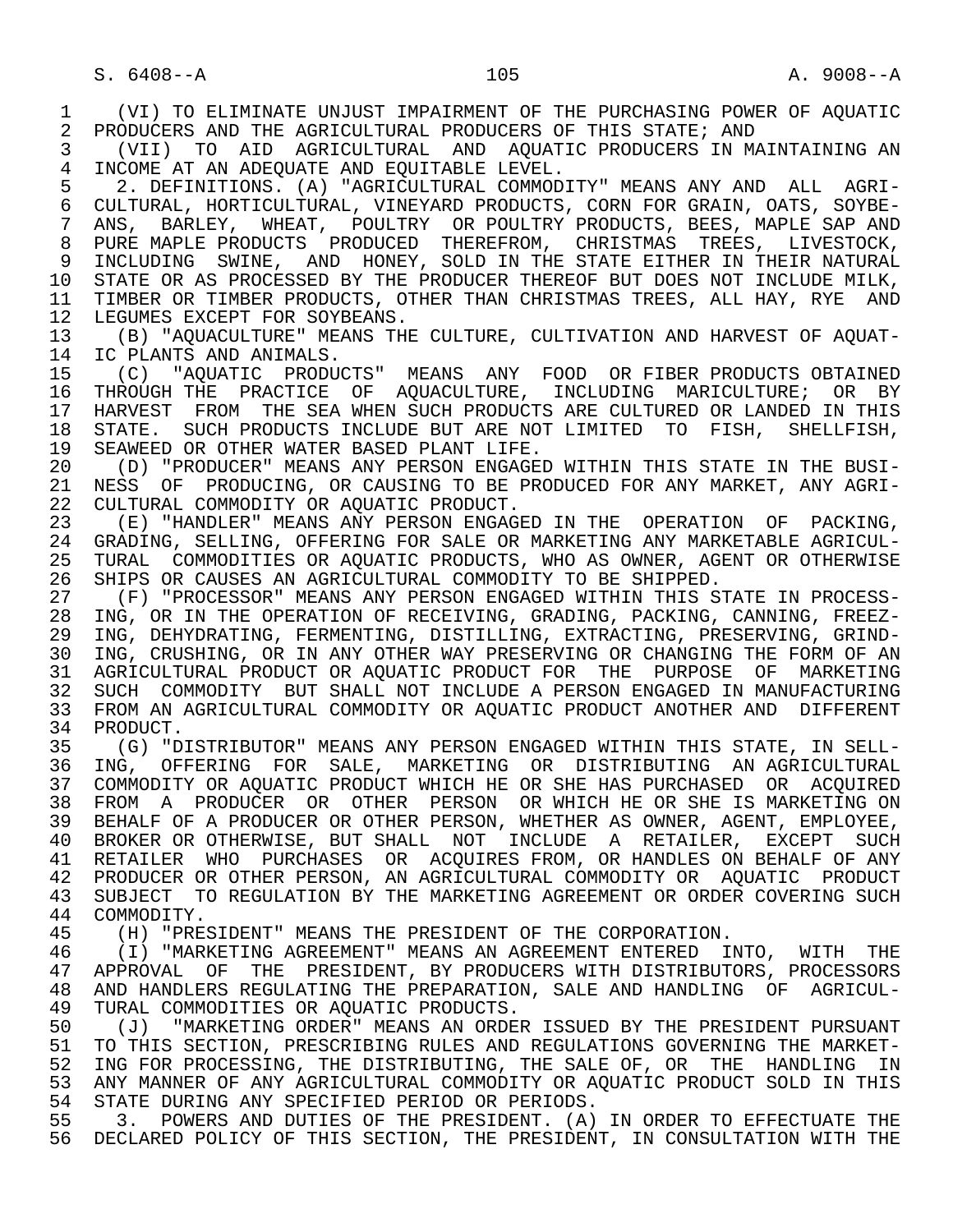(VI) TO ELIMINATE UNJUST IMPAIRMENT OF THE PURCHASING POWER OF AQUATIC PRODUCERS AND THE AGRICULTURAL PRODUCERS OF THIS STATE; AND

(VII) TO AID AGRICULTURAL AND AQUATIC PRODUCERS IN MAINTAINING AN INCOME AT AN ADEQUATE AND EQUITABLE LEVEL.

2. DEFINITIONS. (A) "AGRICULTURAL COMMODITY" MEANS ANY AND ALL AGRICULTURAL, HORTICULTURAL, VINEYARD PRODUCTS, CORN FOR GRAIN, OATS, SOYBEANS, BARLEY, WHEAT, POULTRY OR POULTRY PRODUCTS, BEES, MAPLE SAP AND PURE MAPLE PRODUCTS PRODUCED THEREFROM, CHRISTMAS TREES, LIVESTOCK, INCLUDING SWINE, AND HONEY, SOLD IN THE STATE EITHER IN THEIR NATURAL STATE OR AS PROCESSED BY THE PRODUCER THEREOF BUT DOES NOT INCLUDE MILK, TIMBER OR TIMBER PRODUCTS, OTHER THAN CHRISTMAS TREES, ALL HAY, RYE AND LEGUMES EXCEPT FOR SOYBEANS.

(B) "AQUACULTURE" MEANS THE CULTURE, CULTIVATION AND HARVEST OF AQUATIC PLANTS AND ANIMALS.

(C) "AQUATIC PRODUCTS" MEANS ANY FOOD OR FIBER PRODUCTS OBTAINED THROUGH THE PRACTICE OF AQUACULTURE, INCLUDING MARICULTURE; OR BY HARVEST FROM THE SEA WHEN SUCH PRODUCTS ARE CULTURED OR LANDED IN THIS STATE. SUCH PRODUCTS INCLUDE BUT ARE NOT LIMITED TO FISH, SHELLFISH, SEAWEED OR OTHER WATER BASED PLANT LIFE.

(D) "PRODUCER" MEANS ANY PERSON ENGAGED WITHIN THIS STATE IN THE BUSINESS OF PRODUCING, OR CAUSING TO BE PRODUCED FOR ANY MARKET, ANY AGRICULTURAL COMMODITY OR AQUATIC PRODUCT.

(E) "HANDLER" MEANS ANY PERSON ENGAGED IN THE OPERATION OF PACKING, GRADING, SELLING, OFFERING FOR SALE OR MARKETING ANY MARKETABLE AGRICULTURAL COMMODITIES OR AQUATIC PRODUCTS, WHO AS OWNER, AGENT OR OTHERWISE SHIPS OR CAUSES AN AGRICULTURAL COMMODITY TO BE SHIPPED.

(F) "PROCESSOR" MEANS ANY PERSON ENGAGED WITHIN THIS STATE IN PROCESSING, OR IN THE OPERATION OF RECEIVING, GRADING, PACKING, CANNING, FREEZING, DEHYDRATING, FERMENTING, DISTILLING, EXTRACTING, PRESERVING, GRINDING, CRUSHING, OR IN ANY OTHER WAY PRESERVING OR CHANGING THE FORM OF AN AGRICULTURAL PRODUCT OR AQUATIC PRODUCT FOR THE PURPOSE OF MARKETING SUCH COMMODITY BUT SHALL NOT INCLUDE A PERSON ENGAGED IN MANUFACTURING FROM AN AGRICULTURAL COMMODITY OR AQUATIC PRODUCT ANOTHER AND DIFFERENT PRODUCT.

(G) "DISTRIBUTOR" MEANS ANY PERSON ENGAGED WITHIN THIS STATE, IN SELLING, OFFERING FOR SALE, MARKETING OR DISTRIBUTING AN AGRICULTURAL COMMODITY OR AQUATIC PRODUCT WHICH HE OR SHE HAS PURCHASED OR ACQUIRED FROM A PRODUCER OR OTHER PERSON OR WHICH HE OR SHE IS MARKETING ON BEHALF OF A PRODUCER OR OTHER PERSON, WHETHER AS OWNER, AGENT, EMPLOYEE, BROKER OR OTHERWISE, BUT SHALL NOT INCLUDE A RETAILER, EXCEPT SUCH RETAILER WHO PURCHASES OR ACQUIRES FROM, OR HANDLES ON BEHALF OF ANY PRODUCER OR OTHER PERSON, AN AGRICULTURAL COMMODITY OR AQUATIC PRODUCT SUBJECT TO REGULATION BY THE MARKETING AGREEMENT OR ORDER COVERING SUCH COMMODITY.

(H) "PRESIDENT" MEANS THE PRESIDENT OF THE CORPORATION.

(I) "MARKETING AGREEMENT" MEANS AN AGREEMENT ENTERED INTO, WITH THE APPROVAL OF THE PRESIDENT, BY PRODUCERS WITH DISTRIBUTORS, PROCESSORS AND HANDLERS REGULATING THE PREPARATION, SALE AND HANDLING OF AGRICULTURAL COMMODITIES OR AQUATIC PRODUCTS.

(J) "MARKETING ORDER" MEANS AN ORDER ISSUED BY THE PRESIDENT PURSUANT TO THIS SECTION, PRESCRIBING RULES AND REGULATIONS GOVERNING THE MARKETING FOR PROCESSING, THE DISTRIBUTING, THE SALE OF, OR THE HANDLING IN ANY MANNER OF ANY AGRICULTURAL COMMODITY OR AQUATIC PRODUCT SOLD IN THIS STATE DURING ANY SPECIFIED PERIOD OR PERIODS.

3. POWERS AND DUTIES OF THE PRESIDENT. (A) IN ORDER TO EFFECTUATE THE DECLARED POLICY OF THIS SECTION, THE PRESIDENT, IN CONSULTATION WITH THE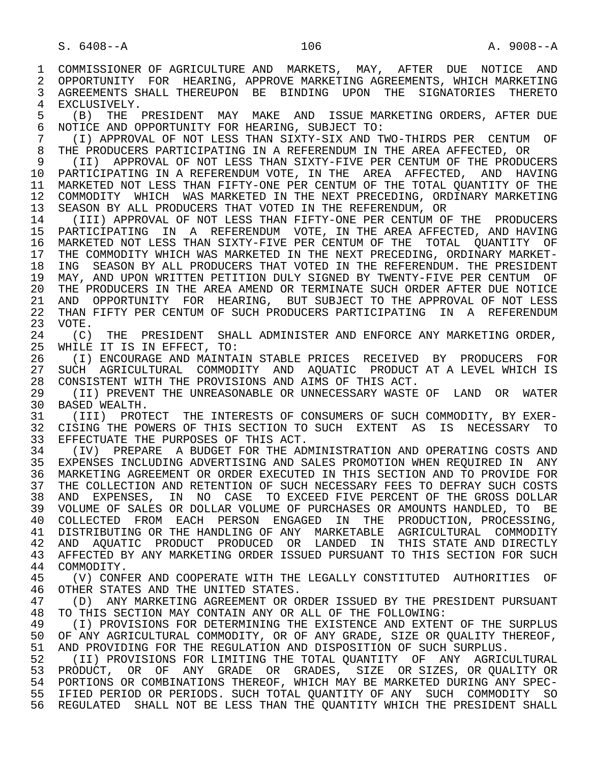COMMISSIONER OF AGRICULTURE AND MARKETS, MAY, AFTER DUE NOTICE AND OPPORTUNITY FOR HEARING, APPROVE MARKETING AGREEMENTS, WHICH MARKETING AGREEMENTS SHALL THEREUPON BE BINDING UPON THE SIGNATORIES THERETO EXCLUSIVELY.

(B) THE PRESIDENT MAY MAKE AND ISSUE MARKETING ORDERS, AFTER DUE NOTICE AND OPPORTUNITY FOR HEARING, SUBJECT TO:

(I) APPROVAL OF NOT LESS THAN SIXTY-SIX AND TWO-THIRDS PER CENTUM OF THE PRODUCERS PARTICIPATING IN A REFERENDUM IN THE AREA AFFECTED, OR

(II) APPROVAL OF NOT LESS THAN SIXTY-FIVE PER CENTUM OF THE PRODUCERS PARTICIPATING IN A REFERENDUM VOTE, IN THE AREA AFFECTED, AND HAVING MARKETED NOT LESS THAN FIFTY-ONE PER CENTUM OF THE TOTAL QUANTITY OF THE COMMODITY WHICH WAS MARKETED IN THE NEXT PRECEDING, ORDINARY MARKETING SEASON BY ALL PRODUCERS THAT VOTED IN THE REFERENDUM, OR

(III) APPROVAL OF NOT LESS THAN FIFTY-ONE PER CENTUM OF THE PRODUCERS PARTICIPATING IN A REFERENDUM VOTE, IN THE AREA AFFECTED, AND HAVING MARKETED NOT LESS THAN SIXTY-FIVE PER CENTUM OF THE TOTAL QUANTITY OF THE COMMODITY WHICH WAS MARKETED IN THE NEXT PRECEDING, ORDINARY MARKETING SEASON BY ALL PRODUCERS THAT VOTED IN THE REFERENDUM. THE PRESIDENT MAY, AND UPON WRITTEN PETITION DULY SIGNED BY TWENTY-FIVE PER CENTUM OF THE PRODUCERS IN THE AREA AMEND OR TERMINATE SUCH ORDER AFTER DUE NOTICE AND OPPORTUNITY FOR HEARING, BUT SUBJECT TO THE APPROVAL OF NOT LESS THAN FIFTY PER CENTUM OF SUCH PRODUCERS PARTICIPATING IN A REFERENDUM VOTE.

(C) THE PRESIDENT SHALL ADMINISTER AND ENFORCE ANY MARKETING ORDER, WHILE IT IS IN EFFECT, TO:

(I) ENCOURAGE AND MAINTAIN STABLE PRICES RECEIVED BY PRODUCERS FOR SUCH AGRICULTURAL COMMODITY AND AQUATIC PRODUCT AT A LEVEL WHICH IS CONSISTENT WITH THE PROVISIONS AND AIMS OF THIS ACT.

(II) PREVENT THE UNREASONABLE OR UNNECESSARY WASTE OF LAND OR WATER BASED WEALTH.

(III) PROTECT THE INTERESTS OF CONSUMERS OF SUCH COMMODITY, BY EXERCISING THE POWERS OF THIS SECTION TO SUCH EXTENT AS IS NECESSARY TO EFFECTUATE THE PURPOSES OF THIS ACT.

(IV) PREPARE A BUDGET FOR THE ADMINISTRATION AND OPERATING COSTS AND EXPENSES INCLUDING ADVERTISING AND SALES PROMOTION WHEN REQUIRED IN ANY MARKETING AGREEMENT OR ORDER EXECUTED IN THIS SECTION AND TO PROVIDE FOR THE COLLECTION AND RETENTION OF SUCH NECESSARY FEES TO DEFRAY SUCH COSTS AND EXPENSES, IN NO CASE TO EXCEED FIVE PERCENT OF THE GROSS DOLLAR VOLUME OF SALES OR DOLLAR VOLUME OF PURCHASES OR AMOUNTS HANDLED, TO BE COLLECTED FROM EACH PERSON ENGAGED IN THE PRODUCTION, PROCESSING, DISTRIBUTING OR THE HANDLING OF ANY MARKETABLE AGRICULTURAL COMMODITY AND AQUATIC PRODUCT PRODUCED OR LANDED IN THIS STATE AND DIRECTLY AFFECTED BY ANY MARKETING ORDER ISSUED PURSUANT TO THIS SECTION FOR SUCH COMMODITY.

(V) CONFER AND COOPERATE WITH THE LEGALLY CONSTITUTED AUTHORITIES OF OTHER STATES AND THE UNITED STATES.

(D) ANY MARKETING AGREEMENT OR ORDER ISSUED BY THE PRESIDENT PURSUANT TO THIS SECTION MAY CONTAIN ANY OR ALL OF THE FOLLOWING:

(I) PROVISIONS FOR DETERMINING THE EXISTENCE AND EXTENT OF THE SURPLUS OF ANY AGRICULTURAL COMMODITY, OR OF ANY GRADE, SIZE OR QUALITY THEREOF, AND PROVIDING FOR THE REGULATION AND DISPOSITION OF SUCH SURPLUS.

(II) PROVISIONS FOR LIMITING THE TOTAL QUANTITY OF ANY AGRICULTURAL PRODUCT, OR OF ANY GRADE OR GRADES, SIZE OR SIZES, OR QUALITY OR PORTIONS OR COMBINATIONS THEREOF, WHICH MAY BE MARKETED DURING ANY SPECIFIED PERIOD OR PERIODS. SUCH TOTAL QUANTITY OF ANY SUCH COMMODITY SO REGULATED SHALL NOT BE LESS THAN THE QUANTITY WHICH THE PRESIDENT SHALL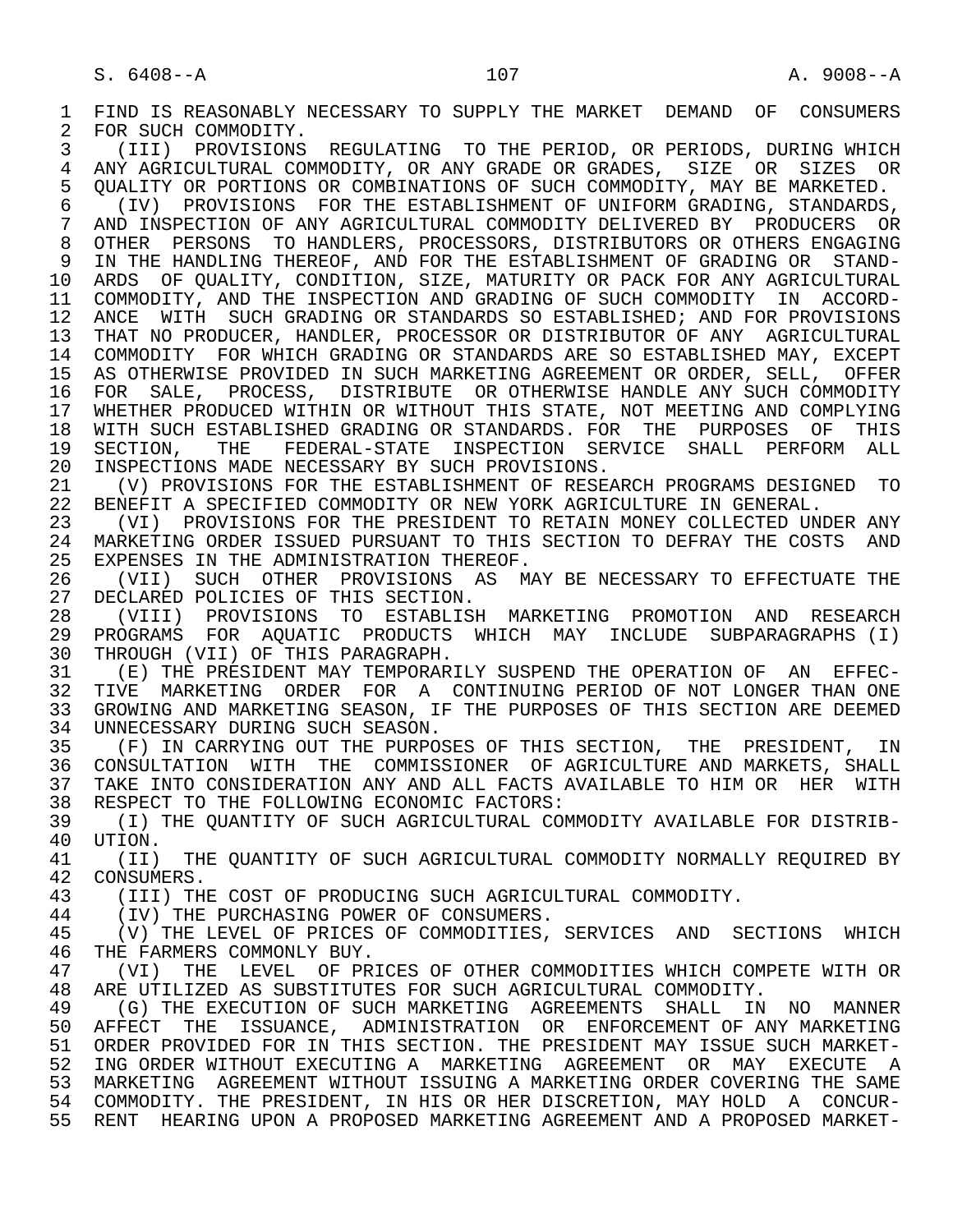FIND IS REASONABLY NECESSARY TO SUPPLY THE MARKET DEMAND OF CONSUMERS FOR SUCH COMMODITY.

(III) PROVISIONS REGULATING TO THE PERIOD, OR PERIODS, DURING WHICH ANY AGRICULTURAL COMMODITY, OR ANY GRADE OR GRADES, SIZE OR SIZES OR QUALITY OR PORTIONS OR COMBINATIONS OF SUCH COMMODITY, MAY BE MARKETED.

(IV) PROVISIONS FOR THE ESTABLISHMENT OF UNIFORM GRADING, STANDARDS, AND INSPECTION OF ANY AGRICULTURAL COMMODITY DELIVERED BY PRODUCERS OR OTHER PERSONS TO HANDLERS, PROCESSORS, DISTRIBUTORS OR OTHERS ENGAGING IN THE HANDLING THEREOF, AND FOR THE ESTABLISHMENT OF GRADING OR STANDARDS OF QUALITY, CONDITION, SIZE, MATURITY OR PACK FOR ANY AGRICULTURAL COMMODITY, AND THE INSPECTION AND GRADING OF SUCH COMMODITY IN ACCORDANCE WITH SUCH GRADING OR STANDARDS SO ESTABLISHED; AND FOR PROVISIONS THAT NO PRODUCER, HANDLER, PROCESSOR OR DISTRIBUTOR OF ANY AGRICULTURAL COMMODITY FOR WHICH GRADING OR STANDARDS ARE SO ESTABLISHED MAY, EXCEPT AS OTHERWISE PROVIDED IN SUCH MARKETING AGREEMENT OR ORDER, SELL, OFFER FOR SALE, PROCESS, DISTRIBUTE OR OTHERWISE HANDLE ANY SUCH COMMODITY WHETHER PRODUCED WITHIN OR WITHOUT THIS STATE, NOT MEETING AND COMPLYING WITH SUCH ESTABLISHED GRADING OR STANDARDS. FOR THE PURPOSES OF THIS SECTION, THE FEDERAL-STATE INSPECTION SERVICE SHALL PERFORM ALL INSPECTIONS MADE NECESSARY BY SUCH PROVISIONS.

(V) PROVISIONS FOR THE ESTABLISHMENT OF RESEARCH PROGRAMS DESIGNED TO BENEFIT A SPECIFIED COMMODITY OR NEW YORK AGRICULTURE IN GENERAL.

(VI) PROVISIONS FOR THE PRESIDENT TO RETAIN MONEY COLLECTED UNDER ANY MARKETING ORDER ISSUED PURSUANT TO THIS SECTION TO DEFRAY THE COSTS AND EXPENSES IN THE ADMINISTRATION THEREOF.

(VII) SUCH OTHER PROVISIONS AS MAY BE NECESSARY TO EFFECTUATE THE DECLARED POLICIES OF THIS SECTION.

(VIII) PROVISIONS TO ESTABLISH MARKETING PROMOTION AND RESEARCH PROGRAMS FOR AQUATIC PRODUCTS WHICH MAY INCLUDE SUBPARAGRAPHS (I) THROUGH (VII) OF THIS PARAGRAPH.

(E) THE PRESIDENT MAY TEMPORARILY SUSPEND THE OPERATION OF AN EFFECTIVE MARKETING ORDER FOR A CONTINUING PERIOD OF NOT LONGER THAN ONE GROWING AND MARKETING SEASON, IF THE PURPOSES OF THIS SECTION ARE DEEMED UNNECESSARY DURING SUCH SEASON.

(F) IN CARRYING OUT THE PURPOSES OF THIS SECTION, THE PRESIDENT, IN CONSULTATION WITH THE COMMISSIONER OF AGRICULTURE AND MARKETS, SHALL TAKE INTO CONSIDERATION ANY AND ALL FACTS AVAILABLE TO HIM OR HER WITH RESPECT TO THE FOLLOWING ECONOMIC FACTORS:

(I) THE QUANTITY OF SUCH AGRICULTURAL COMMODITY AVAILABLE FOR DISTRIBUTION.

(II) THE QUANTITY OF SUCH AGRICULTURAL COMMODITY NORMALLY REQUIRED BY CONSUMERS.

(III) THE COST OF PRODUCING SUCH AGRICULTURAL COMMODITY.

(IV) THE PURCHASING POWER OF CONSUMERS.

(V) THE LEVEL OF PRICES OF COMMODITIES, SERVICES AND SECTIONS WHICH THE FARMERS COMMONLY BUY.

(VI) THE LEVEL OF PRICES OF OTHER COMMODITIES WHICH COMPETE WITH OR ARE UTILIZED AS SUBSTITUTES FOR SUCH AGRICULTURAL COMMODITY.

(G) THE EXECUTION OF SUCH MARKETING AGREEMENTS SHALL IN NO MANNER AFFECT THE ISSUANCE, ADMINISTRATION OR ENFORCEMENT OF ANY MARKETING ORDER PROVIDED FOR IN THIS SECTION. THE PRESIDENT MAY ISSUE SUCH MARKETING ORDER WITHOUT EXECUTING A MARKETING AGREEMENT OR MAY EXECUTE A MARKETING AGREEMENT WITHOUT ISSUING A MARKETING ORDER COVERING THE SAME COMMODITY. THE PRESIDENT, IN HIS OR HER DISCRETION, MAY HOLD A CONCURRENT HEARING UPON A PROPOSED MARKETING AGREEMENT AND A PROPOSED MARKET-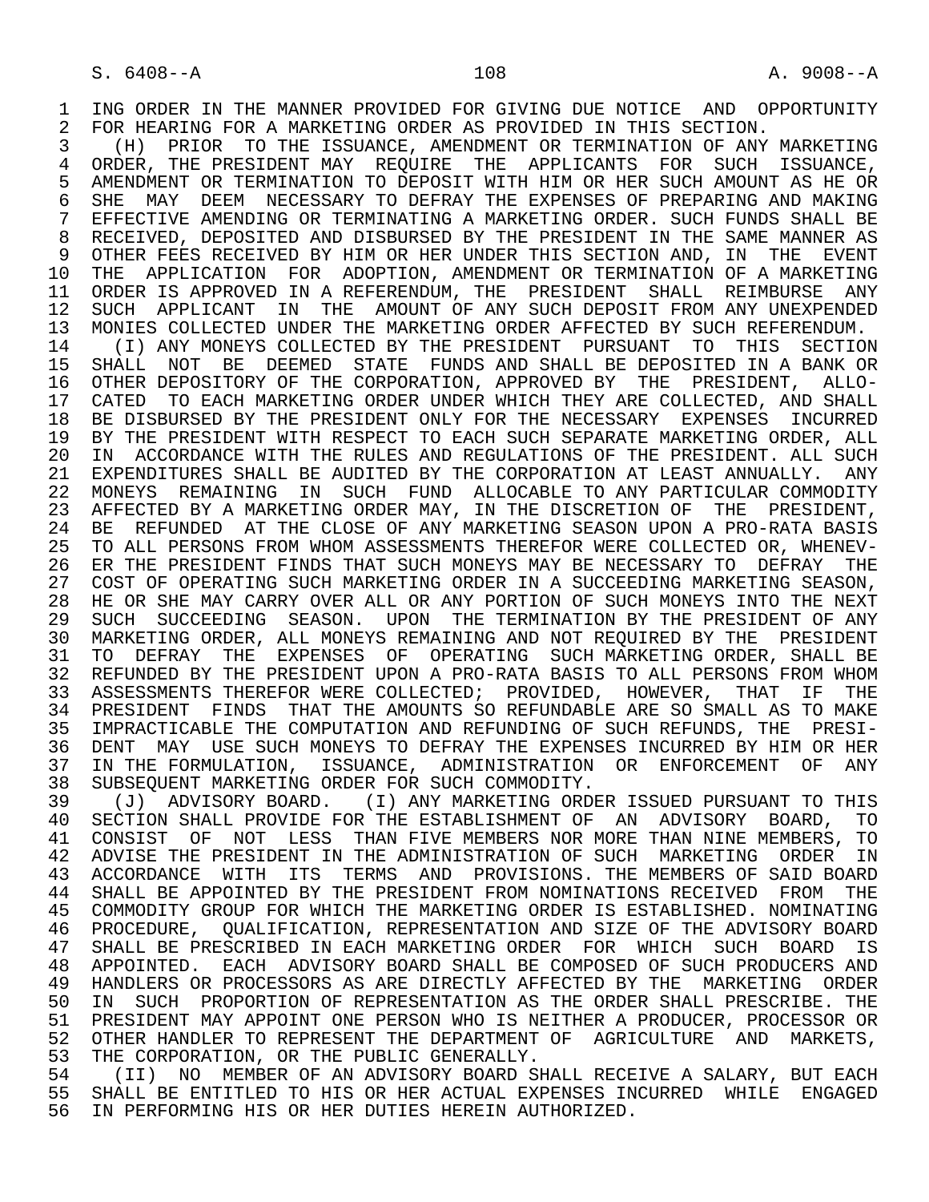ING ORDER IN THE MANNER PROVIDED FOR GIVING DUE NOTICE AND OPPORTUNITY FOR HEARING FOR A MARKETING ORDER AS PROVIDED IN THIS SECTION.

(H) PRIOR TO THE ISSUANCE, AMENDMENT OR TERMINATION OF ANY MARKETING ORDER, THE PRESIDENT MAY REQUIRE THE APPLICANTS FOR SUCH ISSUANCE, AMENDMENT OR TERMINATION TO DEPOSIT WITH HIM OR HER SUCH AMOUNT AS HE OR SHE MAY DEEM NECESSARY TO DEFRAY THE EXPENSES OF PREPARING AND MAKING EFFECTIVE AMENDING OR TERMINATING A MARKETING ORDER. SUCH FUNDS SHALL BE RECEIVED, DEPOSITED AND DISBURSED BY THE PRESIDENT IN THE SAME MANNER AS OTHER FEES RECEIVED BY HIM OR HER UNDER THIS SECTION AND, IN THE EVENT THE APPLICATION FOR ADOPTION, AMENDMENT OR TERMINATION OF A MARKETING ORDER IS APPROVED IN A REFERENDUM, THE PRESIDENT SHALL REIMBURSE ANY SUCH APPLICANT IN THE AMOUNT OF ANY SUCH DEPOSIT FROM ANY UNEXPENDED MONIES COLLECTED UNDER THE MARKETING ORDER AFFECTED BY SUCH REFERENDUM.

(I) ANY MONEYS COLLECTED BY THE PRESIDENT PURSUANT TO THIS SECTION SHALL NOT BE DEEMED STATE FUNDS AND SHALL BE DEPOSITED IN A BANK OR OTHER DEPOSITORY OF THE CORPORATION, APPROVED BY THE PRESIDENT, ALLOCATED TO EACH MARKETING ORDER UNDER WHICH THEY ARE COLLECTED, AND SHALL BE DISBURSED BY THE PRESIDENT ONLY FOR THE NECESSARY EXPENSES INCURRED BY THE PRESIDENT WITH RESPECT TO EACH SUCH SEPARATE MARKETING ORDER, ALL IN ACCORDANCE WITH THE RULES AND REGULATIONS OF THE PRESIDENT. ALL SUCH EXPENDITURES SHALL BE AUDITED BY THE CORPORATION AT LEAST ANNUALLY. ANY MONEYS REMAINING IN SUCH FUND ALLOCABLE TO ANY PARTICULAR COMMODITY AFFECTED BY A MARKETING ORDER MAY, IN THE DISCRETION OF THE PRESIDENT, BE REFUNDED AT THE CLOSE OF ANY MARKETING SEASON UPON A PRO-RATA BASIS TO ALL PERSONS FROM WHOM ASSESSMENTS THEREFOR WERE COLLECTED OR, WHENEVER THE PRESIDENT FINDS THAT SUCH MONEYS MAY BE NECESSARY TO DEFRAY THE COST OF OPERATING SUCH MARKETING ORDER IN A SUCCEEDING MARKETING SEASON, HE OR SHE MAY CARRY OVER ALL OR ANY PORTION OF SUCH MONEYS INTO THE NEXT SUCH SUCCEEDING SEASON. UPON THE TERMINATION BY THE PRESIDENT OF ANY MARKETING ORDER, ALL MONEYS REMAINING AND NOT REQUIRED BY THE PRESIDENT TO DEFRAY THE EXPENSES OF OPERATING SUCH MARKETING ORDER, SHALL BE REFUNDED BY THE PRESIDENT UPON A PRO-RATA BASIS TO ALL PERSONS FROM WHOM ASSESSMENTS THEREFOR WERE COLLECTED; PROVIDED, HOWEVER, THAT IF THE PRESIDENT FINDS THAT THE AMOUNTS SO REFUNDABLE ARE SO SMALL AS TO MAKE IMPRACTICABLE THE COMPUTATION AND REFUNDING OF SUCH REFUNDS, THE PRESIDENT MAY USE SUCH MONEYS TO DEFRAY THE EXPENSES INCURRED BY HIM OR HER IN THE FORMULATION, ISSUANCE, ADMINISTRATION OR ENFORCEMENT OF ANY SUBSEQUENT MARKETING ORDER FOR SUCH COMMODITY.

(J) ADVISORY BOARD. (I) ANY MARKETING ORDER ISSUED PURSUANT TO THIS SECTION SHALL PROVIDE FOR THE ESTABLISHMENT OF AN ADVISORY BOARD, TO CONSIST OF NOT LESS THAN FIVE MEMBERS NOR MORE THAN NINE MEMBERS, TO ADVISE THE PRESIDENT IN THE ADMINISTRATION OF SUCH MARKETING ORDER IN ACCORDANCE WITH ITS TERMS AND PROVISIONS. THE MEMBERS OF SAID BOARD SHALL BE APPOINTED BY THE PRESIDENT FROM NOMINATIONS RECEIVED FROM THE COMMODITY GROUP FOR WHICH THE MARKETING ORDER IS ESTABLISHED. NOMINATING PROCEDURE, QUALIFICATION, REPRESENTATION AND SIZE OF THE ADVISORY BOARD SHALL BE PRESCRIBED IN EACH MARKETING ORDER FOR WHICH SUCH BOARD IS APPOINTED. EACH ADVISORY BOARD SHALL BE COMPOSED OF SUCH PRODUCERS AND HANDLERS OR PROCESSORS AS ARE DIRECTLY AFFECTED BY THE MARKETING ORDER IN SUCH PROPORTION OF REPRESENTATION AS THE ORDER SHALL PRESCRIBE. THE PRESIDENT MAY APPOINT ONE PERSON WHO IS NEITHER A PRODUCER, PROCESSOR OR OTHER HANDLER TO REPRESENT THE DEPARTMENT OF AGRICULTURE AND MARKETS, THE CORPORATION, OR THE PUBLIC GENERALLY.

(II) NO MEMBER OF AN ADVISORY BOARD SHALL RECEIVE A SALARY, BUT EACH SHALL BE ENTITLED TO HIS OR HER ACTUAL EXPENSES INCURRED WHILE ENGAGED IN PERFORMING HIS OR HER DUTIES HEREIN AUTHORIZED.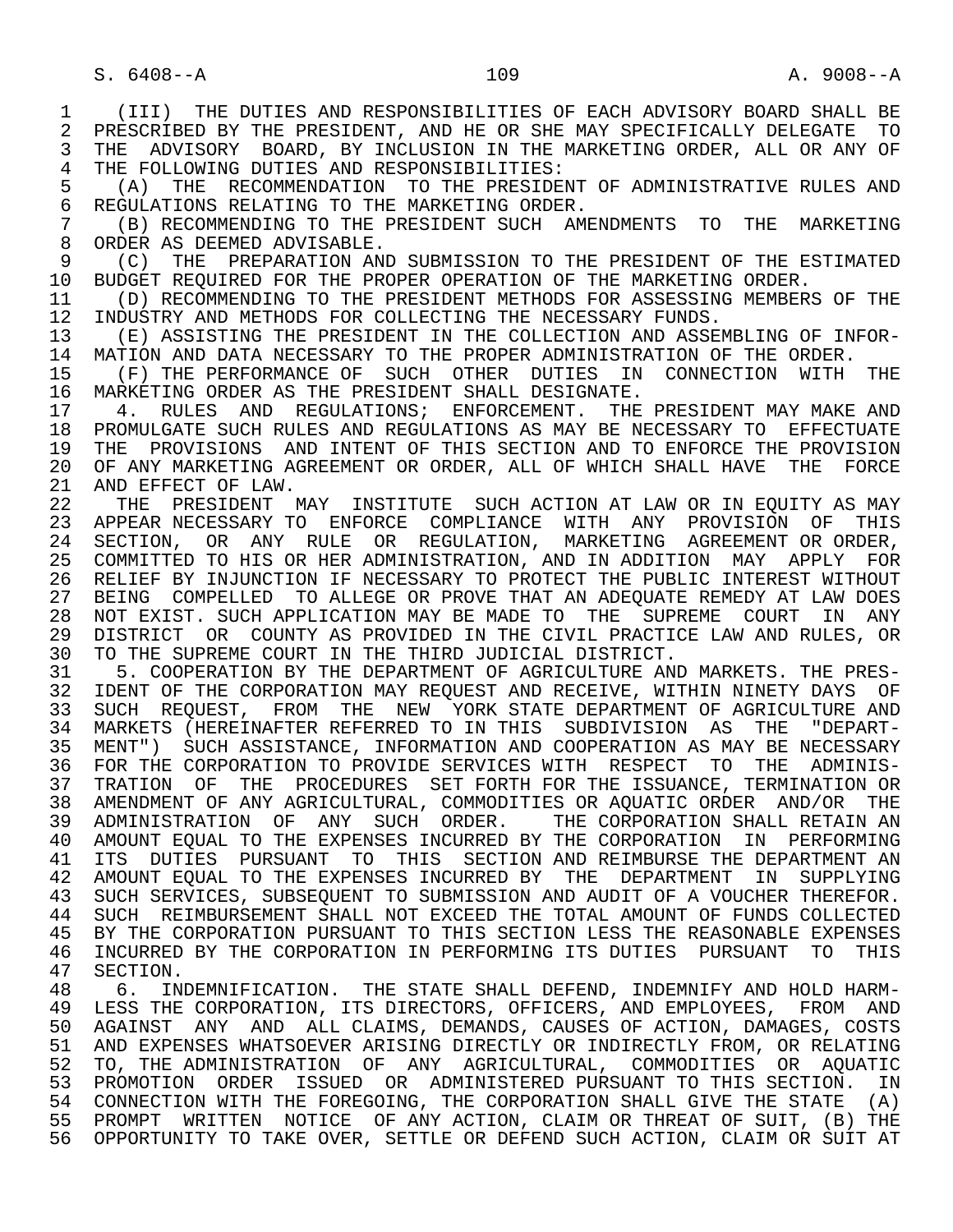(III) THE DUTIES AND RESPONSIBILITIES OF EACH ADVISORY BOARD SHALL BE PRESCRIBED BY THE PRESIDENT, AND HE OR SHE MAY SPECIFICALLY DELEGATE TO THE ADVISORY BOARD, BY INCLUSION IN THE MARKETING ORDER, ALL OR ANY OF THE FOLLOWING DUTIES AND RESPONSIBILITIES:

(A) THE RECOMMENDATION TO THE PRESIDENT OF ADMINISTRATIVE RULES AND REGULATIONS RELATING TO THE MARKETING ORDER.

(B) RECOMMENDING TO THE PRESIDENT SUCH AMENDMENTS TO THE MARKETING ORDER AS DEEMED ADVISABLE.

(C) THE PREPARATION AND SUBMISSION TO THE PRESIDENT OF THE ESTIMATED BUDGET REQUIRED FOR THE PROPER OPERATION OF THE MARKETING ORDER.

(D) RECOMMENDING TO THE PRESIDENT METHODS FOR ASSESSING MEMBERS OF THE INDUSTRY AND METHODS FOR COLLECTING THE NECESSARY FUNDS.

(E) ASSISTING THE PRESIDENT IN THE COLLECTION AND ASSEMBLING OF INFORMATION AND DATA NECESSARY TO THE PROPER ADMINISTRATION OF THE ORDER.

(F) THE PERFORMANCE OF SUCH OTHER DUTIES IN CONNECTION WITH THE MARKETING ORDER AS THE PRESIDENT SHALL DESIGNATE.

4. RULES AND REGULATIONS; ENFORCEMENT. THE PRESIDENT MAY MAKE AND PROMULGATE SUCH RULES AND REGULATIONS AS MAY BE NECESSARY TO EFFECTUATE THE PROVISIONS AND INTENT OF THIS SECTION AND TO ENFORCE THE PROVISION OF ANY MARKETING AGREEMENT OR ORDER, ALL OF WHICH SHALL HAVE THE FORCE AND EFFECT OF LAW.

THE PRESIDENT MAY INSTITUTE SUCH ACTION AT LAW OR IN EQUITY AS MAY APPEAR NECESSARY TO ENFORCE COMPLIANCE WITH ANY PROVISION OF THIS SECTION, OR ANY RULE OR REGULATION, MARKETING AGREEMENT OR ORDER, COMMITTED TO HIS OR HER ADMINISTRATION, AND IN ADDITION MAY APPLY FOR RELIEF BY INJUNCTION IF NECESSARY TO PROTECT THE PUBLIC INTEREST WITHOUT BEING COMPELLED TO ALLEGE OR PROVE THAT AN ADEQUATE REMEDY AT LAW DOES NOT EXIST. SUCH APPLICATION MAY BE MADE TO THE SUPREME COURT IN ANY DISTRICT OR COUNTY AS PROVIDED IN THE CIVIL PRACTICE LAW AND RULES, OR TO THE SUPREME COURT IN THE THIRD JUDICIAL DISTRICT.

5. COOPERATION BY THE DEPARTMENT OF AGRICULTURE AND MARKETS. THE PRESIDENT OF THE CORPORATION MAY REQUEST AND RECEIVE, WITHIN NINETY DAYS OF SUCH REQUEST, FROM THE NEW YORK STATE DEPARTMENT OF AGRICULTURE AND MARKETS (HEREINAFTER REFERRED TO IN THIS SUBDIVISION AS THE "DEPARTMENT") SUCH ASSISTANCE, INFORMATION AND COOPERATION AS MAY BE NECESSARY FOR THE CORPORATION TO PROVIDE SERVICES WITH RESPECT TO THE ADMINISTRATION OF THE PROCEDURES SET FORTH FOR THE ISSUANCE, TERMINATION OR AMENDMENT OF ANY AGRICULTURAL, COMMODITIES OR AQUATIC ORDER AND/OR THE ADMINISTRATION OF ANY SUCH ORDER. THE CORPORATION SHALL RETAIN AN AMOUNT EQUAL TO THE EXPENSES INCURRED BY THE CORPORATION IN PERFORMING ITS DUTIES PURSUANT TO THIS SECTION AND REIMBURSE THE DEPARTMENT AN AMOUNT EQUAL TO THE EXPENSES INCURRED BY THE DEPARTMENT IN SUPPLYING SUCH SERVICES, SUBSEQUENT TO SUBMISSION AND AUDIT OF A VOUCHER THEREFOR. SUCH REIMBURSEMENT SHALL NOT EXCEED THE TOTAL AMOUNT OF FUNDS COLLECTED BY THE CORPORATION PURSUANT TO THIS SECTION LESS THE REASONABLE EXPENSES INCURRED BY THE CORPORATION IN PERFORMING ITS DUTIES PURSUANT TO THIS SECTION.

6. INDEMNIFICATION. THE STATE SHALL DEFEND, INDEMNIFY AND HOLD HARMLESS THE CORPORATION, ITS DIRECTORS, OFFICERS, AND EMPLOYEES, FROM AND AGAINST ANY AND ALL CLAIMS, DEMANDS, CAUSES OF ACTION, DAMAGES, COSTS AND EXPENSES WHATSOEVER ARISING DIRECTLY OR INDIRECTLY FROM, OR RELATING TO, THE ADMINISTRATION OF ANY AGRICULTURAL, COMMODITIES OR AQUATIC PROMOTION ORDER ISSUED OR ADMINISTERED PURSUANT TO THIS SECTION. IN CONNECTION WITH THE FOREGOING, THE CORPORATION SHALL GIVE THE STATE (A) PROMPT WRITTEN NOTICE OF ANY ACTION, CLAIM OR THREAT OF SUIT, (B) THE OPPORTUNITY TO TAKE OVER, SETTLE OR DEFEND SUCH ACTION, CLAIM OR SUIT AT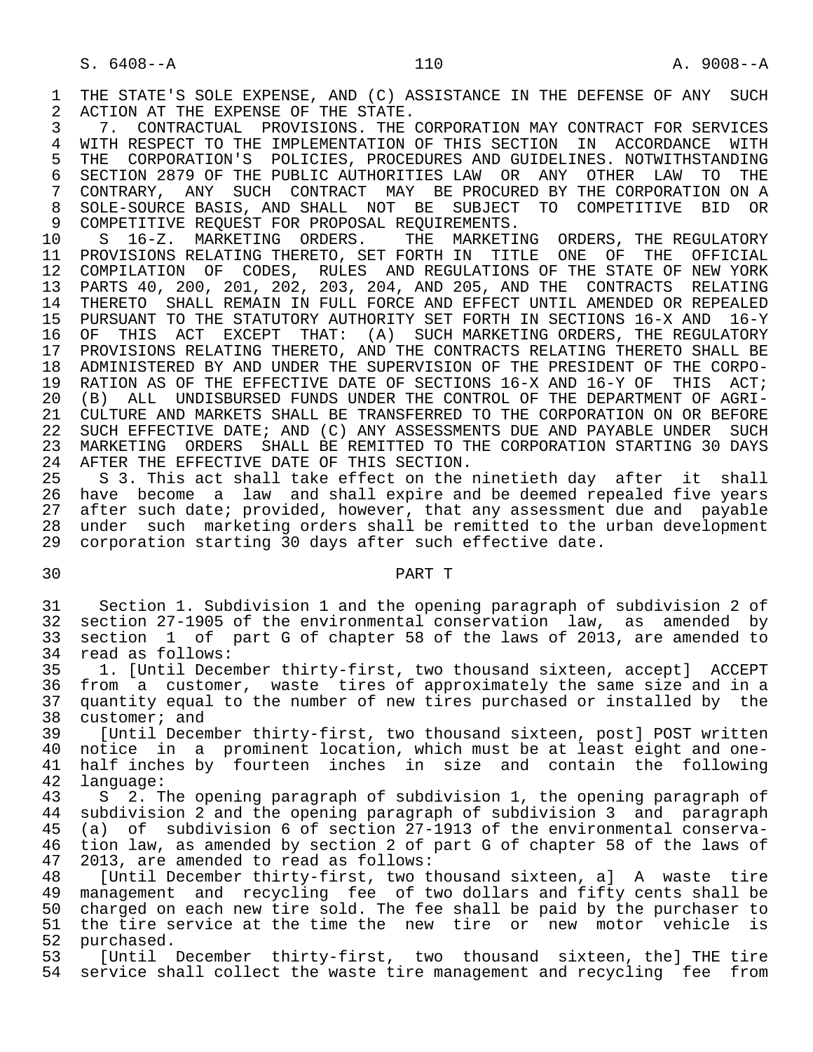THE STATE'S SOLE EXPENSE, AND (C) ASSISTANCE IN THE DEFENSE OF ANY SUCH ACTION AT THE EXPENSE OF THE STATE.

7. CONTRACTUAL PROVISIONS. THE CORPORATION MAY CONTRACT FOR SERVICES WITH RESPECT TO THE IMPLEMENTATION OF THIS SECTION IN ACCORDANCE WITH THE CORPORATION'S POLICIES, PROCEDURES AND GUIDELINES. NOTWITHSTANDING SECTION 2879 OF THE PUBLIC AUTHORITIES LAW OR ANY OTHER LAW TO THE CONTRARY, ANY SUCH CONTRACT MAY BE PROCURED BY THE CORPORATION ON A SOLE-SOURCE BASIS, AND SHALL NOT BE SUBJECT TO COMPETITIVE BID OR COMPETITIVE REQUEST FOR PROPOSAL REQUIREMENTS.

S 16-Z. MARKETING ORDERS. THE MARKETING ORDERS, THE REGULATORY PROVISIONS RELATING THERETO, SET FORTH IN TITLE ONE OF THE OFFICIAL COMPILATION OF CODES, RULES AND REGULATIONS OF THE STATE OF NEW YORK PARTS 40, 200, 201, 202, 203, 204, AND 205, AND THE CONTRACTS RELATING THERETO SHALL REMAIN IN FULL FORCE AND EFFECT UNTIL AMENDED OR REPEALED PURSUANT TO THE STATUTORY AUTHORITY SET FORTH IN SECTIONS 16-X AND 16-Y OF THIS ACT EXCEPT THAT: (A) SUCH MARKETING ORDERS, THE REGULATORY PROVISIONS RELATING THERETO, AND THE CONTRACTS RELATING THERETO SHALL BE ADMINISTERED BY AND UNDER THE SUPERVISION OF THE PRESIDENT OF THE CORPORATION AS OF THE EFFECTIVE DATE OF SECTIONS 16-X AND 16-Y OF THIS ACT; (B) ALL UNDISBURSED FUNDS UNDER THE CONTROL OF THE DEPARTMENT OF AGRICULTURE AND MARKETS SHALL BE TRANSFERRED TO THE CORPORATION ON OR BEFORE SUCH EFFECTIVE DATE; AND (C) ANY ASSESSMENTS DUE AND PAYABLE UNDER SUCH MARKETING ORDERS SHALL BE REMITTED TO THE CORPORATION STARTING 30 DAYS AFTER THE EFFECTIVE DATE OF THIS SECTION.

S 3. This act shall take effect on the ninetieth day after it shall have become a law and shall expire and be deemed repealed five years after such date; provided, however, that any assessment due and payable under such marketing orders shall be remitted to the urban development corporation starting 30 days after such effective date.

PART T

Section 1. Subdivision 1 and the opening paragraph of subdivision 2 of section 27-1905 of the environmental conservation law, as amended by section 1 of part G of chapter 58 of the laws of 2013, are amended to read as follows:

1. [Until December thirty-first, two thousand sixteen, accept] ACCEPT from a customer, waste tires of approximately the same size and in a quantity equal to the number of new tires purchased or installed by the customer; and

[Until December thirty-first, two thousand sixteen, post] POST written notice in a prominent location, which must be at least eight and one-half inches by fourteen inches in size and contain the following language:

S 2. The opening paragraph of subdivision 1, the opening paragraph of subdivision 2 and the opening paragraph of subdivision 3 and paragraph (a) of subdivision 6 of section 27-1913 of the environmental conservation law, as amended by section 2 of part G of chapter 58 of the laws of 2013, are amended to read as follows:

[Until December thirty-first, two thousand sixteen, a] A waste tire management and recycling fee of two dollars and fifty cents shall be charged on each new tire sold. The fee shall be paid by the purchaser to the tire service at the time the new tire or new motor vehicle is purchased.

[Until December thirty-first, two thousand sixteen, the] THE tire service shall collect the waste tire management and recycling fee from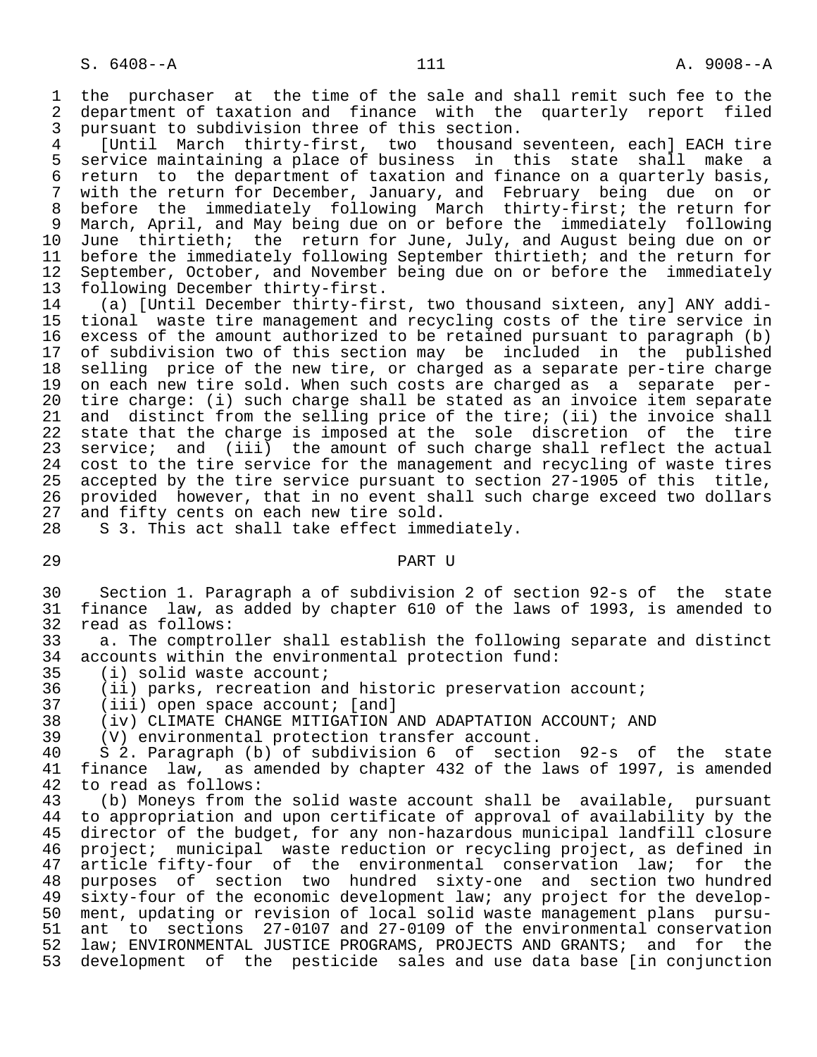the purchaser at the time of the sale and shall remit such fee to the department of taxation and finance with the quarterly report filed pursuant to subdivision three of this section.

[Until March thirty-first, two thousand seventeen, each] EACH tire service maintaining a place of business in this state shall make a return to the department of taxation and finance on a quarterly basis, with the return for December, January, and February being due on or before the immediately following March thirty-first; the return for March, April, and May being due on or before the immediately following June thirtieth; the return for June, July, and August being due on or before the immediately following September thirtieth; and the return for September, October, and November being due on or before the immediately following December thirty-first.

(a) [Until December thirty-first, two thousand sixteen, any] ANY additional waste tire management and recycling costs of the tire service in excess of the amount authorized to be retained pursuant to paragraph (b) of subdivision two of this section may be included in the published selling price of the new tire, or charged as a separate per-tire charge on each new tire sold. When such costs are charged as a separate per-tire charge: (i) such charge shall be stated as an invoice item separate and distinct from the selling price of the tire; (ii) the invoice shall state that the charge is imposed at the sole discretion of the tire service; and (iii) the amount of such charge shall reflect the actual cost to the tire service for the management and recycling of waste tires accepted by the tire service pursuant to section 27-1905 of this title, provided however, that in no event shall such charge exceed two dollars and fifty cents on each new tire sold.

S 3. This act shall take effect immediately.

PART U

Section 1. Paragraph a of subdivision 2 of section 92-s of the state finance law, as added by chapter 610 of the laws of 1993, is amended to read as follows:

a. The comptroller shall establish the following separate and distinct accounts within the environmental protection fund:

(i) solid waste account;

(ii) parks, recreation and historic preservation account;

(iii) open space account; [and]

(iv) CLIMATE CHANGE MITIGATION AND ADAPTATION ACCOUNT; AND

(V) environmental protection transfer account.

S 2. Paragraph (b) of subdivision 6 of section 92-s of the state finance law, as amended by chapter 432 of the laws of 1997, is amended to read as follows:

(b) Moneys from the solid waste account shall be available, pursuant to appropriation and upon certificate of approval of availability by the director of the budget, for any non-hazardous municipal landfill closure project; municipal waste reduction or recycling project, as defined in article fifty-four of the environmental conservation law; for the purposes of section two hundred sixty-one and section two hundred sixty-four of the economic development law; any project for the development, updating or revision of local solid waste management plans pursuant to sections 27-0107 and 27-0109 of the environmental conservation law; ENVIRONMENTAL JUSTICE PROGRAMS, PROJECTS AND GRANTS; and for the development of the pesticide sales and use data base [in conjunction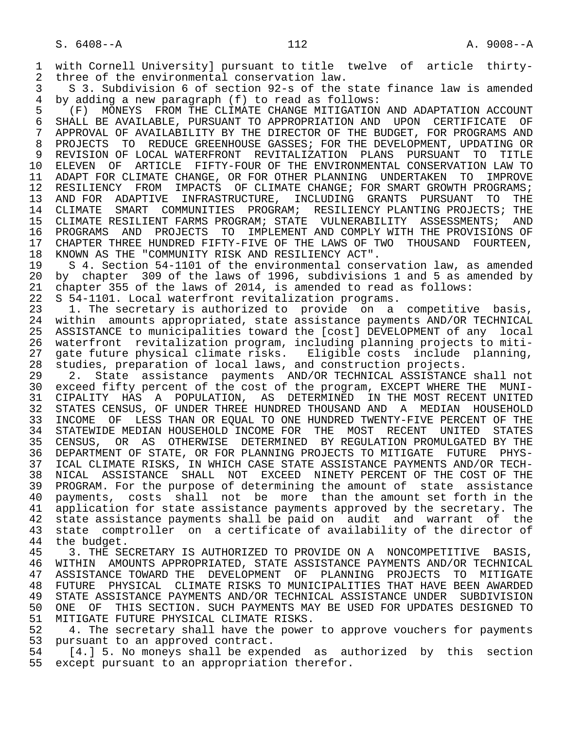with Cornell University] pursuant to title twelve of article thirty-three of the environmental conservation law.

S 3. Subdivision 6 of section 92-s of the state finance law is amended by adding a new paragraph (f) to read as follows:

(F) MONEYS FROM THE CLIMATE CHANGE MITIGATION AND ADAPTATION ACCOUNT SHALL BE AVAILABLE, PURSUANT TO APPROPRIATION AND UPON CERTIFICATE OF APPROVAL OF AVAILABILITY BY THE DIRECTOR OF THE BUDGET, FOR PROGRAMS AND PROJECTS TO REDUCE GREENHOUSE GASSES; FOR THE DEVELOPMENT, UPDATING OR REVISION OF LOCAL WATERFRONT REVITALIZATION PLANS PURSUANT TO TITLE ELEVEN OF ARTICLE FIFTY-FOUR OF THE ENVIRONMENTAL CONSERVATION LAW TO ADAPT FOR CLIMATE CHANGE, OR FOR OTHER PLANNING UNDERTAKEN TO IMPROVE RESILIENCY FROM IMPACTS OF CLIMATE CHANGE; FOR SMART GROWTH PROGRAMS; AND FOR ADAPTIVE INFRASTRUCTURE, INCLUDING GRANTS PURSUANT TO THE CLIMATE SMART COMMUNITIES PROGRAM; RESILIENCY PLANTING PROJECTS; THE CLIMATE RESILIENT FARMS PROGRAM; STATE VULNERABILITY ASSESSMENTS; AND PROGRAMS AND PROJECTS TO IMPLEMENT AND COMPLY WITH THE PROVISIONS OF CHAPTER THREE HUNDRED FIFTY-FIVE OF THE LAWS OF TWO THOUSAND FOURTEEN, KNOWN AS THE "COMMUNITY RISK AND RESILIENCY ACT".

S 4. Section 54-1101 of the environmental conservation law, as amended by chapter 309 of the laws of 1996, subdivisions 1 and 5 as amended by chapter 355 of the laws of 2014, is amended to read as follows:

S 54-1101. Local waterfront revitalization programs.

1. The secretary is authorized to provide on a competitive basis, within amounts appropriated, state assistance payments AND/OR TECHNICAL ASSISTANCE to municipalities toward the [cost] DEVELOPMENT of any local waterfront revitalization program, including planning projects to mitigate future physical climate risks. Eligible costs include planning, studies, preparation of local laws, and construction projects.

2. State assistance payments AND/OR TECHNICAL ASSISTANCE shall not exceed fifty percent of the cost of the program, EXCEPT WHERE THE MUNICIPALITY HAS A POPULATION, AS DETERMINED IN THE MOST RECENT UNITED STATES CENSUS, OF UNDER THREE HUNDRED THOUSAND AND A MEDIAN HOUSEHOLD INCOME OF LESS THAN OR EQUAL TO ONE HUNDRED TWENTY-FIVE PERCENT OF THE STATEWIDE MEDIAN HOUSEHOLD INCOME FOR THE MOST RECENT UNITED STATES CENSUS, OR AS OTHERWISE DETERMINED BY REGULATION PROMULGATED BY THE DEPARTMENT OF STATE, OR FOR PLANNING PROJECTS TO MITIGATE FUTURE PHYSICAL CLIMATE RISKS, IN WHICH CASE STATE ASSISTANCE PAYMENTS AND/OR TECHNICAL ASSISTANCE SHALL NOT EXCEED NINETY PERCENT OF THE COST OF THE PROGRAM. For the purpose of determining the amount of state assistance payments, costs shall not be more than the amount set forth in the application for state assistance payments approved by the secretary. The state assistance payments shall be paid on audit and warrant of the state comptroller on a certificate of availability of the director of the budget.

3. THE SECRETARY IS AUTHORIZED TO PROVIDE ON A NONCOMPETITIVE BASIS, WITHIN AMOUNTS APPROPRIATED, STATE ASSISTANCE PAYMENTS AND/OR TECHNICAL ASSISTANCE TOWARD THE DEVELOPMENT OF PLANNING PROJECTS TO MITIGATE FUTURE PHYSICAL CLIMATE RISKS TO MUNICIPALITIES THAT HAVE BEEN AWARDED STATE ASSISTANCE PAYMENTS AND/OR TECHNICAL ASSISTANCE UNDER SUBDIVISION ONE OF THIS SECTION. SUCH PAYMENTS MAY BE USED FOR UPDATES DESIGNED TO MITIGATE FUTURE PHYSICAL CLIMATE RISKS.

4. The secretary shall have the power to approve vouchers for payments pursuant to an approved contract.

[4.] 5. No moneys shall be expended as authorized by this section except pursuant to an appropriation therefor.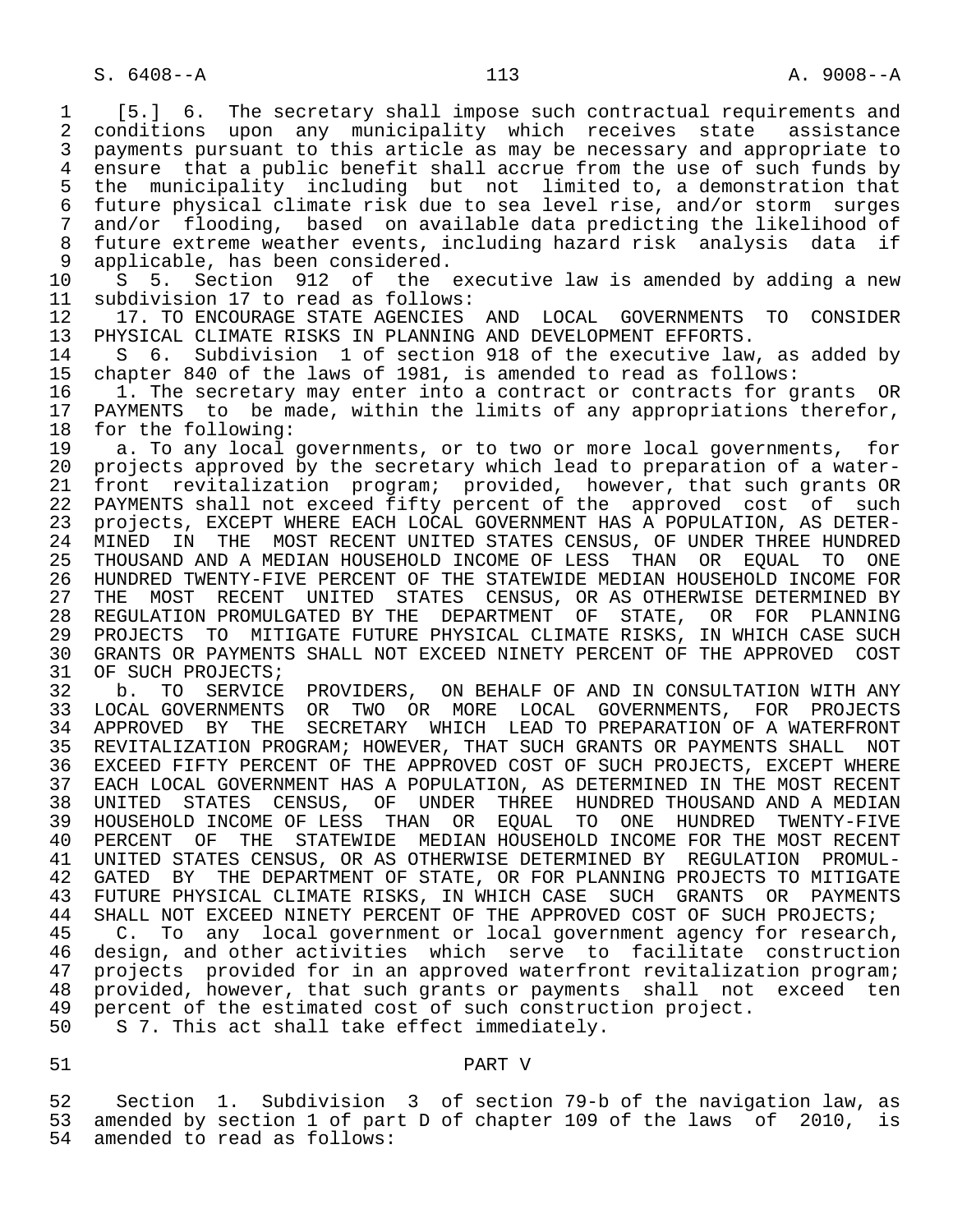[5.] 6. The secretary shall impose such contractual requirements and conditions upon any municipality which receives state assistance payments pursuant to this article as may be necessary and appropriate to ensure that a public benefit shall accrue from the use of such funds by the municipality including but not limited to, a demonstration that future physical climate risk due to sea level rise, and/or storm surges and/or flooding, based on available data predicting the likelihood of future extreme weather events, including hazard risk analysis data if applicable, has been considered.

S 5. Section 912 of the executive law is amended by adding a new subdivision 17 to read as follows:

17. TO ENCOURAGE STATE AGENCIES AND LOCAL GOVERNMENTS TO CONSIDER PHYSICAL CLIMATE RISKS IN PLANNING AND DEVELOPMENT EFFORTS.

S 6. Subdivision 1 of section 918 of the executive law, as added by chapter 840 of the laws of 1981, is amended to read as follows:

1. The secretary may enter into a contract or contracts for grants OR PAYMENTS to be made, within the limits of any appropriations therefor, for the following:

a. To any local governments, or to two or more local governments, for projects approved by the secretary which lead to preparation of a waterfront revitalization program; provided, however, that such grants OR PAYMENTS shall not exceed fifty percent of the approved cost of such projects, EXCEPT WHERE EACH LOCAL GOVERNMENT HAS A POPULATION, AS DETERMINED IN THE MOST RECENT UNITED STATES CENSUS, OF UNDER THREE HUNDRED THOUSAND AND A MEDIAN HOUSEHOLD INCOME OF LESS THAN OR EQUAL TO ONE HUNDRED TWENTY-FIVE PERCENT OF THE STATEWIDE MEDIAN HOUSEHOLD INCOME FOR THE MOST RECENT UNITED STATES CENSUS, OR AS OTHERWISE DETERMINED BY REGULATION PROMULGATED BY THE DEPARTMENT OF STATE, OR FOR PLANNING PROJECTS TO MITIGATE FUTURE PHYSICAL CLIMATE RISKS, IN WHICH CASE SUCH GRANTS OR PAYMENTS SHALL NOT EXCEED NINETY PERCENT OF THE APPROVED COST OF SUCH PROJECTS;

b. TO SERVICE PROVIDERS, ON BEHALF OF AND IN CONSULTATION WITH ANY LOCAL GOVERNMENTS OR TWO OR MORE LOCAL GOVERNMENTS, FOR PROJECTS APPROVED BY THE SECRETARY WHICH LEAD TO PREPARATION OF A WATERFRONT REVITALIZATION PROGRAM; HOWEVER, THAT SUCH GRANTS OR PAYMENTS SHALL NOT EXCEED FIFTY PERCENT OF THE APPROVED COST OF SUCH PROJECTS, EXCEPT WHERE EACH LOCAL GOVERNMENT HAS A POPULATION, AS DETERMINED IN THE MOST RECENT UNITED STATES CENSUS, OF UNDER THREE HUNDRED THOUSAND AND A MEDIAN HOUSEHOLD INCOME OF LESS THAN OR EQUAL TO ONE HUNDRED TWENTY-FIVE PERCENT OF THE STATEWIDE MEDIAN HOUSEHOLD INCOME FOR THE MOST RECENT UNITED STATES CENSUS, OR AS OTHERWISE DETERMINED BY REGULATION PROMULGATED BY THE DEPARTMENT OF STATE, OR FOR PLANNING PROJECTS TO MITIGATE FUTURE PHYSICAL CLIMATE RISKS, IN WHICH CASE SUCH GRANTS OR PAYMENTS SHALL NOT EXCEED NINETY PERCENT OF THE APPROVED COST OF SUCH PROJECTS;

C. To any local government or local government agency for research, design, and other activities which serve to facilitate construction projects provided for in an approved waterfront revitalization program; provided, however, that such grants or payments shall not exceed ten percent of the estimated cost of such construction project.

S 7. This act shall take effect immediately.

PART V

Section 1. Subdivision 3 of section 79-b of the navigation law, as amended by section 1 of part D of chapter 109 of the laws of 2010, is amended to read as follows: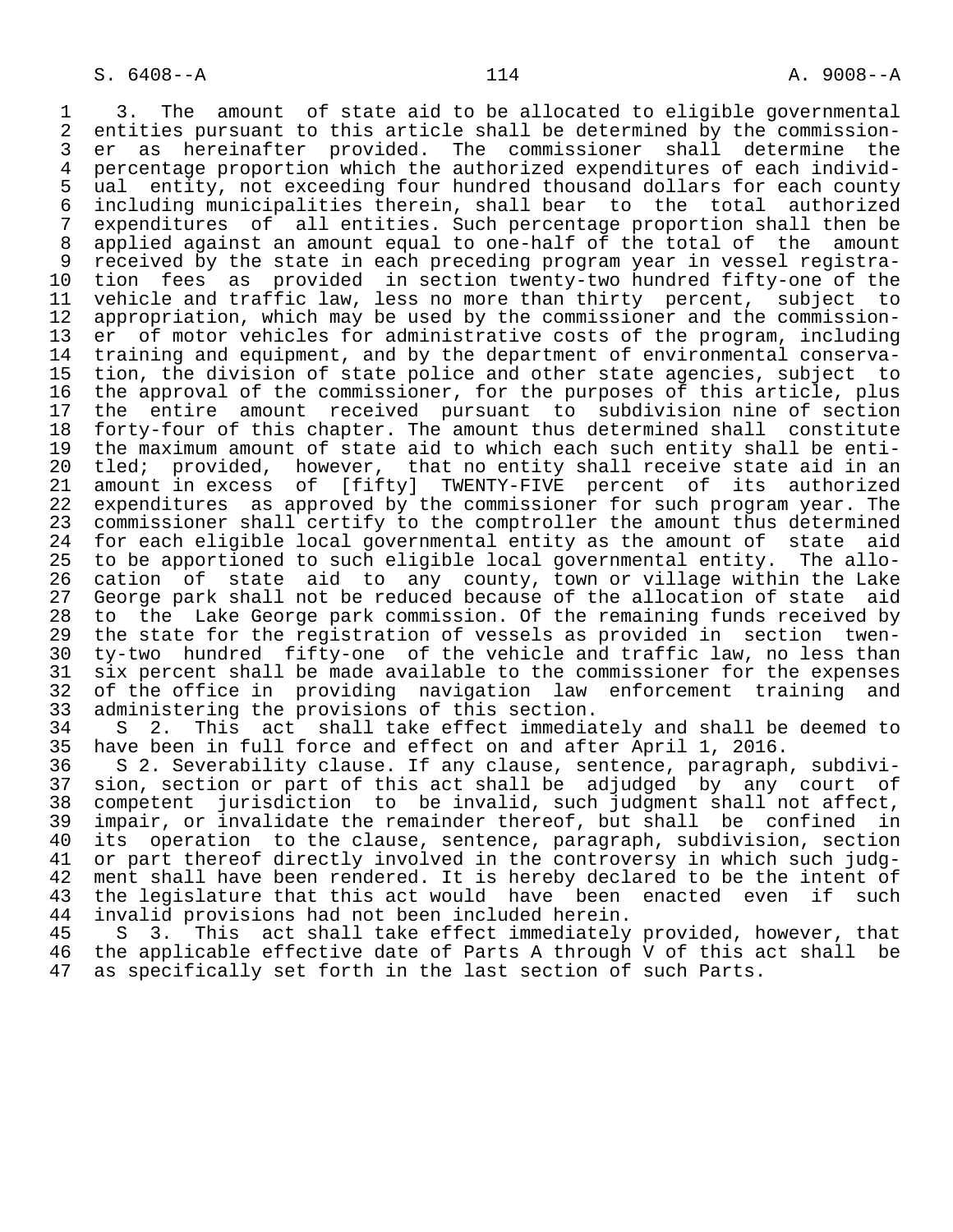3. The amount of state aid to be allocated to eligible governmental entities pursuant to this article shall be determined by the commissioner as hereinafter provided. The commissioner shall determine the percentage proportion which the authorized expenditures of each individual entity, not exceeding four hundred thousand dollars for each county including municipalities therein, shall bear to the total authorized expenditures of all entities. Such percentage proportion shall then be applied against an amount equal to one-half of the total of the amount received by the state in each preceding program year in vessel registration fees as provided in section twenty-two hundred fifty-one of the vehicle and traffic law, less no more than thirty percent, subject to appropriation, which may be used by the commissioner and the commissioner of motor vehicles for administrative costs of the program, including training and equipment, and by the department of environmental conservation, the division of state police and other state agencies, subject to the approval of the commissioner, for the purposes of this article, plus the entire amount received pursuant to subdivision nine of section forty-four of this chapter. The amount thus determined shall constitute the maximum amount of state aid to which each such entity shall be entitled; provided, however, that no entity shall receive state aid in an amount in excess of [fifty] TWENTY-FIVE percent of its authorized expenditures as approved by the commissioner for such program year. The commissioner shall certify to the comptroller the amount thus determined for each eligible local governmental entity as the amount of state aid to be apportioned to such eligible local governmental entity. The allocation of state aid to any county, town or village within the Lake George park shall not be reduced because of the allocation of state aid to the Lake George park commission. Of the remaining funds received by the state for the registration of vessels as provided in section twenty-two hundred fifty-one of the vehicle and traffic law, no less than six percent shall be made available to the commissioner for the expenses of the office in providing navigation law enforcement training and administering the provisions of this section.

S 2. This act shall take effect immediately and shall be deemed to have been in full force and effect on and after April 1, 2016.

S 2. Severability clause. If any clause, sentence, paragraph, subdivision, section or part of this act shall be adjudged by any court of competent jurisdiction to be invalid, such judgment shall not affect, impair, or invalidate the remainder thereof, but shall be confined in its operation to the clause, sentence, paragraph, subdivision, section or part thereof directly involved in the controversy in which such judgment shall have been rendered. It is hereby declared to be the intent of the legislature that this act would have been enacted even if such invalid provisions had not been included herein.

S 3. This act shall take effect immediately provided, however, that the applicable effective date of Parts A through V of this act shall be as specifically set forth in the last section of such Parts.